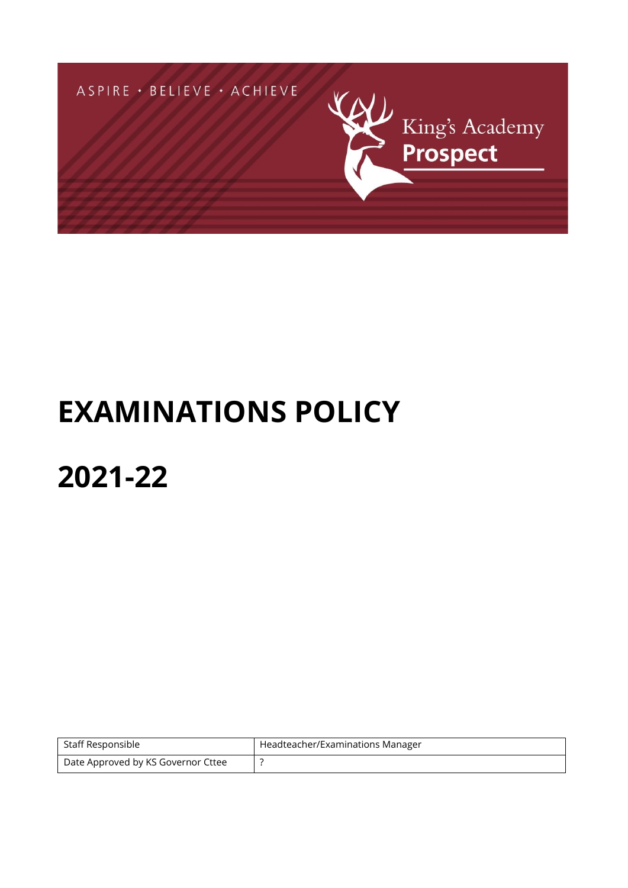ASPIRE • BELIEVE • ACHIEVE

King's Academy
**Prospect**

# EXAMINATIONS POLICY

# 2021-22

| Staff Responsible | Headteacher/Examinations Manager |
|---|---|
| Date Approved by KS Governor Cttee | ? |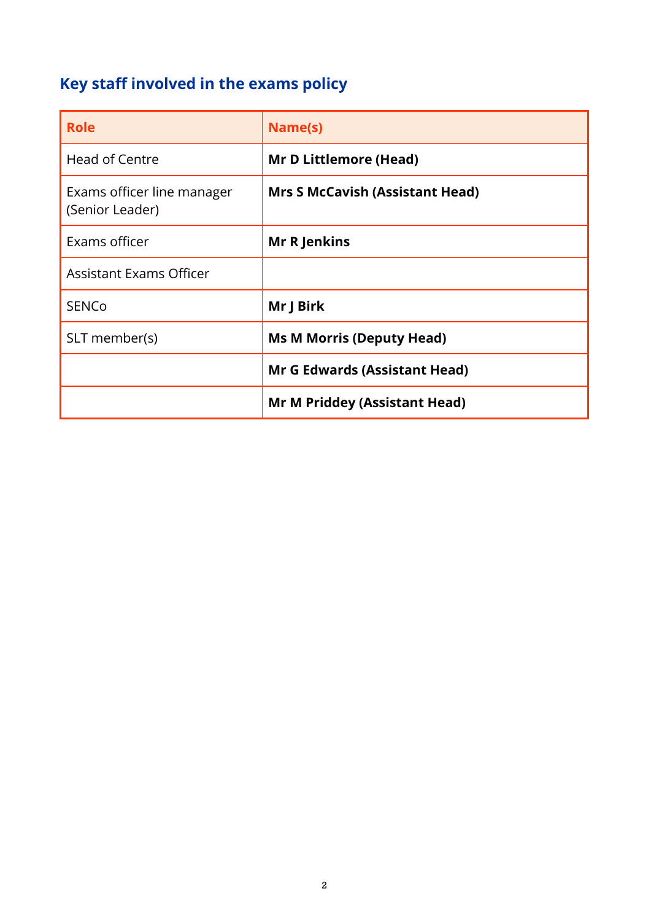## Key staff involved in the exams policy

| Role | Name(s) |
| --- | --- |
| Head of Centre | **Mr D Littlemore (Head)** |
| Exams officer line manager (Senior Leader) | **Mrs S McCavish (Assistant Head)** |
| Exams officer | **Mr R Jenkins** |
| Assistant Exams Officer | |
| SENCo | **Mr J Birk** |
| SLT member(s) | **Ms M Morris (Deputy Head)** |
| | **Mr G Edwards (Assistant Head)** |
| | **Mr M Priddey (Assistant Head)** |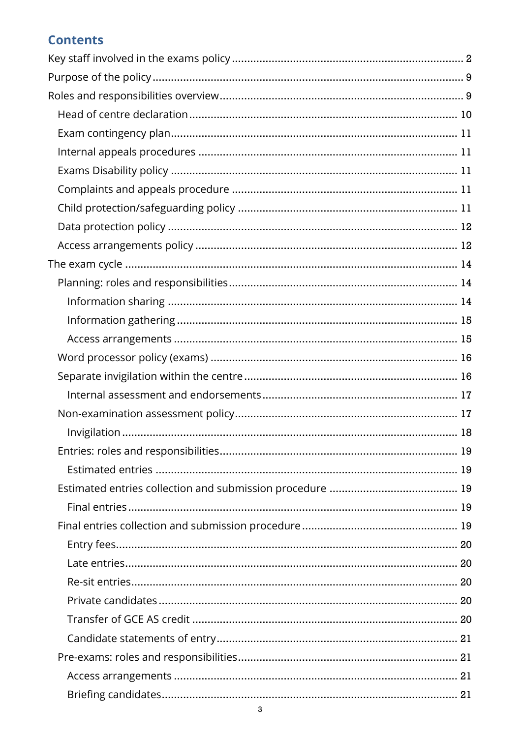## Contents

Key staff involved in the exams policy ........ 2
Purpose of the policy ........ 9
Roles and responsibilities overview ........ 9
- Head of centre declaration ........ 10
- Exam contingency plan ........ 11
- Internal appeals procedures ........ 11
- Exams Disability policy ........ 11
- Complaints and appeals procedure ........ 11
- Child protection/safeguarding policy ........ 11
- Data protection policy ........ 12
- Access arrangements policy ........ 12

The exam cycle ........ 14
- Planning: roles and responsibilities ........ 14
  - Information sharing ........ 14
  - Information gathering ........ 15
  - Access arrangements ........ 15
- Word processor policy (exams) ........ 16
- Separate invigilation within the centre ........ 16
  - Internal assessment and endorsements ........ 17
- Non-examination assessment policy ........ 17
  - Invigilation ........ 18
- Entries: roles and responsibilities ........ 19
  - Estimated entries ........ 19
- Estimated entries collection and submission procedure ........ 19
  - Final entries ........ 19
- Final entries collection and submission procedure ........ 19
  - Entry fees ........ 20
  - Late entries ........ 20
  - Re-sit entries ........ 20
  - Private candidates ........ 20
  - Transfer of GCE AS credit ........ 20
  - Candidate statements of entry ........ 21
- Pre-exams: roles and responsibilities ........ 21
  - Access arrangements ........ 21
  - Briefing candidates ........ 21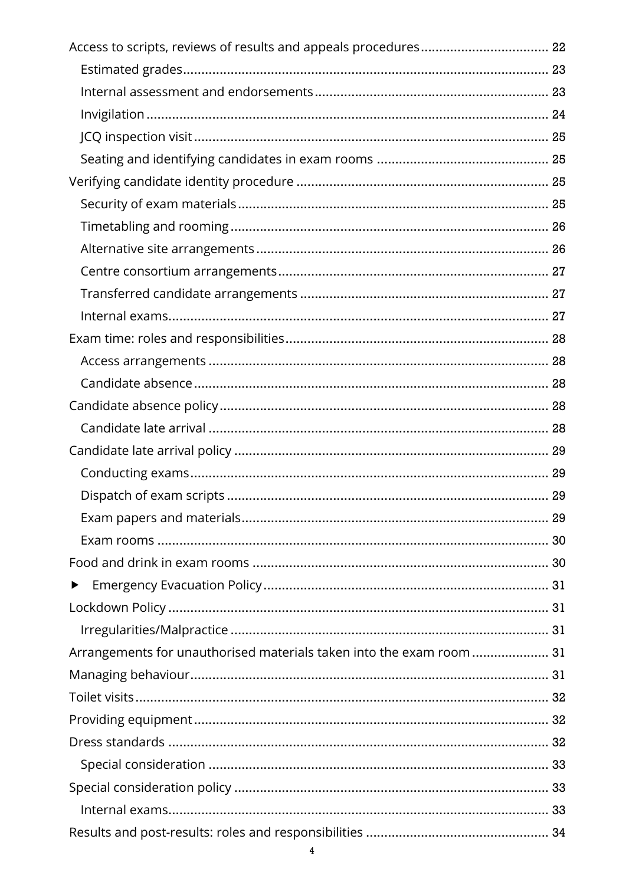Access to scripts, reviews of results and appeals procedures .................................. 22
  Estimated grades .................................................................................................. 23
  Internal assessment and endorsements .............................................................. 23
  Invigilation ............................................................................................................ 24
  JCQ inspection visit ............................................................................................... 25
  Seating and identifying candidates in exam rooms .............................................. 25
Verifying candidate identity procedure ................................................................... 25
  Security of exam materials ................................................................................... 25
  Timetabling and rooming ...................................................................................... 26
  Alternative site arrangements .............................................................................. 26
  Centre consortium arrangements ........................................................................ 27
  Transferred candidate arrangements ................................................................... 27
  Internal exams ....................................................................................................... 27
Exam time: roles and responsibilities ...................................................................... 28
  Access arrangements ............................................................................................ 28
  Candidate absence ................................................................................................ 28
Candidate absence policy ......................................................................................... 28
  Candidate late arrival ............................................................................................ 28
Candidate late arrival policy ..................................................................................... 29
  Conducting exams ................................................................................................. 29
  Dispatch of exam scripts ....................................................................................... 29
  Exam papers and materials ................................................................................... 29
  Exam rooms .......................................................................................................... 30
Food and drink in exam rooms ................................................................................ 30
▶ Emergency Evacuation Policy ............................................................................... 31
Lockdown Policy ....................................................................................................... 31
  Irregularities/Malpractice ...................................................................................... 31
Arrangements for unauthorised materials taken into the exam room .................... 31
Managing behaviour ................................................................................................. 31
Toilet visits ................................................................................................................ 32
Providing equipment ................................................................................................ 32
Dress standards ........................................................................................................ 32
  Special consideration ............................................................................................ 33
Special consideration policy ..................................................................................... 33
  Internal exams ....................................................................................................... 33
Results and post-results: roles and responsibilities ................................................ 34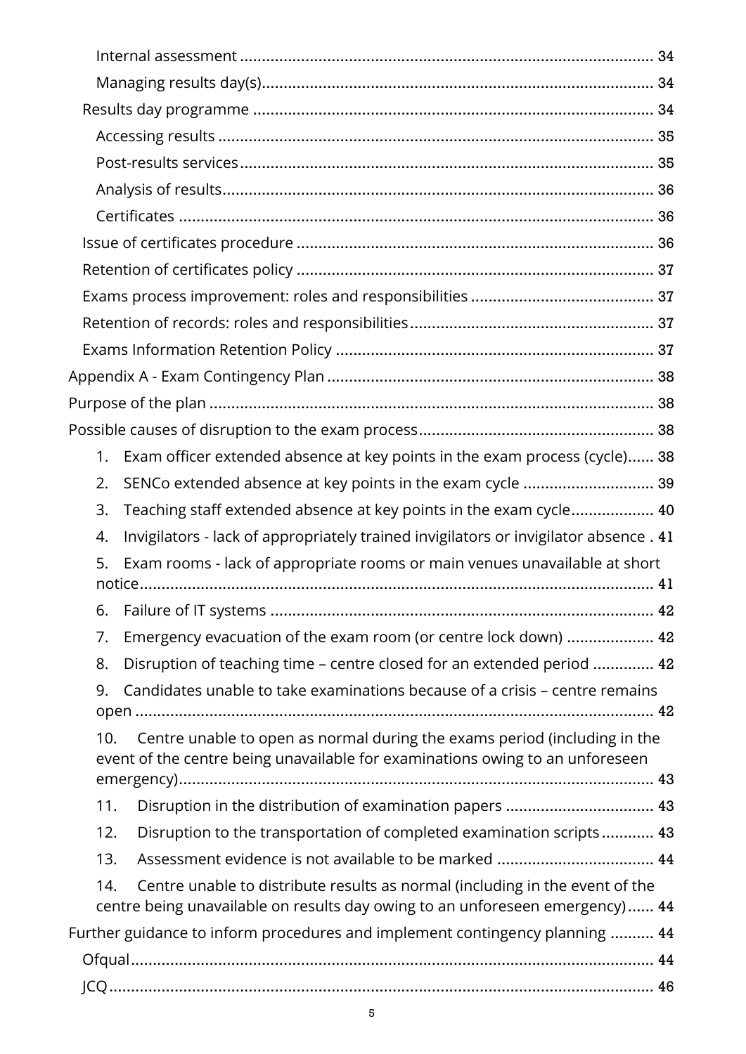Internal assessment ........................................................................................... 34
Managing results day(s)..................................................................................... 34
Results day programme ......................................................................................... 34
Accessing results .............................................................................................. 35
Post-results services........................................................................................... 35
Analysis of results................................................................................................ 36
Certificates ......................................................................................................... 36
Issue of certificates procedure ................................................................................ 36
Retention of certificates policy ................................................................................ 37
Exams process improvement: roles and responsibilities ......................................... 37
Retention of records: roles and responsibilities........................................................ 37
Exams Information Retention Policy ........................................................................ 37
Appendix A - Exam Contingency Plan ........................................................................ 38
Purpose of the plan ..................................................................................................... 38
Possible causes of disruption to the exam process...................................................... 38
1. Exam officer extended absence at key points in the exam process (cycle)...... 38
2. SENCo extended absence at key points in the exam cycle ............................. 39
3. Teaching staff extended absence at key points in the exam cycle.................. 40
4. Invigilators - lack of appropriately trained invigilators or invigilator absence . 41
5. Exam rooms - lack of appropriate rooms or main venues unavailable at short notice.......................................................................................................... 41
6. Failure of IT systems ...................................................................................... 42
7. Emergency evacuation of the exam room (or centre lock down) .................... 42
8. Disruption of teaching time – centre closed for an extended period .............. 42
9. Candidates unable to take examinations because of a crisis – centre remains open ............................................................................................................ 42
10. Centre unable to open as normal during the exams period (including in the event of the centre being unavailable for examinations owing to an unforeseen emergency)................................................................................................. 43
11. Disruption in the distribution of examination papers .................................. 43
12. Disruption to the transportation of completed examination scripts ............ 43
13. Assessment evidence is not available to be marked .................................... 44
14. Centre unable to distribute results as normal (including in the event of the centre being unavailable on results day owing to an unforeseen emergency)...... 44
Further guidance to inform procedures and implement contingency planning .......... 44
Ofqual.................................................................................................................... 44
JCQ........................................................................................................................ 46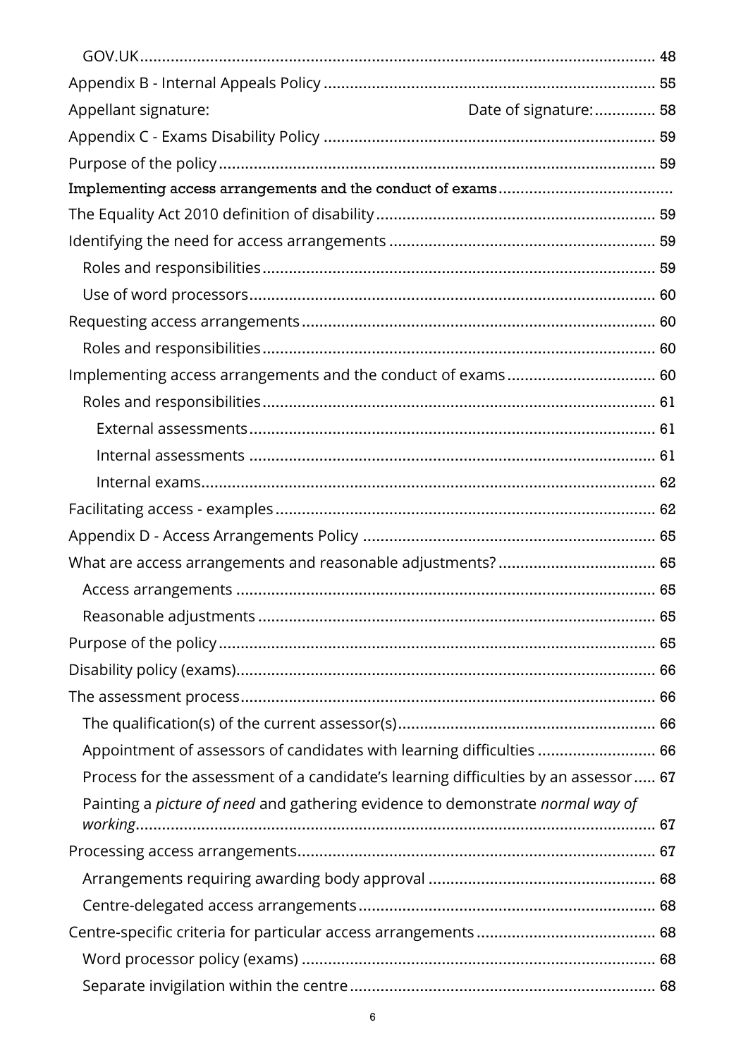GOV.UK .......... 48

Appendix B - Internal Appeals Policy .......... 55

Appellant signature: Date of signature:.......... 58

Appendix C - Exams Disability Policy .......... 59

Purpose of the policy .......... 59

Implementing access arrangements and the conduct of exams ..........

The Equality Act 2010 definition of disability .......... 59

Identifying the need for access arrangements .......... 59

- Roles and responsibilities .......... 59
- Use of word processors .......... 60

Requesting access arrangements .......... 60

- Roles and responsibilities .......... 60

Implementing access arrangements and the conduct of exams .......... 60

- Roles and responsibilities .......... 61
  - External assessments .......... 61
  - Internal assessments .......... 61
  - Internal exams .......... 62

Facilitating access - examples .......... 62

Appendix D - Access Arrangements Policy .......... 65

What are access arrangements and reasonable adjustments? .......... 65

- Access arrangements .......... 65
- Reasonable adjustments .......... 65

Purpose of the policy .......... 65

Disability policy (exams) .......... 66

The assessment process .......... 66

- The qualification(s) of the current assessor(s) .......... 66
- Appointment of assessors of candidates with learning difficulties .......... 66
- Process for the assessment of a candidate's learning difficulties by an assessor .......... 67
- Painting a *picture of need* and gathering evidence to demonstrate *normal way of working* .......... 67

Processing access arrangements .......... 67

- Arrangements requiring awarding body approval .......... 68
- Centre-delegated access arrangements .......... 68

Centre-specific criteria for particular access arrangements .......... 68

- Word processor policy (exams) .......... 68
- Separate invigilation within the centre .......... 68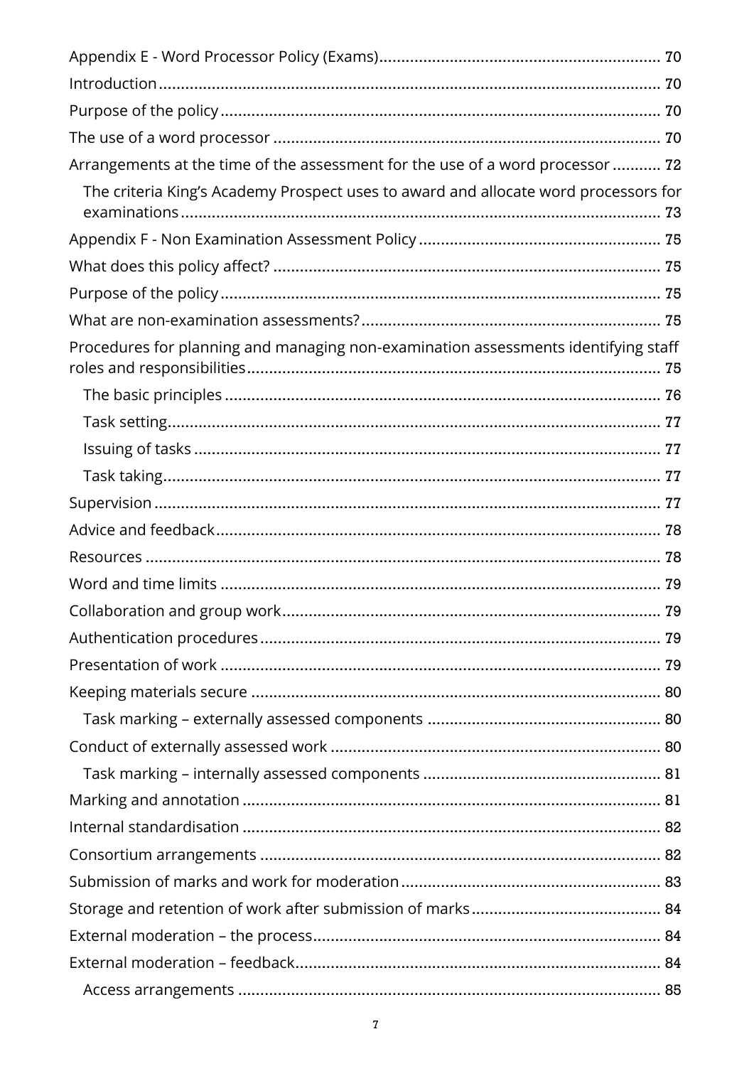- Appendix E - Word Processor Policy (Exams) .......... 70
- Introduction .......... 70
- Purpose of the policy .......... 70
- The use of a word processor .......... 70
- Arrangements at the time of the assessment for the use of a word processor .......... 72
    - The criteria King's Academy Prospect uses to award and allocate word processors for examinations .......... 73
- Appendix F - Non Examination Assessment Policy .......... 75
- What does this policy affect? .......... 75
- Purpose of the policy .......... 75
- What are non-examination assessments? .......... 75
- Procedures for planning and managing non-examination assessments identifying staff roles and responsibilities .......... 75
    - The basic principles .......... 76
    - Task setting .......... 77
    - Issuing of tasks .......... 77
    - Task taking .......... 77
- Supervision .......... 77
- Advice and feedback .......... 78
- Resources .......... 78
- Word and time limits .......... 79
- Collaboration and group work .......... 79
- Authentication procedures .......... 79
- Presentation of work .......... 79
- Keeping materials secure .......... 80
    - Task marking – externally assessed components .......... 80
- Conduct of externally assessed work .......... 80
    - Task marking – internally assessed components .......... 81
- Marking and annotation .......... 81
- Internal standardisation .......... 82
- Consortium arrangements .......... 82
- Submission of marks and work for moderation .......... 83
- Storage and retention of work after submission of marks .......... 84
- External moderation – the process .......... 84
- External moderation – feedback .......... 84
    - Access arrangements .......... 85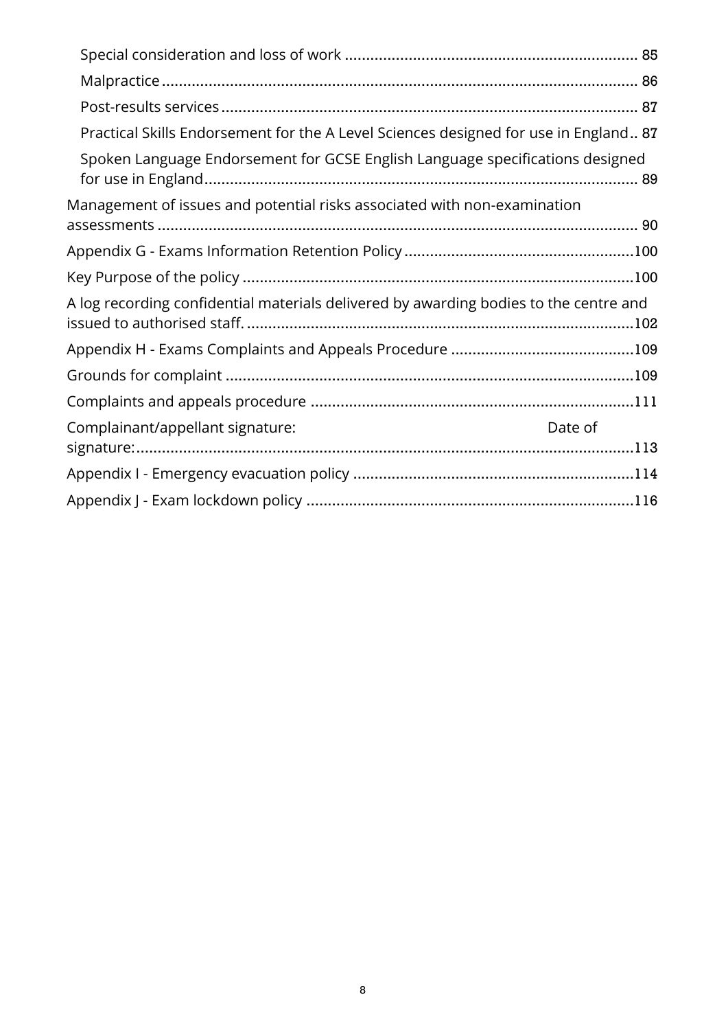Special consideration and loss of work .................................................................... 85

Malpractice ............................................................................................................. 86

Post-results services ................................................................................................ 87

Practical Skills Endorsement for the A Level Sciences designed for use in England .. 87

Spoken Language Endorsement for GCSE English Language specifications designed for use in England ..................................................................................................... 89

Management of issues and potential risks associated with non-examination assessments ................................................................................................................ 90

Appendix G - Exams Information Retention Policy ..................................................... 100

Key Purpose of the policy ........................................................................................... 100

A log recording confidential materials delivered by awarding bodies to the centre and issued to authorised staff. .......................................................................................... 102

Appendix H - Exams Complaints and Appeals Procedure ........................................... 109

Grounds for complaint ............................................................................................... 109

Complaints and appeals procedure ........................................................................... 111

Complainant/appellant signature: Date of signature: ................................................................................................................. 113

Appendix I - Emergency evacuation policy ................................................................. 114

Appendix J - Exam lockdown policy ............................................................................ 116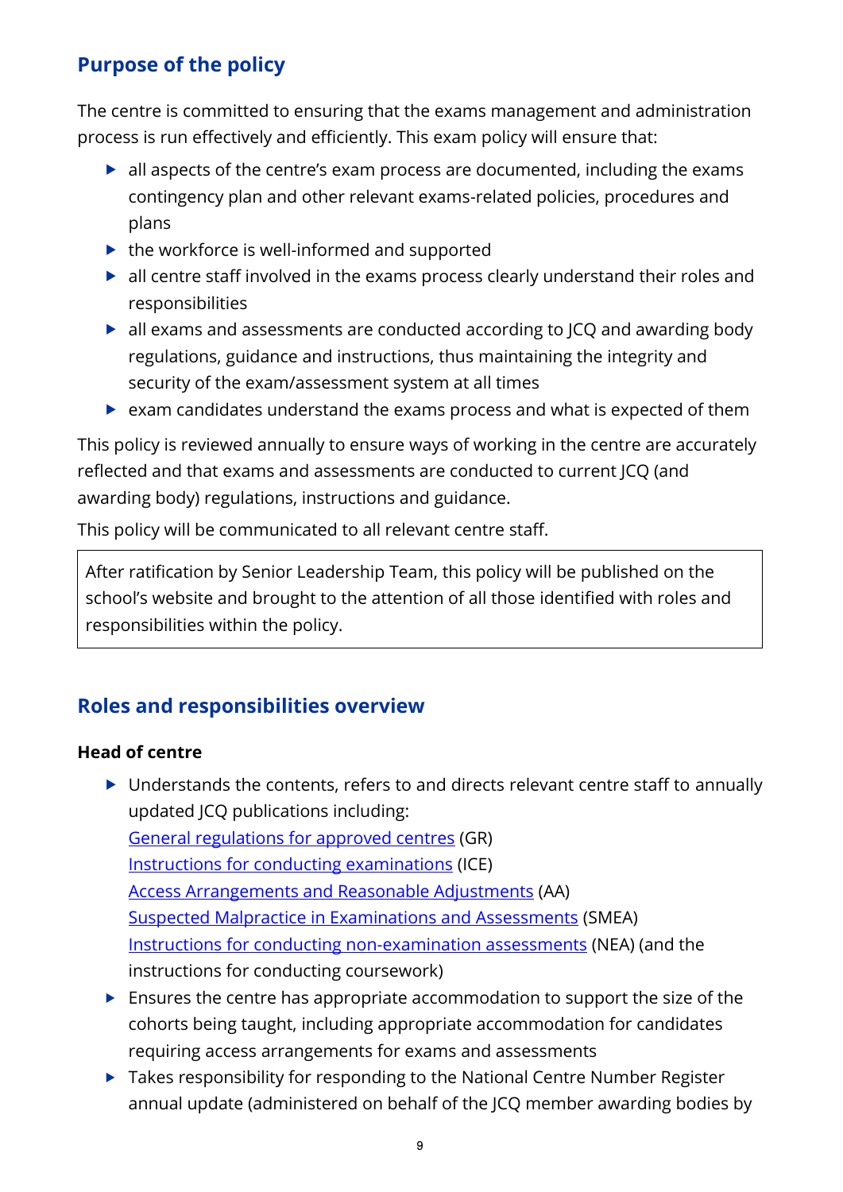## Purpose of the policy

The centre is committed to ensuring that the exams management and administration process is run effectively and efficiently. This exam policy will ensure that:

- all aspects of the centre's exam process are documented, including the exams contingency plan and other relevant exams-related policies, procedures and plans
- the workforce is well-informed and supported
- all centre staff involved in the exams process clearly understand their roles and responsibilities
- all exams and assessments are conducted according to JCQ and awarding body regulations, guidance and instructions, thus maintaining the integrity and security of the exam/assessment system at all times
- exam candidates understand the exams process and what is expected of them

This policy is reviewed annually to ensure ways of working in the centre are accurately reflected and that exams and assessments are conducted to current JCQ (and awarding body) regulations, instructions and guidance.

This policy will be communicated to all relevant centre staff.

| After ratification by Senior Leadership Team, this policy will be published on the school's website and brought to the attention of all those identified with roles and responsibilities within the policy. |
|---|

## Roles and responsibilities overview

**Head of centre**

- Understands the contents, refers to and directs relevant centre staff to annually updated JCQ publications including:
  General regulations for approved centres (GR)
  Instructions for conducting examinations (ICE)
  Access Arrangements and Reasonable Adjustments (AA)
  Suspected Malpractice in Examinations and Assessments (SMEA)
  Instructions for conducting non-examination assessments (NEA) (and the instructions for conducting coursework)
- Ensures the centre has appropriate accommodation to support the size of the cohorts being taught, including appropriate accommodation for candidates requiring access arrangements for exams and assessments
- Takes responsibility for responding to the National Centre Number Register annual update (administered on behalf of the JCQ member awarding bodies by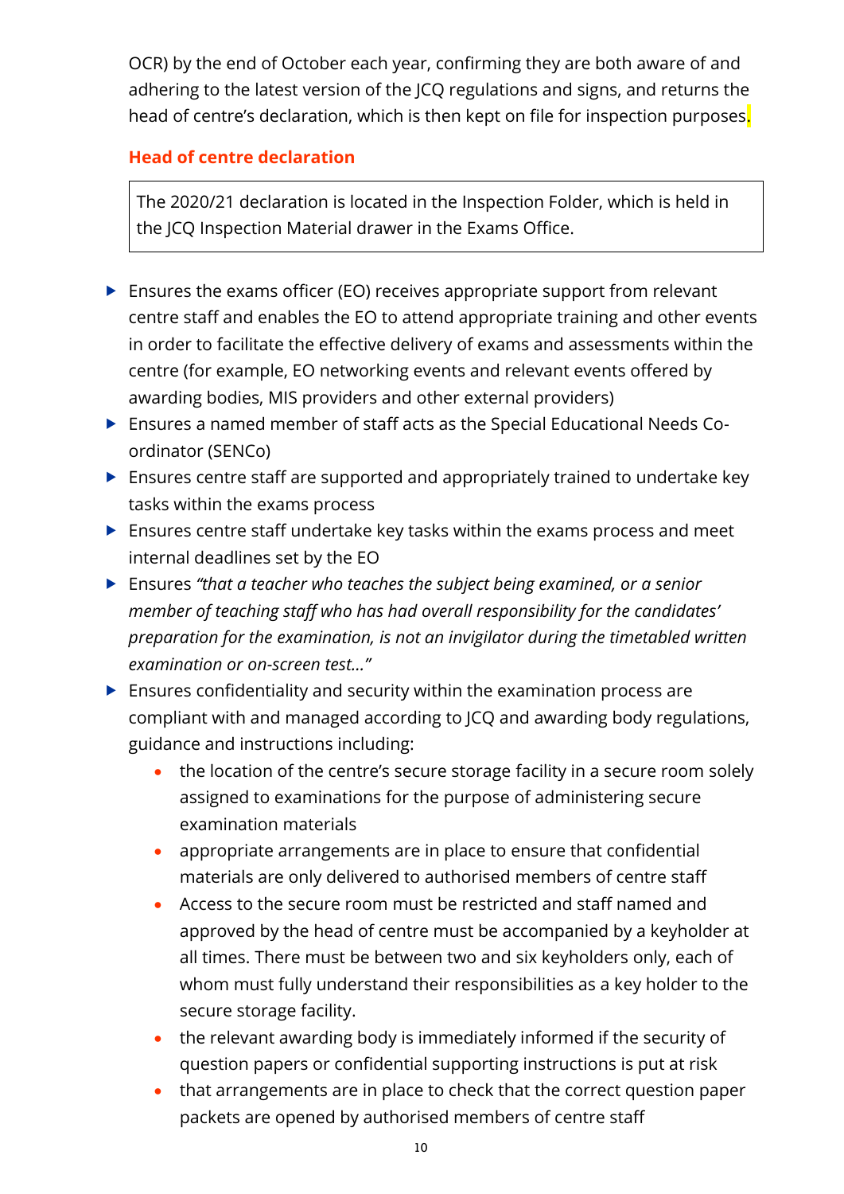OCR) by the end of October each year, confirming they are both aware of and adhering to the latest version of the JCQ regulations and signs, and returns the head of centre's declaration, which is then kept on file for inspection purposes.

### Head of centre declaration

The 2020/21 declaration is located in the Inspection Folder, which is held in the JCQ Inspection Material drawer in the Exams Office.

- Ensures the exams officer (EO) receives appropriate support from relevant centre staff and enables the EO to attend appropriate training and other events in order to facilitate the effective delivery of exams and assessments within the centre (for example, EO networking events and relevant events offered by awarding bodies, MIS providers and other external providers)
- Ensures a named member of staff acts as the Special Educational Needs Co-ordinator (SENCo)
- Ensures centre staff are supported and appropriately trained to undertake key tasks within the exams process
- Ensures centre staff undertake key tasks within the exams process and meet internal deadlines set by the EO
- Ensures *"that a teacher who teaches the subject being examined, or a senior member of teaching staff who has had overall responsibility for the candidates' preparation for the examination, is not an invigilator during the timetabled written examination or on-screen test..."*
- Ensures confidentiality and security within the examination process are compliant with and managed according to JCQ and awarding body regulations, guidance and instructions including:
    - the location of the centre's secure storage facility in a secure room solely assigned to examinations for the purpose of administering secure examination materials
    - appropriate arrangements are in place to ensure that confidential materials are only delivered to authorised members of centre staff
    - Access to the secure room must be restricted and staff named and approved by the head of centre must be accompanied by a keyholder at all times. There must be between two and six keyholders only, each of whom must fully understand their responsibilities as a key holder to the secure storage facility.
    - the relevant awarding body is immediately informed if the security of question papers or confidential supporting instructions is put at risk
    - that arrangements are in place to check that the correct question paper packets are opened by authorised members of centre staff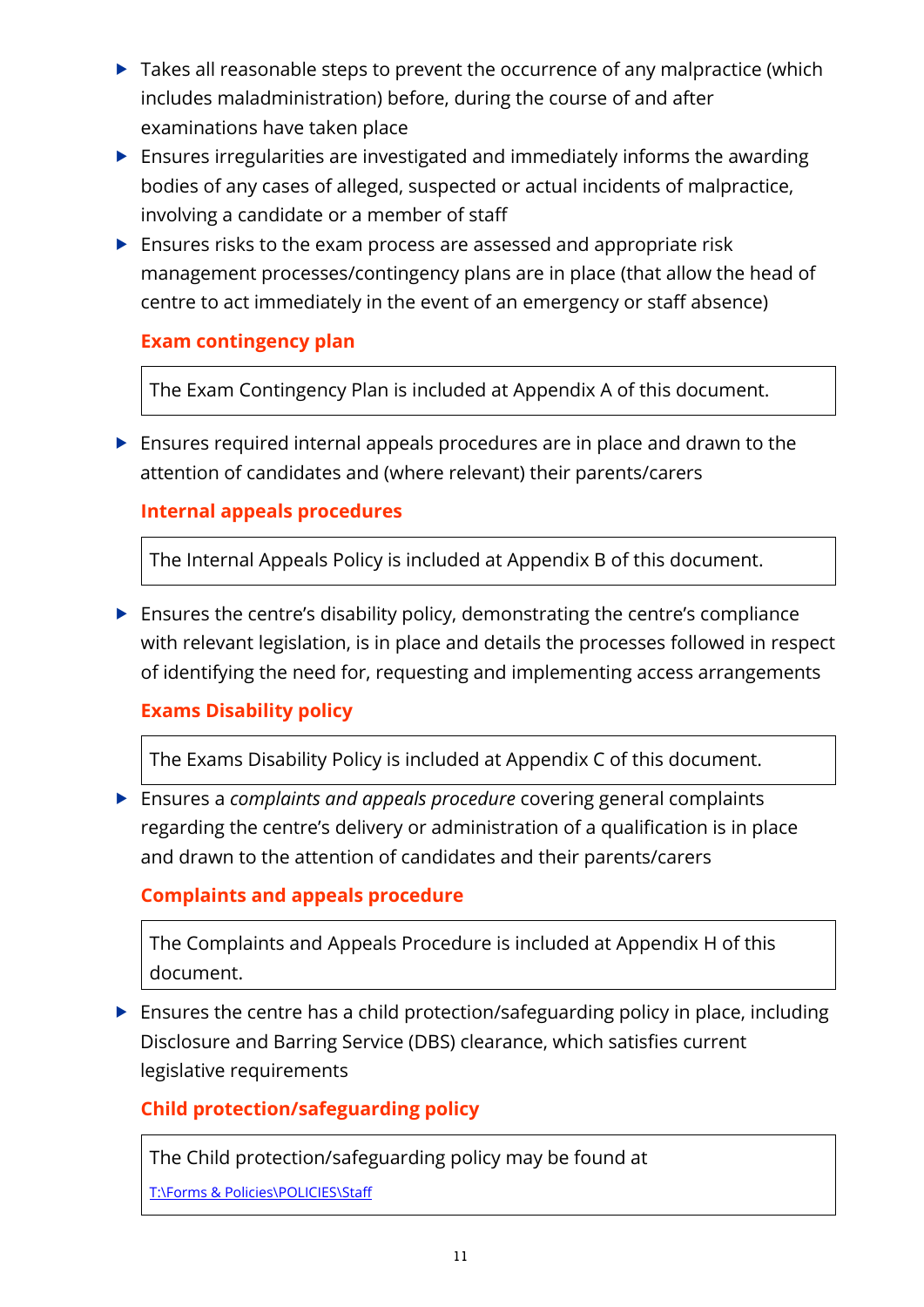- Takes all reasonable steps to prevent the occurrence of any malpractice (which includes maladministration) before, during the course of and after examinations have taken place
- Ensures irregularities are investigated and immediately informs the awarding bodies of any cases of alleged, suspected or actual incidents of malpractice, involving a candidate or a member of staff
- Ensures risks to the exam process are assessed and appropriate risk management processes/contingency plans are in place (that allow the head of centre to act immediately in the event of an emergency or staff absence)

**Exam contingency plan**

| The Exam Contingency Plan is included at Appendix A of this document. |
|---|

- Ensures required internal appeals procedures are in place and drawn to the attention of candidates and (where relevant) their parents/carers

**Internal appeals procedures**

| The Internal Appeals Policy is included at Appendix B of this document. |
|---|

- Ensures the centre's disability policy, demonstrating the centre's compliance with relevant legislation, is in place and details the processes followed in respect of identifying the need for, requesting and implementing access arrangements

**Exams Disability policy**

| The Exams Disability Policy is included at Appendix C of this document. |
|---|

- Ensures a *complaints and appeals procedure* covering general complaints regarding the centre's delivery or administration of a qualification is in place and drawn to the attention of candidates and their parents/carers

**Complaints and appeals procedure**

| The Complaints and Appeals Procedure is included at Appendix H of this document. |
|---|

- Ensures the centre has a child protection/safeguarding policy in place, including Disclosure and Barring Service (DBS) clearance, which satisfies current legislative requirements

**Child protection/safeguarding policy**

| The Child protection/safeguarding policy may be found at T:\Forms & Policies\POLICIES\Staff |
|---|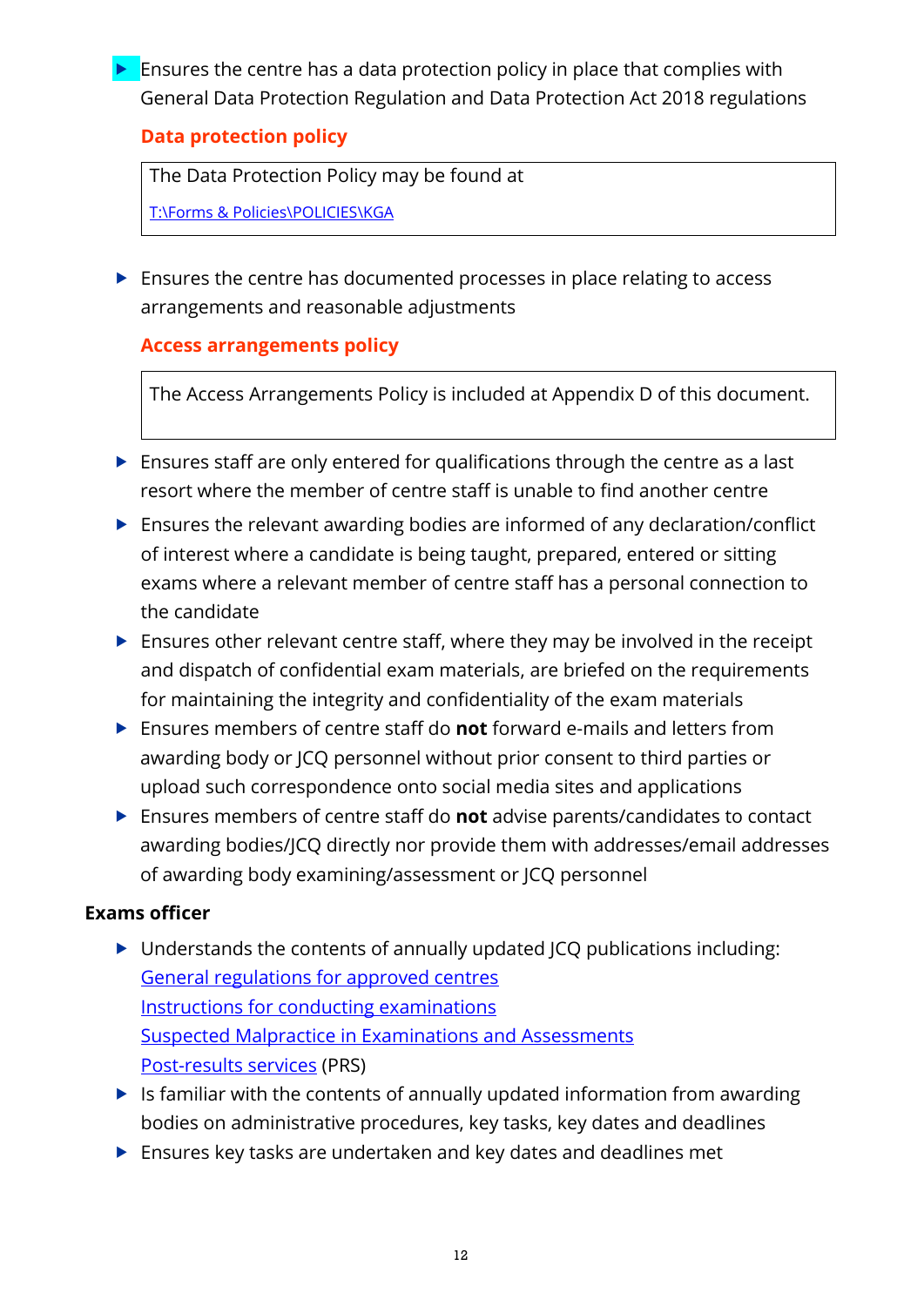- Ensures the centre has a data protection policy in place that complies with General Data Protection Regulation and Data Protection Act 2018 regulations

**Data protection policy**

| The Data Protection Policy may be found at [T:\Forms & Policies\POLICIES\KGA](T:\Forms & Policies\POLICIES\KGA) |
|---|

- Ensures the centre has documented processes in place relating to access arrangements and reasonable adjustments

**Access arrangements policy**

| The Access Arrangements Policy is included at Appendix D of this document. |
|---|

- Ensures staff are only entered for qualifications through the centre as a last resort where the member of centre staff is unable to find another centre
- Ensures the relevant awarding bodies are informed of any declaration/conflict of interest where a candidate is being taught, prepared, entered or sitting exams where a relevant member of centre staff has a personal connection to the candidate
- Ensures other relevant centre staff, where they may be involved in the receipt and dispatch of confidential exam materials, are briefed on the requirements for maintaining the integrity and confidentiality of the exam materials
- Ensures members of centre staff do **not** forward e-mails and letters from awarding body or JCQ personnel without prior consent to third parties or upload such correspondence onto social media sites and applications
- Ensures members of centre staff do **not** advise parents/candidates to contact awarding bodies/JCQ directly nor provide them with addresses/email addresses of awarding body examining/assessment or JCQ personnel

**Exams officer**

- Understands the contents of annually updated JCQ publications including:
  General regulations for approved centres
  Instructions for conducting examinations
  Suspected Malpractice in Examinations and Assessments
  Post-results services (PRS)
- Is familiar with the contents of annually updated information from awarding bodies on administrative procedures, key tasks, key dates and deadlines
- Ensures key tasks are undertaken and key dates and deadlines met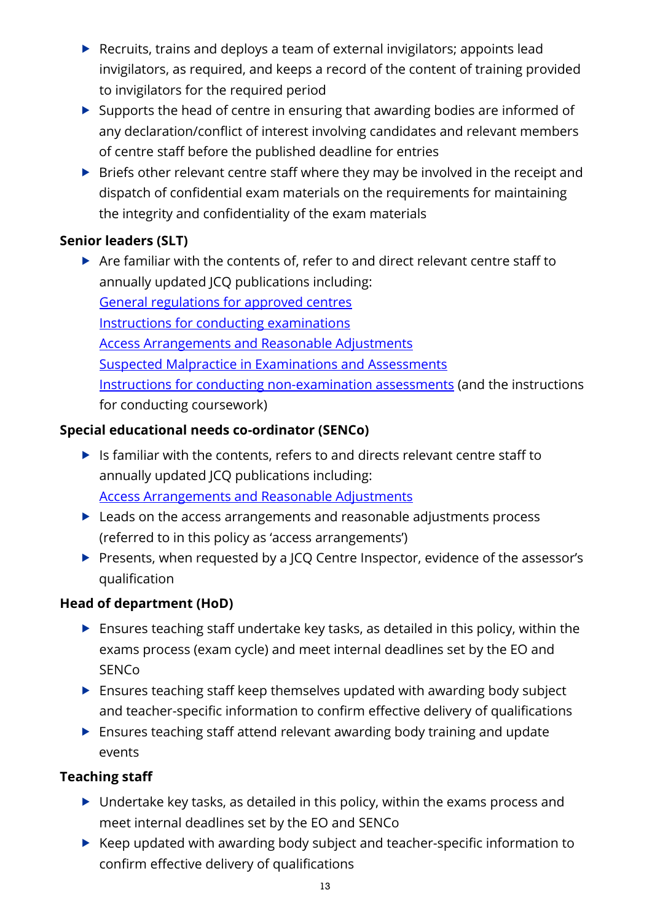- Recruits, trains and deploys a team of external invigilators; appoints lead invigilators, as required, and keeps a record of the content of training provided to invigilators for the required period
- Supports the head of centre in ensuring that awarding bodies are informed of any declaration/conflict of interest involving candidates and relevant members of centre staff before the published deadline for entries
- Briefs other relevant centre staff where they may be involved in the receipt and dispatch of confidential exam materials on the requirements for maintaining the integrity and confidentiality of the exam materials

**Senior leaders (SLT)**

- Are familiar with the contents of, refer to and direct relevant centre staff to annually updated JCQ publications including:
  General regulations for approved centres
  Instructions for conducting examinations
  Access Arrangements and Reasonable Adjustments
  Suspected Malpractice in Examinations and Assessments
  Instructions for conducting non-examination assessments (and the instructions for conducting coursework)

**Special educational needs co-ordinator (SENCo)**

- Is familiar with the contents, refers to and directs relevant centre staff to annually updated JCQ publications including:
  Access Arrangements and Reasonable Adjustments
- Leads on the access arrangements and reasonable adjustments process (referred to in this policy as 'access arrangements')
- Presents, when requested by a JCQ Centre Inspector, evidence of the assessor's qualification

**Head of department (HoD)**

- Ensures teaching staff undertake key tasks, as detailed in this policy, within the exams process (exam cycle) and meet internal deadlines set by the EO and SENCo
- Ensures teaching staff keep themselves updated with awarding body subject and teacher-specific information to confirm effective delivery of qualifications
- Ensures teaching staff attend relevant awarding body training and update events

**Teaching staff**

- Undertake key tasks, as detailed in this policy, within the exams process and meet internal deadlines set by the EO and SENCo
- Keep updated with awarding body subject and teacher-specific information to confirm effective delivery of qualifications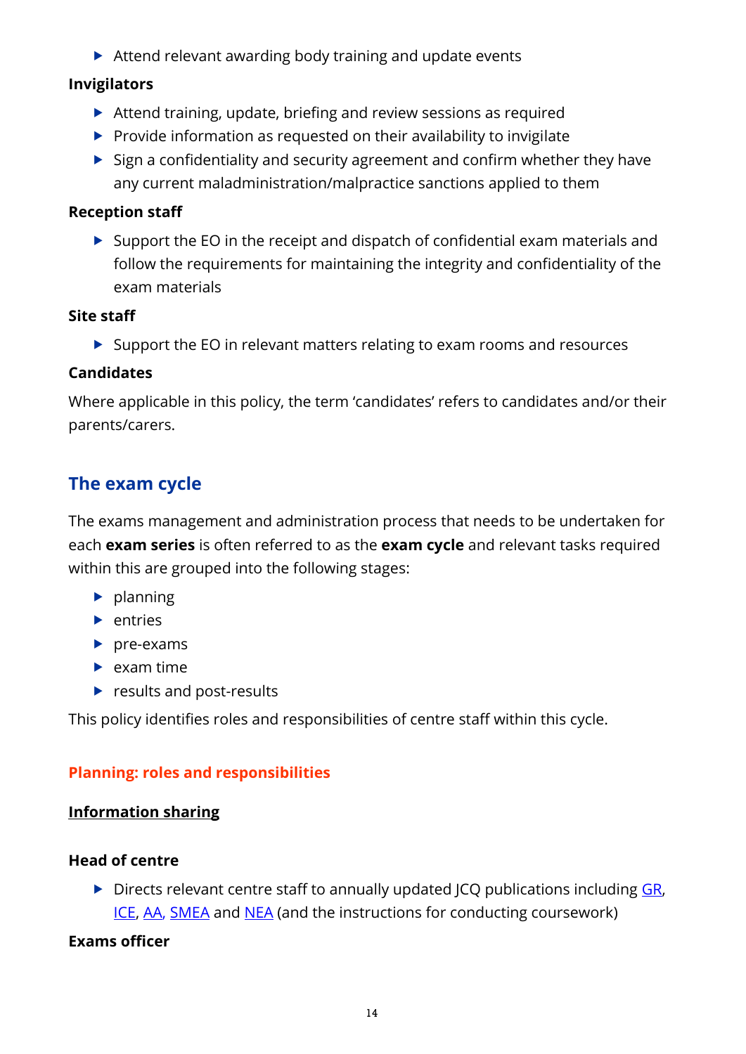- Attend relevant awarding body training and update events

**Invigilators**

- Attend training, update, briefing and review sessions as required
- Provide information as requested on their availability to invigilate
- Sign a confidentiality and security agreement and confirm whether they have any current maladministration/malpractice sanctions applied to them

**Reception staff**

- Support the EO in the receipt and dispatch of confidential exam materials and follow the requirements for maintaining the integrity and confidentiality of the exam materials

**Site staff**

- Support the EO in relevant matters relating to exam rooms and resources

**Candidates**

Where applicable in this policy, the term 'candidates' refers to candidates and/or their parents/carers.

## The exam cycle

The exams management and administration process that needs to be undertaken for each **exam series** is often referred to as the **exam cycle** and relevant tasks required within this are grouped into the following stages:

- planning
- entries
- pre-exams
- exam time
- results and post-results

This policy identifies roles and responsibilities of centre staff within this cycle.

### Planning: roles and responsibilities

#### Information sharing

**Head of centre**

- Directs relevant centre staff to annually updated JCQ publications including GR, ICE, AA, SMEA and NEA (and the instructions for conducting coursework)

**Exams officer**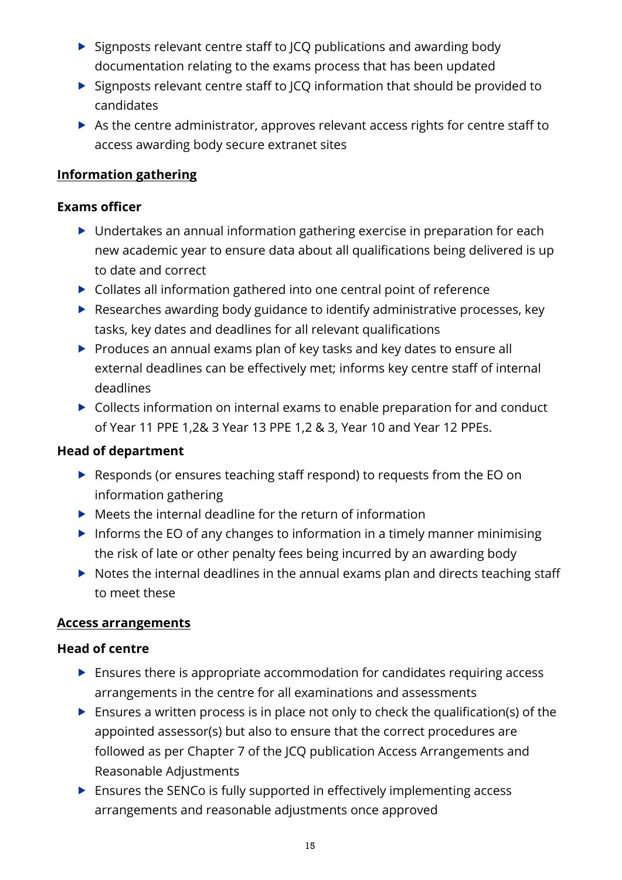- Signposts relevant centre staff to JCQ publications and awarding body documentation relating to the exams process that has been updated
- Signposts relevant centre staff to JCQ information that should be provided to candidates
- As the centre administrator, approves relevant access rights for centre staff to access awarding body secure extranet sites

## Information gathering

### Exams officer

- Undertakes an annual information gathering exercise in preparation for each new academic year to ensure data about all qualifications being delivered is up to date and correct
- Collates all information gathered into one central point of reference
- Researches awarding body guidance to identify administrative processes, key tasks, key dates and deadlines for all relevant qualifications
- Produces an annual exams plan of key tasks and key dates to ensure all external deadlines can be effectively met; informs key centre staff of internal deadlines
- Collects information on internal exams to enable preparation for and conduct of Year 11 PPE 1,2& 3 Year 13 PPE 1,2 & 3, Year 10 and Year 12 PPEs.

### Head of department

- Responds (or ensures teaching staff respond) to requests from the EO on information gathering
- Meets the internal deadline for the return of information
- Informs the EO of any changes to information in a timely manner minimising the risk of late or other penalty fees being incurred by an awarding body
- Notes the internal deadlines in the annual exams plan and directs teaching staff to meet these

## Access arrangements

### Head of centre

- Ensures there is appropriate accommodation for candidates requiring access arrangements in the centre for all examinations and assessments
- Ensures a written process is in place not only to check the qualification(s) of the appointed assessor(s) but also to ensure that the correct procedures are followed as per Chapter 7 of the JCQ publication Access Arrangements and Reasonable Adjustments
- Ensures the SENCo is fully supported in effectively implementing access arrangements and reasonable adjustments once approved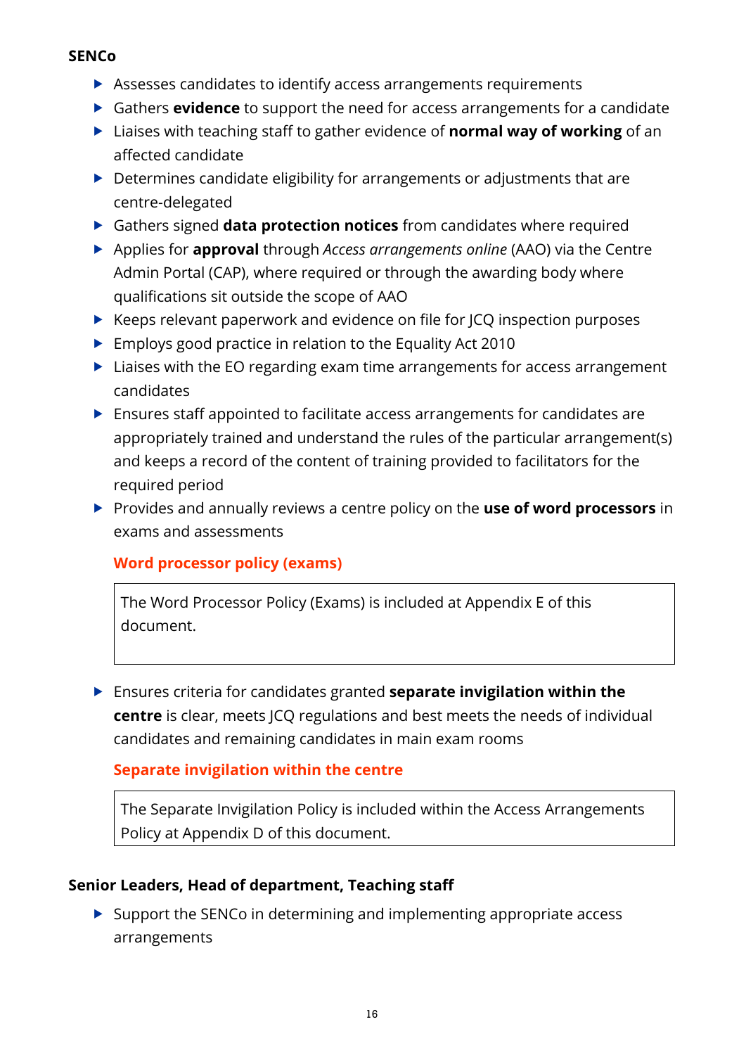**SENCo**

- Assesses candidates to identify access arrangements requirements
- Gathers **evidence** to support the need for access arrangements for a candidate
- Liaises with teaching staff to gather evidence of **normal way of working** of an affected candidate
- Determines candidate eligibility for arrangements or adjustments that are centre-delegated
- Gathers signed **data protection notices** from candidates where required
- Applies for **approval** through *Access arrangements online* (AAO) via the Centre Admin Portal (CAP), where required or through the awarding body where qualifications sit outside the scope of AAO
- Keeps relevant paperwork and evidence on file for JCQ inspection purposes
- Employs good practice in relation to the Equality Act 2010
- Liaises with the EO regarding exam time arrangements for access arrangement candidates
- Ensures staff appointed to facilitate access arrangements for candidates are appropriately trained and understand the rules of the particular arrangement(s) and keeps a record of the content of training provided to facilitators for the required period
- Provides and annually reviews a centre policy on the **use of word processors** in exams and assessments

  **Word processor policy (exams)**

  | The Word Processor Policy (Exams) is included at Appendix E of this document. |
  |---|

- Ensures criteria for candidates granted **separate invigilation within the centre** is clear, meets JCQ regulations and best meets the needs of individual candidates and remaining candidates in main exam rooms

  **Separate invigilation within the centre**

  | The Separate Invigilation Policy is included within the Access Arrangements Policy at Appendix D of this document. |
  |---|

**Senior Leaders, Head of department, Teaching staff**

- Support the SENCo in determining and implementing appropriate access arrangements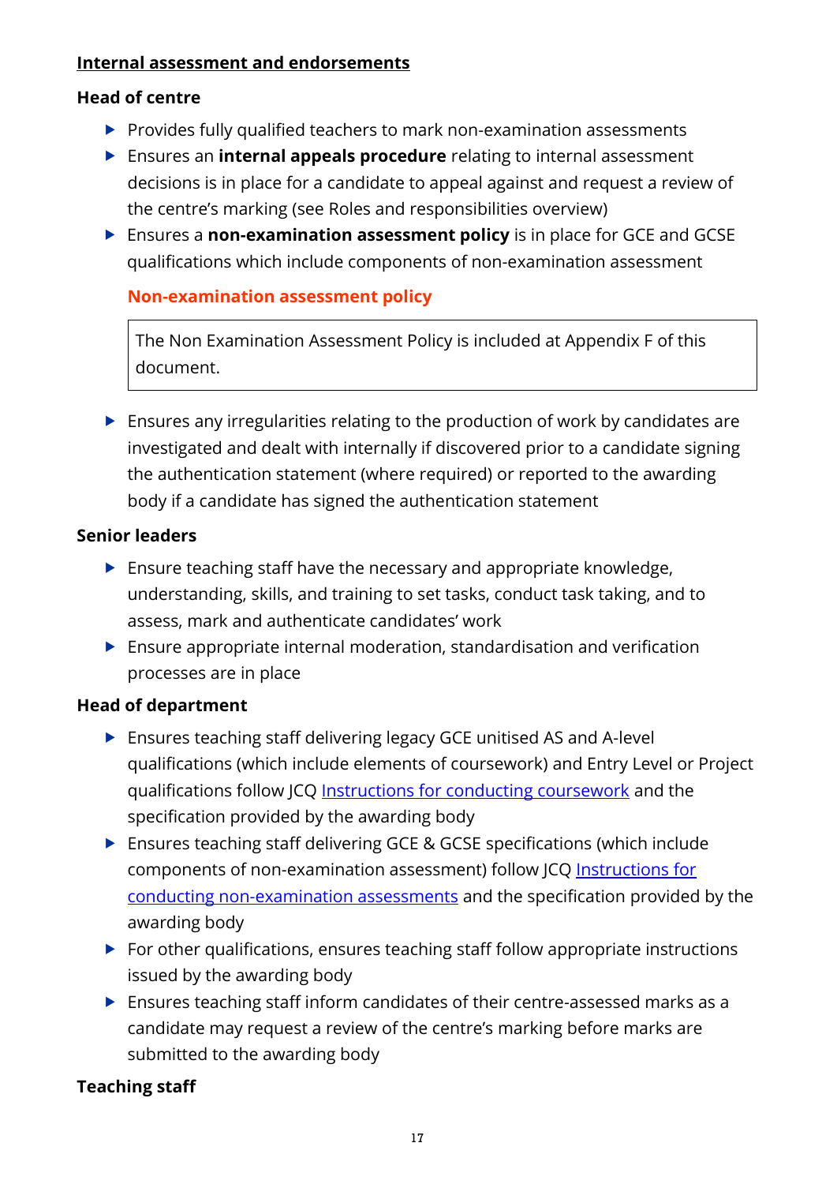**<u>Internal assessment and endorsements</u>**

**Head of centre**

- Provides fully qualified teachers to mark non-examination assessments
- Ensures an **internal appeals procedure** relating to internal assessment decisions is in place for a candidate to appeal against and request a review of the centre's marking (see Roles and responsibilities overview)
- Ensures a **non-examination assessment policy** is in place for GCE and GCSE qualifications which include components of non-examination assessment

  **Non-examination assessment policy**

  | The Non Examination Assessment Policy is included at Appendix F of this document. |
  |---|

- Ensures any irregularities relating to the production of work by candidates are investigated and dealt with internally if discovered prior to a candidate signing the authentication statement (where required) or reported to the awarding body if a candidate has signed the authentication statement

**Senior leaders**

- Ensure teaching staff have the necessary and appropriate knowledge, understanding, skills, and training to set tasks, conduct task taking, and to assess, mark and authenticate candidates' work
- Ensure appropriate internal moderation, standardisation and verification processes are in place

**Head of department**

- Ensures teaching staff delivering legacy GCE unitised AS and A-level qualifications (which include elements of coursework) and Entry Level or Project qualifications follow JCQ Instructions for conducting coursework and the specification provided by the awarding body
- Ensures teaching staff delivering GCE & GCSE specifications (which include components of non-examination assessment) follow JCQ Instructions for conducting non-examination assessments and the specification provided by the awarding body
- For other qualifications, ensures teaching staff follow appropriate instructions issued by the awarding body
- Ensures teaching staff inform candidates of their centre-assessed marks as a candidate may request a review of the centre's marking before marks are submitted to the awarding body

**Teaching staff**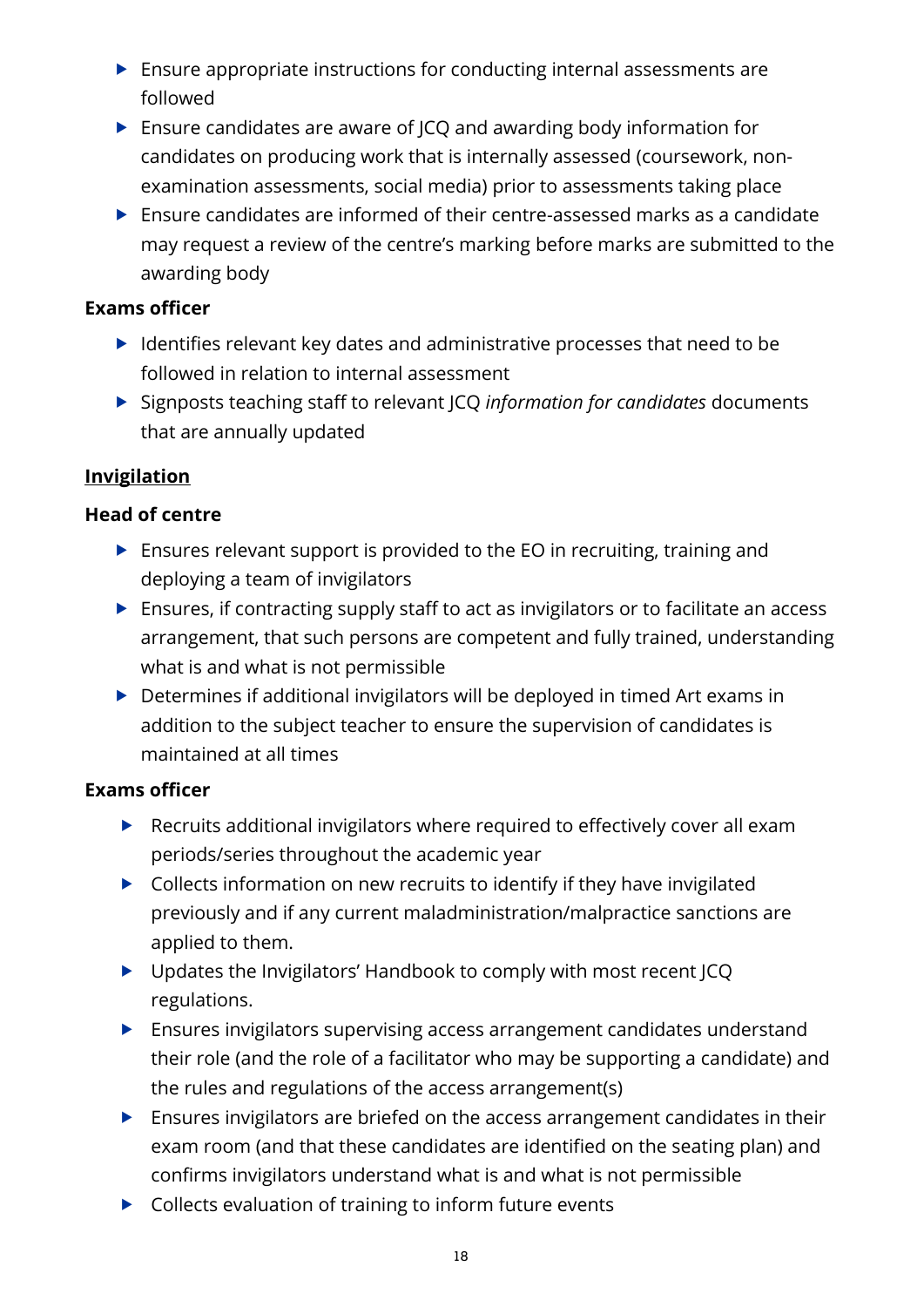- Ensure appropriate instructions for conducting internal assessments are followed
- Ensure candidates are aware of JCQ and awarding body information for candidates on producing work that is internally assessed (coursework, non-examination assessments, social media) prior to assessments taking place
- Ensure candidates are informed of their centre-assessed marks as a candidate may request a review of the centre's marking before marks are submitted to the awarding body

**Exams officer**

- Identifies relevant key dates and administrative processes that need to be followed in relation to internal assessment
- Signposts teaching staff to relevant JCQ *information for candidates* documents that are annually updated

**Invigilation**

**Head of centre**

- Ensures relevant support is provided to the EO in recruiting, training and deploying a team of invigilators
- Ensures, if contracting supply staff to act as invigilators or to facilitate an access arrangement, that such persons are competent and fully trained, understanding what is and what is not permissible
- Determines if additional invigilators will be deployed in timed Art exams in addition to the subject teacher to ensure the supervision of candidates is maintained at all times

**Exams officer**

- Recruits additional invigilators where required to effectively cover all exam periods/series throughout the academic year
- Collects information on new recruits to identify if they have invigilated previously and if any current maladministration/malpractice sanctions are applied to them.
- Updates the Invigilators' Handbook to comply with most recent JCQ regulations.
- Ensures invigilators supervising access arrangement candidates understand their role (and the role of a facilitator who may be supporting a candidate) and the rules and regulations of the access arrangement(s)
- Ensures invigilators are briefed on the access arrangement candidates in their exam room (and that these candidates are identified on the seating plan) and confirms invigilators understand what is and what is not permissible
- Collects evaluation of training to inform future events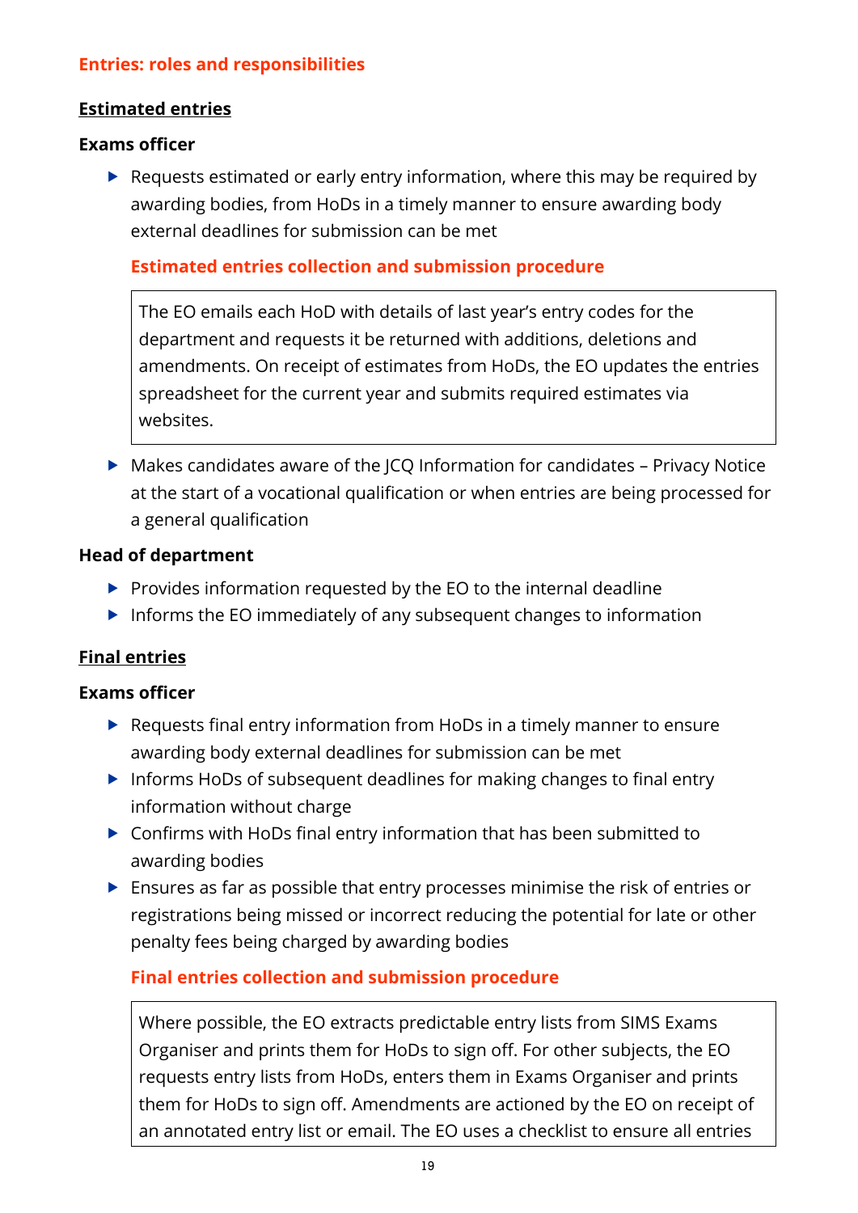## Entries: roles and responsibilities

**Estimated entries**

**Exams officer**

- Requests estimated or early entry information, where this may be required by awarding bodies, from HoDs in a timely manner to ensure awarding body external deadlines for submission can be met

  **Estimated entries collection and submission procedure**

  > The EO emails each HoD with details of last year's entry codes for the department and requests it be returned with additions, deletions and amendments. On receipt of estimates from HoDs, the EO updates the entries spreadsheet for the current year and submits required estimates via websites.

- Makes candidates aware of the JCQ Information for candidates – Privacy Notice at the start of a vocational qualification or when entries are being processed for a general qualification

**Head of department**

- Provides information requested by the EO to the internal deadline
- Informs the EO immediately of any subsequent changes to information

**Final entries**

**Exams officer**

- Requests final entry information from HoDs in a timely manner to ensure awarding body external deadlines for submission can be met
- Informs HoDs of subsequent deadlines for making changes to final entry information without charge
- Confirms with HoDs final entry information that has been submitted to awarding bodies
- Ensures as far as possible that entry processes minimise the risk of entries or registrations being missed or incorrect reducing the potential for late or other penalty fees being charged by awarding bodies

  **Final entries collection and submission procedure**

  > Where possible, the EO extracts predictable entry lists from SIMS Exams Organiser and prints them for HoDs to sign off. For other subjects, the EO requests entry lists from HoDs, enters them in Exams Organiser and prints them for HoDs to sign off. Amendments are actioned by the EO on receipt of an annotated entry list or email. The EO uses a checklist to ensure all entries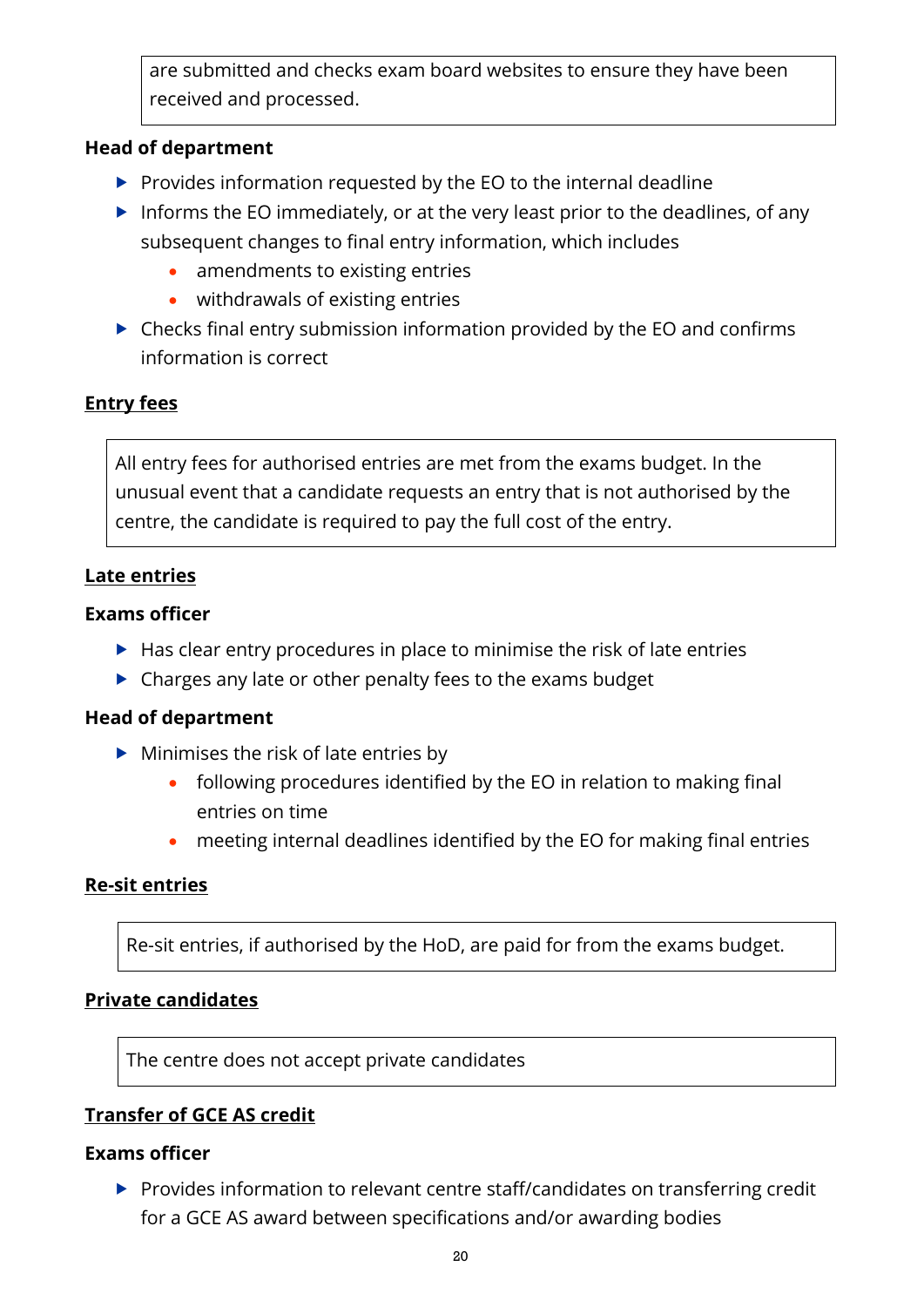are submitted and checks exam board websites to ensure they have been received and processed.

**Head of department**

- Provides information requested by the EO to the internal deadline
- Informs the EO immediately, or at the very least prior to the deadlines, of any subsequent changes to final entry information, which includes
  - amendments to existing entries
  - withdrawals of existing entries
- Checks final entry submission information provided by the EO and confirms information is correct

## Entry fees

All entry fees for authorised entries are met from the exams budget. In the unusual event that a candidate requests an entry that is not authorised by the centre, the candidate is required to pay the full cost of the entry.

## Late entries

**Exams officer**

- Has clear entry procedures in place to minimise the risk of late entries
- Charges any late or other penalty fees to the exams budget

**Head of department**

- Minimises the risk of late entries by
  - following procedures identified by the EO in relation to making final entries on time
  - meeting internal deadlines identified by the EO for making final entries

## Re-sit entries

Re-sit entries, if authorised by the HoD, are paid for from the exams budget.

## Private candidates

The centre does not accept private candidates

## Transfer of GCE AS credit

**Exams officer**

- Provides information to relevant centre staff/candidates on transferring credit for a GCE AS award between specifications and/or awarding bodies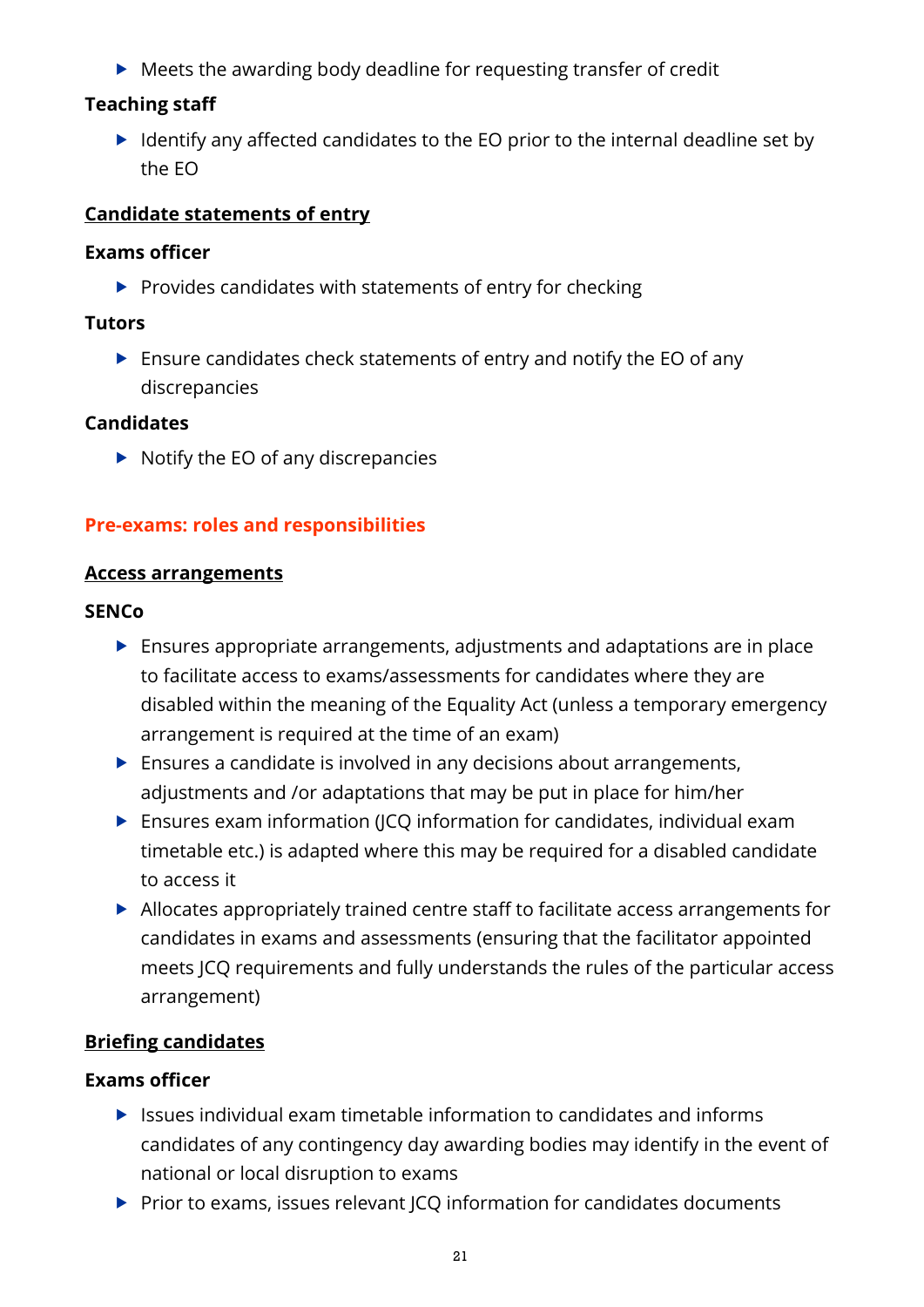- Meets the awarding body deadline for requesting transfer of credit

**Teaching staff**

- Identify any affected candidates to the EO prior to the internal deadline set by the EO

**Candidate statements of entry**

**Exams officer**

- Provides candidates with statements of entry for checking

**Tutors**

- Ensure candidates check statements of entry and notify the EO of any discrepancies

**Candidates**

- Notify the EO of any discrepancies

## Pre-exams: roles and responsibilities

**Access arrangements**

**SENCo**

- Ensures appropriate arrangements, adjustments and adaptations are in place to facilitate access to exams/assessments for candidates where they are disabled within the meaning of the Equality Act (unless a temporary emergency arrangement is required at the time of an exam)
- Ensures a candidate is involved in any decisions about arrangements, adjustments and /or adaptations that may be put in place for him/her
- Ensures exam information (JCQ information for candidates, individual exam timetable etc.) is adapted where this may be required for a disabled candidate to access it
- Allocates appropriately trained centre staff to facilitate access arrangements for candidates in exams and assessments (ensuring that the facilitator appointed meets JCQ requirements and fully understands the rules of the particular access arrangement)

**Briefing candidates**

**Exams officer**

- Issues individual exam timetable information to candidates and informs candidates of any contingency day awarding bodies may identify in the event of national or local disruption to exams
- Prior to exams, issues relevant JCQ information for candidates documents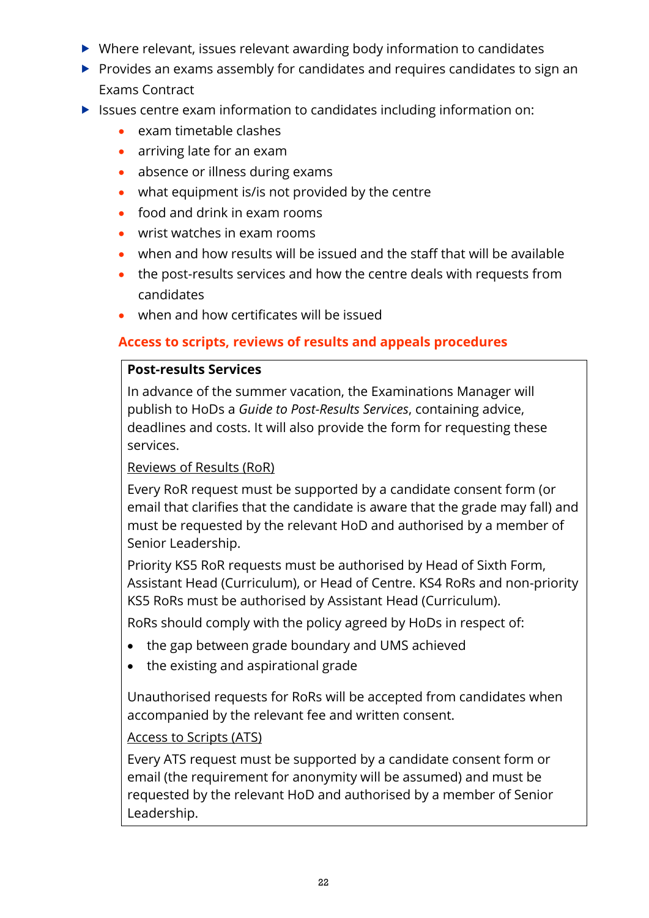- Where relevant, issues relevant awarding body information to candidates
- Provides an exams assembly for candidates and requires candidates to sign an Exams Contract
- Issues centre exam information to candidates including information on:
  - exam timetable clashes
  - arriving late for an exam
  - absence or illness during exams
  - what equipment is/is not provided by the centre
  - food and drink in exam rooms
  - wrist watches in exam rooms
  - when and how results will be issued and the staff that will be available
  - the post-results services and how the centre deals with requests from candidates
  - when and how certificates will be issued

## Access to scripts, reviews of results and appeals procedures

**Post-results Services**

In advance of the summer vacation, the Examinations Manager will publish to HoDs a *Guide to Post-Results Services*, containing advice, deadlines and costs. It will also provide the form for requesting these services.

Reviews of Results (RoR)

Every RoR request must be supported by a candidate consent form (or email that clarifies that the candidate is aware that the grade may fall) and must be requested by the relevant HoD and authorised by a member of Senior Leadership.

Priority KS5 RoR requests must be authorised by Head of Sixth Form, Assistant Head (Curriculum), or Head of Centre. KS4 RoRs and non-priority KS5 RoRs must be authorised by Assistant Head (Curriculum).

RoRs should comply with the policy agreed by HoDs in respect of:

- the gap between grade boundary and UMS achieved
- the existing and aspirational grade

Unauthorised requests for RoRs will be accepted from candidates when accompanied by the relevant fee and written consent.

Access to Scripts (ATS)

Every ATS request must be supported by a candidate consent form or email (the requirement for anonymity will be assumed) and must be requested by the relevant HoD and authorised by a member of Senior Leadership.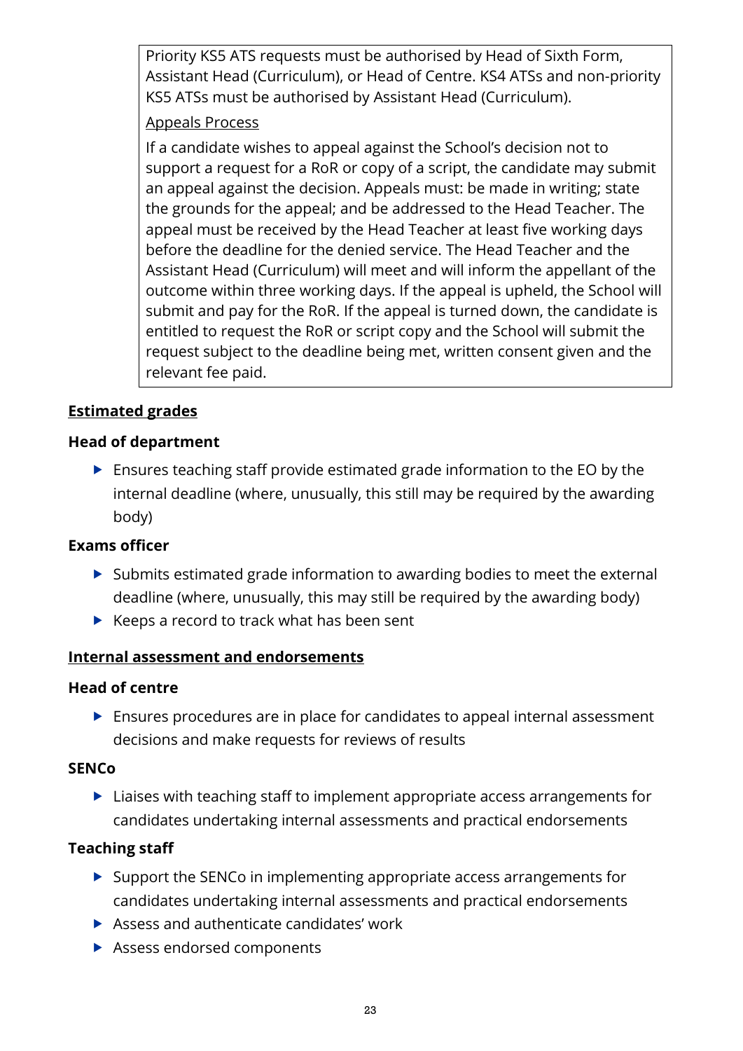Priority KS5 ATS requests must be authorised by Head of Sixth Form, Assistant Head (Curriculum), or Head of Centre. KS4 ATSs and non-priority KS5 ATSs must be authorised by Assistant Head (Curriculum).

<u>Appeals Process</u>

If a candidate wishes to appeal against the School's decision not to support a request for a RoR or copy of a script, the candidate may submit an appeal against the decision. Appeals must: be made in writing; state the grounds for the appeal; and be addressed to the Head Teacher. The appeal must be received by the Head Teacher at least five working days before the deadline for the denied service. The Head Teacher and the Assistant Head (Curriculum) will meet and will inform the appellant of the outcome within three working days. If the appeal is upheld, the School will submit and pay for the RoR. If the appeal is turned down, the candidate is entitled to request the RoR or script copy and the School will submit the request subject to the deadline being met, written consent given and the relevant fee paid.

## **<u>Estimated grades</u>**

**Head of department**

- Ensures teaching staff provide estimated grade information to the EO by the internal deadline (where, unusually, this still may be required by the awarding body)

**Exams officer**

- Submits estimated grade information to awarding bodies to meet the external deadline (where, unusually, this may still be required by the awarding body)
- Keeps a record to track what has been sent

## **<u>Internal assessment and endorsements</u>**

**Head of centre**

- Ensures procedures are in place for candidates to appeal internal assessment decisions and make requests for reviews of results

**SENCo**

- Liaises with teaching staff to implement appropriate access arrangements for candidates undertaking internal assessments and practical endorsements

**Teaching staff**

- Support the SENCo in implementing appropriate access arrangements for candidates undertaking internal assessments and practical endorsements
- Assess and authenticate candidates' work
- Assess endorsed components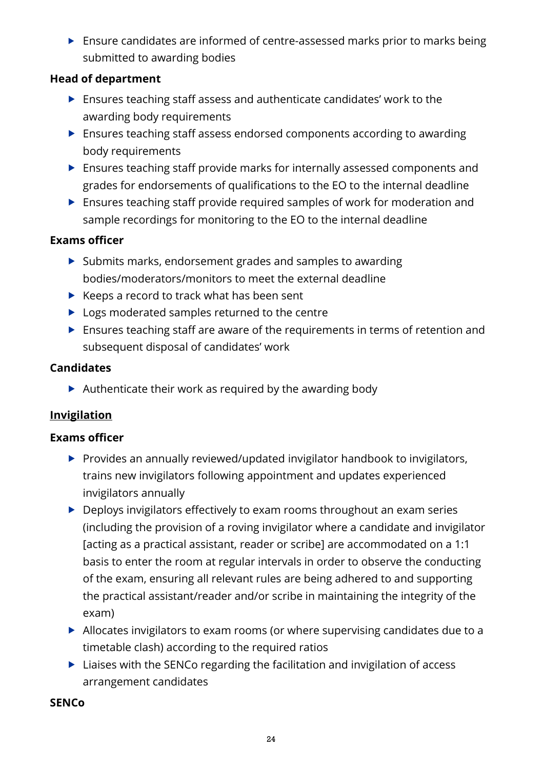- Ensure candidates are informed of centre-assessed marks prior to marks being submitted to awarding bodies

**Head of department**

- Ensures teaching staff assess and authenticate candidates' work to the awarding body requirements
- Ensures teaching staff assess endorsed components according to awarding body requirements
- Ensures teaching staff provide marks for internally assessed components and grades for endorsements of qualifications to the EO to the internal deadline
- Ensures teaching staff provide required samples of work for moderation and sample recordings for monitoring to the EO to the internal deadline

**Exams officer**

- Submits marks, endorsement grades and samples to awarding bodies/moderators/monitors to meet the external deadline
- Keeps a record to track what has been sent
- Logs moderated samples returned to the centre
- Ensures teaching staff are aware of the requirements in terms of retention and subsequent disposal of candidates' work

**Candidates**

- Authenticate their work as required by the awarding body

**<u>Invigilation</u>**

**Exams officer**

- Provides an annually reviewed/updated invigilator handbook to invigilators, trains new invigilators following appointment and updates experienced invigilators annually
- Deploys invigilators effectively to exam rooms throughout an exam series (including the provision of a roving invigilator where a candidate and invigilator [acting as a practical assistant, reader or scribe] are accommodated on a 1:1 basis to enter the room at regular intervals in order to observe the conducting of the exam, ensuring all relevant rules are being adhered to and supporting the practical assistant/reader and/or scribe in maintaining the integrity of the exam)
- Allocates invigilators to exam rooms (or where supervising candidates due to a timetable clash) according to the required ratios
- Liaises with the SENCo regarding the facilitation and invigilation of access arrangement candidates

**SENCo**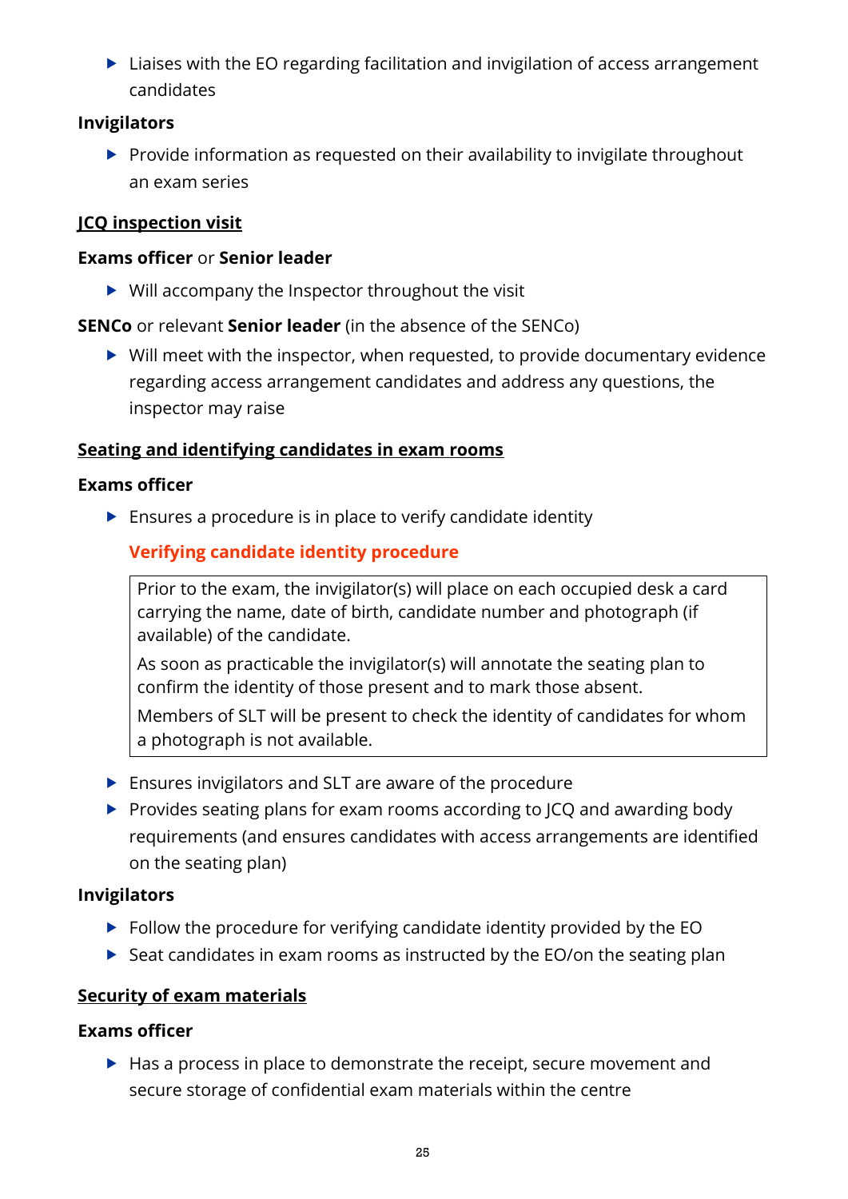- Liaises with the EO regarding facilitation and invigilation of access arrangement candidates

**Invigilators**

- Provide information as requested on their availability to invigilate throughout an exam series

## JCQ inspection visit

**Exams officer** or **Senior leader**

- Will accompany the Inspector throughout the visit

**SENCo** or relevant **Senior leader** (in the absence of the SENCo)

- Will meet with the inspector, when requested, to provide documentary evidence regarding access arrangement candidates and address any questions, the inspector may raise

## Seating and identifying candidates in exam rooms

**Exams officer**

- Ensures a procedure is in place to verify candidate identity

**Verifying candidate identity procedure**

> Prior to the exam, the invigilator(s) will place on each occupied desk a card carrying the name, date of birth, candidate number and photograph (if available) of the candidate.
>
> As soon as practicable the invigilator(s) will annotate the seating plan to confirm the identity of those present and to mark those absent.
>
> Members of SLT will be present to check the identity of candidates for whom a photograph is not available.

- Ensures invigilators and SLT are aware of the procedure
- Provides seating plans for exam rooms according to JCQ and awarding body requirements (and ensures candidates with access arrangements are identified on the seating plan)

**Invigilators**

- Follow the procedure for verifying candidate identity provided by the EO
- Seat candidates in exam rooms as instructed by the EO/on the seating plan

## Security of exam materials

**Exams officer**

- Has a process in place to demonstrate the receipt, secure movement and secure storage of confidential exam materials within the centre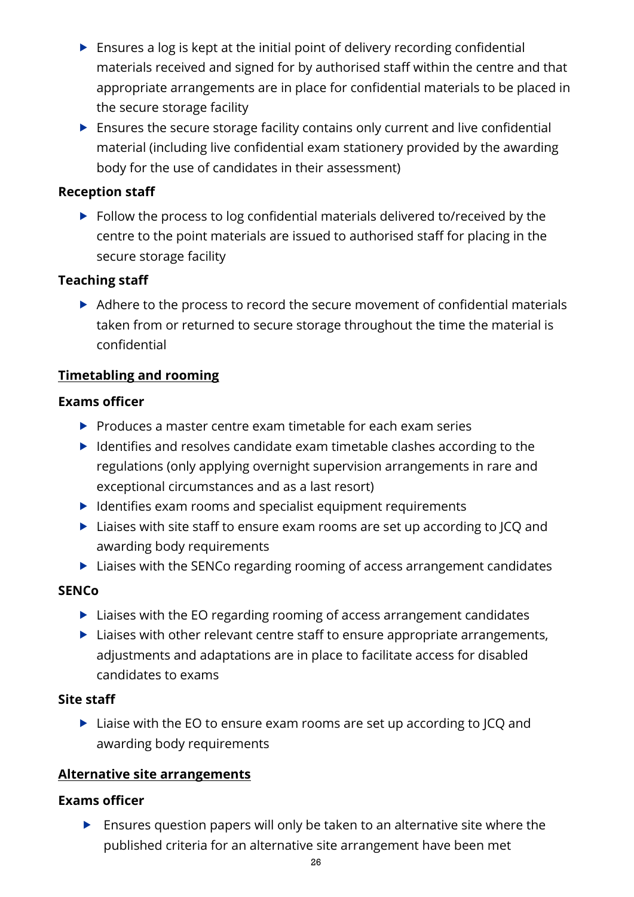- Ensures a log is kept at the initial point of delivery recording confidential materials received and signed for by authorised staff within the centre and that appropriate arrangements are in place for confidential materials to be placed in the secure storage facility
- Ensures the secure storage facility contains only current and live confidential material (including live confidential exam stationery provided by the awarding body for the use of candidates in their assessment)

**Reception staff**

- Follow the process to log confidential materials delivered to/received by the centre to the point materials are issued to authorised staff for placing in the secure storage facility

**Teaching staff**

- Adhere to the process to record the secure movement of confidential materials taken from or returned to secure storage throughout the time the material is confidential

**Timetabling and rooming**

**Exams officer**

- Produces a master centre exam timetable for each exam series
- Identifies and resolves candidate exam timetable clashes according to the regulations (only applying overnight supervision arrangements in rare and exceptional circumstances and as a last resort)
- Identifies exam rooms and specialist equipment requirements
- Liaises with site staff to ensure exam rooms are set up according to JCQ and awarding body requirements
- Liaises with the SENCo regarding rooming of access arrangement candidates

**SENCo**

- Liaises with the EO regarding rooming of access arrangement candidates
- Liaises with other relevant centre staff to ensure appropriate arrangements, adjustments and adaptations are in place to facilitate access for disabled candidates to exams

**Site staff**

- Liaise with the EO to ensure exam rooms are set up according to JCQ and awarding body requirements

**Alternative site arrangements**

**Exams officer**

- Ensures question papers will only be taken to an alternative site where the published criteria for an alternative site arrangement have been met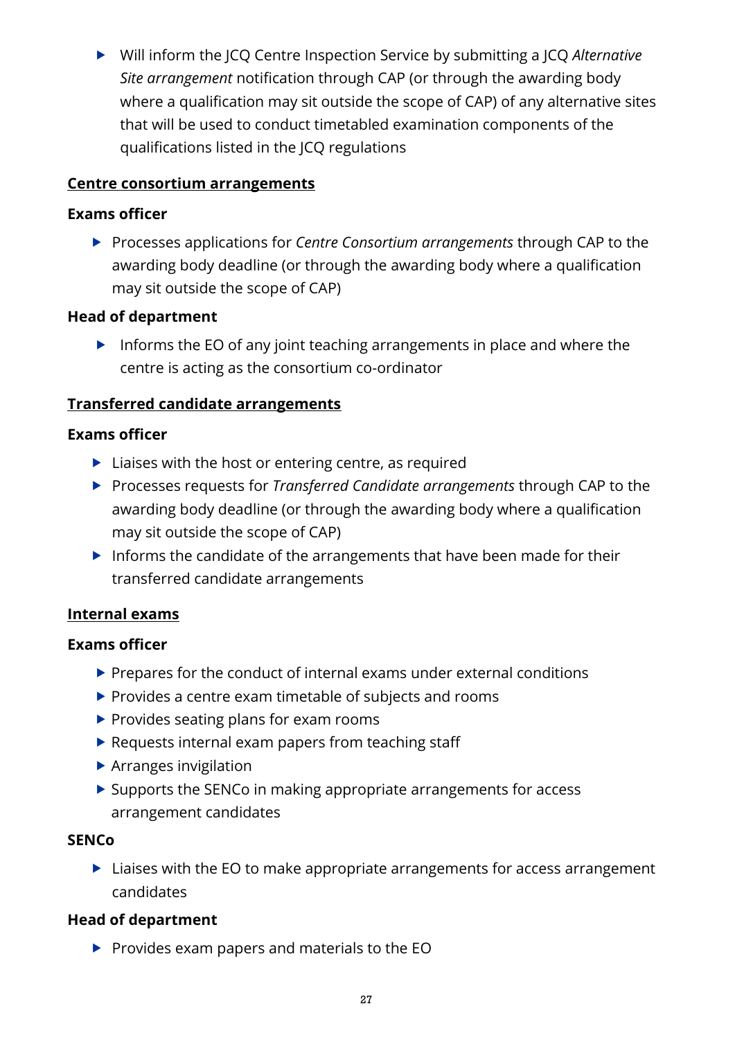- Will inform the JCQ Centre Inspection Service by submitting a JCQ *Alternative Site arrangement* notification through CAP (or through the awarding body where a qualification may sit outside the scope of CAP) of any alternative sites that will be used to conduct timetabled examination components of the qualifications listed in the JCQ regulations

**Centre consortium arrangements**

**Exams officer**

- Processes applications for *Centre Consortium arrangements* through CAP to the awarding body deadline (or through the awarding body where a qualification may sit outside the scope of CAP)

**Head of department**

- Informs the EO of any joint teaching arrangements in place and where the centre is acting as the consortium co-ordinator

**Transferred candidate arrangements**

**Exams officer**

- Liaises with the host or entering centre, as required
- Processes requests for *Transferred Candidate arrangements* through CAP to the awarding body deadline (or through the awarding body where a qualification may sit outside the scope of CAP)
- Informs the candidate of the arrangements that have been made for their transferred candidate arrangements

**Internal exams**

**Exams officer**

- Prepares for the conduct of internal exams under external conditions
- Provides a centre exam timetable of subjects and rooms
- Provides seating plans for exam rooms
- Requests internal exam papers from teaching staff
- Arranges invigilation
- Supports the SENCo in making appropriate arrangements for access arrangement candidates

**SENCo**

- Liaises with the EO to make appropriate arrangements for access arrangement candidates

**Head of department**

- Provides exam papers and materials to the EO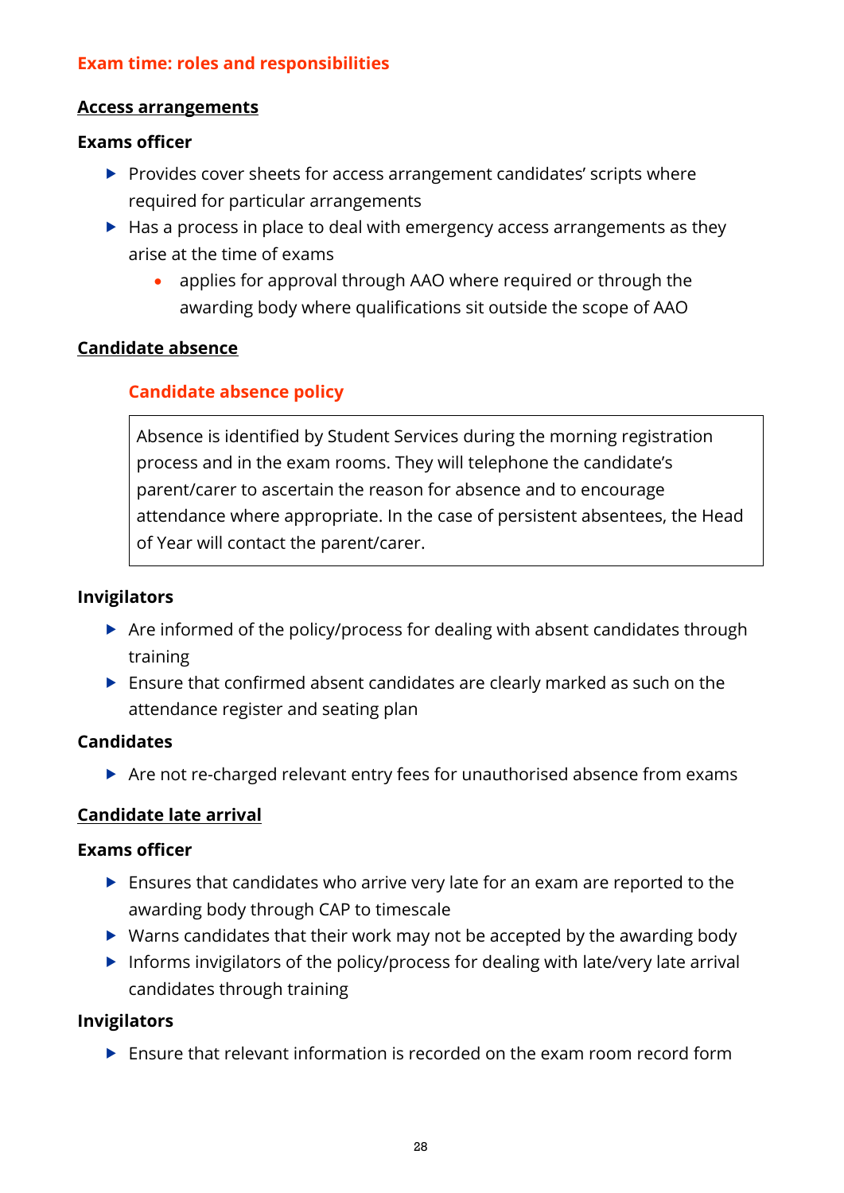## Exam time: roles and responsibilities

### Access arrangements

**Exams officer**

- Provides cover sheets for access arrangement candidates' scripts where required for particular arrangements
- Has a process in place to deal with emergency access arrangements as they arise at the time of exams
    - applies for approval through AAO where required or through the awarding body where qualifications sit outside the scope of AAO

### Candidate absence

#### Candidate absence policy

> Absence is identified by Student Services during the morning registration process and in the exam rooms. They will telephone the candidate's parent/carer to ascertain the reason for absence and to encourage attendance where appropriate. In the case of persistent absentees, the Head of Year will contact the parent/carer.

**Invigilators**

- Are informed of the policy/process for dealing with absent candidates through training
- Ensure that confirmed absent candidates are clearly marked as such on the attendance register and seating plan

**Candidates**

- Are not re-charged relevant entry fees for unauthorised absence from exams

### Candidate late arrival

**Exams officer**

- Ensures that candidates who arrive very late for an exam are reported to the awarding body through CAP to timescale
- Warns candidates that their work may not be accepted by the awarding body
- Informs invigilators of the policy/process for dealing with late/very late arrival candidates through training

**Invigilators**

- Ensure that relevant information is recorded on the exam room record form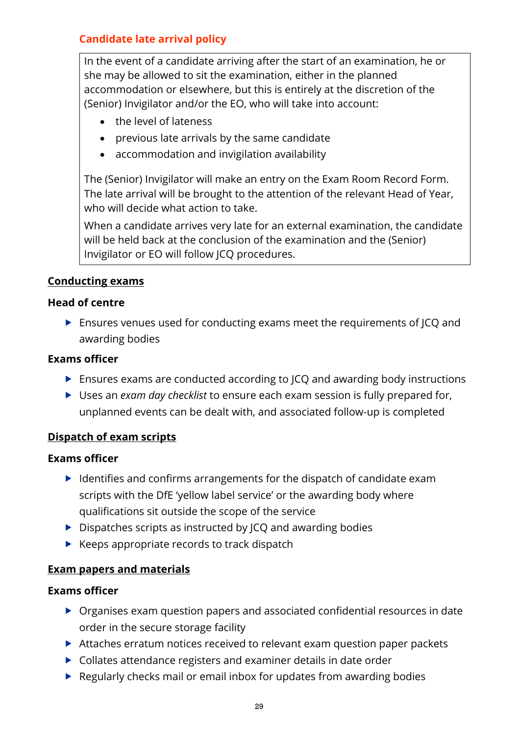### Candidate late arrival policy

In the event of a candidate arriving after the start of an examination, he or she may be allowed to sit the examination, either in the planned accommodation or elsewhere, but this is entirely at the discretion of the (Senior) Invigilator and/or the EO, who will take into account:

- the level of lateness
- previous late arrivals by the same candidate
- accommodation and invigilation availability

The (Senior) Invigilator will make an entry on the Exam Room Record Form. The late arrival will be brought to the attention of the relevant Head of Year, who will decide what action to take.

When a candidate arrives very late for an external examination, the candidate will be held back at the conclusion of the examination and the (Senior) Invigilator or EO will follow JCQ procedures.

## Conducting exams

### Head of centre

- Ensures venues used for conducting exams meet the requirements of JCQ and awarding bodies

### Exams officer

- Ensures exams are conducted according to JCQ and awarding body instructions
- Uses an *exam day checklist* to ensure each exam session is fully prepared for, unplanned events can be dealt with, and associated follow-up is completed

## Dispatch of exam scripts

### Exams officer

- Identifies and confirms arrangements for the dispatch of candidate exam scripts with the DfE 'yellow label service' or the awarding body where qualifications sit outside the scope of the service
- Dispatches scripts as instructed by JCQ and awarding bodies
- Keeps appropriate records to track dispatch

## Exam papers and materials

### Exams officer

- Organises exam question papers and associated confidential resources in date order in the secure storage facility
- Attaches erratum notices received to relevant exam question paper packets
- Collates attendance registers and examiner details in date order
- Regularly checks mail or email inbox for updates from awarding bodies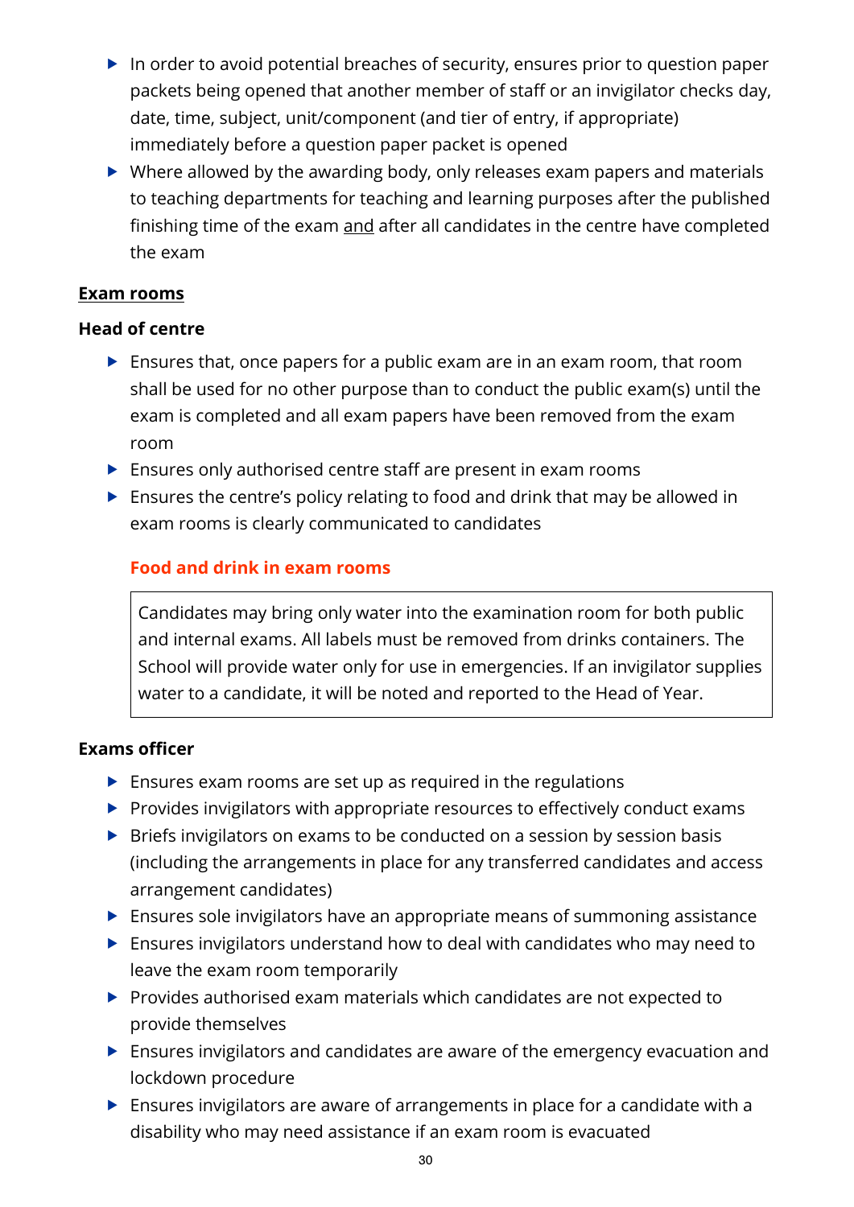- In order to avoid potential breaches of security, ensures prior to question paper packets being opened that another member of staff or an invigilator checks day, date, time, subject, unit/component (and tier of entry, if appropriate) immediately before a question paper packet is opened
- Where allowed by the awarding body, only releases exam papers and materials to teaching departments for teaching and learning purposes after the published finishing time of the exam <u>and</u> after all candidates in the centre have completed the exam

## <u>Exam rooms</u>

### Head of centre

- Ensures that, once papers for a public exam are in an exam room, that room shall be used for no other purpose than to conduct the public exam(s) until the exam is completed and all exam papers have been removed from the exam room
- Ensures only authorised centre staff are present in exam rooms
- Ensures the centre's policy relating to food and drink that may be allowed in exam rooms is clearly communicated to candidates

#### Food and drink in exam rooms

Candidates may bring only water into the examination room for both public and internal exams. All labels must be removed from drinks containers. The School will provide water only for use in emergencies. If an invigilator supplies water to a candidate, it will be noted and reported to the Head of Year.

### Exams officer

- Ensures exam rooms are set up as required in the regulations
- Provides invigilators with appropriate resources to effectively conduct exams
- Briefs invigilators on exams to be conducted on a session by session basis (including the arrangements in place for any transferred candidates and access arrangement candidates)
- Ensures sole invigilators have an appropriate means of summoning assistance
- Ensures invigilators understand how to deal with candidates who may need to leave the exam room temporarily
- Provides authorised exam materials which candidates are not expected to provide themselves
- Ensures invigilators and candidates are aware of the emergency evacuation and lockdown procedure
- Ensures invigilators are aware of arrangements in place for a candidate with a disability who may need assistance if an exam room is evacuated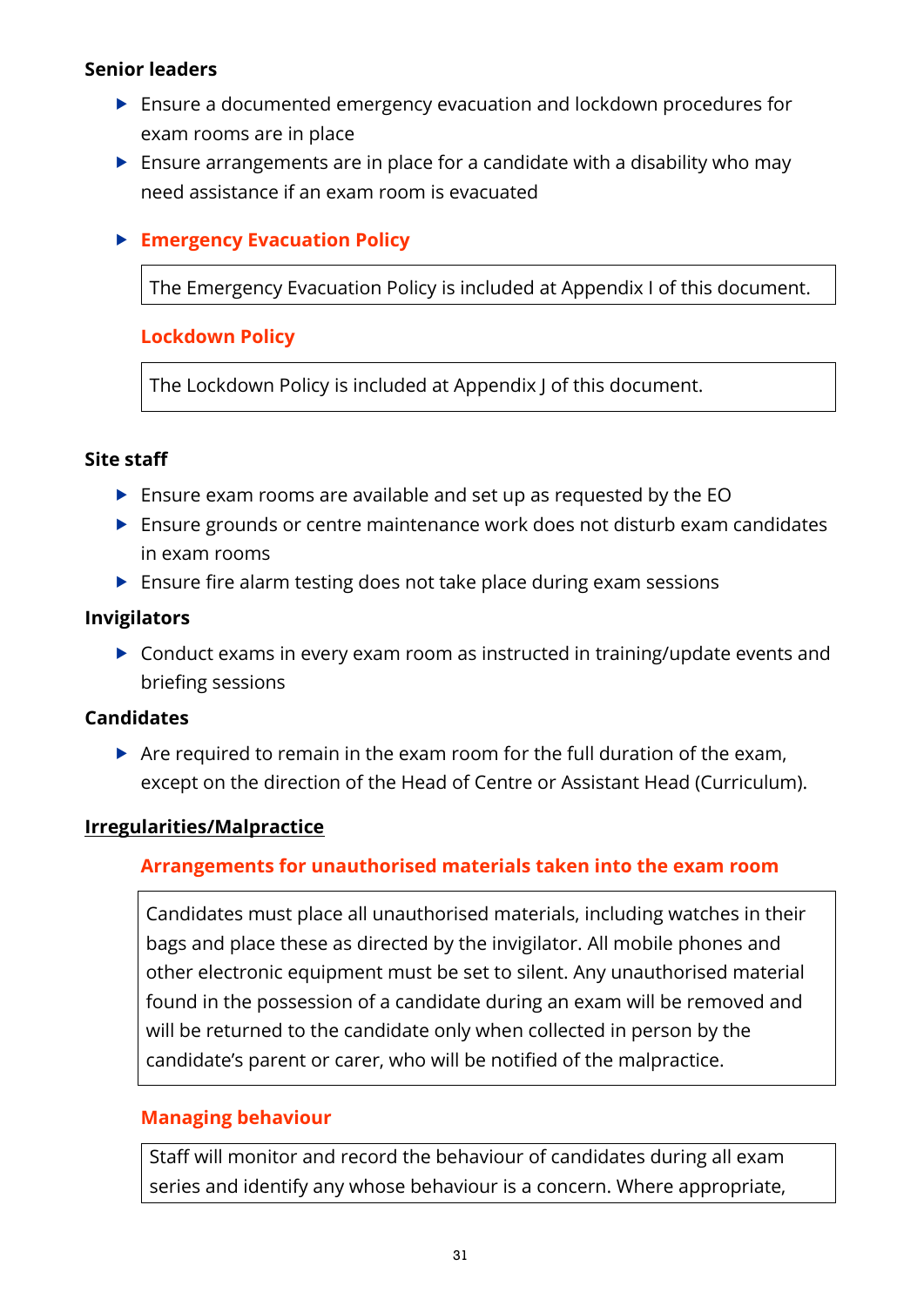**Senior leaders**

- Ensure a documented emergency evacuation and lockdown procedures for exam rooms are in place
- Ensure arrangements are in place for a candidate with a disability who may need assistance if an exam room is evacuated

- **Emergency Evacuation Policy**

  The Emergency Evacuation Policy is included at Appendix I of this document.

  **Lockdown Policy**

  The Lockdown Policy is included at Appendix J of this document.

**Site staff**

- Ensure exam rooms are available and set up as requested by the EO
- Ensure grounds or centre maintenance work does not disturb exam candidates in exam rooms
- Ensure fire alarm testing does not take place during exam sessions

**Invigilators**

- Conduct exams in every exam room as instructed in training/update events and briefing sessions

**Candidates**

- Are required to remain in the exam room for the full duration of the exam, except on the direction of the Head of Centre or Assistant Head (Curriculum).

**Irregularities/Malpractice**

**Arrangements for unauthorised materials taken into the exam room**

Candidates must place all unauthorised materials, including watches in their bags and place these as directed by the invigilator. All mobile phones and other electronic equipment must be set to silent. Any unauthorised material found in the possession of a candidate during an exam will be removed and will be returned to the candidate only when collected in person by the candidate's parent or carer, who will be notified of the malpractice.

**Managing behaviour**

Staff will monitor and record the behaviour of candidates during all exam series and identify any whose behaviour is a concern. Where appropriate,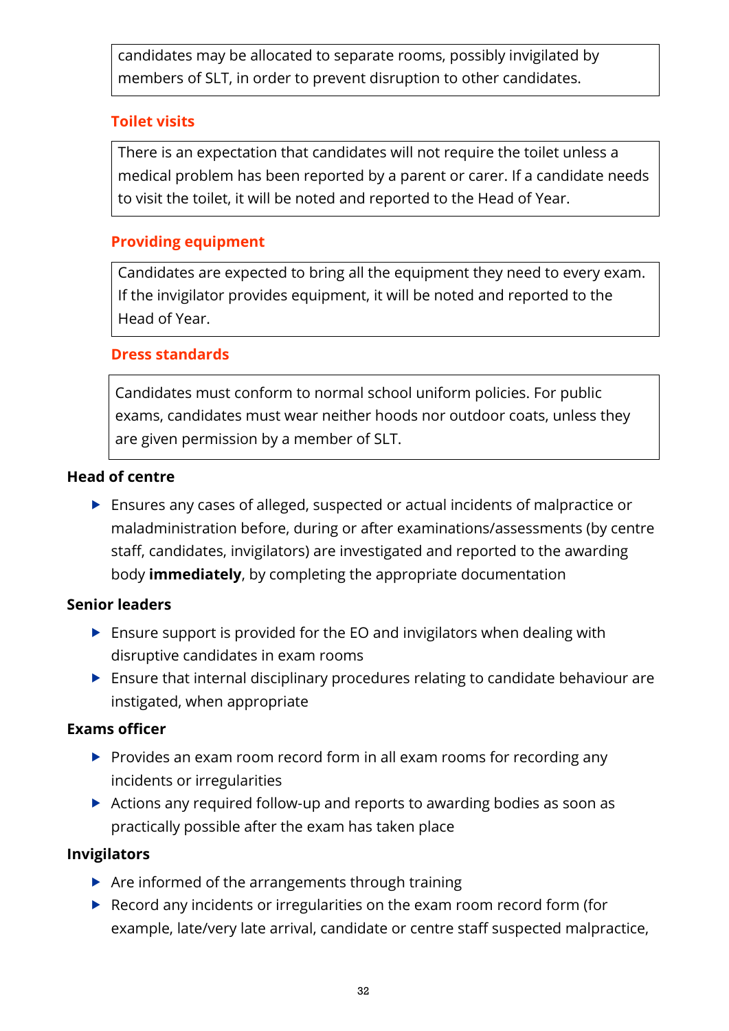candidates may be allocated to separate rooms, possibly invigilated by members of SLT, in order to prevent disruption to other candidates.

### Toilet visits

There is an expectation that candidates will not require the toilet unless a medical problem has been reported by a parent or carer. If a candidate needs to visit the toilet, it will be noted and reported to the Head of Year.

### Providing equipment

Candidates are expected to bring all the equipment they need to every exam. If the invigilator provides equipment, it will be noted and reported to the Head of Year.

### Dress standards

Candidates must conform to normal school uniform policies. For public exams, candidates must wear neither hoods nor outdoor coats, unless they are given permission by a member of SLT.

**Head of centre**

- Ensures any cases of alleged, suspected or actual incidents of malpractice or maladministration before, during or after examinations/assessments (by centre staff, candidates, invigilators) are investigated and reported to the awarding body **immediately**, by completing the appropriate documentation

**Senior leaders**

- Ensure support is provided for the EO and invigilators when dealing with disruptive candidates in exam rooms
- Ensure that internal disciplinary procedures relating to candidate behaviour are instigated, when appropriate

**Exams officer**

- Provides an exam room record form in all exam rooms for recording any incidents or irregularities
- Actions any required follow-up and reports to awarding bodies as soon as practically possible after the exam has taken place

**Invigilators**

- Are informed of the arrangements through training
- Record any incidents or irregularities on the exam room record form (for example, late/very late arrival, candidate or centre staff suspected malpractice,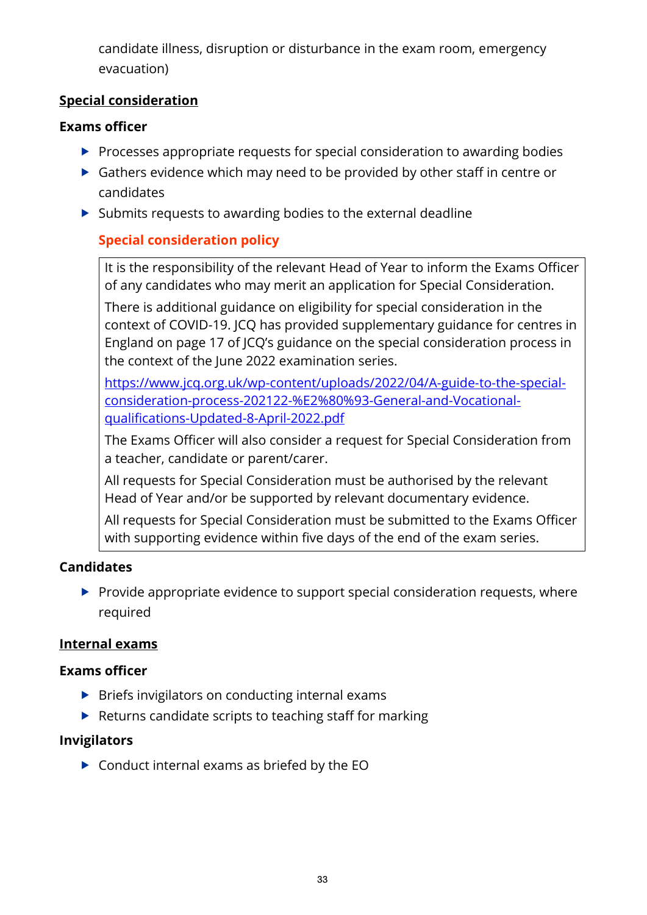candidate illness, disruption or disturbance in the exam room, emergency evacuation)

**Special consideration**

**Exams officer**

- Processes appropriate requests for special consideration to awarding bodies
- Gathers evidence which may need to be provided by other staff in centre or candidates
- Submits requests to awarding bodies to the external deadline

**Special consideration policy**

It is the responsibility of the relevant Head of Year to inform the Exams Officer of any candidates who may merit an application for Special Consideration.

There is additional guidance on eligibility for special consideration in the context of COVID-19. JCQ has provided supplementary guidance for centres in England on page 17 of JCQ's guidance on the special consideration process in the context of the June 2022 examination series.

https://www.jcq.org.uk/wp-content/uploads/2022/04/A-guide-to-the-special-consideration-process-202122-%E2%80%93-General-and-Vocational-qualifications-Updated-8-April-2022.pdf

The Exams Officer will also consider a request for Special Consideration from a teacher, candidate or parent/carer.

All requests for Special Consideration must be authorised by the relevant Head of Year and/or be supported by relevant documentary evidence.

All requests for Special Consideration must be submitted to the Exams Officer with supporting evidence within five days of the end of the exam series.

**Candidates**

- Provide appropriate evidence to support special consideration requests, where required

**Internal exams**

**Exams officer**

- Briefs invigilators on conducting internal exams
- Returns candidate scripts to teaching staff for marking

**Invigilators**

- Conduct internal exams as briefed by the EO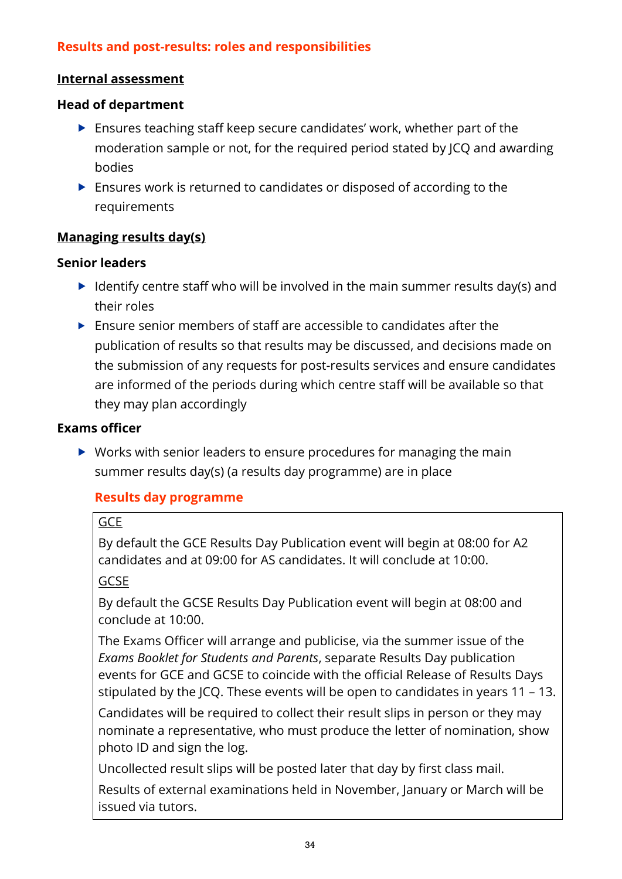## Results and post-results: roles and responsibilities

### <u>Internal assessment</u>

#### Head of department

- Ensures teaching staff keep secure candidates' work, whether part of the moderation sample or not, for the required period stated by JCQ and awarding bodies
- Ensures work is returned to candidates or disposed of according to the requirements

### <u>Managing results day(s)</u>

#### Senior leaders

- Identify centre staff who will be involved in the main summer results day(s) and their roles
- Ensure senior members of staff are accessible to candidates after the publication of results so that results may be discussed, and decisions made on the submission of any requests for post-results services and ensure candidates are informed of the periods during which centre staff will be available so that they may plan accordingly

#### Exams officer

- Works with senior leaders to ensure procedures for managing the main summer results day(s) (a results day programme) are in place

#### Results day programme

<u>GCE</u>

By default the GCE Results Day Publication event will begin at 08:00 for A2 candidates and at 09:00 for AS candidates. It will conclude at 10:00.

<u>GCSE</u>

By default the GCSE Results Day Publication event will begin at 08:00 and conclude at 10:00.

The Exams Officer will arrange and publicise, via the summer issue of the *Exams Booklet for Students and Parents*, separate Results Day publication events for GCE and GCSE to coincide with the official Release of Results Days stipulated by the JCQ. These events will be open to candidates in years 11 – 13.

Candidates will be required to collect their result slips in person or they may nominate a representative, who must produce the letter of nomination, show photo ID and sign the log.

Uncollected result slips will be posted later that day by first class mail.

Results of external examinations held in November, January or March will be issued via tutors.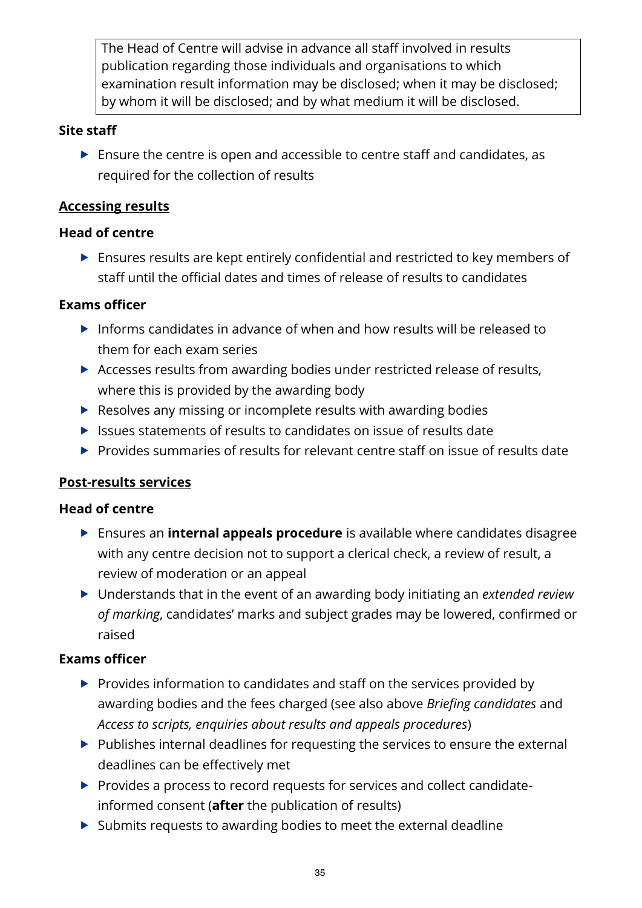The Head of Centre will advise in advance all staff involved in results publication regarding those individuals and organisations to which examination result information may be disclosed; when it may be disclosed; by whom it will be disclosed; and by what medium it will be disclosed.

**Site staff**

- Ensure the centre is open and accessible to centre staff and candidates, as required for the collection of results

**Accessing results**

**Head of centre**

- Ensures results are kept entirely confidential and restricted to key members of staff until the official dates and times of release of results to candidates

**Exams officer**

- Informs candidates in advance of when and how results will be released to them for each exam series
- Accesses results from awarding bodies under restricted release of results, where this is provided by the awarding body
- Resolves any missing or incomplete results with awarding bodies
- Issues statements of results to candidates on issue of results date
- Provides summaries of results for relevant centre staff on issue of results date

**Post-results services**

**Head of centre**

- Ensures an **internal appeals procedure** is available where candidates disagree with any centre decision not to support a clerical check, a review of result, a review of moderation or an appeal
- Understands that in the event of an awarding body initiating an *extended review of marking*, candidates' marks and subject grades may be lowered, confirmed or raised

**Exams officer**

- Provides information to candidates and staff on the services provided by awarding bodies and the fees charged (see also above *Briefing candidates* and *Access to scripts, enquiries about results and appeals procedures*)
- Publishes internal deadlines for requesting the services to ensure the external deadlines can be effectively met
- Provides a process to record requests for services and collect candidate-informed consent (**after** the publication of results)
- Submits requests to awarding bodies to meet the external deadline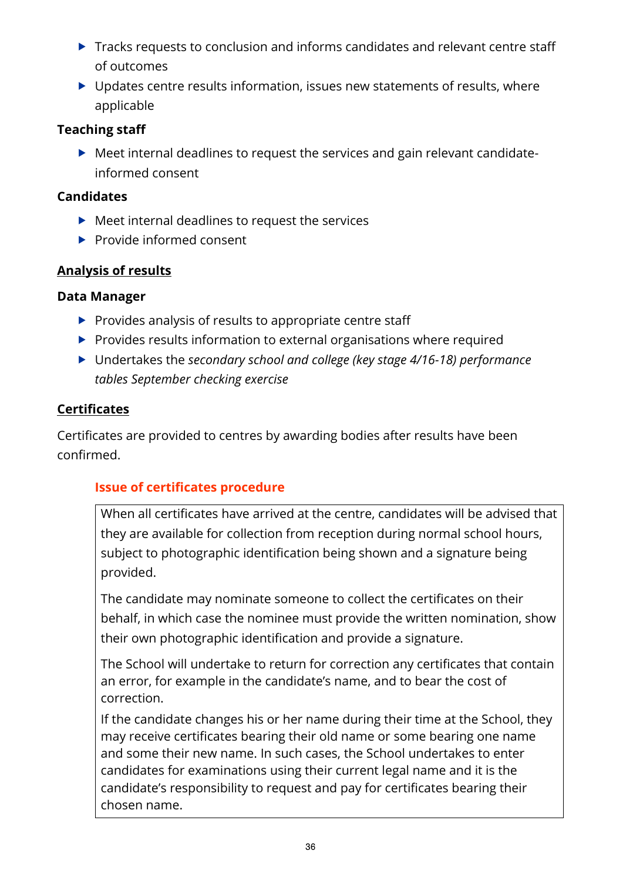- Tracks requests to conclusion and informs candidates and relevant centre staff of outcomes
- Updates centre results information, issues new statements of results, where applicable

**Teaching staff**

- Meet internal deadlines to request the services and gain relevant candidate-informed consent

**Candidates**

- Meet internal deadlines to request the services
- Provide informed consent

## Analysis of results

**Data Manager**

- Provides analysis of results to appropriate centre staff
- Provides results information to external organisations where required
- Undertakes the *secondary school and college (key stage 4/16-18) performance tables September checking exercise*

## Certificates

Certificates are provided to centres by awarding bodies after results have been confirmed.

### Issue of certificates procedure

When all certificates have arrived at the centre, candidates will be advised that they are available for collection from reception during normal school hours, subject to photographic identification being shown and a signature being provided.

The candidate may nominate someone to collect the certificates on their behalf, in which case the nominee must provide the written nomination, show their own photographic identification and provide a signature.

The School will undertake to return for correction any certificates that contain an error, for example in the candidate's name, and to bear the cost of correction.

If the candidate changes his or her name during their time at the School, they may receive certificates bearing their old name or some bearing one name and some their new name. In such cases, the School undertakes to enter candidates for examinations using their current legal name and it is the candidate's responsibility to request and pay for certificates bearing their chosen name.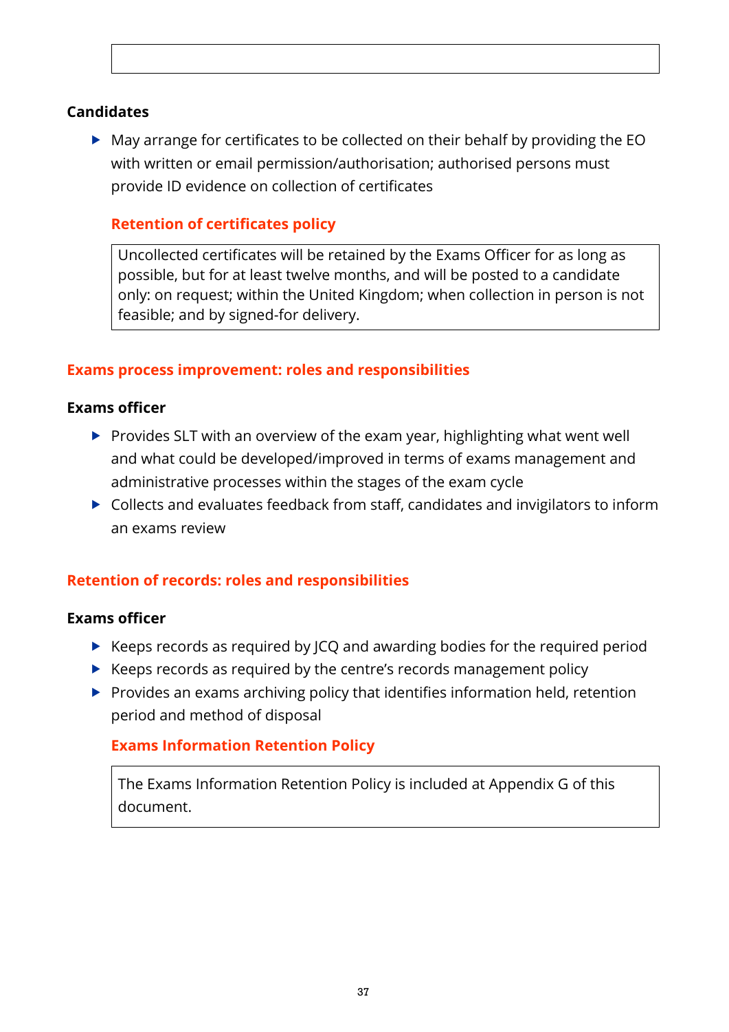### Candidates

- May arrange for certificates to be collected on their behalf by providing the EO with written or email permission/authorisation; authorised persons must provide ID evidence on collection of certificates

#### Retention of certificates policy

| Uncollected certificates will be retained by the Exams Officer for as long as possible, but for at least twelve months, and will be posted to a candidate only: on request; within the United Kingdom; when collection in person is not feasible; and by signed-for delivery. |
|---|

## Exams process improvement: roles and responsibilities

### Exams officer

- Provides SLT with an overview of the exam year, highlighting what went well and what could be developed/improved in terms of exams management and administrative processes within the stages of the exam cycle
- Collects and evaluates feedback from staff, candidates and invigilators to inform an exams review

## Retention of records: roles and responsibilities

### Exams officer

- Keeps records as required by JCQ and awarding bodies for the required period
- Keeps records as required by the centre's records management policy
- Provides an exams archiving policy that identifies information held, retention period and method of disposal

#### Exams Information Retention Policy

| The Exams Information Retention Policy is included at Appendix G of this document. |
|---|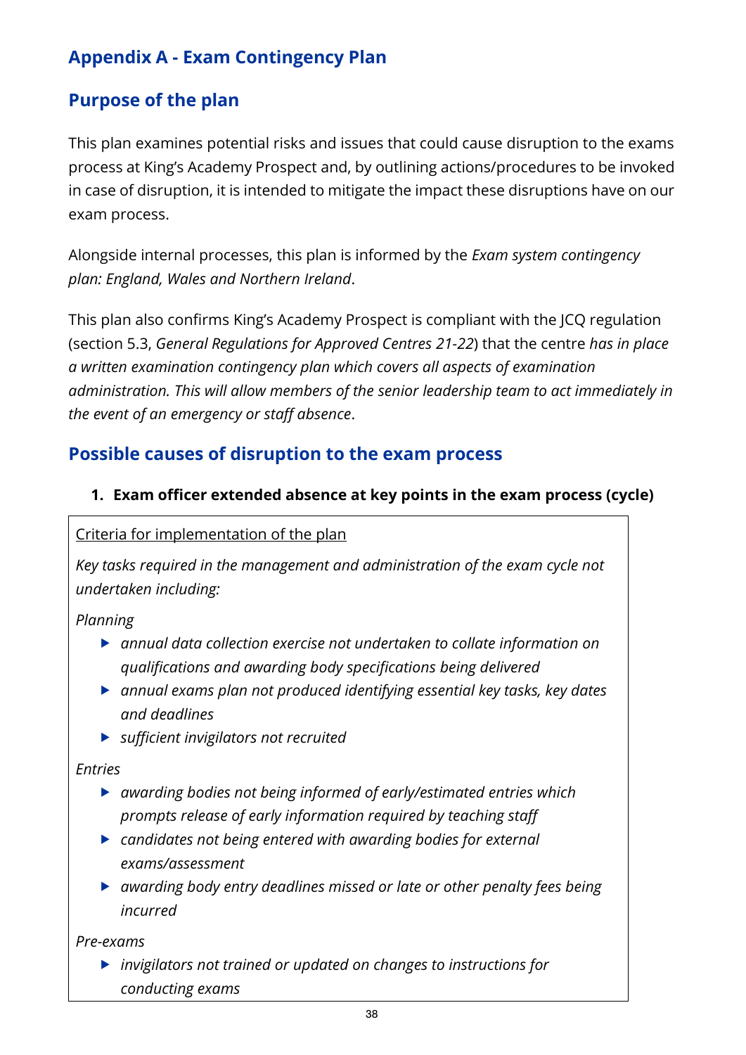## Appendix A - Exam Contingency Plan

## Purpose of the plan

This plan examines potential risks and issues that could cause disruption to the exams process at King's Academy Prospect and, by outlining actions/procedures to be invoked in case of disruption, it is intended to mitigate the impact these disruptions have on our exam process.

Alongside internal processes, this plan is informed by the *Exam system contingency plan: England, Wales and Northern Ireland*.

This plan also confirms King's Academy Prospect is compliant with the JCQ regulation (section 5.3, *General Regulations for Approved Centres 21-22*) that the centre *has in place a written examination contingency plan which covers all aspects of examination administration. This will allow members of the senior leadership team to act immediately in the event of an emergency or staff absence*.

## Possible causes of disruption to the exam process

1. **Exam officer extended absence at key points in the exam process (cycle)**

<u>Criteria for implementation of the plan</u>

*Key tasks required in the management and administration of the exam cycle not undertaken including:*

*Planning*

- *annual data collection exercise not undertaken to collate information on qualifications and awarding body specifications being delivered*
- *annual exams plan not produced identifying essential key tasks, key dates and deadlines*
- *sufficient invigilators not recruited*

*Entries*

- *awarding bodies not being informed of early/estimated entries which prompts release of early information required by teaching staff*
- *candidates not being entered with awarding bodies for external exams/assessment*
- *awarding body entry deadlines missed or late or other penalty fees being incurred*

*Pre-exams*

- *invigilators not trained or updated on changes to instructions for conducting exams*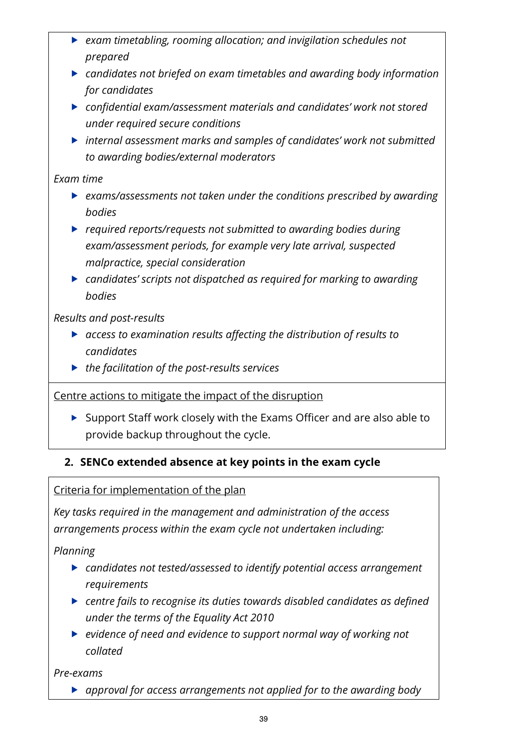- *exam timetabling, rooming allocation; and invigilation schedules not prepared*
- *candidates not briefed on exam timetables and awarding body information for candidates*
- *confidential exam/assessment materials and candidates' work not stored under required secure conditions*
- *internal assessment marks and samples of candidates' work not submitted to awarding bodies/external moderators*

*Exam time*

- *exams/assessments not taken under the conditions prescribed by awarding bodies*
- *required reports/requests not submitted to awarding bodies during exam/assessment periods, for example very late arrival, suspected malpractice, special consideration*
- *candidates' scripts not dispatched as required for marking to awarding bodies*

*Results and post-results*

- *access to examination results affecting the distribution of results to candidates*
- *the facilitation of the post-results services*

Centre actions to mitigate the impact of the disruption

- Support Staff work closely with the Exams Officer and are also able to provide backup throughout the cycle.

**2. SENCo extended absence at key points in the exam cycle**

Criteria for implementation of the plan

*Key tasks required in the management and administration of the access arrangements process within the exam cycle not undertaken including:*

*Planning*

- *candidates not tested/assessed to identify potential access arrangement requirements*
- *centre fails to recognise its duties towards disabled candidates as defined under the terms of the Equality Act 2010*
- *evidence of need and evidence to support normal way of working not collated*

*Pre-exams*

- *approval for access arrangements not applied for to the awarding body*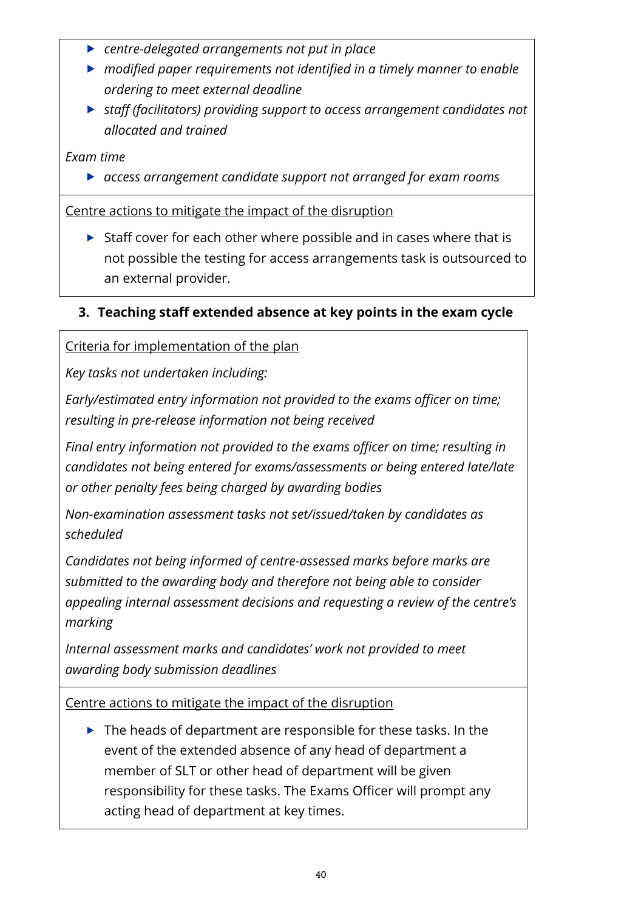- *centre-delegated arrangements not put in place*
- *modified paper requirements not identified in a timely manner to enable ordering to meet external deadline*
- *staff (facilitators) providing support to access arrangement candidates not allocated and trained*

*Exam time*

- *access arrangement candidate support not arranged for exam rooms*

Centre actions to mitigate the impact of the disruption

- Staff cover for each other where possible and in cases where that is not possible the testing for access arrangements task is outsourced to an external provider.

### 3. Teaching staff extended absence at key points in the exam cycle

Criteria for implementation of the plan

*Key tasks not undertaken including:*

*Early/estimated entry information not provided to the exams officer on time; resulting in pre-release information not being received*

*Final entry information not provided to the exams officer on time; resulting in candidates not being entered for exams/assessments or being entered late/late or other penalty fees being charged by awarding bodies*

*Non-examination assessment tasks not set/issued/taken by candidates as scheduled*

*Candidates not being informed of centre-assessed marks before marks are submitted to the awarding body and therefore not being able to consider appealing internal assessment decisions and requesting a review of the centre's marking*

*Internal assessment marks and candidates' work not provided to meet awarding body submission deadlines*

Centre actions to mitigate the impact of the disruption

- The heads of department are responsible for these tasks. In the event of the extended absence of any head of department a member of SLT or other head of department will be given responsibility for these tasks. The Exams Officer will prompt any acting head of department at key times.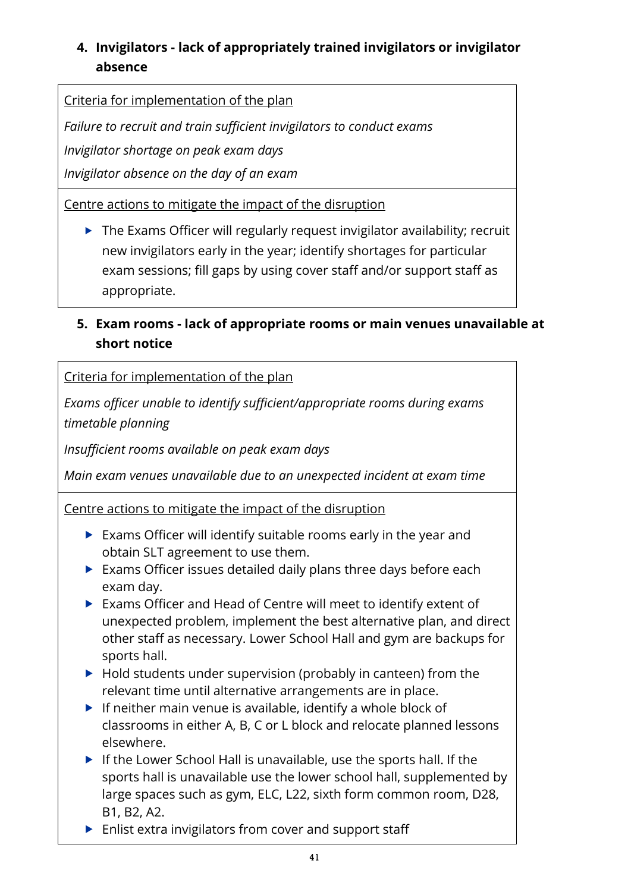4. **Invigilators - lack of appropriately trained invigilators or invigilator absence**

<u>Criteria for implementation of the plan</u>

*Failure to recruit and train sufficient invigilators to conduct exams*

*Invigilator shortage on peak exam days*

*Invigilator absence on the day of an exam*

<u>Centre actions to mitigate the impact of the disruption</u>

- The Exams Officer will regularly request invigilator availability; recruit new invigilators early in the year; identify shortages for particular exam sessions; fill gaps by using cover staff and/or support staff as appropriate.

5. **Exam rooms - lack of appropriate rooms or main venues unavailable at short notice**

<u>Criteria for implementation of the plan</u>

*Exams officer unable to identify sufficient/appropriate rooms during exams timetable planning*

*Insufficient rooms available on peak exam days*

*Main exam venues unavailable due to an unexpected incident at exam time*

<u>Centre actions to mitigate the impact of the disruption</u>

- Exams Officer will identify suitable rooms early in the year and obtain SLT agreement to use them.
- Exams Officer issues detailed daily plans three days before each exam day.
- Exams Officer and Head of Centre will meet to identify extent of unexpected problem, implement the best alternative plan, and direct other staff as necessary. Lower School Hall and gym are backups for sports hall.
- Hold students under supervision (probably in canteen) from the relevant time until alternative arrangements are in place.
- If neither main venue is available, identify a whole block of classrooms in either A, B, C or L block and relocate planned lessons elsewhere.
- If the Lower School Hall is unavailable, use the sports hall. If the sports hall is unavailable use the lower school hall, supplemented by large spaces such as gym, ELC, L22, sixth form common room, D28, B1, B2, A2.
- Enlist extra invigilators from cover and support staff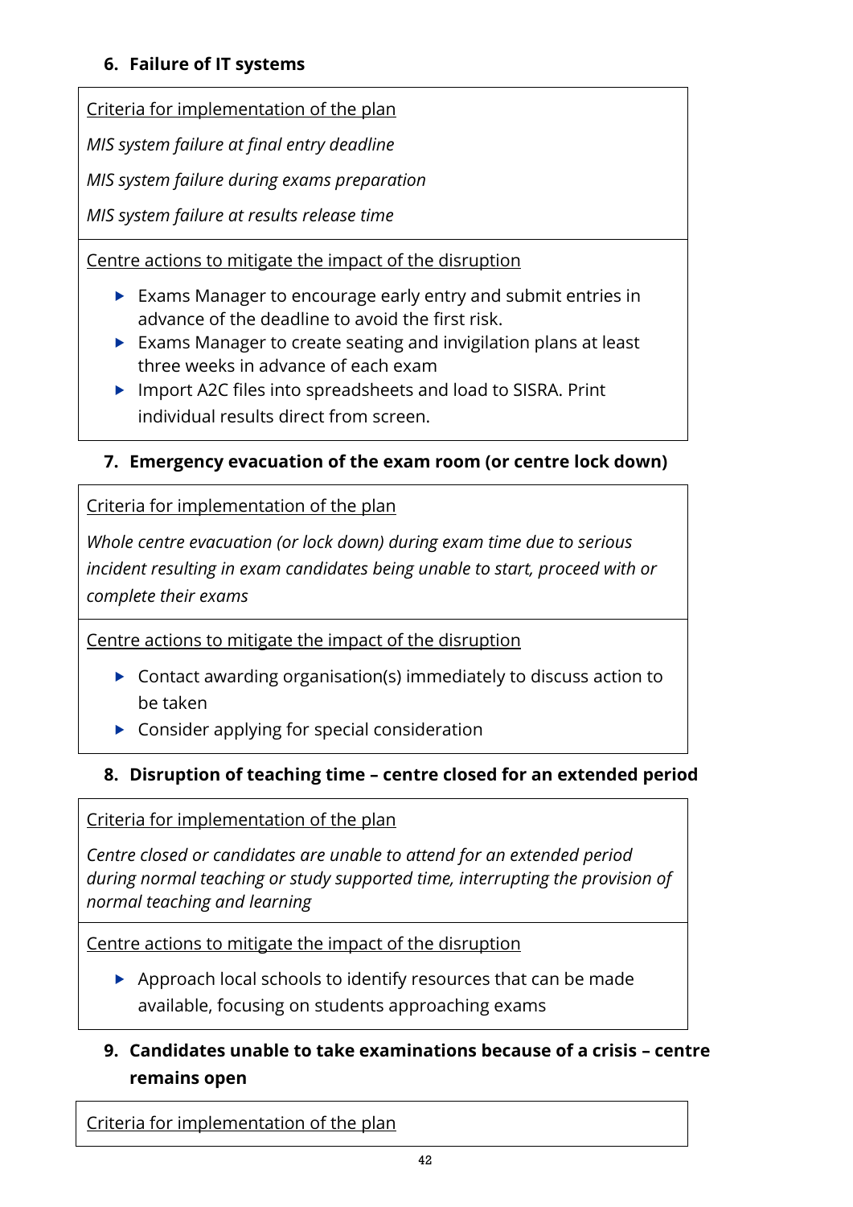**6. Failure of IT systems**

Criteria for implementation of the plan

*MIS system failure at final entry deadline*

*MIS system failure during exams preparation*

*MIS system failure at results release time*

Centre actions to mitigate the impact of the disruption

- Exams Manager to encourage early entry and submit entries in advance of the deadline to avoid the first risk.
- Exams Manager to create seating and invigilation plans at least three weeks in advance of each exam
- Import A2C files into spreadsheets and load to SISRA. Print individual results direct from screen.

**7. Emergency evacuation of the exam room (or centre lock down)**

Criteria for implementation of the plan

*Whole centre evacuation (or lock down) during exam time due to serious incident resulting in exam candidates being unable to start, proceed with or complete their exams*

Centre actions to mitigate the impact of the disruption

- Contact awarding organisation(s) immediately to discuss action to be taken
- Consider applying for special consideration

**8. Disruption of teaching time – centre closed for an extended period**

Criteria for implementation of the plan

*Centre closed or candidates are unable to attend for an extended period during normal teaching or study supported time, interrupting the provision of normal teaching and learning*

Centre actions to mitigate the impact of the disruption

- Approach local schools to identify resources that can be made available, focusing on students approaching exams

**9. Candidates unable to take examinations because of a crisis – centre remains open**

Criteria for implementation of the plan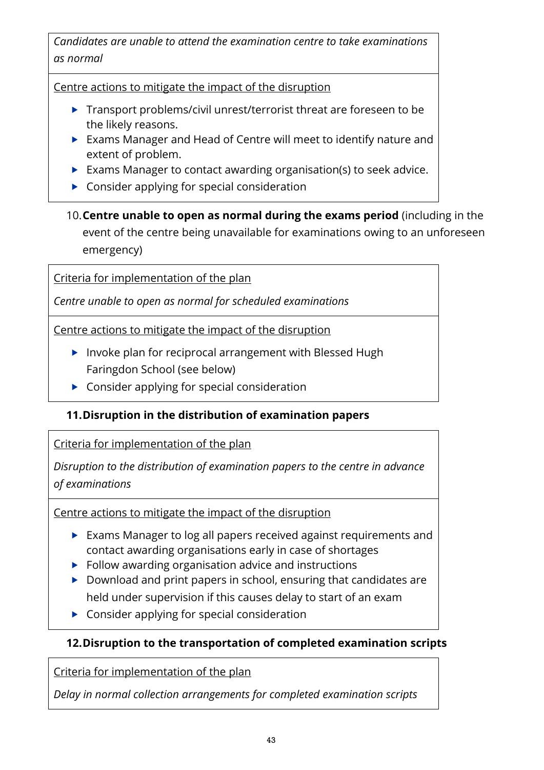*Candidates are unable to attend the examination centre to take examinations as normal*

Centre actions to mitigate the impact of the disruption

- Transport problems/civil unrest/terrorist threat are foreseen to be the likely reasons.
- Exams Manager and Head of Centre will meet to identify nature and extent of problem.
- Exams Manager to contact awarding organisation(s) to seek advice.
- Consider applying for special consideration

10. **Centre unable to open as normal during the exams period** (including in the event of the centre being unavailable for examinations owing to an unforeseen emergency)

Criteria for implementation of the plan

*Centre unable to open as normal for scheduled examinations*

Centre actions to mitigate the impact of the disruption

- Invoke plan for reciprocal arrangement with Blessed Hugh Faringdon School (see below)
- Consider applying for special consideration

### 11. Disruption in the distribution of examination papers

Criteria for implementation of the plan

*Disruption to the distribution of examination papers to the centre in advance of examinations*

Centre actions to mitigate the impact of the disruption

- Exams Manager to log all papers received against requirements and contact awarding organisations early in case of shortages
- Follow awarding organisation advice and instructions
- Download and print papers in school, ensuring that candidates are held under supervision if this causes delay to start of an exam
- Consider applying for special consideration

### 12. Disruption to the transportation of completed examination scripts

Criteria for implementation of the plan

*Delay in normal collection arrangements for completed examination scripts*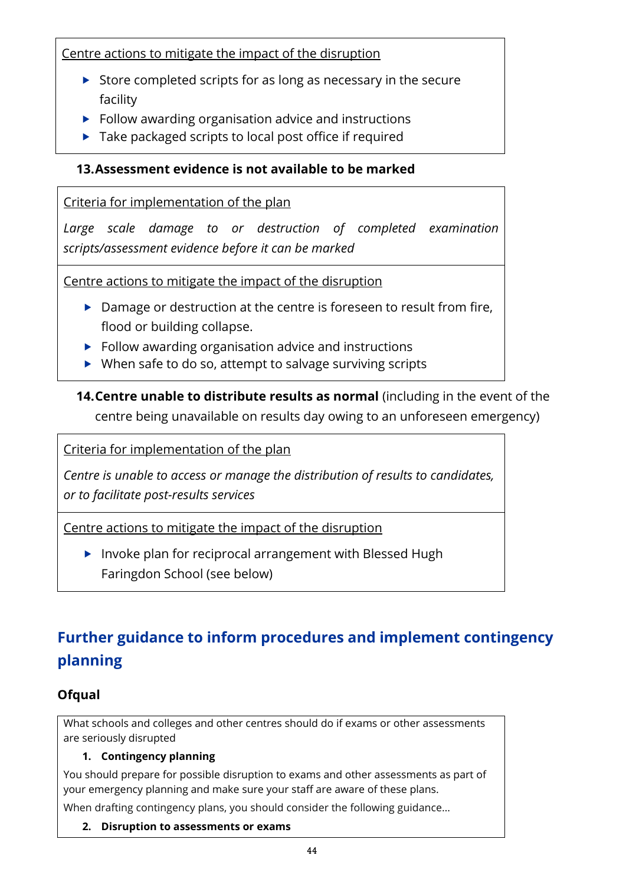Centre actions to mitigate the impact of the disruption

- Store completed scripts for as long as necessary in the secure facility
- Follow awarding organisation advice and instructions
- Take packaged scripts to local post office if required

**13. Assessment evidence is not available to be marked**

Criteria for implementation of the plan

*Large scale damage to or destruction of completed examination scripts/assessment evidence before it can be marked*

Centre actions to mitigate the impact of the disruption

- Damage or destruction at the centre is foreseen to result from fire, flood or building collapse.
- Follow awarding organisation advice and instructions
- When safe to do so, attempt to salvage surviving scripts

**14. Centre unable to distribute results as normal** (including in the event of the centre being unavailable on results day owing to an unforeseen emergency)

Criteria for implementation of the plan

*Centre is unable to access or manage the distribution of results to candidates, or to facilitate post-results services*

Centre actions to mitigate the impact of the disruption

- Invoke plan for reciprocal arrangement with Blessed Hugh Faringdon School (see below)

## Further guidance to inform procedures and implement contingency planning

### Ofqual

What schools and colleges and other centres should do if exams or other assessments are seriously disrupted

1. **Contingency planning**

You should prepare for possible disruption to exams and other assessments as part of your emergency planning and make sure your staff are aware of these plans.

When drafting contingency plans, you should consider the following guidance…

2. **Disruption to assessments or exams**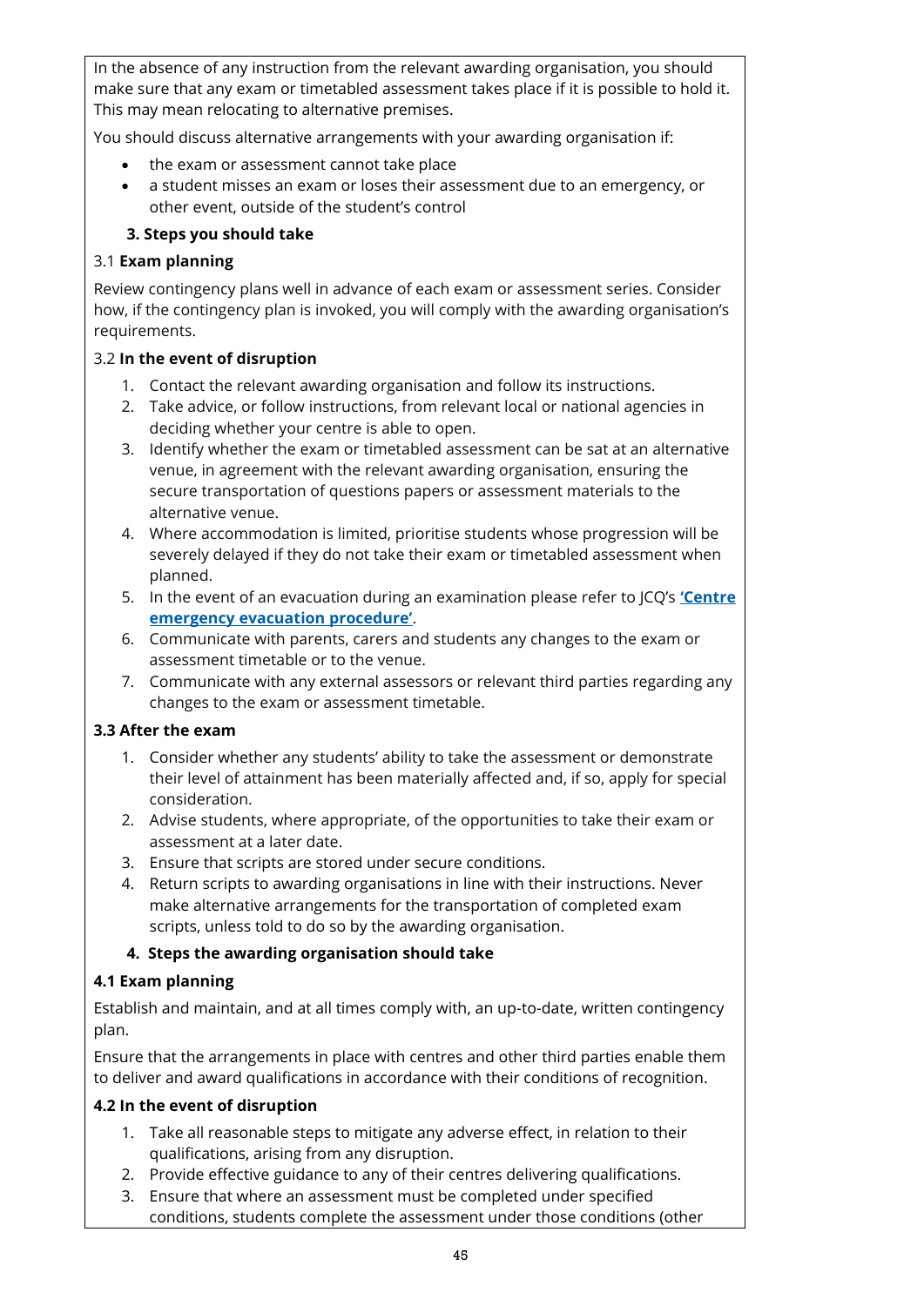In the absence of any instruction from the relevant awarding organisation, you should make sure that any exam or timetabled assessment takes place if it is possible to hold it. This may mean relocating to alternative premises.

You should discuss alternative arrangements with your awarding organisation if:

- the exam or assessment cannot take place
- a student misses an exam or loses their assessment due to an emergency, or other event, outside of the student's control

### 3. Steps you should take

3.1 **Exam planning**

Review contingency plans well in advance of each exam or assessment series. Consider how, if the contingency plan is invoked, you will comply with the awarding organisation's requirements.

3.2 **In the event of disruption**

1. Contact the relevant awarding organisation and follow its instructions.
2. Take advice, or follow instructions, from relevant local or national agencies in deciding whether your centre is able to open.
3. Identify whether the exam or timetabled assessment can be sat at an alternative venue, in agreement with the relevant awarding organisation, ensuring the secure transportation of questions papers or assessment materials to the alternative venue.
4. Where accommodation is limited, prioritise students whose progression will be severely delayed if they do not take their exam or timetabled assessment when planned.
5. In the event of an evacuation during an examination please refer to JCQ's **'Centre emergency evacuation procedure'**.
6. Communicate with parents, carers and students any changes to the exam or assessment timetable or to the venue.
7. Communicate with any external assessors or relevant third parties regarding any changes to the exam or assessment timetable.

**3.3 After the exam**

1. Consider whether any students' ability to take the assessment or demonstrate their level of attainment has been materially affected and, if so, apply for special consideration.
2. Advise students, where appropriate, of the opportunities to take their exam or assessment at a later date.
3. Ensure that scripts are stored under secure conditions.
4. Return scripts to awarding organisations in line with their instructions. Never make alternative arrangements for the transportation of completed exam scripts, unless told to do so by the awarding organisation.

### 4. Steps the awarding organisation should take

**4.1 Exam planning**

Establish and maintain, and at all times comply with, an up-to-date, written contingency plan.

Ensure that the arrangements in place with centres and other third parties enable them to deliver and award qualifications in accordance with their conditions of recognition.

**4.2 In the event of disruption**

1. Take all reasonable steps to mitigate any adverse effect, in relation to their qualifications, arising from any disruption.
2. Provide effective guidance to any of their centres delivering qualifications.
3. Ensure that where an assessment must be completed under specified conditions, students complete the assessment under those conditions (other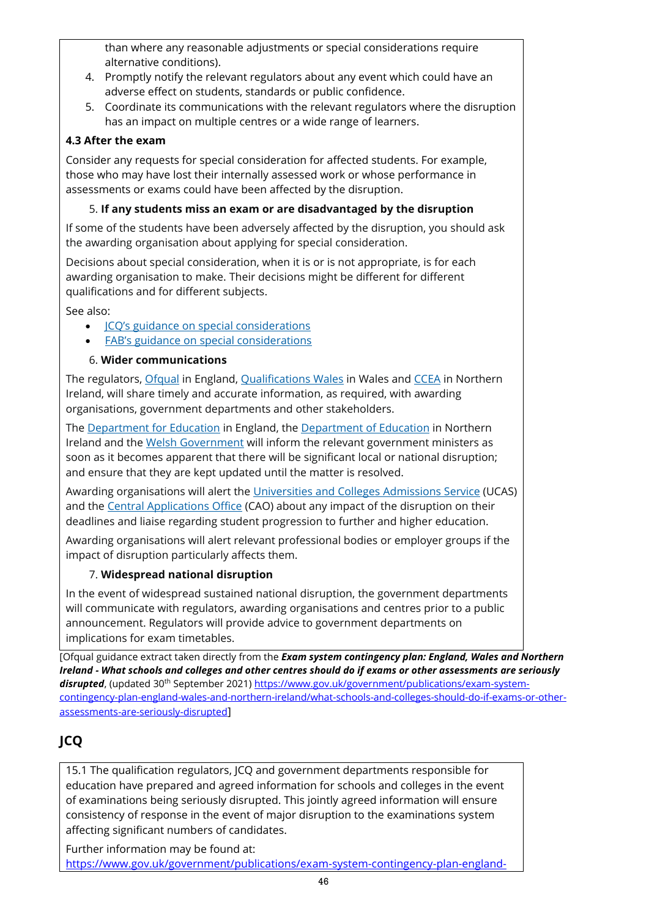than where any reasonable adjustments or special considerations require alternative conditions).

4. Promptly notify the relevant regulators about any event which could have an adverse effect on students, standards or public confidence.
5. Coordinate its communications with the relevant regulators where the disruption has an impact on multiple centres or a wide range of learners.

**4.3 After the exam**

Consider any requests for special consideration for affected students. For example, those who may have lost their internally assessed work or whose performance in assessments or exams could have been affected by the disruption.

5. **If any students miss an exam or are disadvantaged by the disruption**

If some of the students have been adversely affected by the disruption, you should ask the awarding organisation about applying for special consideration.

Decisions about special consideration, when it is or is not appropriate, is for each awarding organisation to make. Their decisions might be different for different qualifications and for different subjects.

See also:

- JCQ's guidance on special considerations
- FAB's guidance on special considerations

6. **Wider communications**

The regulators, Ofqual in England, Qualifications Wales in Wales and CCEA in Northern Ireland, will share timely and accurate information, as required, with awarding organisations, government departments and other stakeholders.

The Department for Education in England, the Department of Education in Northern Ireland and the Welsh Government will inform the relevant government ministers as soon as it becomes apparent that there will be significant local or national disruption; and ensure that they are kept updated until the matter is resolved.

Awarding organisations will alert the Universities and Colleges Admissions Service (UCAS) and the Central Applications Office (CAO) about any impact of the disruption on their deadlines and liaise regarding student progression to further and higher education.

Awarding organisations will alert relevant professional bodies or employer groups if the impact of disruption particularly affects them.

7. **Widespread national disruption**

In the event of widespread sustained national disruption, the government departments will communicate with regulators, awarding organisations and centres prior to a public announcement. Regulators will provide advice to government departments on implications for exam timetables.

[Ofqual guidance extract taken directly from the ***Exam system contingency plan: England, Wales and Northern Ireland - What schools and colleges and other centres should do if exams or other assessments are seriously disrupted***, (updated 30th September 2021) https://www.gov.uk/government/publications/exam-system-contingency-plan-england-wales-and-northern-ireland/what-schools-and-colleges-should-do-if-exams-or-other-assessments-are-seriously-disrupted]

## JCQ

15.1 The qualification regulators, JCQ and government departments responsible for education have prepared and agreed information for schools and colleges in the event of examinations being seriously disrupted. This jointly agreed information will ensure consistency of response in the event of major disruption to the examinations system affecting significant numbers of candidates.

Further information may be found at:
https://www.gov.uk/government/publications/exam-system-contingency-plan-england-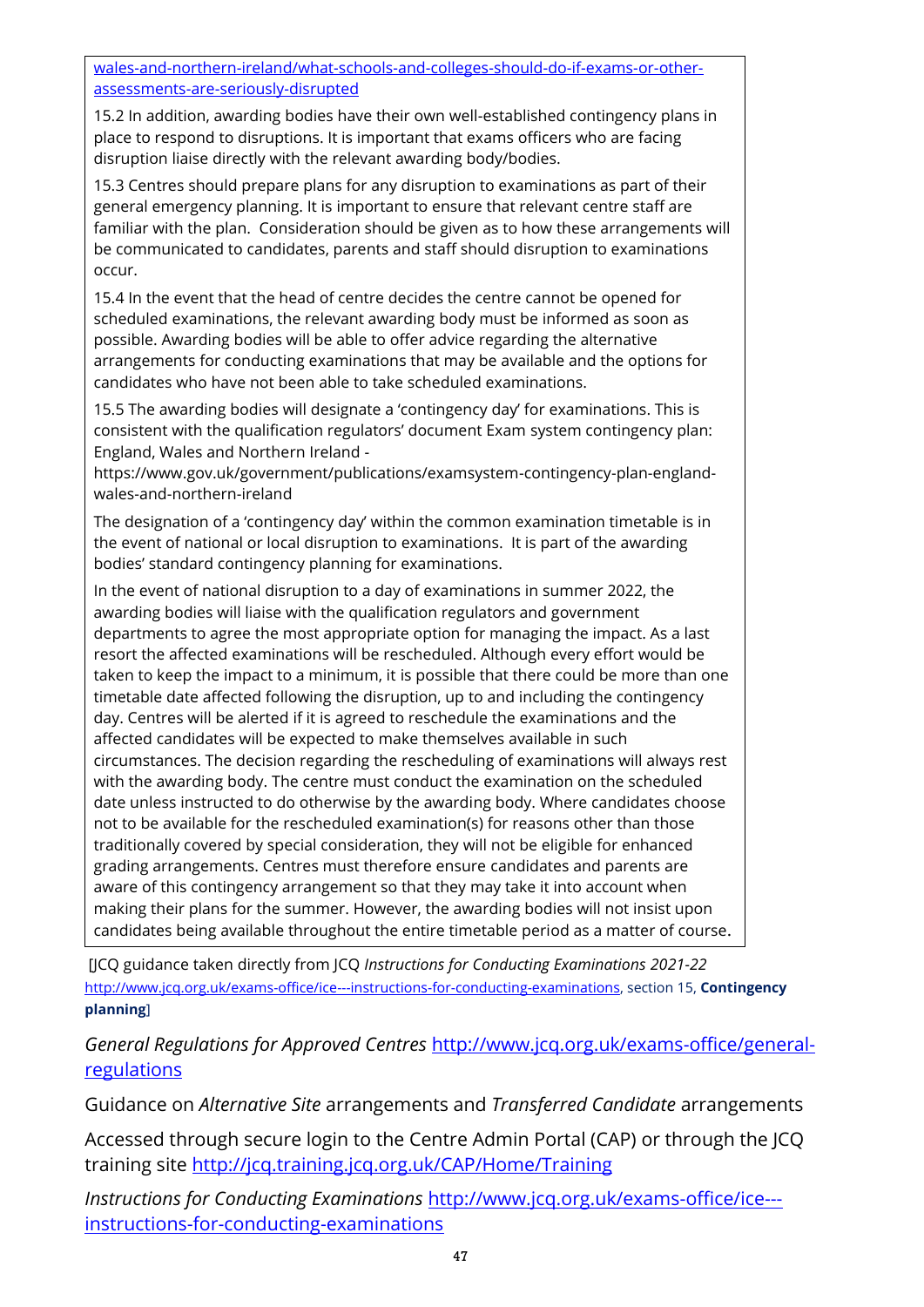[wales-and-northern-ireland/what-schools-and-colleges-should-do-if-exams-or-other-assessments-are-seriously-disrupted](wales-and-northern-ireland/what-schools-and-colleges-should-do-if-exams-or-other-assessments-are-seriously-disrupted)

15.2 In addition, awarding bodies have their own well-established contingency plans in place to respond to disruptions. It is important that exams officers who are facing disruption liaise directly with the relevant awarding body/bodies.

15.3 Centres should prepare plans for any disruption to examinations as part of their general emergency planning. It is important to ensure that relevant centre staff are familiar with the plan. Consideration should be given as to how these arrangements will be communicated to candidates, parents and staff should disruption to examinations occur.

15.4 In the event that the head of centre decides the centre cannot be opened for scheduled examinations, the relevant awarding body must be informed as soon as possible. Awarding bodies will be able to offer advice regarding the alternative arrangements for conducting examinations that may be available and the options for candidates who have not been able to take scheduled examinations.

15.5 The awarding bodies will designate a 'contingency day' for examinations. This is consistent with the qualification regulators' document Exam system contingency plan: England, Wales and Northern Ireland - https://www.gov.uk/government/publications/examsystem-contingency-plan-england-wales-and-northern-ireland

The designation of a 'contingency day' within the common examination timetable is in the event of national or local disruption to examinations. It is part of the awarding bodies' standard contingency planning for examinations.

In the event of national disruption to a day of examinations in summer 2022, the awarding bodies will liaise with the qualification regulators and government departments to agree the most appropriate option for managing the impact. As a last resort the affected examinations will be rescheduled. Although every effort would be taken to keep the impact to a minimum, it is possible that there could be more than one timetable date affected following the disruption, up to and including the contingency day. Centres will be alerted if it is agreed to reschedule the examinations and the affected candidates will be expected to make themselves available in such circumstances. The decision regarding the rescheduling of examinations will always rest with the awarding body. The centre must conduct the examination on the scheduled date unless instructed to do otherwise by the awarding body. Where candidates choose not to be available for the rescheduled examination(s) for reasons other than those traditionally covered by special consideration, they will not be eligible for enhanced grading arrangements. Centres must therefore ensure candidates and parents are aware of this contingency arrangement so that they may take it into account when making their plans for the summer. However, the awarding bodies will not insist upon candidates being available throughout the entire timetable period as a matter of course.

[JCQ guidance taken directly from JCQ *Instructions for Conducting Examinations 2021-22* [http://www.jcq.org.uk/exams-office/ice---instructions-for-conducting-examinations](http://www.jcq.org.uk/exams-office/ice---instructions-for-conducting-examinations), section 15, **Contingency planning**]

*General Regulations for Approved Centres* [http://www.jcq.org.uk/exams-office/general-regulations](http://www.jcq.org.uk/exams-office/general-regulations)

Guidance on *Alternative Site* arrangements and *Transferred Candidate* arrangements

Accessed through secure login to the Centre Admin Portal (CAP) or through the JCQ training site [http://jcq.training.jcq.org.uk/CAP/Home/Training](http://jcq.training.jcq.org.uk/CAP/Home/Training)

*Instructions for Conducting Examinations* [http://www.jcq.org.uk/exams-office/ice---instructions-for-conducting-examinations](http://www.jcq.org.uk/exams-office/ice---instructions-for-conducting-examinations)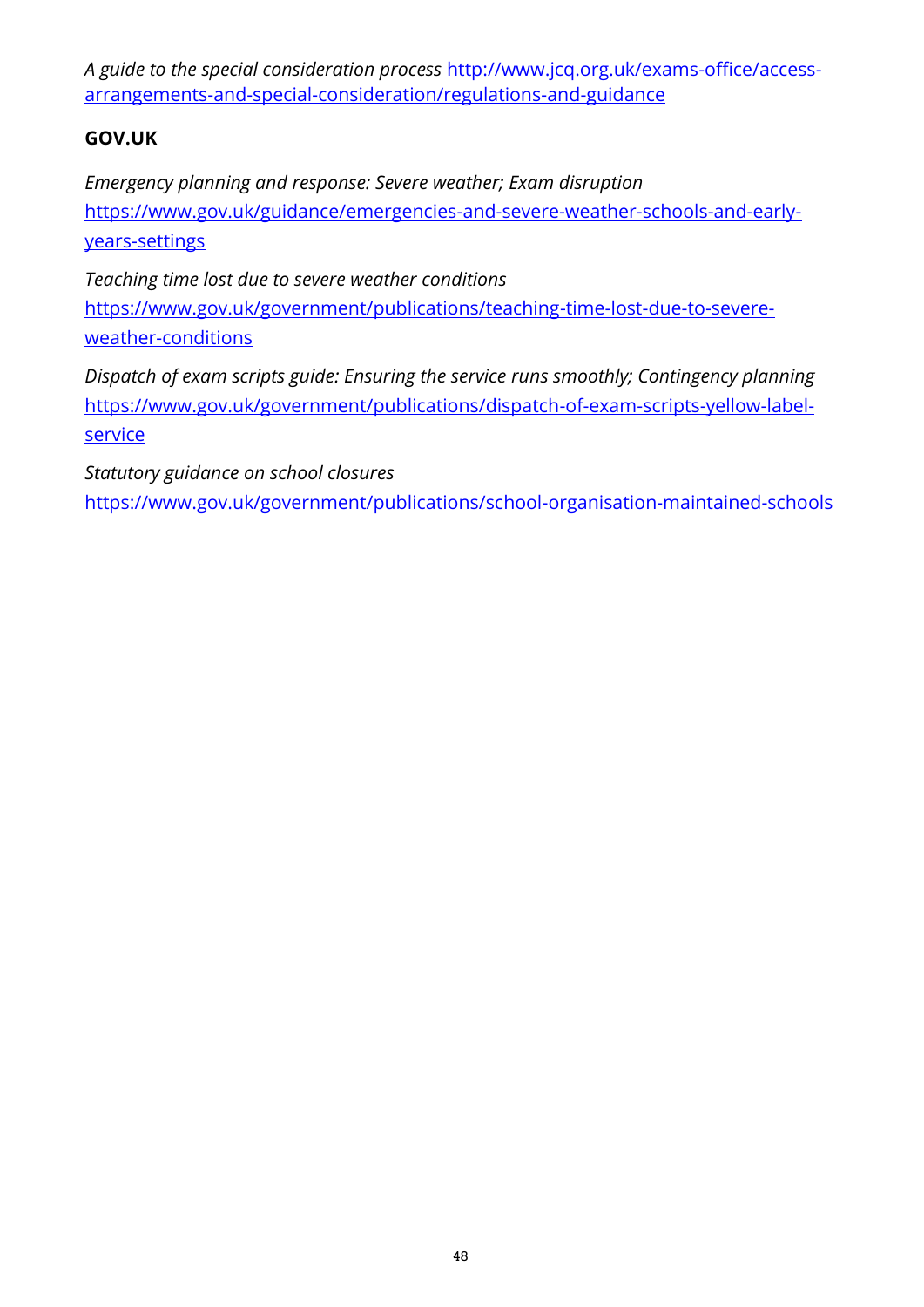*A guide to the special consideration process* http://www.jcq.org.uk/exams-office/access-arrangements-and-special-consideration/regulations-and-guidance

**GOV.UK**

*Emergency planning and response: Severe weather; Exam disruption*
https://www.gov.uk/guidance/emergencies-and-severe-weather-schools-and-early-years-settings

*Teaching time lost due to severe weather conditions*
https://www.gov.uk/government/publications/teaching-time-lost-due-to-severe-weather-conditions

*Dispatch of exam scripts guide: Ensuring the service runs smoothly; Contingency planning*
https://www.gov.uk/government/publications/dispatch-of-exam-scripts-yellow-label-service

*Statutory guidance on school closures*
https://www.gov.uk/government/publications/school-organisation-maintained-schools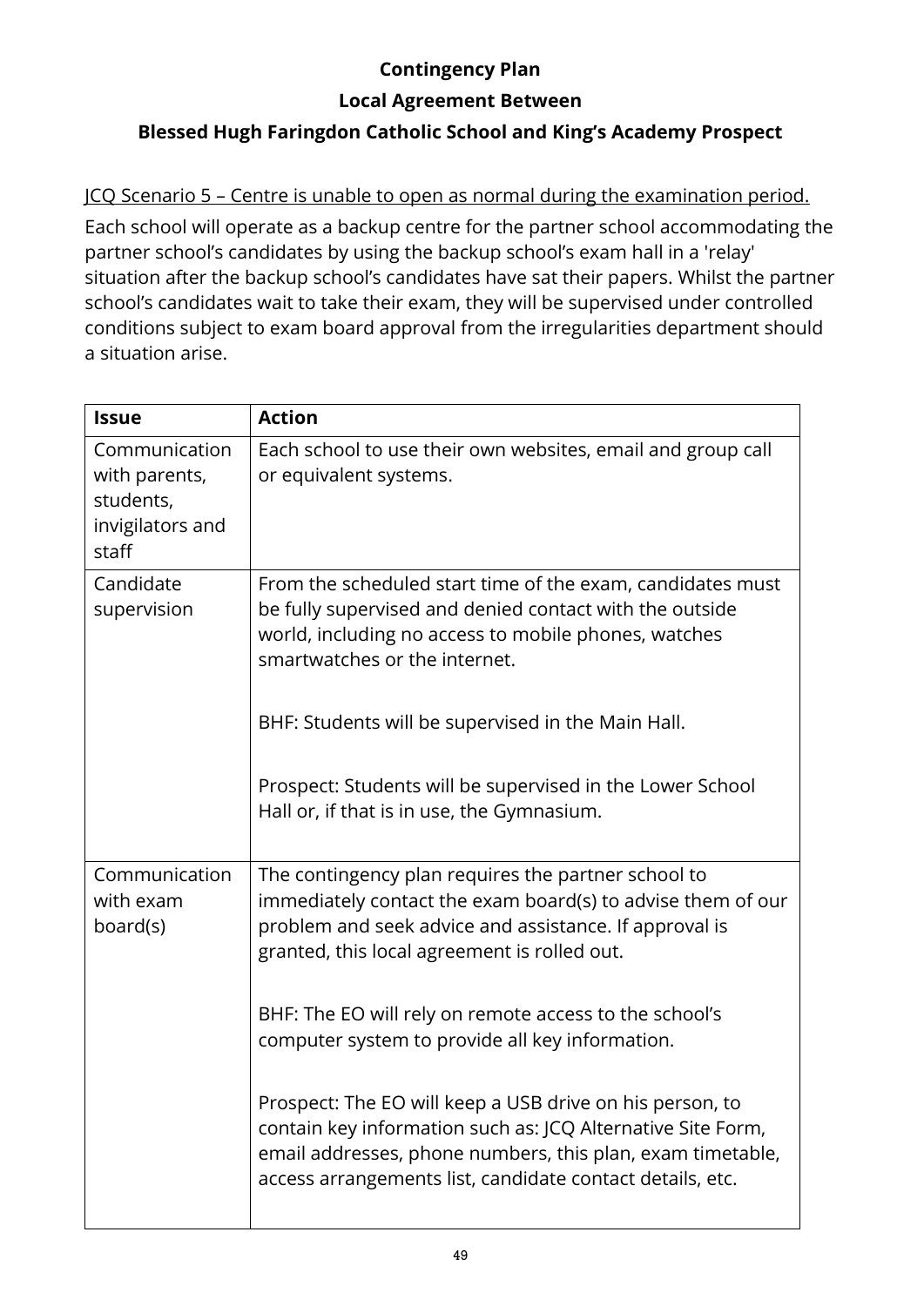**Contingency Plan**

**Local Agreement Between**

**Blessed Hugh Faringdon Catholic School and King's Academy Prospect**

<u>JCQ Scenario 5 – Centre is unable to open as normal during the examination period.</u>

Each school will operate as a backup centre for the partner school accommodating the partner school's candidates by using the backup school's exam hall in a 'relay' situation after the backup school's candidates have sat their papers. Whilst the partner school's candidates wait to take their exam, they will be supervised under controlled conditions subject to exam board approval from the irregularities department should a situation arise.

| **Issue** | **Action** |
|---|---|
| Communication with parents, students, invigilators and staff | Each school to use their own websites, email and group call or equivalent systems. |
| Candidate supervision | From the scheduled start time of the exam, candidates must be fully supervised and denied contact with the outside world, including no access to mobile phones, watches smartwatches or the internet.<br><br>BHF: Students will be supervised in the Main Hall.<br><br>Prospect: Students will be supervised in the Lower School Hall or, if that is in use, the Gymnasium. |
| Communication with exam board(s) | The contingency plan requires the partner school to immediately contact the exam board(s) to advise them of our problem and seek advice and assistance. If approval is granted, this local agreement is rolled out.<br><br>BHF: The EO will rely on remote access to the school's computer system to provide all key information.<br><br>Prospect: The EO will keep a USB drive on his person, to contain key information such as: JCQ Alternative Site Form, email addresses, phone numbers, this plan, exam timetable, access arrangements list, candidate contact details, etc. |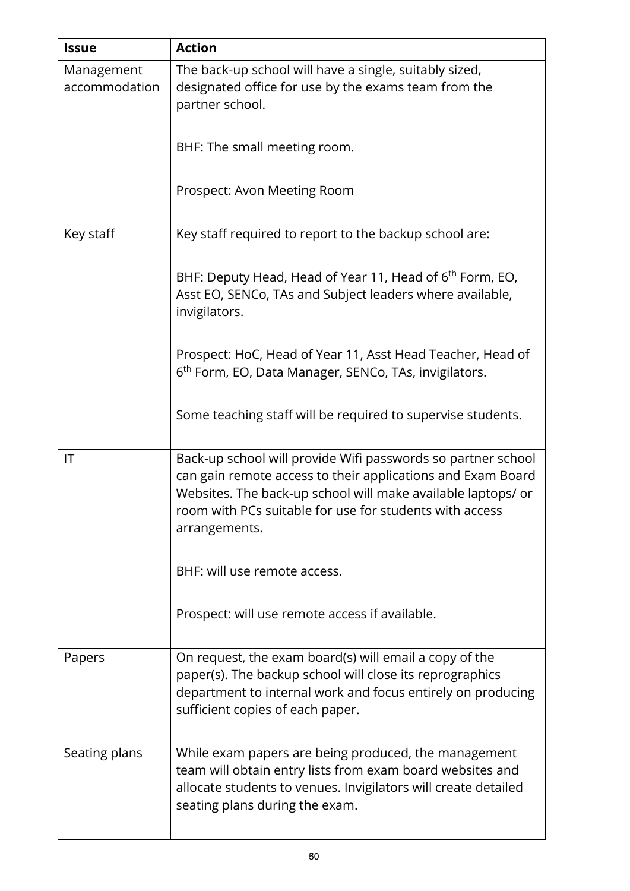| Issue | Action |
| --- | --- |
| Management accommodation | The back-up school will have a single, suitably sized, designated office for use by the exams team from the partner school.<br><br>BHF: The small meeting room.<br><br>Prospect: Avon Meeting Room |
| Key staff | Key staff required to report to the backup school are:<br><br>BHF: Deputy Head, Head of Year 11, Head of 6th Form, EO, Asst EO, SENCo, TAs and Subject leaders where available, invigilators.<br><br>Prospect: HoC, Head of Year 11, Asst Head Teacher, Head of 6th Form, EO, Data Manager, SENCo, TAs, invigilators.<br><br>Some teaching staff will be required to supervise students. |
| IT | Back-up school will provide Wifi passwords so partner school can gain remote access to their applications and Exam Board Websites. The back-up school will make available laptops/ or room with PCs suitable for use for students with access arrangements.<br><br>BHF: will use remote access.<br><br>Prospect: will use remote access if available. |
| Papers | On request, the exam board(s) will email a copy of the paper(s). The backup school will close its reprographics department to internal work and focus entirely on producing sufficient copies of each paper. |
| Seating plans | While exam papers are being produced, the management team will obtain entry lists from exam board websites and allocate students to venues. Invigilators will create detailed seating plans during the exam. |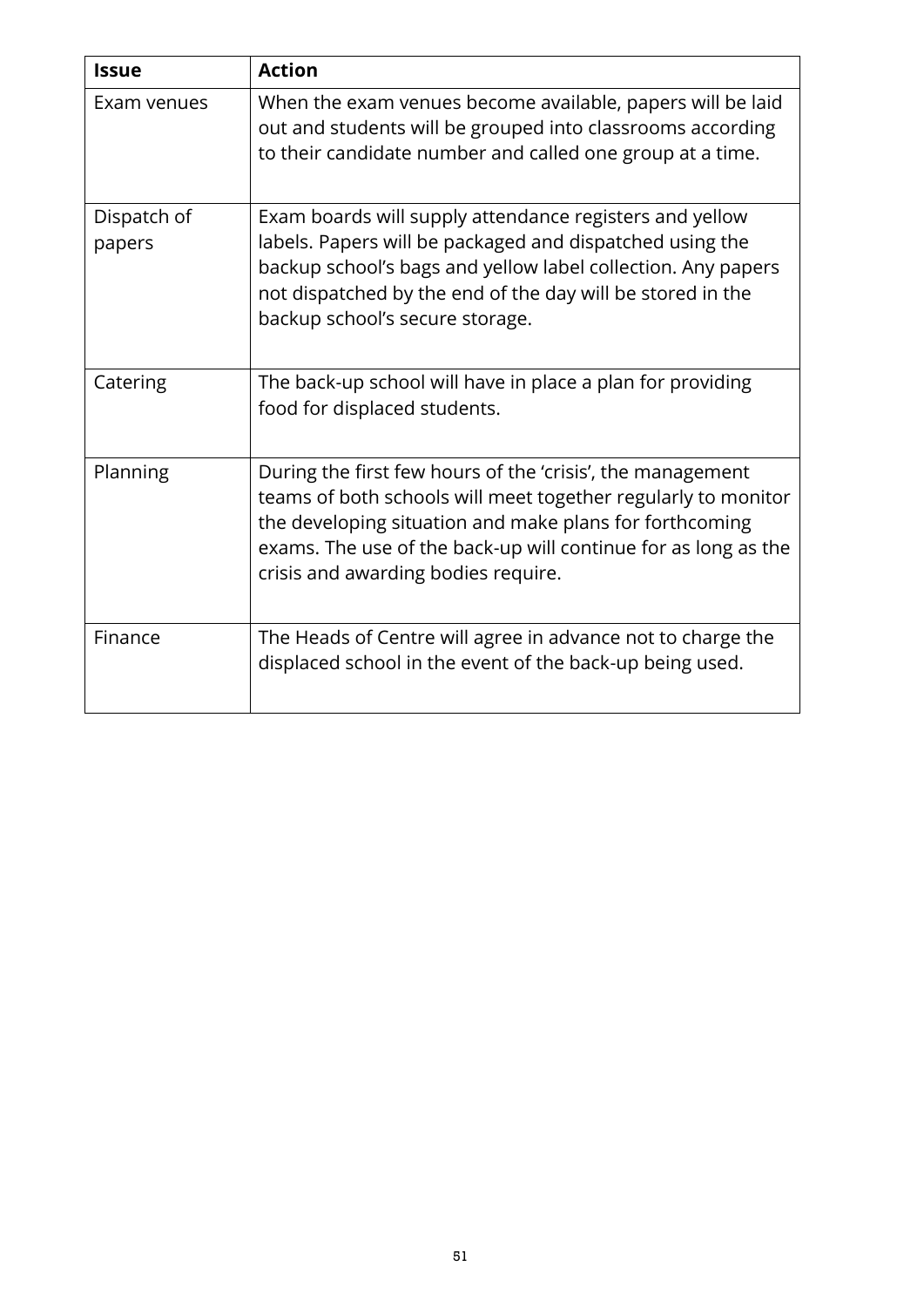| Issue | Action |
|---|---|
| Exam venues | When the exam venues become available, papers will be laid out and students will be grouped into classrooms according to their candidate number and called one group at a time. |
| Dispatch of papers | Exam boards will supply attendance registers and yellow labels. Papers will be packaged and dispatched using the backup school's bags and yellow label collection. Any papers not dispatched by the end of the day will be stored in the backup school's secure storage. |
| Catering | The back-up school will have in place a plan for providing food for displaced students. |
| Planning | During the first few hours of the 'crisis', the management teams of both schools will meet together regularly to monitor the developing situation and make plans for forthcoming exams. The use of the back-up will continue for as long as the crisis and awarding bodies require. |
| Finance | The Heads of Centre will agree in advance not to charge the displaced school in the event of the back-up being used. |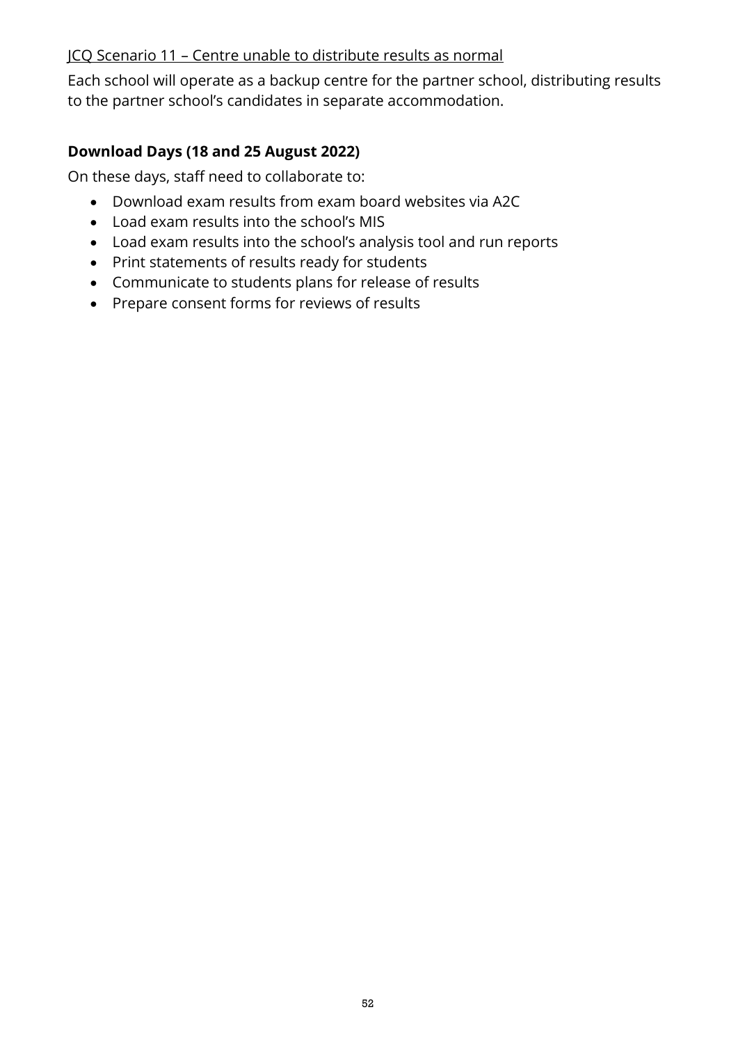<u>JCQ Scenario 11 – Centre unable to distribute results as normal</u>

Each school will operate as a backup centre for the partner school, distributing results to the partner school's candidates in separate accommodation.

**Download Days (18 and 25 August 2022)**

On these days, staff need to collaborate to:

- Download exam results from exam board websites via A2C
- Load exam results into the school's MIS
- Load exam results into the school's analysis tool and run reports
- Print statements of results ready for students
- Communicate to students plans for release of results
- Prepare consent forms for reviews of results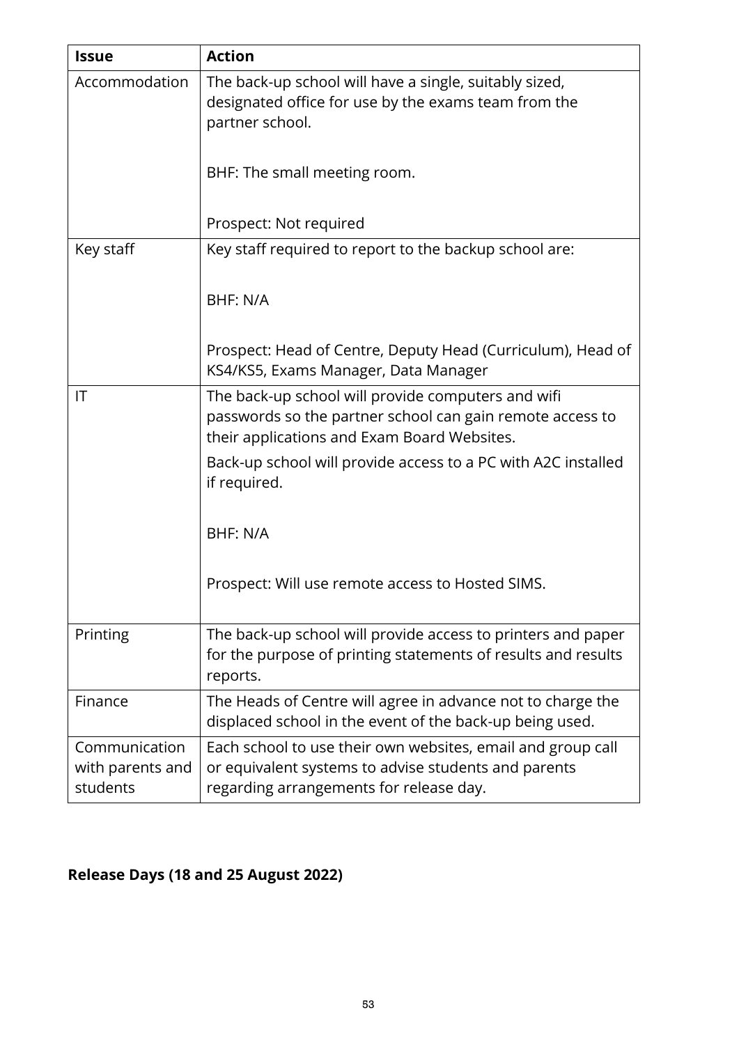| Issue | Action |
| --- | --- |
| Accommodation | The back-up school will have a single, suitably sized, designated office for use by the exams team from the partner school.<br><br>BHF: The small meeting room.<br><br>Prospect: Not required |
| Key staff | Key staff required to report to the backup school are:<br><br>BHF: N/A<br><br>Prospect: Head of Centre, Deputy Head (Curriculum), Head of KS4/KS5, Exams Manager, Data Manager |
| IT | The back-up school will provide computers and wifi passwords so the partner school can gain remote access to their applications and Exam Board Websites.<br>Back-up school will provide access to a PC with A2C installed if required.<br><br>BHF: N/A<br><br>Prospect: Will use remote access to Hosted SIMS. |
| Printing | The back-up school will provide access to printers and paper for the purpose of printing statements of results and results reports. |
| Finance | The Heads of Centre will agree in advance not to charge the displaced school in the event of the back-up being used. |
| Communication with parents and students | Each school to use their own websites, email and group call or equivalent systems to advise students and parents regarding arrangements for release day. |

**Release Days (18 and 25 August 2022)**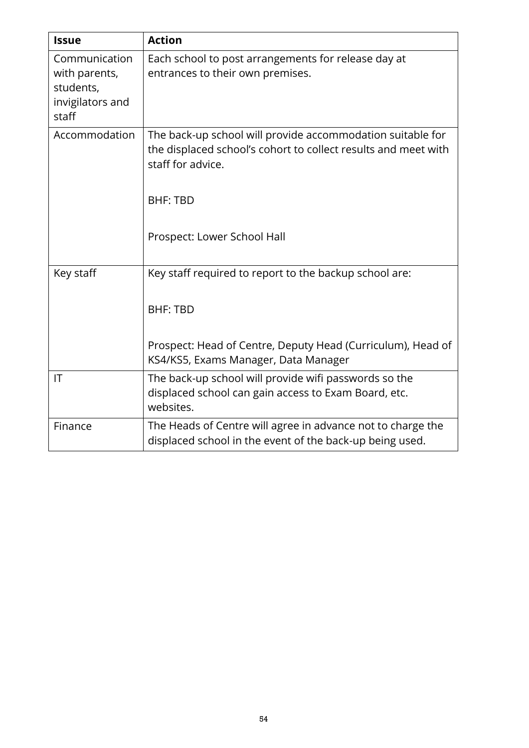| Issue | Action |
| --- | --- |
| Communication with parents, students, invigilators and staff | Each school to post arrangements for release day at entrances to their own premises. |
| Accommodation | The back-up school will provide accommodation suitable for the displaced school's cohort to collect results and meet with staff for advice.<br><br>BHF: TBD<br><br>Prospect: Lower School Hall |
| Key staff | Key staff required to report to the backup school are:<br><br>BHF: TBD<br><br>Prospect: Head of Centre, Deputy Head (Curriculum), Head of KS4/KS5, Exams Manager, Data Manager |
| IT | The back-up school will provide wifi passwords so the displaced school can gain access to Exam Board, etc. websites. |
| Finance | The Heads of Centre will agree in advance not to charge the displaced school in the event of the back-up being used. |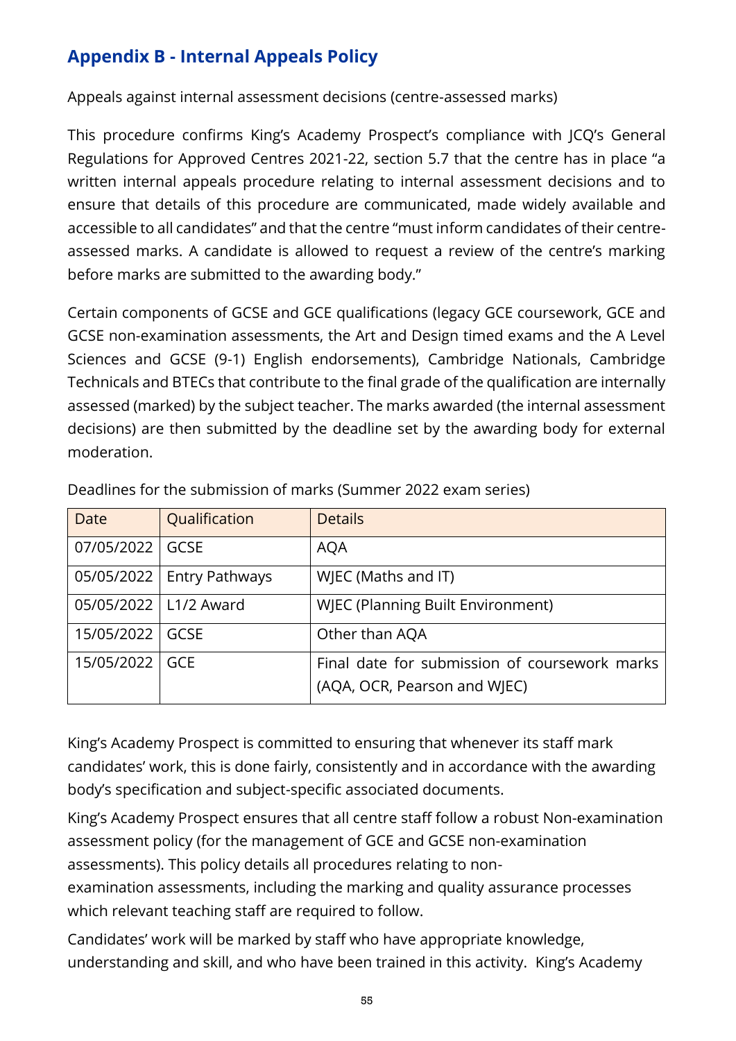## Appendix B - Internal Appeals Policy

Appeals against internal assessment decisions (centre-assessed marks)

This procedure confirms King's Academy Prospect's compliance with JCQ's General Regulations for Approved Centres 2021-22, section 5.7 that the centre has in place "a written internal appeals procedure relating to internal assessment decisions and to ensure that details of this procedure are communicated, made widely available and accessible to all candidates" and that the centre "must inform candidates of their centre-assessed marks. A candidate is allowed to request a review of the centre's marking before marks are submitted to the awarding body."

Certain components of GCSE and GCE qualifications (legacy GCE coursework, GCE and GCSE non-examination assessments, the Art and Design timed exams and the A Level Sciences and GCSE (9-1) English endorsements), Cambridge Nationals, Cambridge Technicals and BTECs that contribute to the final grade of the qualification are internally assessed (marked) by the subject teacher. The marks awarded (the internal assessment decisions) are then submitted by the deadline set by the awarding body for external moderation.

Deadlines for the submission of marks (Summer 2022 exam series)

| Date | Qualification | Details |
|---|---|---|
| 07/05/2022 | GCSE | AQA |
| 05/05/2022 | Entry Pathways | WJEC (Maths and IT) |
| 05/05/2022 | L1/2 Award | WJEC (Planning Built Environment) |
| 15/05/2022 | GCSE | Other than AQA |
| 15/05/2022 | GCE | Final date for submission of coursework marks (AQA, OCR, Pearson and WJEC) |

King's Academy Prospect is committed to ensuring that whenever its staff mark candidates' work, this is done fairly, consistently and in accordance with the awarding body's specification and subject-specific associated documents.

King's Academy Prospect ensures that all centre staff follow a robust Non-examination assessment policy (for the management of GCE and GCSE non-examination assessments). This policy details all procedures relating to non-examination assessments, including the marking and quality assurance processes which relevant teaching staff are required to follow.

Candidates' work will be marked by staff who have appropriate knowledge, understanding and skill, and who have been trained in this activity. King's Academy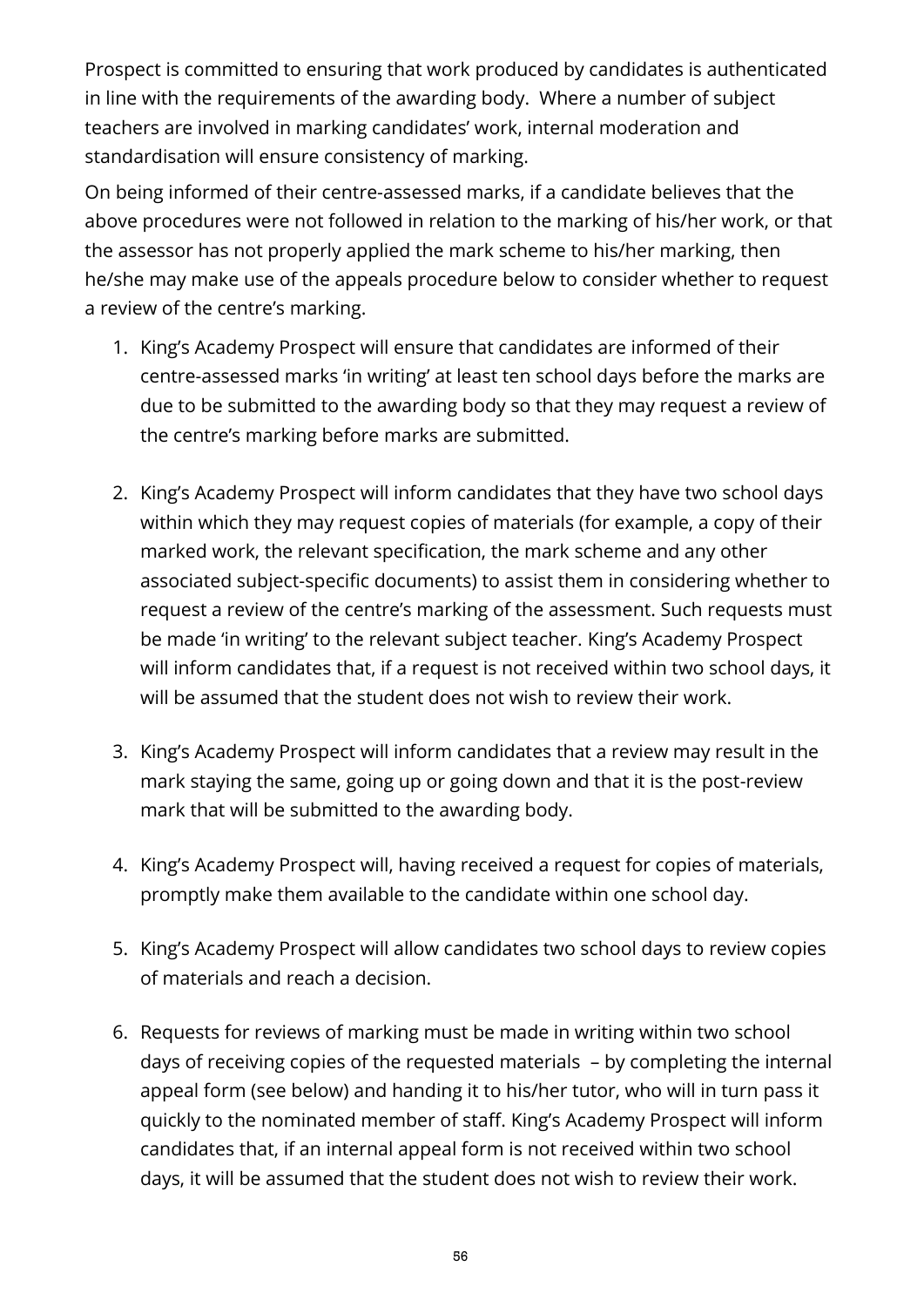Prospect is committed to ensuring that work produced by candidates is authenticated in line with the requirements of the awarding body. Where a number of subject teachers are involved in marking candidates' work, internal moderation and standardisation will ensure consistency of marking.

On being informed of their centre-assessed marks, if a candidate believes that the above procedures were not followed in relation to the marking of his/her work, or that the assessor has not properly applied the mark scheme to his/her marking, then he/she may make use of the appeals procedure below to consider whether to request a review of the centre's marking.

1. King's Academy Prospect will ensure that candidates are informed of their centre-assessed marks 'in writing' at least ten school days before the marks are due to be submitted to the awarding body so that they may request a review of the centre's marking before marks are submitted.

2. King's Academy Prospect will inform candidates that they have two school days within which they may request copies of materials (for example, a copy of their marked work, the relevant specification, the mark scheme and any other associated subject-specific documents) to assist them in considering whether to request a review of the centre's marking of the assessment. Such requests must be made 'in writing' to the relevant subject teacher. King's Academy Prospect will inform candidates that, if a request is not received within two school days, it will be assumed that the student does not wish to review their work.

3. King's Academy Prospect will inform candidates that a review may result in the mark staying the same, going up or going down and that it is the post-review mark that will be submitted to the awarding body.

4. King's Academy Prospect will, having received a request for copies of materials, promptly make them available to the candidate within one school day.

5. King's Academy Prospect will allow candidates two school days to review copies of materials and reach a decision.

6. Requests for reviews of marking must be made in writing within two school days of receiving copies of the requested materials – by completing the internal appeal form (see below) and handing it to his/her tutor, who will in turn pass it quickly to the nominated member of staff. King's Academy Prospect will inform candidates that, if an internal appeal form is not received within two school days, it will be assumed that the student does not wish to review their work.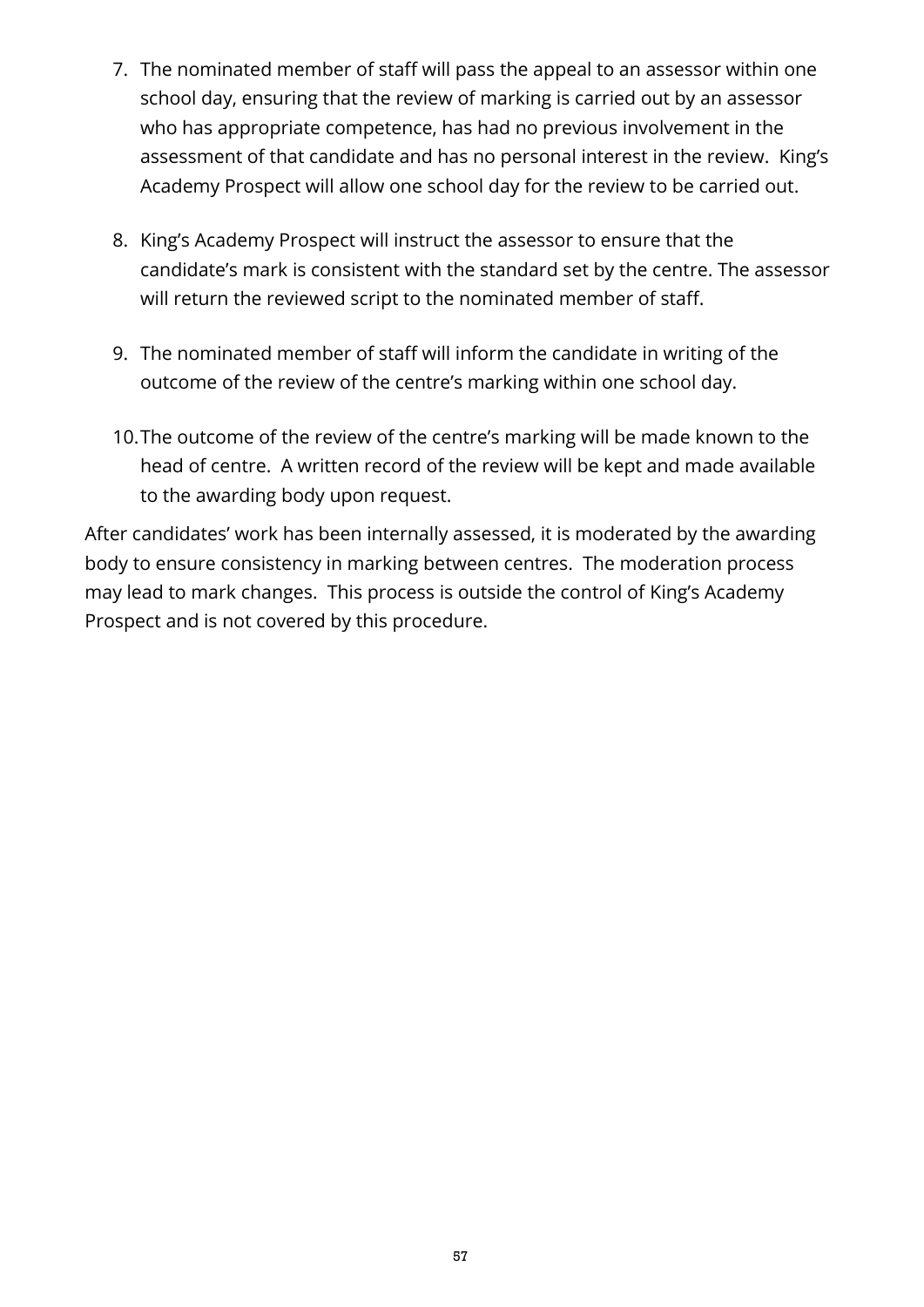7. The nominated member of staff will pass the appeal to an assessor within one school day, ensuring that the review of marking is carried out by an assessor who has appropriate competence, has had no previous involvement in the assessment of that candidate and has no personal interest in the review. King's Academy Prospect will allow one school day for the review to be carried out.

8. King's Academy Prospect will instruct the assessor to ensure that the candidate's mark is consistent with the standard set by the centre. The assessor will return the reviewed script to the nominated member of staff.

9. The nominated member of staff will inform the candidate in writing of the outcome of the review of the centre's marking within one school day.

10. The outcome of the review of the centre's marking will be made known to the head of centre. A written record of the review will be kept and made available to the awarding body upon request.

After candidates' work has been internally assessed, it is moderated by the awarding body to ensure consistency in marking between centres. The moderation process may lead to mark changes. This process is outside the control of King's Academy Prospect and is not covered by this procedure.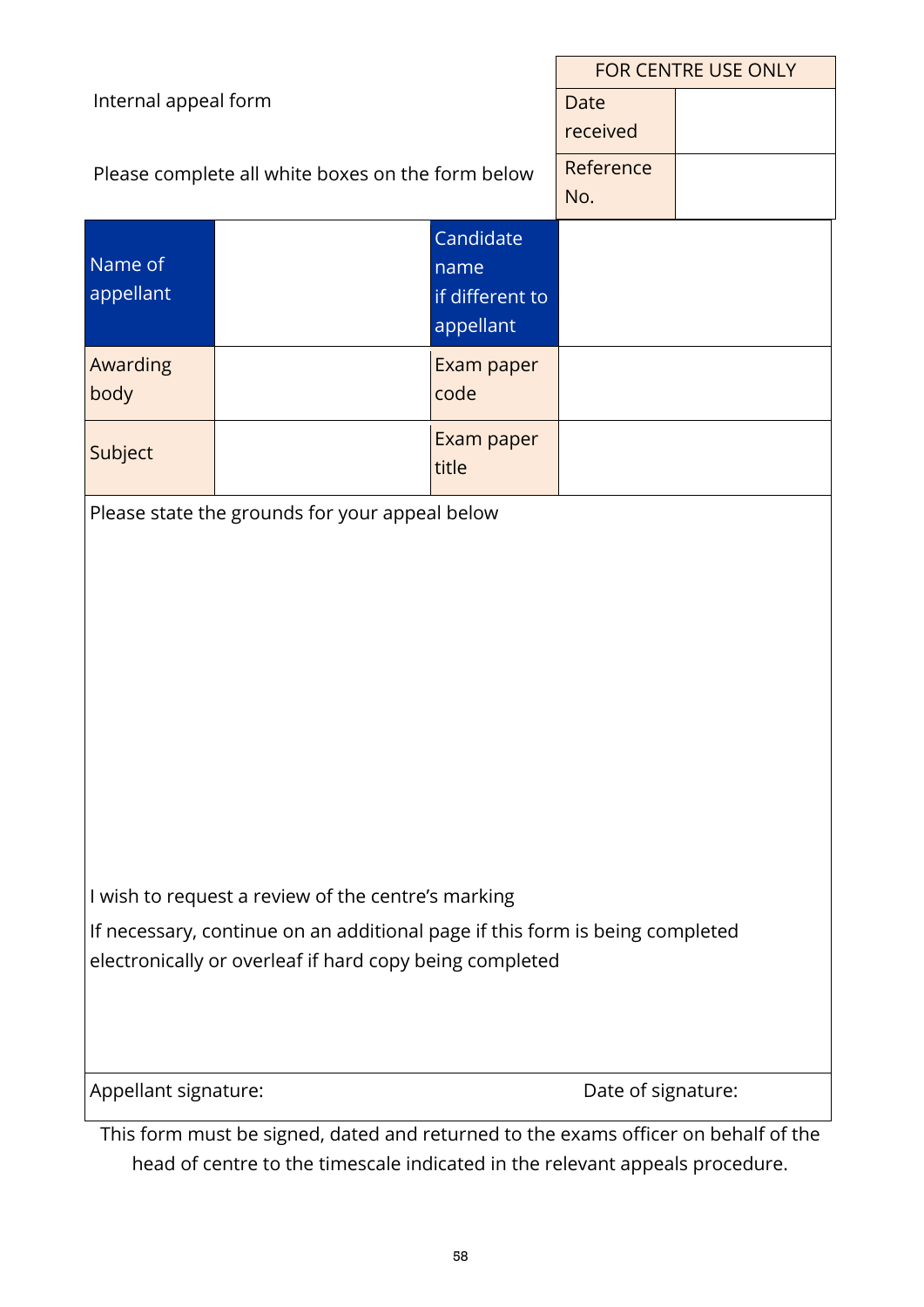Internal appeal form

Please complete all white boxes on the form below

| FOR CENTRE USE ONLY | |
|---|---|
| Date received | |
| Reference No. | |

| Name of appellant | | Candidate name if different to appellant | |
|---|---|---|---|
| Awarding body | | Exam paper code | |
| Subject | | Exam paper title | |

Please state the grounds for your appeal below

I wish to request a review of the centre's marking

If necessary, continue on an additional page if this form is being completed electronically or overleaf if hard copy being completed

| Appellant signature: | Date of signature: |
|---|---|
| | |

This form must be signed, dated and returned to the exams officer on behalf of the head of centre to the timescale indicated in the relevant appeals procedure.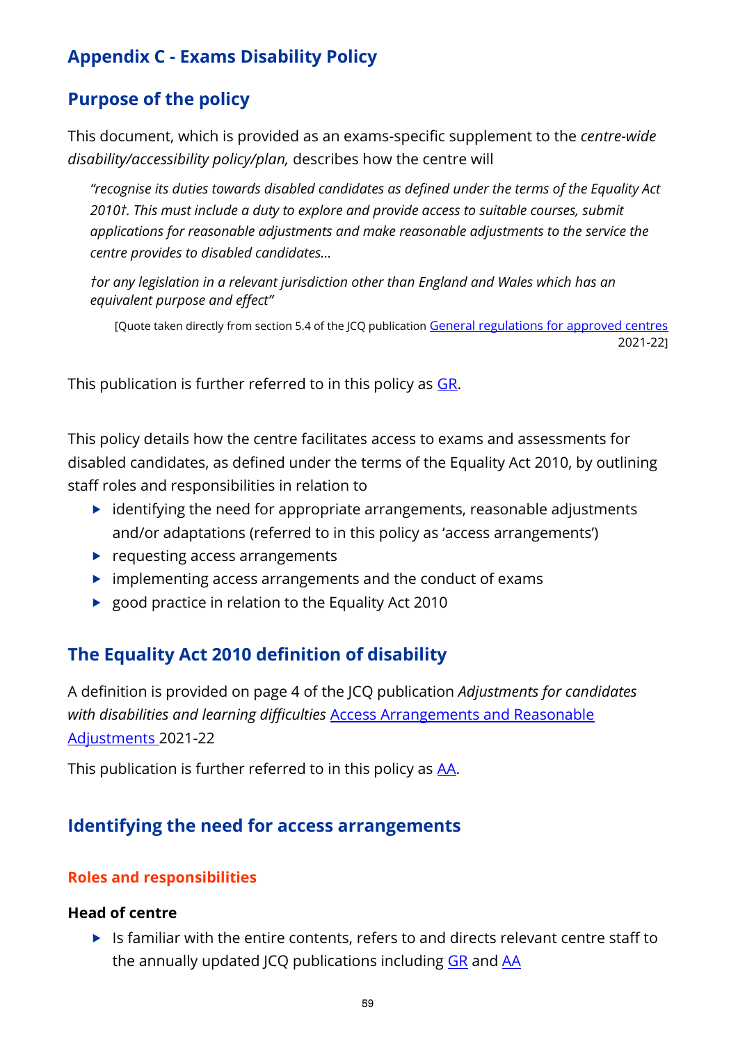# Appendix C - Exams Disability Policy

## Purpose of the policy

This document, which is provided as an exams-specific supplement to the *centre-wide disability/accessibility policy/plan,* describes how the centre will

> *"recognise its duties towards disabled candidates as defined under the terms of the Equality Act 2010†. This must include a duty to explore and provide access to suitable courses, submit applications for reasonable adjustments and make reasonable adjustments to the service the centre provides to disabled candidates…*
>
> *†or any legislation in a relevant jurisdiction other than England and Wales which has an equivalent purpose and effect"*
>
> [Quote taken directly from section 5.4 of the JCQ publication General regulations for approved centres 2021-22]

This publication is further referred to in this policy as GR.

This policy details how the centre facilitates access to exams and assessments for disabled candidates, as defined under the terms of the Equality Act 2010, by outlining staff roles and responsibilities in relation to

- identifying the need for appropriate arrangements, reasonable adjustments and/or adaptations (referred to in this policy as 'access arrangements')
- requesting access arrangements
- implementing access arrangements and the conduct of exams
- good practice in relation to the Equality Act 2010

## The Equality Act 2010 definition of disability

A definition is provided on page 4 of the JCQ publication *Adjustments for candidates with disabilities and learning difficulties* Access Arrangements and Reasonable Adjustments 2021-22

This publication is further referred to in this policy as AA.

## Identifying the need for access arrangements

### Roles and responsibilities

#### Head of centre

- Is familiar with the entire contents, refers to and directs relevant centre staff to the annually updated JCQ publications including GR and AA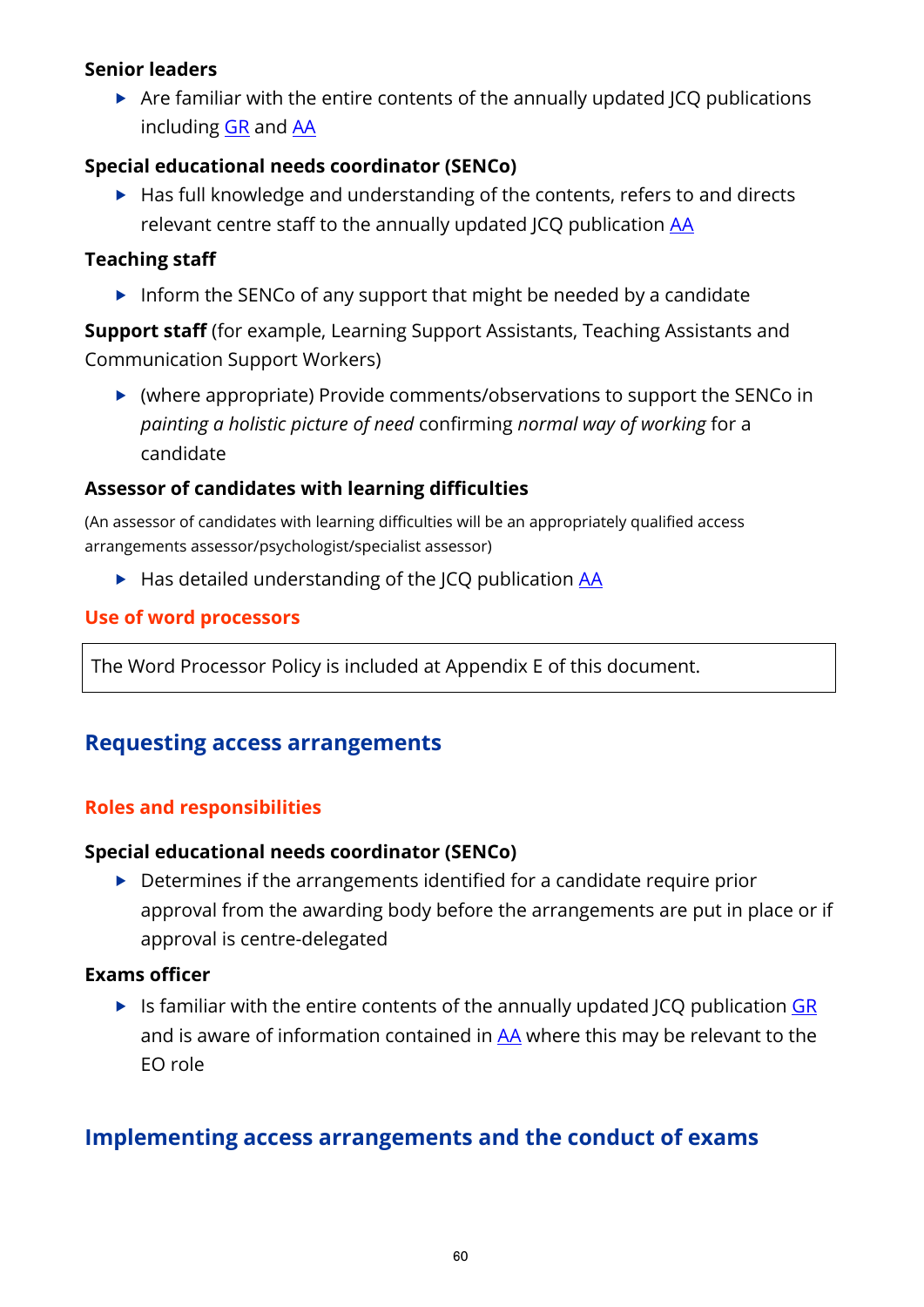**Senior leaders**

- Are familiar with the entire contents of the annually updated JCQ publications including GR and AA

**Special educational needs coordinator (SENCo)**

- Has full knowledge and understanding of the contents, refers to and directs relevant centre staff to the annually updated JCQ publication AA

**Teaching staff**

- Inform the SENCo of any support that might be needed by a candidate

**Support staff** (for example, Learning Support Assistants, Teaching Assistants and Communication Support Workers)

- (where appropriate) Provide comments/observations to support the SENCo in *painting a holistic picture of need* confirming *normal way of working* for a candidate

**Assessor of candidates with learning difficulties**

(An assessor of candidates with learning difficulties will be an appropriately qualified access arrangements assessor/psychologist/specialist assessor)

- Has detailed understanding of the JCQ publication AA

### Use of word processors

| The Word Processor Policy is included at Appendix E of this document. |
| --- |

## Requesting access arrangements

### Roles and responsibilities

**Special educational needs coordinator (SENCo)**

- Determines if the arrangements identified for a candidate require prior approval from the awarding body before the arrangements are put in place or if approval is centre-delegated

**Exams officer**

- Is familiar with the entire contents of the annually updated JCQ publication GR and is aware of information contained in AA where this may be relevant to the EO role

## Implementing access arrangements and the conduct of exams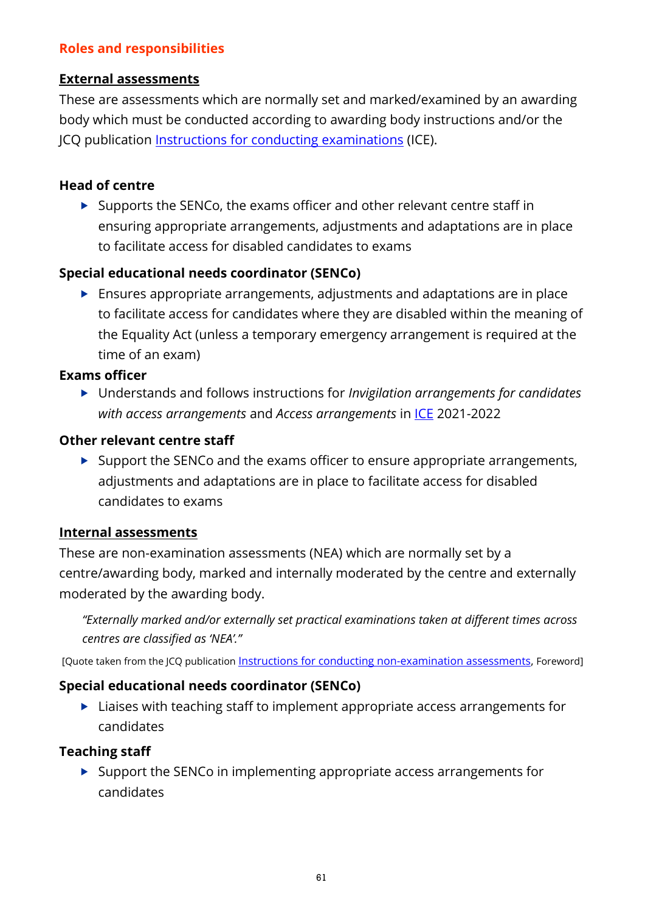## Roles and responsibilities

### External assessments

These are assessments which are normally set and marked/examined by an awarding body which must be conducted according to awarding body instructions and/or the JCQ publication Instructions for conducting examinations (ICE).

#### Head of centre

- Supports the SENCo, the exams officer and other relevant centre staff in ensuring appropriate arrangements, adjustments and adaptations are in place to facilitate access for disabled candidates to exams

#### Special educational needs coordinator (SENCo)

- Ensures appropriate arrangements, adjustments and adaptations are in place to facilitate access for candidates where they are disabled within the meaning of the Equality Act (unless a temporary emergency arrangement is required at the time of an exam)

#### Exams officer

- Understands and follows instructions for *Invigilation arrangements for candidates with access arrangements* and *Access arrangements* in ICE 2021-2022

#### Other relevant centre staff

- Support the SENCo and the exams officer to ensure appropriate arrangements, adjustments and adaptations are in place to facilitate access for disabled candidates to exams

### Internal assessments

These are non-examination assessments (NEA) which are normally set by a centre/awarding body, marked and internally moderated by the centre and externally moderated by the awarding body.

> *"Externally marked and/or externally set practical examinations taken at different times across centres are classified as 'NEA'."*

[Quote taken from the JCQ publication Instructions for conducting non-examination assessments, Foreword]

#### Special educational needs coordinator (SENCo)

- Liaises with teaching staff to implement appropriate access arrangements for candidates

#### Teaching staff

- Support the SENCo in implementing appropriate access arrangements for candidates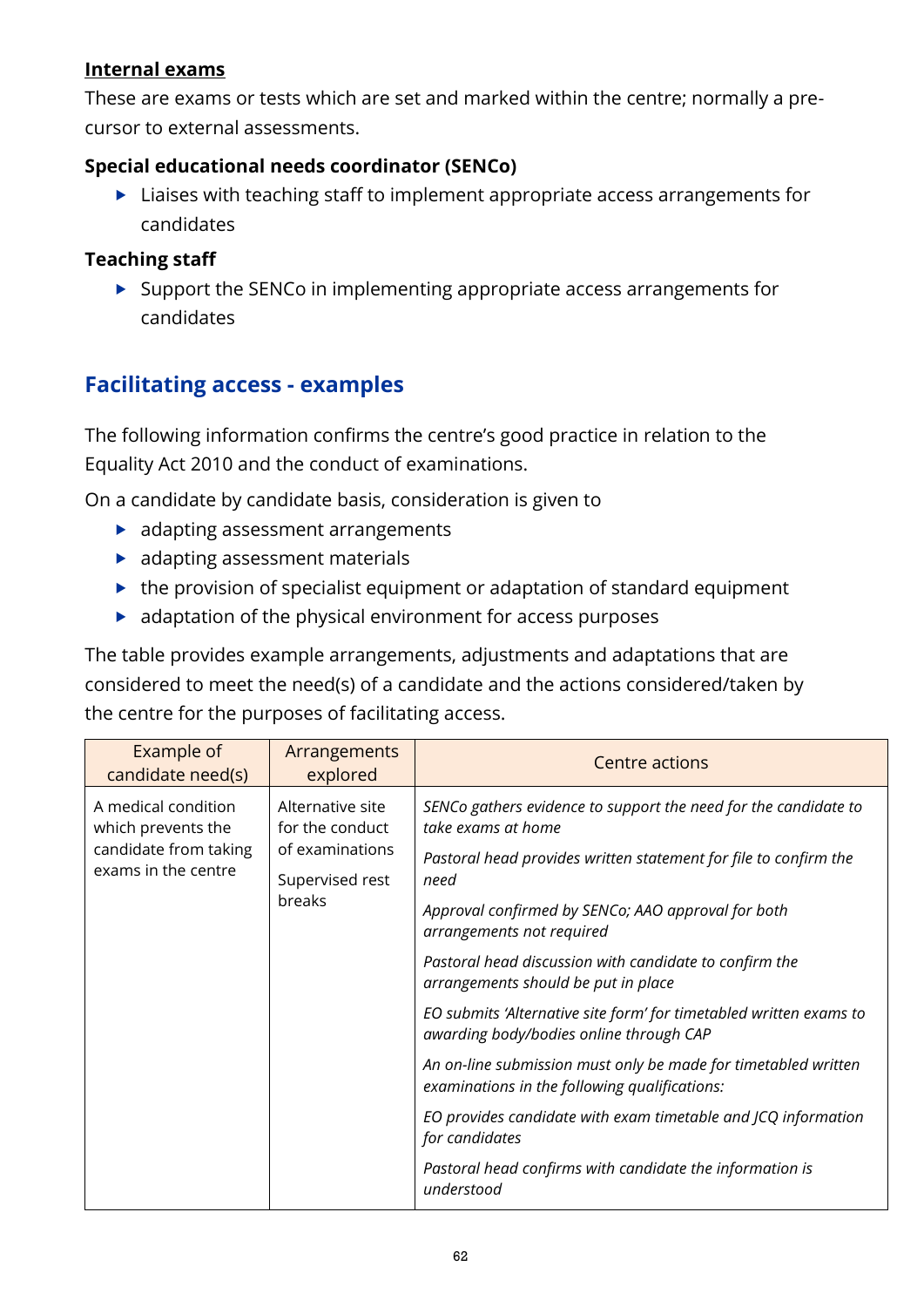**<u>Internal exams</u>**

These are exams or tests which are set and marked within the centre; normally a pre-cursor to external assessments.

**Special educational needs coordinator (SENCo)**

- Liaises with teaching staff to implement appropriate access arrangements for candidates

**Teaching staff**

- Support the SENCo in implementing appropriate access arrangements for candidates

## Facilitating access - examples

The following information confirms the centre's good practice in relation to the Equality Act 2010 and the conduct of examinations.

On a candidate by candidate basis, consideration is given to

- adapting assessment arrangements
- adapting assessment materials
- the provision of specialist equipment or adaptation of standard equipment
- adaptation of the physical environment for access purposes

The table provides example arrangements, adjustments and adaptations that are considered to meet the need(s) of a candidate and the actions considered/taken by the centre for the purposes of facilitating access.

| Example of candidate need(s) | Arrangements explored | Centre actions |
| --- | --- | --- |
| A medical condition which prevents the candidate from taking exams in the centre | Alternative site for the conduct of examinations<br><br>Supervised rest breaks | *SENCo gathers evidence to support the need for the candidate to take exams at home*<br><br>*Pastoral head provides written statement for file to confirm the need*<br><br>*Approval confirmed by SENCo; AAO approval for both arrangements not required*<br><br>*Pastoral head discussion with candidate to confirm the arrangements should be put in place*<br><br>*EO submits 'Alternative site form' for timetabled written exams to awarding body/bodies online through CAP*<br><br>*An on-line submission must only be made for timetabled written examinations in the following qualifications:*<br><br>*EO provides candidate with exam timetable and JCQ information for candidates*<br><br>*Pastoral head confirms with candidate the information is understood* |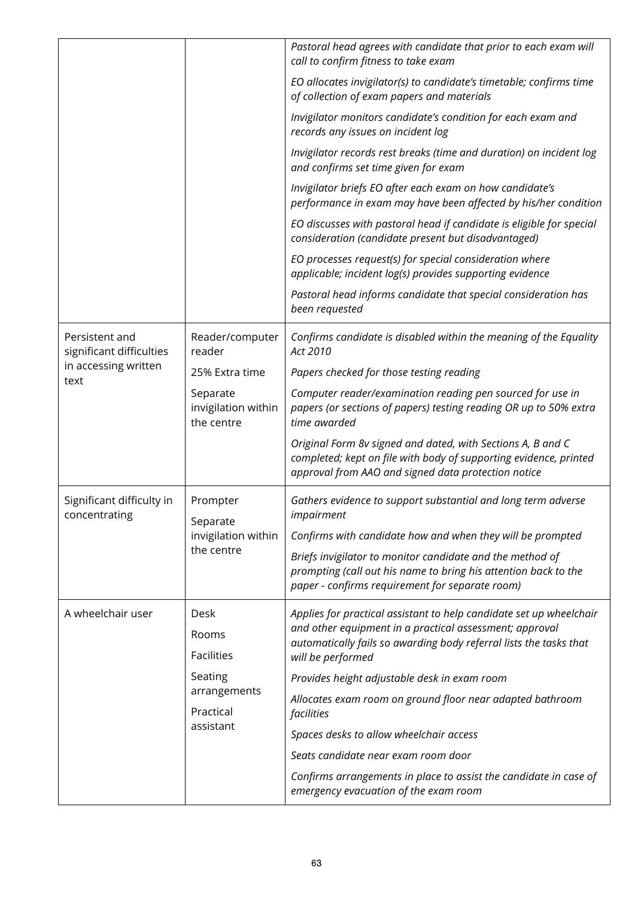| | | |
|---|---|---|
| | | *Pastoral head agrees with candidate that prior to each exam will call to confirm fitness to take exam*<br><br>*EO allocates invigilator(s) to candidate's timetable; confirms time of collection of exam papers and materials*<br><br>*Invigilator monitors candidate's condition for each exam and records any issues on incident log*<br><br>*Invigilator records rest breaks (time and duration) on incident log and confirms set time given for exam*<br><br>*Invigilator briefs EO after each exam on how candidate's performance in exam may have been affected by his/her condition*<br><br>*EO discusses with pastoral head if candidate is eligible for special consideration (candidate present but disadvantaged)*<br><br>*EO processes request(s) for special consideration where applicable; incident log(s) provides supporting evidence*<br><br>*Pastoral head informs candidate that special consideration has been requested* |
| Persistent and significant difficulties in accessing written text | Reader/computer reader<br><br>25% Extra time<br><br>Separate invigilation within the centre | *Confirms candidate is disabled within the meaning of the Equality Act 2010*<br><br>*Papers checked for those testing reading*<br><br>*Computer reader/examination reading pen sourced for use in papers (or sections of papers) testing reading OR up to 50% extra time awarded*<br><br>*Original Form 8v signed and dated, with Sections A, B and C completed; kept on file with body of supporting evidence, printed approval from AAO and signed data protection notice* |
| Significant difficulty in concentrating | Prompter<br><br>Separate invigilation within the centre | *Gathers evidence to support substantial and long term adverse impairment*<br><br>*Confirms with candidate how and when they will be prompted*<br><br>*Briefs invigilator to monitor candidate and the method of prompting (call out his name to bring his attention back to the paper - confirms requirement for separate room)* |
| A wheelchair user | Desk<br><br>Rooms<br><br>Facilities<br><br>Seating arrangements<br><br>Practical assistant | *Applies for practical assistant to help candidate set up wheelchair and other equipment in a practical assessment; approval automatically fails so awarding body referral lists the tasks that will be performed*<br><br>*Provides height adjustable desk in exam room*<br><br>*Allocates exam room on ground floor near adapted bathroom facilities*<br><br>*Spaces desks to allow wheelchair access*<br><br>*Seats candidate near exam room door*<br><br>*Confirms arrangements in place to assist the candidate in case of emergency evacuation of the exam room* |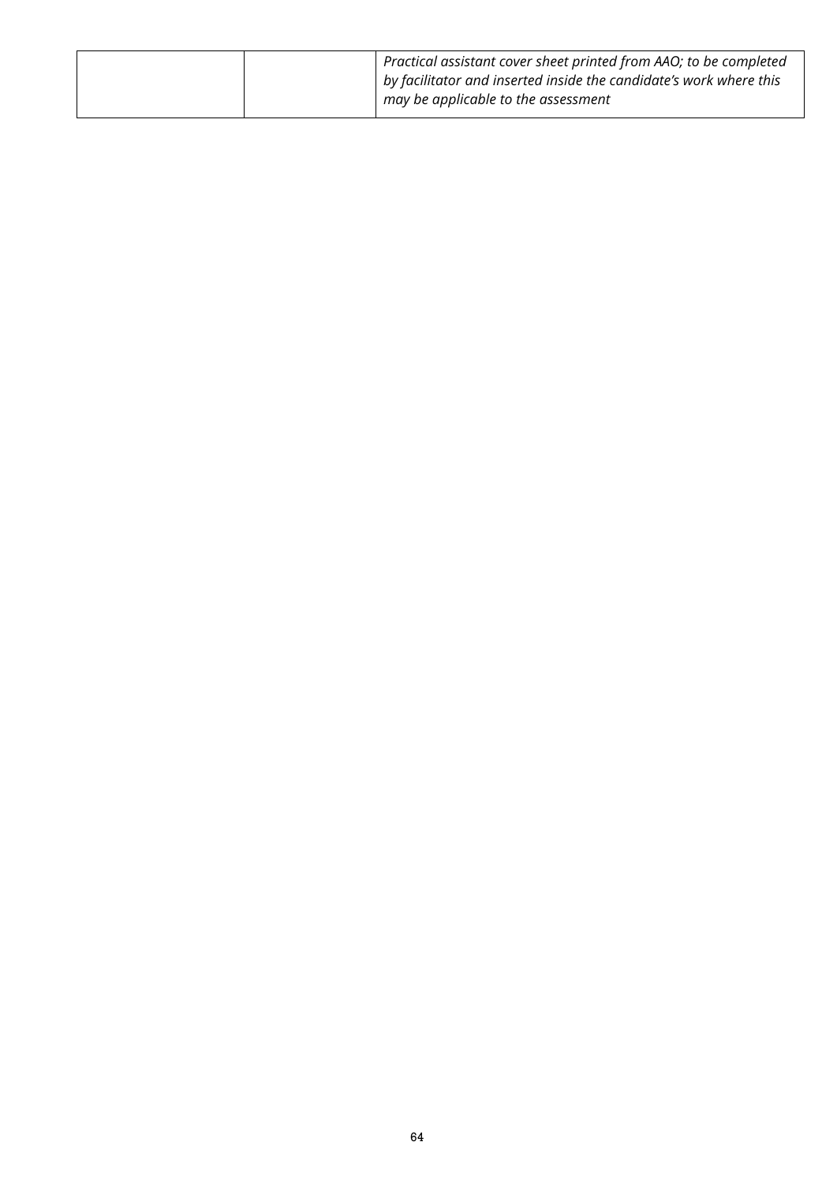| | | |
|---|---|---|
| | | *Practical assistant cover sheet printed from AAO; to be completed by facilitator and inserted inside the candidate's work where this may be applicable to the assessment* |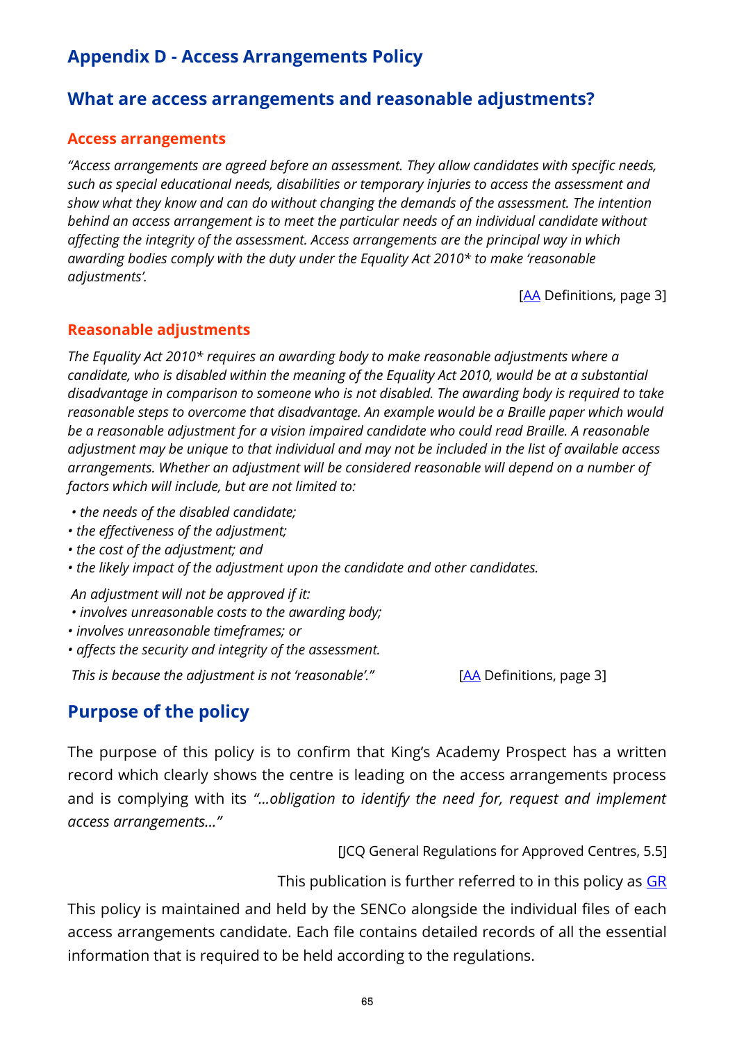# Appendix D - Access Arrangements Policy

## What are access arrangements and reasonable adjustments?

### Access arrangements

*"Access arrangements are agreed before an assessment. They allow candidates with specific needs, such as special educational needs, disabilities or temporary injuries to access the assessment and show what they know and can do without changing the demands of the assessment. The intention behind an access arrangement is to meet the particular needs of an individual candidate without affecting the integrity of the assessment. Access arrangements are the principal way in which awarding bodies comply with the duty under the Equality Act 2010* to make 'reasonable adjustments'.*

[AA Definitions, page 3]

### Reasonable adjustments

*The Equality Act 2010* requires an awarding body to make reasonable adjustments where a candidate, who is disabled within the meaning of the Equality Act 2010, would be at a substantial disadvantage in comparison to someone who is not disabled. The awarding body is required to take reasonable steps to overcome that disadvantage. An example would be a Braille paper which would be a reasonable adjustment for a vision impaired candidate who could read Braille. A reasonable adjustment may be unique to that individual and may not be included in the list of available access arrangements. Whether an adjustment will be considered reasonable will depend on a number of factors which will include, but are not limited to:*

- *the needs of the disabled candidate;*
- *the effectiveness of the adjustment;*
- *the cost of the adjustment; and*
- *the likely impact of the adjustment upon the candidate and other candidates.*

*An adjustment will not be approved if it:*

- *involves unreasonable costs to the awarding body;*
- *involves unreasonable timeframes; or*
- *affects the security and integrity of the assessment.*

*This is because the adjustment is not 'reasonable'."* [AA Definitions, page 3]

## Purpose of the policy

The purpose of this policy is to confirm that King's Academy Prospect has a written record which clearly shows the centre is leading on the access arrangements process and is complying with its *"...obligation to identify the need for, request and implement access arrangements..."*

[JCQ General Regulations for Approved Centres, 5.5]

This publication is further referred to in this policy as GR

This policy is maintained and held by the SENCo alongside the individual files of each access arrangements candidate. Each file contains detailed records of all the essential information that is required to be held according to the regulations.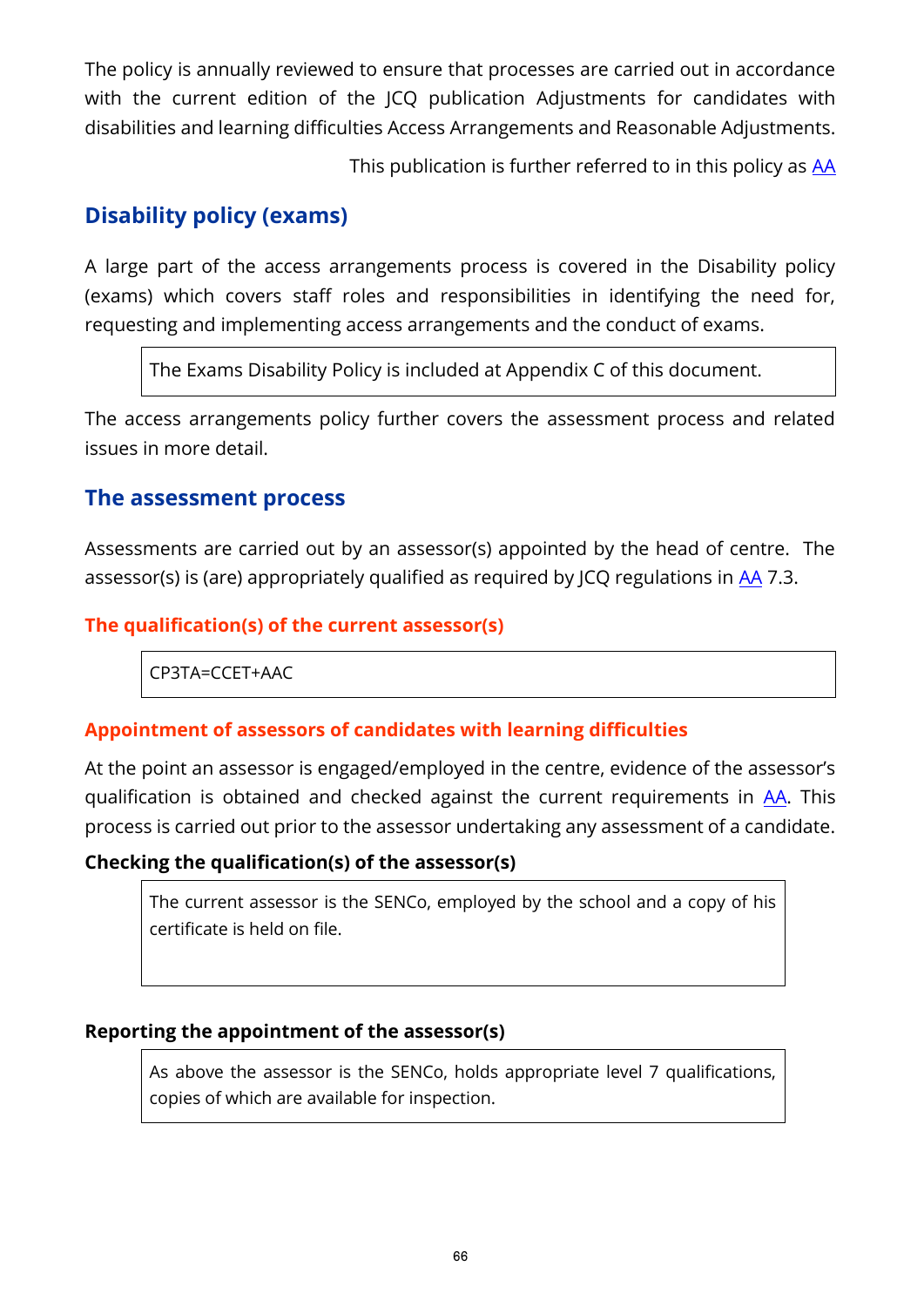The policy is annually reviewed to ensure that processes are carried out in accordance with the current edition of the JCQ publication Adjustments for candidates with disabilities and learning difficulties Access Arrangements and Reasonable Adjustments.

This publication is further referred to in this policy as AA

## Disability policy (exams)

A large part of the access arrangements process is covered in the Disability policy (exams) which covers staff roles and responsibilities in identifying the need for, requesting and implementing access arrangements and the conduct of exams.

> The Exams Disability Policy is included at Appendix C of this document.

The access arrangements policy further covers the assessment process and related issues in more detail.

## The assessment process

Assessments are carried out by an assessor(s) appointed by the head of centre. The assessor(s) is (are) appropriately qualified as required by JCQ regulations in AA 7.3.

### The qualification(s) of the current assessor(s)

> CP3TA=CCET+AAC

### Appointment of assessors of candidates with learning difficulties

At the point an assessor is engaged/employed in the centre, evidence of the assessor's qualification is obtained and checked against the current requirements in AA. This process is carried out prior to the assessor undertaking any assessment of a candidate.

**Checking the qualification(s) of the assessor(s)**

> The current assessor is the SENCo, employed by the school and a copy of his certificate is held on file.

**Reporting the appointment of the assessor(s)**

> As above the assessor is the SENCo, holds appropriate level 7 qualifications, copies of which are available for inspection.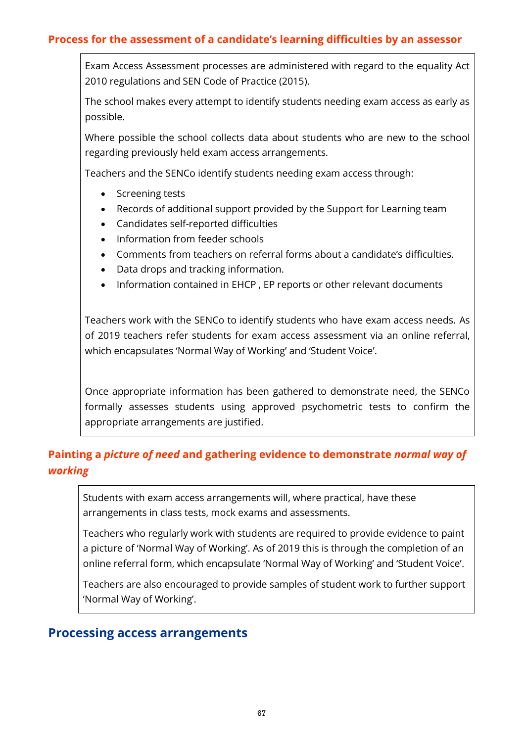### Process for the assessment of a candidate's learning difficulties by an assessor

Exam Access Assessment processes are administered with regard to the equality Act 2010 regulations and SEN Code of Practice (2015).

The school makes every attempt to identify students needing exam access as early as possible.

Where possible the school collects data about students who are new to the school regarding previously held exam access arrangements.

Teachers and the SENCo identify students needing exam access through:

- Screening tests
- Records of additional support provided by the Support for Learning team
- Candidates self-reported difficulties
- Information from feeder schools
- Comments from teachers on referral forms about a candidate's difficulties.
- Data drops and tracking information.
- Information contained in EHCP , EP reports or other relevant documents

Teachers work with the SENCo to identify students who have exam access needs. As of 2019 teachers refer students for exam access assessment via an online referral, which encapsulates 'Normal Way of Working' and 'Student Voice'.

Once appropriate information has been gathered to demonstrate need, the SENCo formally assesses students using approved psychometric tests to confirm the appropriate arrangements are justified.

### Painting a *picture of need* and gathering evidence to demonstrate *normal way of working*

Students with exam access arrangements will, where practical, have these arrangements in class tests, mock exams and assessments.

Teachers who regularly work with students are required to provide evidence to paint a picture of 'Normal Way of Working'. As of 2019 this is through the completion of an online referral form, which encapsulate 'Normal Way of Working' and 'Student Voice'.

Teachers are also encouraged to provide samples of student work to further support 'Normal Way of Working'.

## Processing access arrangements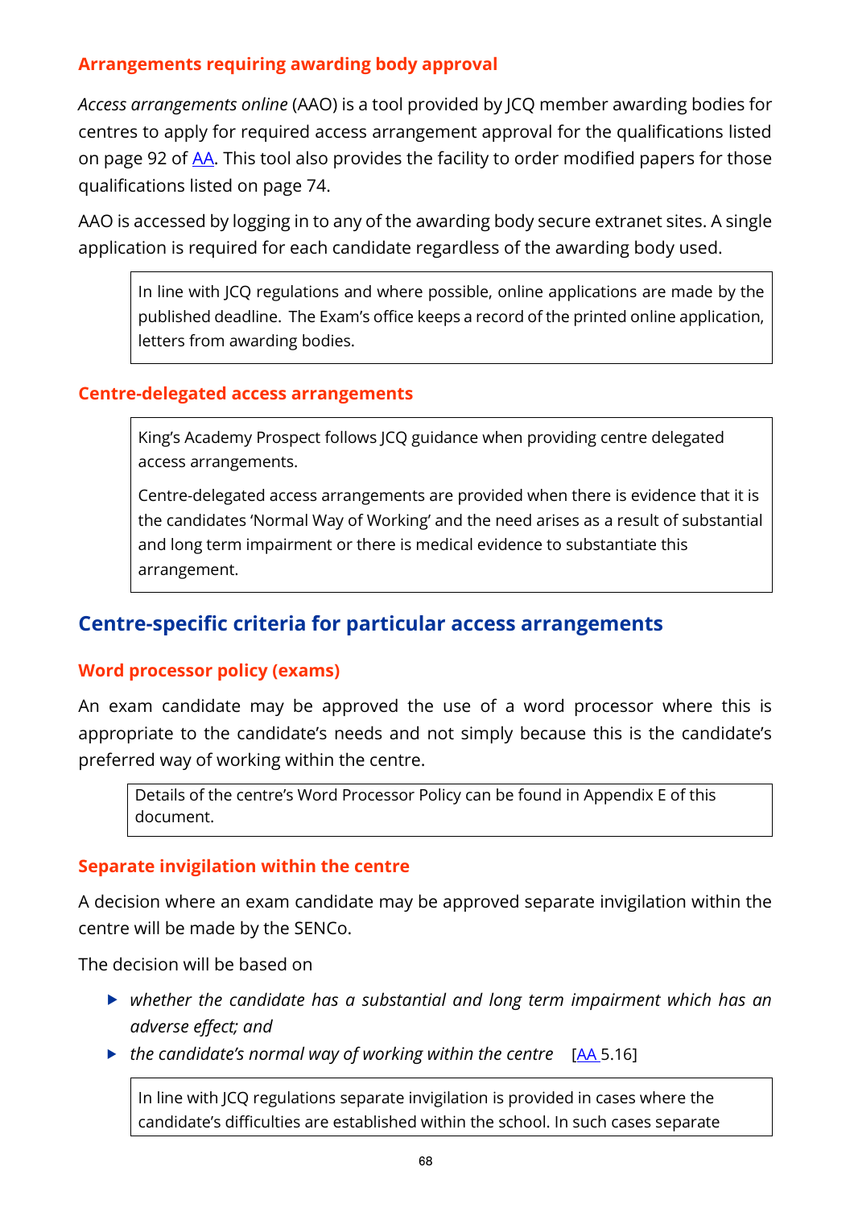### Arrangements requiring awarding body approval

*Access arrangements online* (AAO) is a tool provided by JCQ member awarding bodies for centres to apply for required access arrangement approval for the qualifications listed on page 92 of AA. This tool also provides the facility to order modified papers for those qualifications listed on page 74.

AAO is accessed by logging in to any of the awarding body secure extranet sites. A single application is required for each candidate regardless of the awarding body used.

> In line with JCQ regulations and where possible, online applications are made by the published deadline. The Exam's office keeps a record of the printed online application, letters from awarding bodies.

### Centre-delegated access arrangements

> King's Academy Prospect follows JCQ guidance when providing centre delegated access arrangements.
>
> Centre-delegated access arrangements are provided when there is evidence that it is the candidates 'Normal Way of Working' and the need arises as a result of substantial and long term impairment or there is medical evidence to substantiate this arrangement.

## Centre-specific criteria for particular access arrangements

### Word processor policy (exams)

An exam candidate may be approved the use of a word processor where this is appropriate to the candidate's needs and not simply because this is the candidate's preferred way of working within the centre.

> Details of the centre's Word Processor Policy can be found in Appendix E of this document.

### Separate invigilation within the centre

A decision where an exam candidate may be approved separate invigilation within the centre will be made by the SENCo.

The decision will be based on

- *whether the candidate has a substantial and long term impairment which has an adverse effect; and*
- *the candidate's normal way of working within the centre* [AA 5.16]

> In line with JCQ regulations separate invigilation is provided in cases where the candidate's difficulties are established within the school. In such cases separate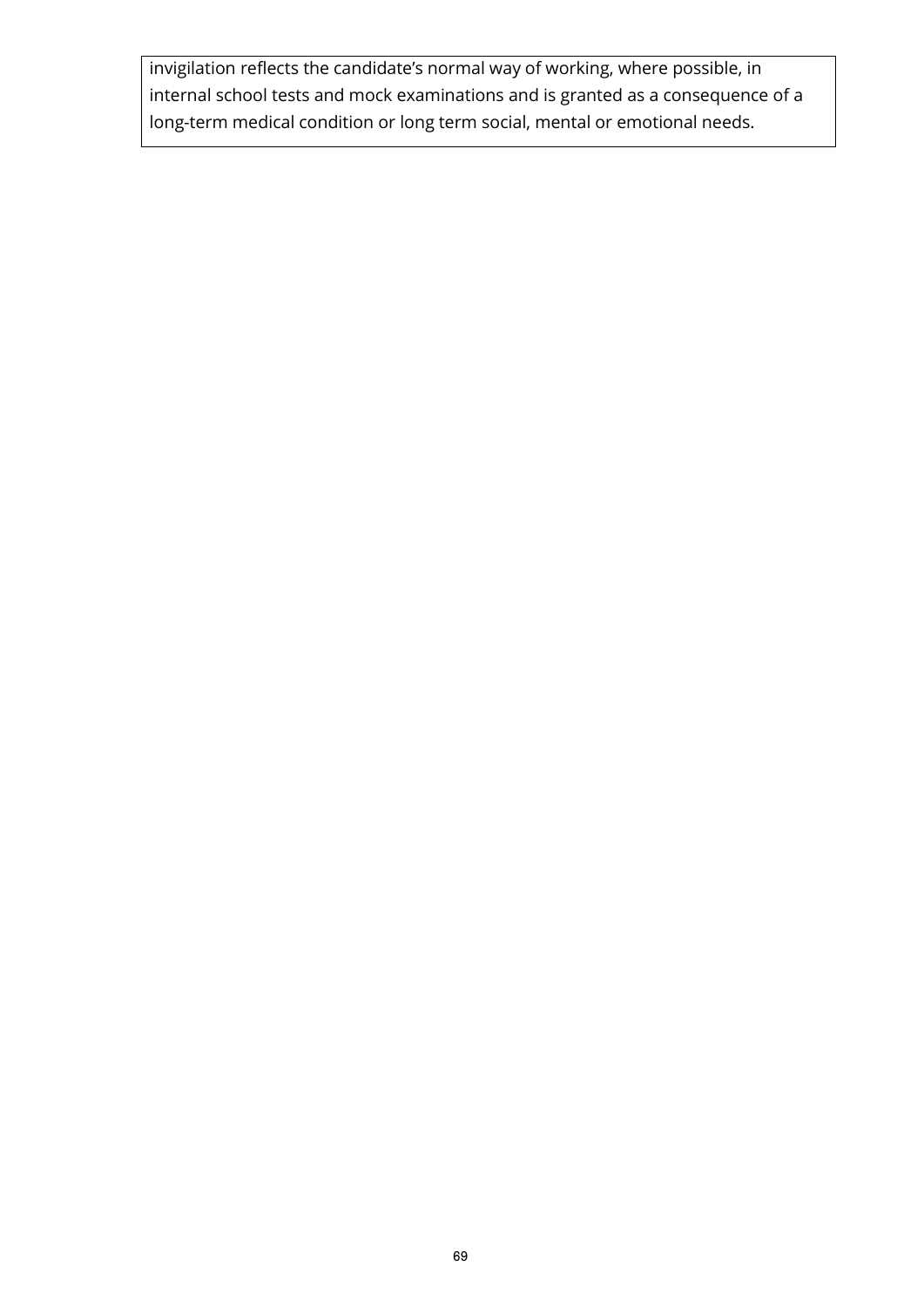invigilation reflects the candidate's normal way of working, where possible, in internal school tests and mock examinations and is granted as a consequence of a long-term medical condition or long term social, mental or emotional needs.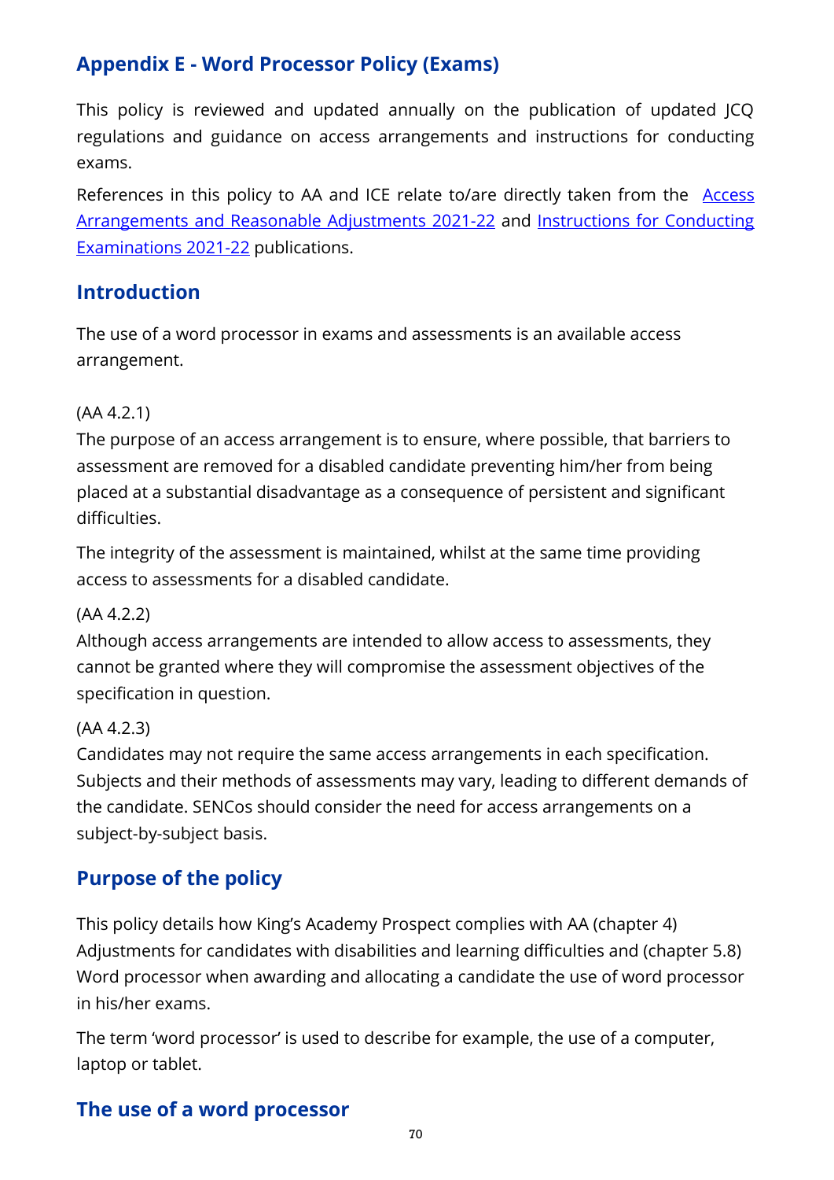## Appendix E - Word Processor Policy (Exams)

This policy is reviewed and updated annually on the publication of updated JCQ regulations and guidance on access arrangements and instructions for conducting exams.

References in this policy to AA and ICE relate to/are directly taken from the Access Arrangements and Reasonable Adjustments 2021-22 and Instructions for Conducting Examinations 2021-22 publications.

## Introduction

The use of a word processor in exams and assessments is an available access arrangement.

(AA 4.2.1)
The purpose of an access arrangement is to ensure, where possible, that barriers to assessment are removed for a disabled candidate preventing him/her from being placed at a substantial disadvantage as a consequence of persistent and significant difficulties.

The integrity of the assessment is maintained, whilst at the same time providing access to assessments for a disabled candidate.

(AA 4.2.2)
Although access arrangements are intended to allow access to assessments, they cannot be granted where they will compromise the assessment objectives of the specification in question.

(AA 4.2.3)
Candidates may not require the same access arrangements in each specification. Subjects and their methods of assessments may vary, leading to different demands of the candidate. SENCos should consider the need for access arrangements on a subject-by-subject basis.

## Purpose of the policy

This policy details how King's Academy Prospect complies with AA (chapter 4) Adjustments for candidates with disabilities and learning difficulties and (chapter 5.8) Word processor when awarding and allocating a candidate the use of word processor in his/her exams.

The term 'word processor' is used to describe for example, the use of a computer, laptop or tablet.

## The use of a word processor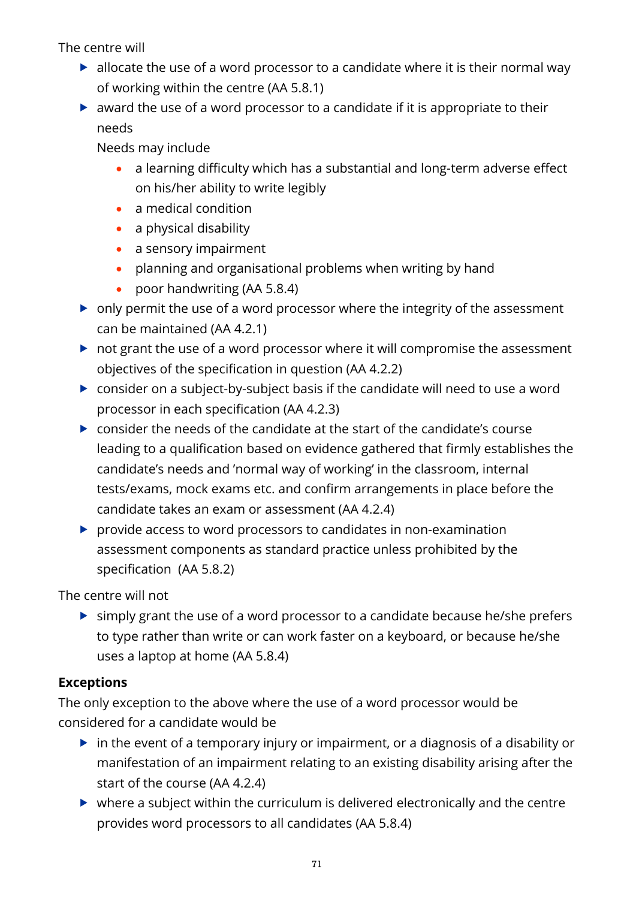The centre will

- allocate the use of a word processor to a candidate where it is their normal way of working within the centre (AA 5.8.1)
- award the use of a word processor to a candidate if it is appropriate to their needs

  Needs may include

  - a learning difficulty which has a substantial and long-term adverse effect on his/her ability to write legibly
  - a medical condition
  - a physical disability
  - a sensory impairment
  - planning and organisational problems when writing by hand
  - poor handwriting (AA 5.8.4)
- only permit the use of a word processor where the integrity of the assessment can be maintained (AA 4.2.1)
- not grant the use of a word processor where it will compromise the assessment objectives of the specification in question (AA 4.2.2)
- consider on a subject-by-subject basis if the candidate will need to use a word processor in each specification (AA 4.2.3)
- consider the needs of the candidate at the start of the candidate's course leading to a qualification based on evidence gathered that firmly establishes the candidate's needs and 'normal way of working' in the classroom, internal tests/exams, mock exams etc. and confirm arrangements in place before the candidate takes an exam or assessment (AA 4.2.4)
- provide access to word processors to candidates in non-examination assessment components as standard practice unless prohibited by the specification (AA 5.8.2)

The centre will not

- simply grant the use of a word processor to a candidate because he/she prefers to type rather than write or can work faster on a keyboard, or because he/she uses a laptop at home (AA 5.8.4)

**Exceptions**

The only exception to the above where the use of a word processor would be considered for a candidate would be

- in the event of a temporary injury or impairment, or a diagnosis of a disability or manifestation of an impairment relating to an existing disability arising after the start of the course (AA 4.2.4)
- where a subject within the curriculum is delivered electronically and the centre provides word processors to all candidates (AA 5.8.4)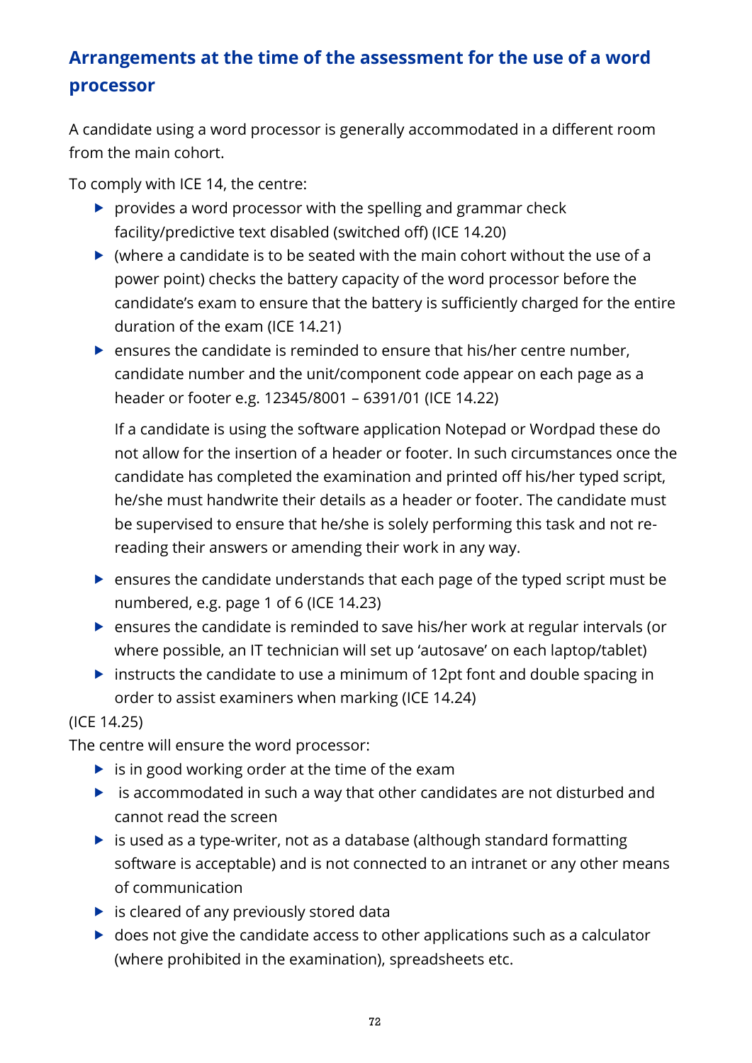## Arrangements at the time of the assessment for the use of a word processor

A candidate using a word processor is generally accommodated in a different room from the main cohort.

To comply with ICE 14, the centre:

- provides a word processor with the spelling and grammar check facility/predictive text disabled (switched off) (ICE 14.20)
- (where a candidate is to be seated with the main cohort without the use of a power point) checks the battery capacity of the word processor before the candidate's exam to ensure that the battery is sufficiently charged for the entire duration of the exam (ICE 14.21)
- ensures the candidate is reminded to ensure that his/her centre number, candidate number and the unit/component code appear on each page as a header or footer e.g. 12345/8001 – 6391/01 (ICE 14.22)

  If a candidate is using the software application Notepad or Wordpad these do not allow for the insertion of a header or footer. In such circumstances once the candidate has completed the examination and printed off his/her typed script, he/she must handwrite their details as a header or footer. The candidate must be supervised to ensure that he/she is solely performing this task and not re-reading their answers or amending their work in any way.

- ensures the candidate understands that each page of the typed script must be numbered, e.g. page 1 of 6 (ICE 14.23)
- ensures the candidate is reminded to save his/her work at regular intervals (or where possible, an IT technician will set up 'autosave' on each laptop/tablet)
- instructs the candidate to use a minimum of 12pt font and double spacing in order to assist examiners when marking (ICE 14.24)

(ICE 14.25)
The centre will ensure the word processor:

- is in good working order at the time of the exam
- is accommodated in such a way that other candidates are not disturbed and cannot read the screen
- is used as a type-writer, not as a database (although standard formatting software is acceptable) and is not connected to an intranet or any other means of communication
- is cleared of any previously stored data
- does not give the candidate access to other applications such as a calculator (where prohibited in the examination), spreadsheets etc.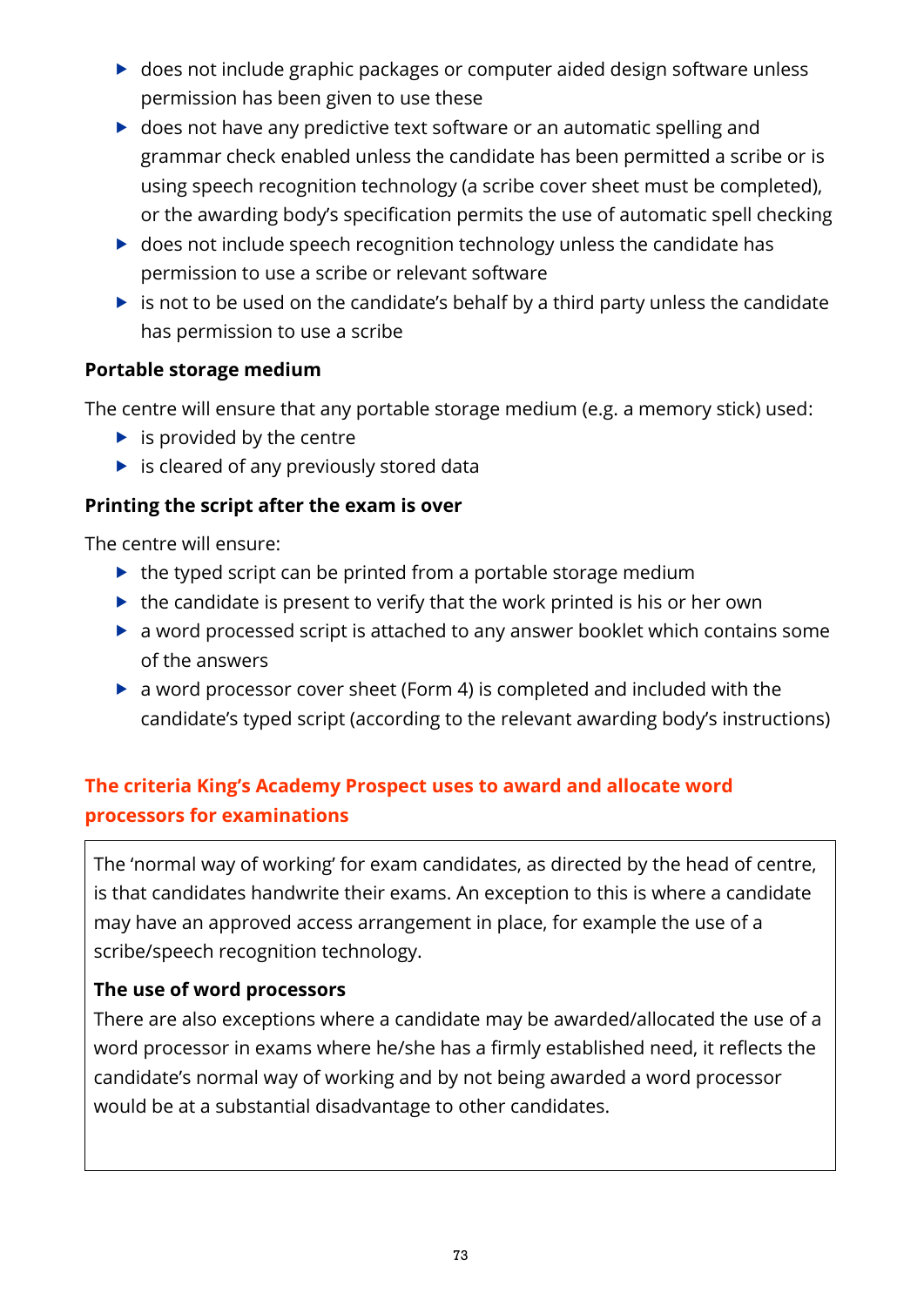- does not include graphic packages or computer aided design software unless permission has been given to use these
- does not have any predictive text software or an automatic spelling and grammar check enabled unless the candidate has been permitted a scribe or is using speech recognition technology (a scribe cover sheet must be completed), or the awarding body's specification permits the use of automatic spell checking
- does not include speech recognition technology unless the candidate has permission to use a scribe or relevant software
- is not to be used on the candidate's behalf by a third party unless the candidate has permission to use a scribe

**Portable storage medium**

The centre will ensure that any portable storage medium (e.g. a memory stick) used:

- is provided by the centre
- is cleared of any previously stored data

**Printing the script after the exam is over**

The centre will ensure:

- the typed script can be printed from a portable storage medium
- the candidate is present to verify that the work printed is his or her own
- a word processed script is attached to any answer booklet which contains some of the answers
- a word processor cover sheet (Form 4) is completed and included with the candidate's typed script (according to the relevant awarding body's instructions)

## The criteria King's Academy Prospect uses to award and allocate word processors for examinations

The 'normal way of working' for exam candidates, as directed by the head of centre, is that candidates handwrite their exams. An exception to this is where a candidate may have an approved access arrangement in place, for example the use of a scribe/speech recognition technology.

**The use of word processors**

There are also exceptions where a candidate may be awarded/allocated the use of a word processor in exams where he/she has a firmly established need, it reflects the candidate's normal way of working and by not being awarded a word processor would be at a substantial disadvantage to other candidates.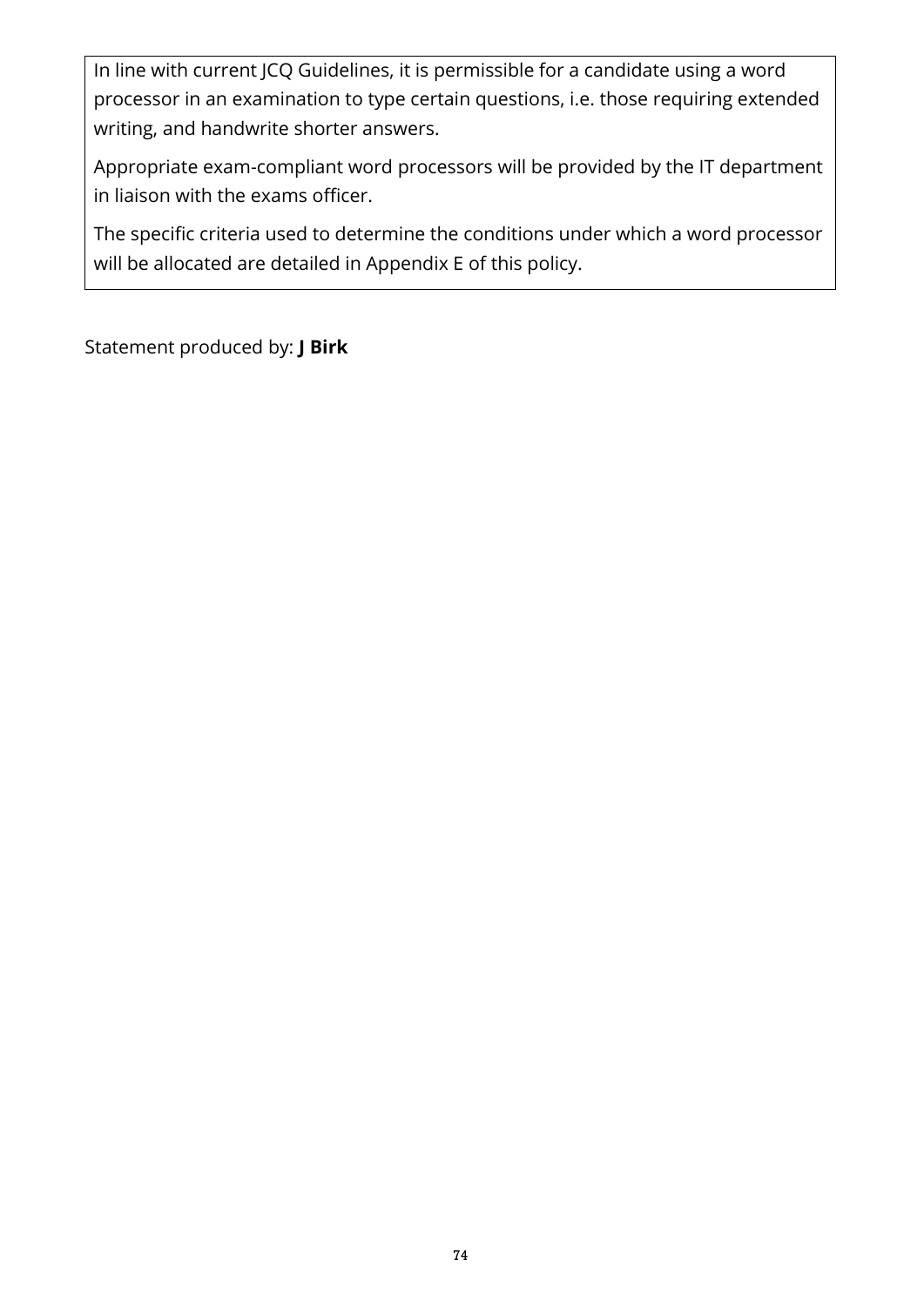In line with current JCQ Guidelines, it is permissible for a candidate using a word processor in an examination to type certain questions, i.e. those requiring extended writing, and handwrite shorter answers.

Appropriate exam-compliant word processors will be provided by the IT department in liaison with the exams officer.

The specific criteria used to determine the conditions under which a word processor will be allocated are detailed in Appendix E of this policy.

Statement produced by: **J Birk**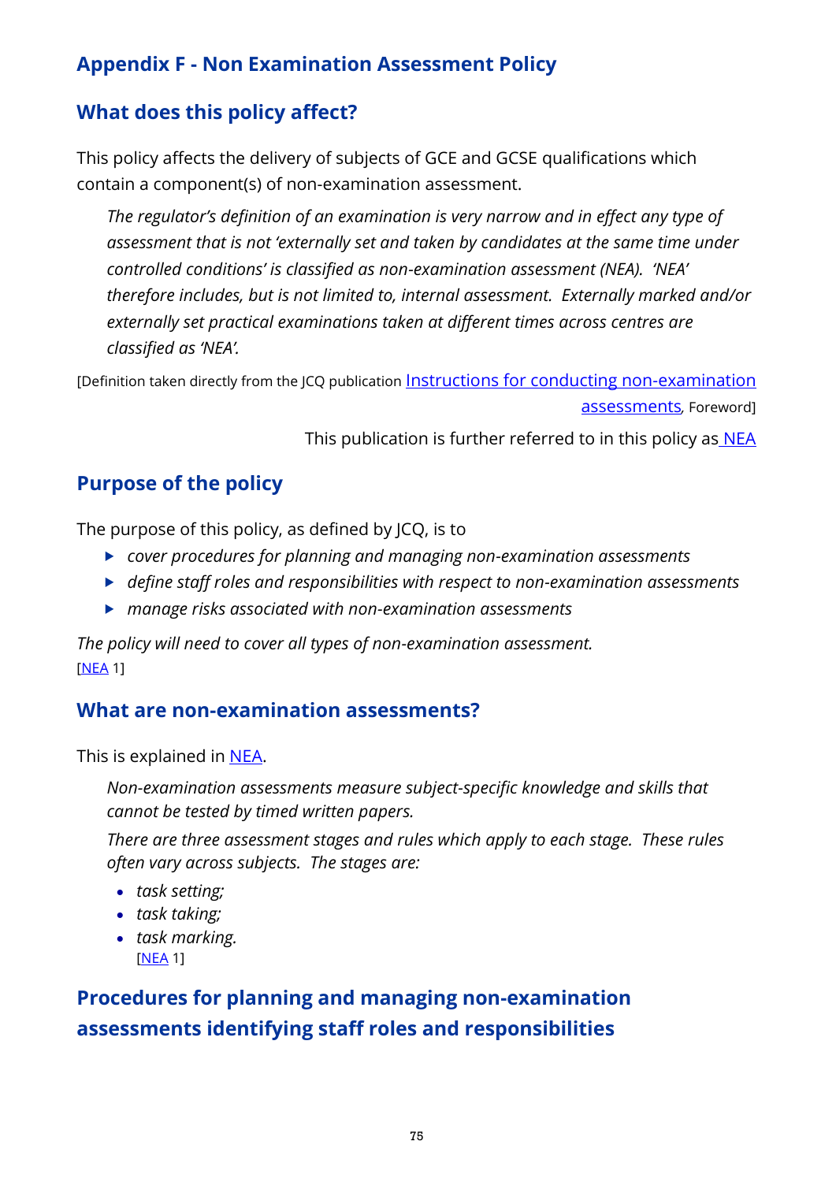## Appendix F - Non Examination Assessment Policy

### What does this policy affect?

This policy affects the delivery of subjects of GCE and GCSE qualifications which contain a component(s) of non-examination assessment.

> *The regulator's definition of an examination is very narrow and in effect any type of assessment that is not 'externally set and taken by candidates at the same time under controlled conditions' is classified as non-examination assessment (NEA). 'NEA' therefore includes, but is not limited to, internal assessment. Externally marked and/or externally set practical examinations taken at different times across centres are classified as 'NEA'.*

[Definition taken directly from the JCQ publication Instructions for conducting non-examination assessments, Foreword]

This publication is further referred to in this policy as NEA

### Purpose of the policy

The purpose of this policy, as defined by JCQ, is to

- *cover procedures for planning and managing non-examination assessments*
- *define staff roles and responsibilities with respect to non-examination assessments*
- *manage risks associated with non-examination assessments*

*The policy will need to cover all types of non-examination assessment.*
[NEA 1]

### What are non-examination assessments?

This is explained in NEA.

> *Non-examination assessments measure subject-specific knowledge and skills that cannot be tested by timed written papers.*
>
> *There are three assessment stages and rules which apply to each stage. These rules often vary across subjects. The stages are:*
>
> - *task setting;*
> - *task taking;*
> - *task marking.*
>
> [NEA 1]

### Procedures for planning and managing non-examination assessments identifying staff roles and responsibilities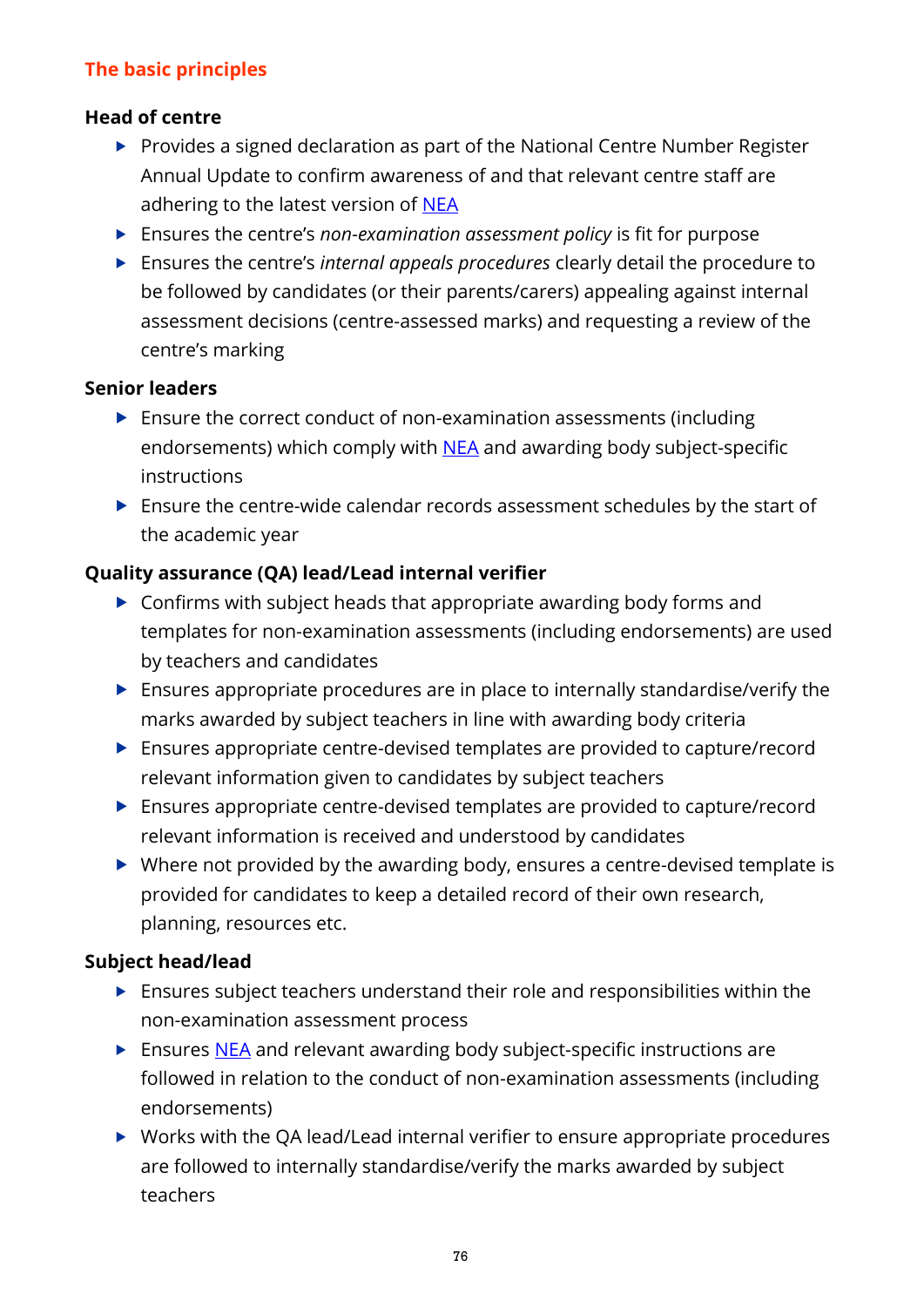## The basic principles

### Head of centre

- Provides a signed declaration as part of the National Centre Number Register Annual Update to confirm awareness of and that relevant centre staff are adhering to the latest version of [NEA]
- Ensures the centre's *non-examination assessment policy* is fit for purpose
- Ensures the centre's *internal appeals procedures* clearly detail the procedure to be followed by candidates (or their parents/carers) appealing against internal assessment decisions (centre-assessed marks) and requesting a review of the centre's marking

### Senior leaders

- Ensure the correct conduct of non-examination assessments (including endorsements) which comply with [NEA] and awarding body subject-specific instructions
- Ensure the centre-wide calendar records assessment schedules by the start of the academic year

### Quality assurance (QA) lead/Lead internal verifier

- Confirms with subject heads that appropriate awarding body forms and templates for non-examination assessments (including endorsements) are used by teachers and candidates
- Ensures appropriate procedures are in place to internally standardise/verify the marks awarded by subject teachers in line with awarding body criteria
- Ensures appropriate centre-devised templates are provided to capture/record relevant information given to candidates by subject teachers
- Ensures appropriate centre-devised templates are provided to capture/record relevant information is received and understood by candidates
- Where not provided by the awarding body, ensures a centre-devised template is provided for candidates to keep a detailed record of their own research, planning, resources etc.

### Subject head/lead

- Ensures subject teachers understand their role and responsibilities within the non-examination assessment process
- Ensures [NEA] and relevant awarding body subject-specific instructions are followed in relation to the conduct of non-examination assessments (including endorsements)
- Works with the QA lead/Lead internal verifier to ensure appropriate procedures are followed to internally standardise/verify the marks awarded by subject teachers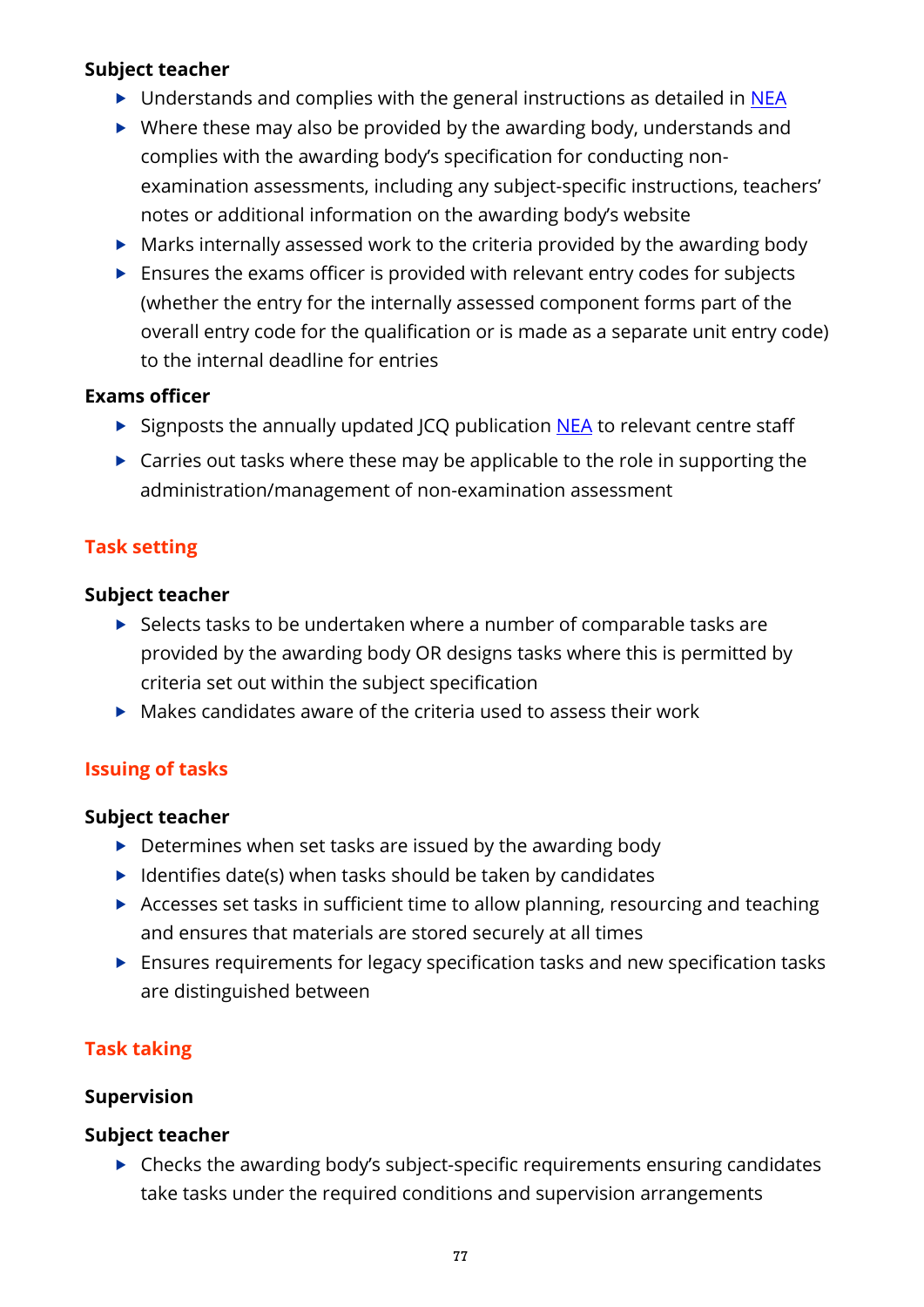**Subject teacher**

- Understands and complies with the general instructions as detailed in NEA
- Where these may also be provided by the awarding body, understands and complies with the awarding body's specification for conducting non-examination assessments, including any subject-specific instructions, teachers' notes or additional information on the awarding body's website
- Marks internally assessed work to the criteria provided by the awarding body
- Ensures the exams officer is provided with relevant entry codes for subjects (whether the entry for the internally assessed component forms part of the overall entry code for the qualification or is made as a separate unit entry code) to the internal deadline for entries

**Exams officer**

- Signposts the annually updated JCQ publication NEA to relevant centre staff
- Carries out tasks where these may be applicable to the role in supporting the administration/management of non-examination assessment

## Task setting

**Subject teacher**

- Selects tasks to be undertaken where a number of comparable tasks are provided by the awarding body OR designs tasks where this is permitted by criteria set out within the subject specification
- Makes candidates aware of the criteria used to assess their work

## Issuing of tasks

**Subject teacher**

- Determines when set tasks are issued by the awarding body
- Identifies date(s) when tasks should be taken by candidates
- Accesses set tasks in sufficient time to allow planning, resourcing and teaching and ensures that materials are stored securely at all times
- Ensures requirements for legacy specification tasks and new specification tasks are distinguished between

## Task taking

**Supervision**

**Subject teacher**

- Checks the awarding body's subject-specific requirements ensuring candidates take tasks under the required conditions and supervision arrangements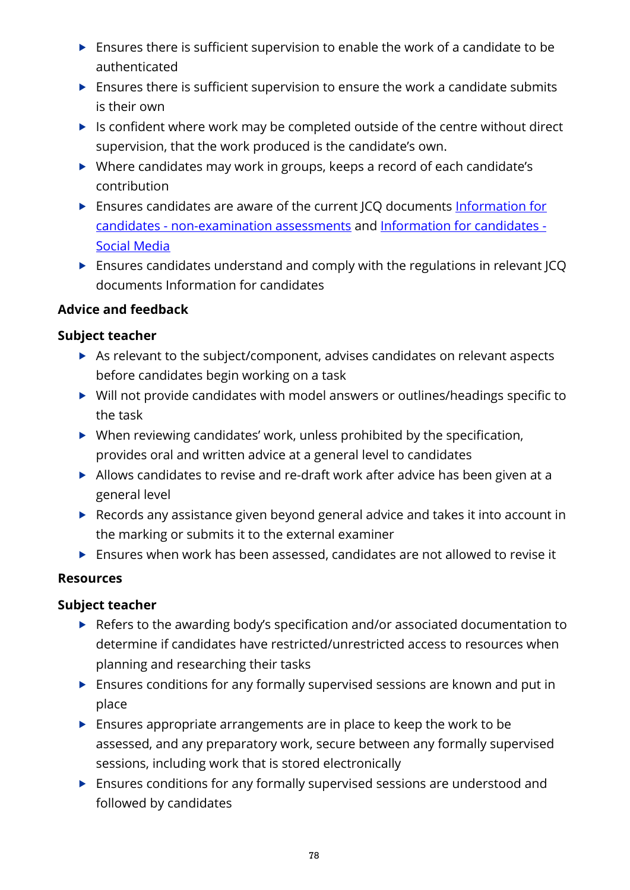- Ensures there is sufficient supervision to enable the work of a candidate to be authenticated
- Ensures there is sufficient supervision to ensure the work a candidate submits is their own
- Is confident where work may be completed outside of the centre without direct supervision, that the work produced is the candidate's own.
- Where candidates may work in groups, keeps a record of each candidate's contribution
- Ensures candidates are aware of the current JCQ documents [Information for candidates - non-examination assessments]() and [Information for candidates - Social Media]()
- Ensures candidates understand and comply with the regulations in relevant JCQ documents Information for candidates

**Advice and feedback**

**Subject teacher**

- As relevant to the subject/component, advises candidates on relevant aspects before candidates begin working on a task
- Will not provide candidates with model answers or outlines/headings specific to the task
- When reviewing candidates' work, unless prohibited by the specification, provides oral and written advice at a general level to candidates
- Allows candidates to revise and re-draft work after advice has been given at a general level
- Records any assistance given beyond general advice and takes it into account in the marking or submits it to the external examiner
- Ensures when work has been assessed, candidates are not allowed to revise it

**Resources**

**Subject teacher**

- Refers to the awarding body's specification and/or associated documentation to determine if candidates have restricted/unrestricted access to resources when planning and researching their tasks
- Ensures conditions for any formally supervised sessions are known and put in place
- Ensures appropriate arrangements are in place to keep the work to be assessed, and any preparatory work, secure between any formally supervised sessions, including work that is stored electronically
- Ensures conditions for any formally supervised sessions are understood and followed by candidates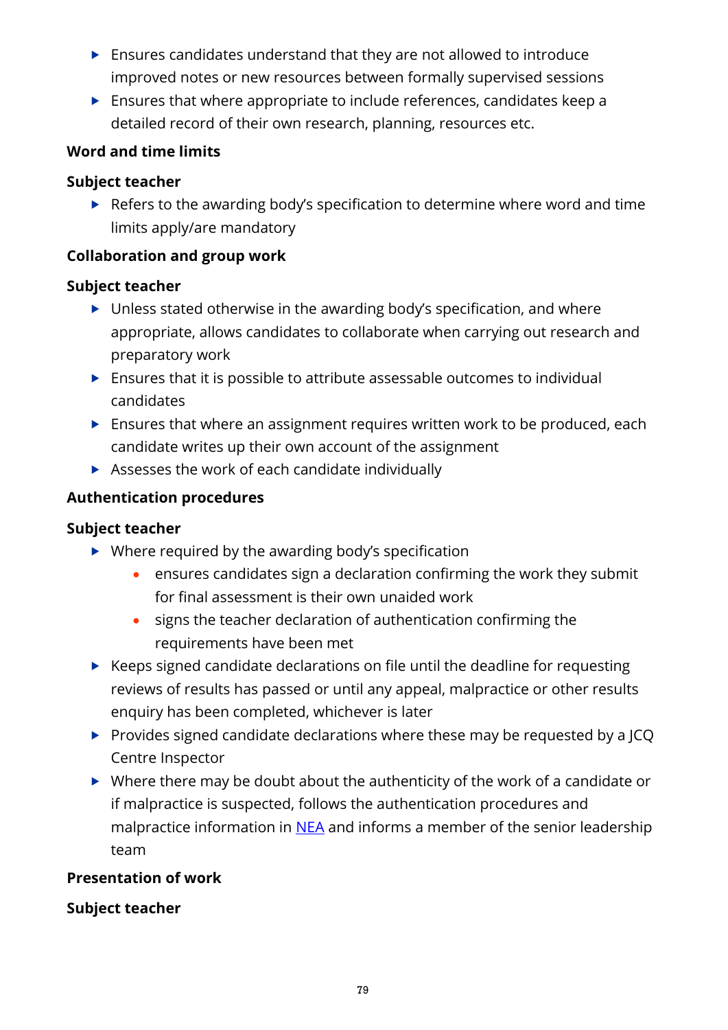- Ensures candidates understand that they are not allowed to introduce improved notes or new resources between formally supervised sessions
- Ensures that where appropriate to include references, candidates keep a detailed record of their own research, planning, resources etc.

**Word and time limits**

**Subject teacher**

- Refers to the awarding body's specification to determine where word and time limits apply/are mandatory

**Collaboration and group work**

**Subject teacher**

- Unless stated otherwise in the awarding body's specification, and where appropriate, allows candidates to collaborate when carrying out research and preparatory work
- Ensures that it is possible to attribute assessable outcomes to individual candidates
- Ensures that where an assignment requires written work to be produced, each candidate writes up their own account of the assignment
- Assesses the work of each candidate individually

**Authentication procedures**

**Subject teacher**

- Where required by the awarding body's specification
    - ensures candidates sign a declaration confirming the work they submit for final assessment is their own unaided work
    - signs the teacher declaration of authentication confirming the requirements have been met
- Keeps signed candidate declarations on file until the deadline for requesting reviews of results has passed or until any appeal, malpractice or other results enquiry has been completed, whichever is later
- Provides signed candidate declarations where these may be requested by a JCQ Centre Inspector
- Where there may be doubt about the authenticity of the work of a candidate or if malpractice is suspected, follows the authentication procedures and malpractice information in NEA and informs a member of the senior leadership team

**Presentation of work**

**Subject teacher**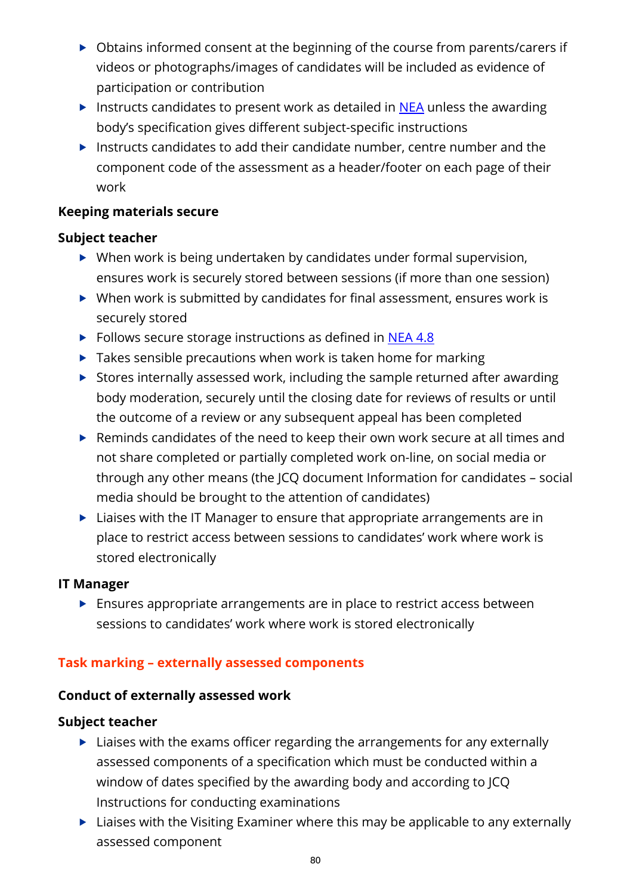- Obtains informed consent at the beginning of the course from parents/carers if videos or photographs/images of candidates will be included as evidence of participation or contribution
- Instructs candidates to present work as detailed in NEA unless the awarding body's specification gives different subject-specific instructions
- Instructs candidates to add their candidate number, centre number and the component code of the assessment as a header/footer on each page of their work

**Keeping materials secure**

**Subject teacher**

- When work is being undertaken by candidates under formal supervision, ensures work is securely stored between sessions (if more than one session)
- When work is submitted by candidates for final assessment, ensures work is securely stored
- Follows secure storage instructions as defined in NEA 4.8
- Takes sensible precautions when work is taken home for marking
- Stores internally assessed work, including the sample returned after awarding body moderation, securely until the closing date for reviews of results or until the outcome of a review or any subsequent appeal has been completed
- Reminds candidates of the need to keep their own work secure at all times and not share completed or partially completed work on-line, on social media or through any other means (the JCQ document Information for candidates – social media should be brought to the attention of candidates)
- Liaises with the IT Manager to ensure that appropriate arrangements are in place to restrict access between sessions to candidates' work where work is stored electronically

**IT Manager**

- Ensures appropriate arrangements are in place to restrict access between sessions to candidates' work where work is stored electronically

## Task marking – externally assessed components

**Conduct of externally assessed work**

**Subject teacher**

- Liaises with the exams officer regarding the arrangements for any externally assessed components of a specification which must be conducted within a window of dates specified by the awarding body and according to JCQ Instructions for conducting examinations
- Liaises with the Visiting Examiner where this may be applicable to any externally assessed component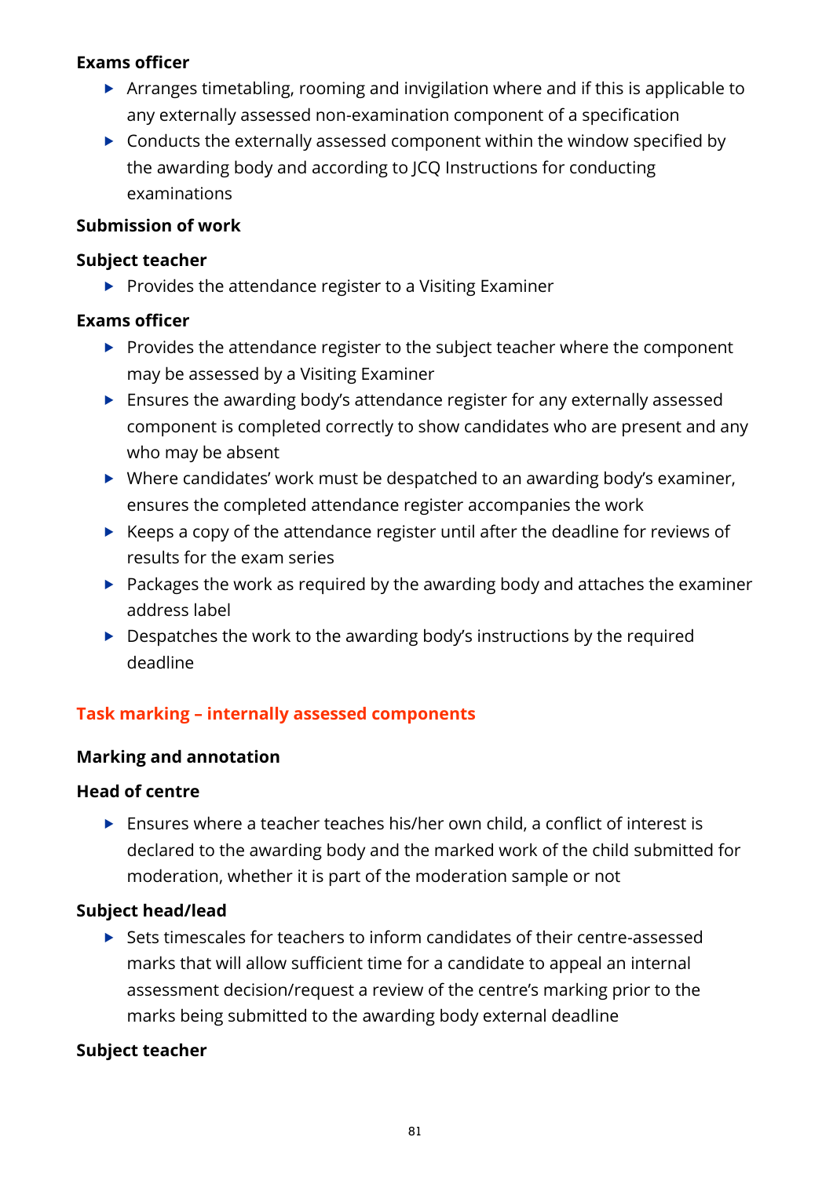**Exams officer**

- Arranges timetabling, rooming and invigilation where and if this is applicable to any externally assessed non-examination component of a specification
- Conducts the externally assessed component within the window specified by the awarding body and according to JCQ Instructions for conducting examinations

**Submission of work**

**Subject teacher**

- Provides the attendance register to a Visiting Examiner

**Exams officer**

- Provides the attendance register to the subject teacher where the component may be assessed by a Visiting Examiner
- Ensures the awarding body's attendance register for any externally assessed component is completed correctly to show candidates who are present and any who may be absent
- Where candidates' work must be despatched to an awarding body's examiner, ensures the completed attendance register accompanies the work
- Keeps a copy of the attendance register until after the deadline for reviews of results for the exam series
- Packages the work as required by the awarding body and attaches the examiner address label
- Despatches the work to the awarding body's instructions by the required deadline

## Task marking – internally assessed components

**Marking and annotation**

**Head of centre**

- Ensures where a teacher teaches his/her own child, a conflict of interest is declared to the awarding body and the marked work of the child submitted for moderation, whether it is part of the moderation sample or not

**Subject head/lead**

- Sets timescales for teachers to inform candidates of their centre-assessed marks that will allow sufficient time for a candidate to appeal an internal assessment decision/request a review of the centre's marking prior to the marks being submitted to the awarding body external deadline

**Subject teacher**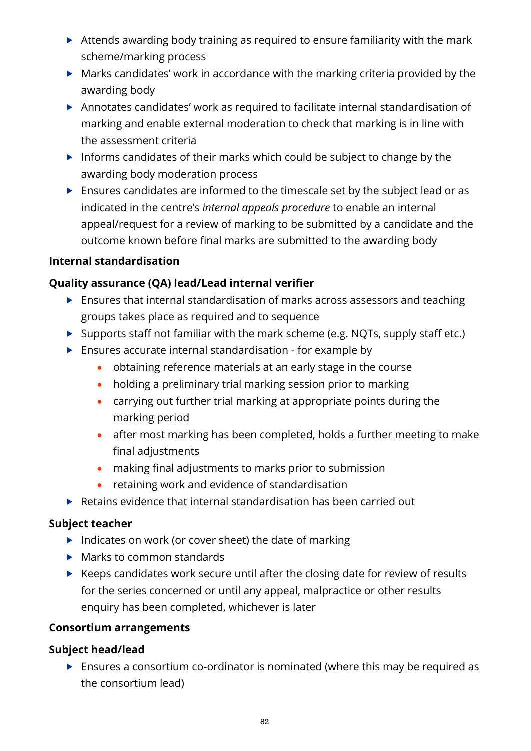- Attends awarding body training as required to ensure familiarity with the mark scheme/marking process
- Marks candidates' work in accordance with the marking criteria provided by the awarding body
- Annotates candidates' work as required to facilitate internal standardisation of marking and enable external moderation to check that marking is in line with the assessment criteria
- Informs candidates of their marks which could be subject to change by the awarding body moderation process
- Ensures candidates are informed to the timescale set by the subject lead or as indicated in the centre's *internal appeals procedure* to enable an internal appeal/request for a review of marking to be submitted by a candidate and the outcome known before final marks are submitted to the awarding body

**Internal standardisation**

**Quality assurance (QA) lead/Lead internal verifier**

- Ensures that internal standardisation of marks across assessors and teaching groups takes place as required and to sequence
- Supports staff not familiar with the mark scheme (e.g. NQTs, supply staff etc.)
- Ensures accurate internal standardisation - for example by
    - obtaining reference materials at an early stage in the course
    - holding a preliminary trial marking session prior to marking
    - carrying out further trial marking at appropriate points during the marking period
    - after most marking has been completed, holds a further meeting to make final adjustments
    - making final adjustments to marks prior to submission
    - retaining work and evidence of standardisation
- Retains evidence that internal standardisation has been carried out

**Subject teacher**

- Indicates on work (or cover sheet) the date of marking
- Marks to common standards
- Keeps candidates work secure until after the closing date for review of results for the series concerned or until any appeal, malpractice or other results enquiry has been completed, whichever is later

**Consortium arrangements**

**Subject head/lead**

- Ensures a consortium co-ordinator is nominated (where this may be required as the consortium lead)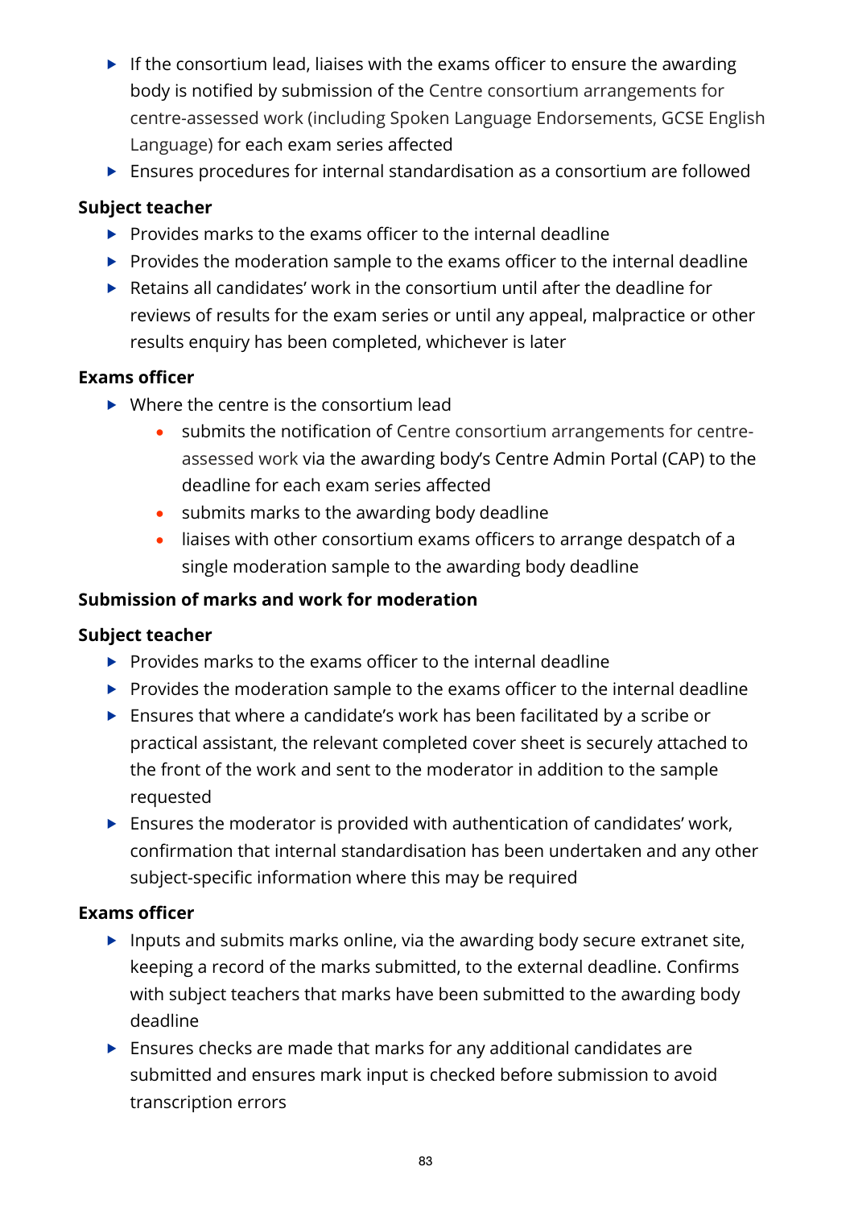- If the consortium lead, liaises with the exams officer to ensure the awarding body is notified by submission of the Centre consortium arrangements for centre-assessed work (including Spoken Language Endorsements, GCSE English Language) for each exam series affected
- Ensures procedures for internal standardisation as a consortium are followed

**Subject teacher**

- Provides marks to the exams officer to the internal deadline
- Provides the moderation sample to the exams officer to the internal deadline
- Retains all candidates' work in the consortium until after the deadline for reviews of results for the exam series or until any appeal, malpractice or other results enquiry has been completed, whichever is later

**Exams officer**

- Where the centre is the consortium lead
    - submits the notification of Centre consortium arrangements for centre-assessed work via the awarding body's Centre Admin Portal (CAP) to the deadline for each exam series affected
    - submits marks to the awarding body deadline
    - liaises with other consortium exams officers to arrange despatch of a single moderation sample to the awarding body deadline

**Submission of marks and work for moderation**

**Subject teacher**

- Provides marks to the exams officer to the internal deadline
- Provides the moderation sample to the exams officer to the internal deadline
- Ensures that where a candidate's work has been facilitated by a scribe or practical assistant, the relevant completed cover sheet is securely attached to the front of the work and sent to the moderator in addition to the sample requested
- Ensures the moderator is provided with authentication of candidates' work, confirmation that internal standardisation has been undertaken and any other subject-specific information where this may be required

**Exams officer**

- Inputs and submits marks online, via the awarding body secure extranet site, keeping a record of the marks submitted, to the external deadline. Confirms with subject teachers that marks have been submitted to the awarding body deadline
- Ensures checks are made that marks for any additional candidates are submitted and ensures mark input is checked before submission to avoid transcription errors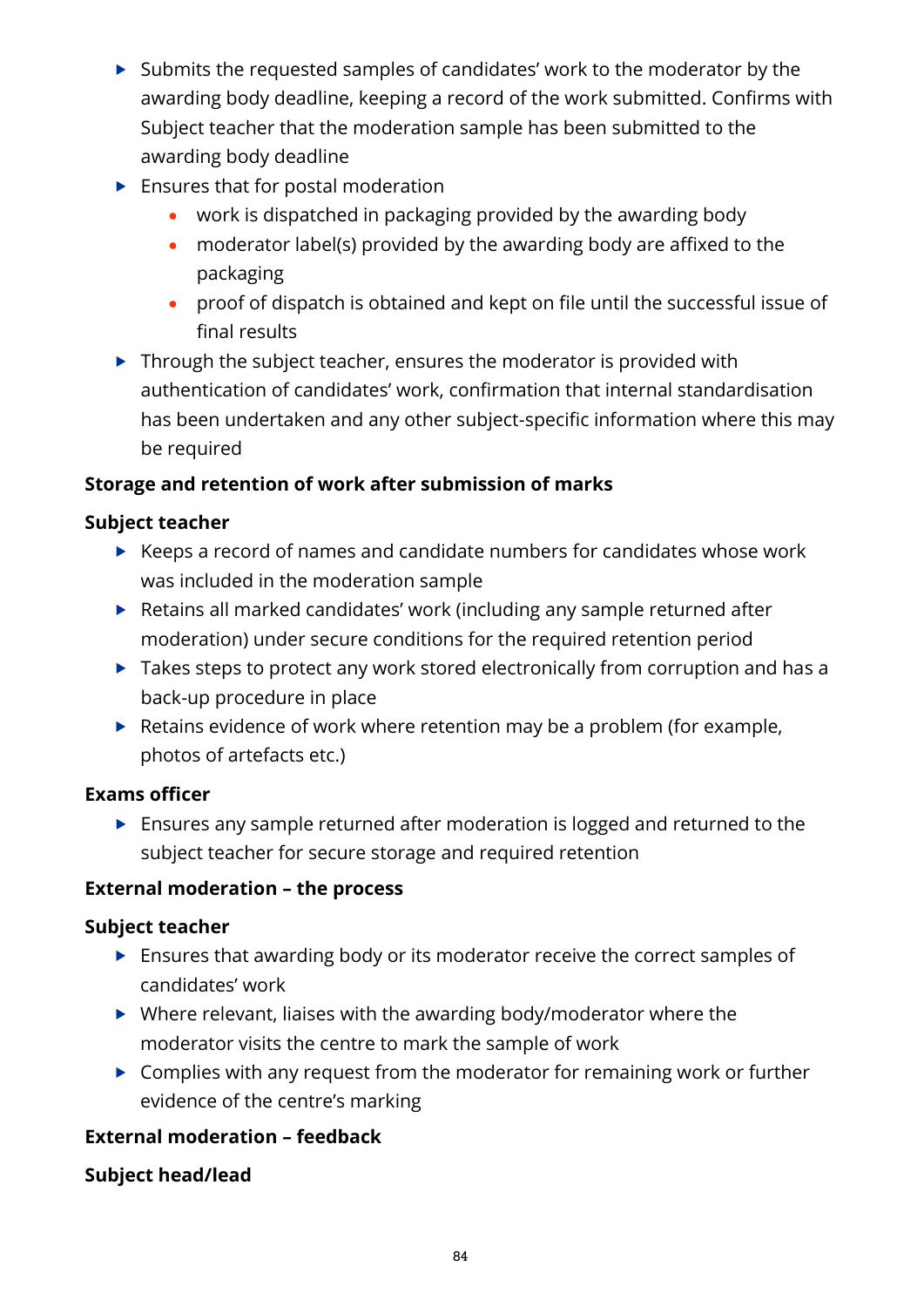- Submits the requested samples of candidates' work to the moderator by the awarding body deadline, keeping a record of the work submitted. Confirms with Subject teacher that the moderation sample has been submitted to the awarding body deadline
- Ensures that for postal moderation
  - work is dispatched in packaging provided by the awarding body
  - moderator label(s) provided by the awarding body are affixed to the packaging
  - proof of dispatch is obtained and kept on file until the successful issue of final results
- Through the subject teacher, ensures the moderator is provided with authentication of candidates' work, confirmation that internal standardisation has been undertaken and any other subject-specific information where this may be required

**Storage and retention of work after submission of marks**

**Subject teacher**

- Keeps a record of names and candidate numbers for candidates whose work was included in the moderation sample
- Retains all marked candidates' work (including any sample returned after moderation) under secure conditions for the required retention period
- Takes steps to protect any work stored electronically from corruption and has a back-up procedure in place
- Retains evidence of work where retention may be a problem (for example, photos of artefacts etc.)

**Exams officer**

- Ensures any sample returned after moderation is logged and returned to the subject teacher for secure storage and required retention

**External moderation – the process**

**Subject teacher**

- Ensures that awarding body or its moderator receive the correct samples of candidates' work
- Where relevant, liaises with the awarding body/moderator where the moderator visits the centre to mark the sample of work
- Complies with any request from the moderator for remaining work or further evidence of the centre's marking

**External moderation – feedback**

**Subject head/lead**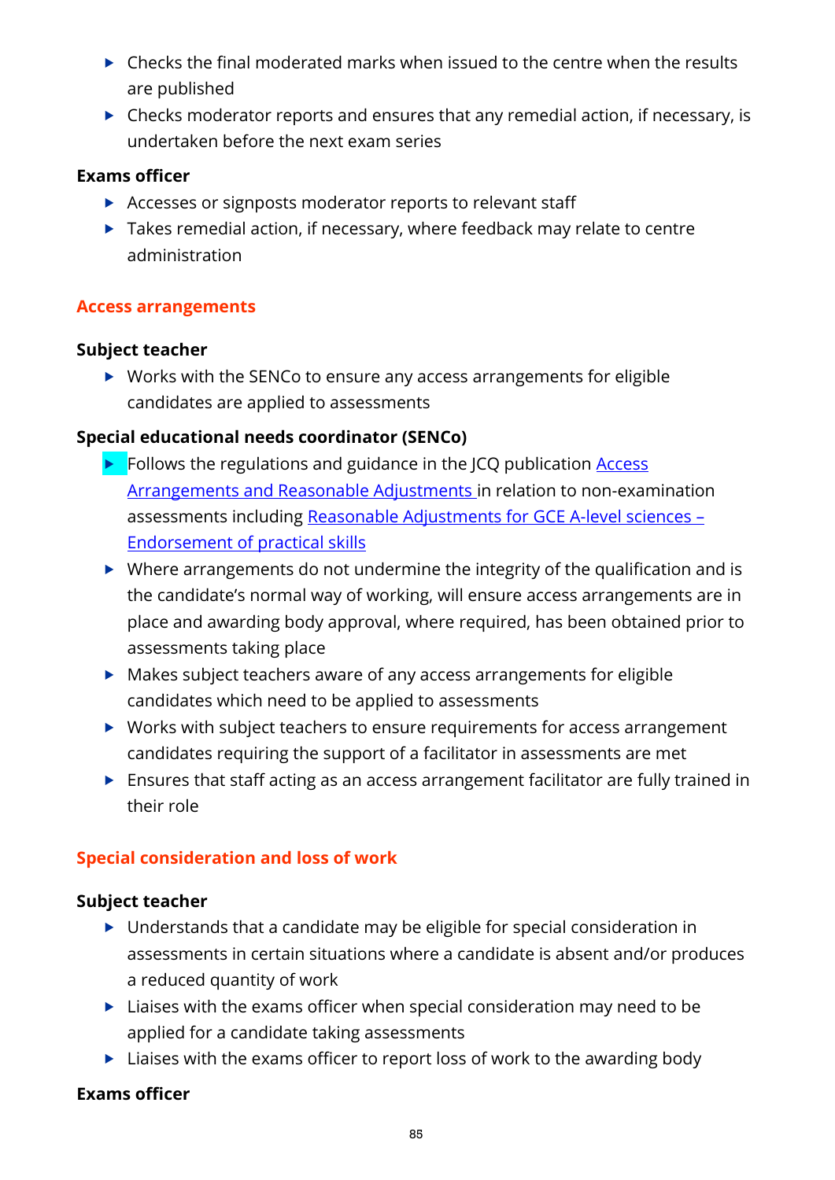- Checks the final moderated marks when issued to the centre when the results are published
- Checks moderator reports and ensures that any remedial action, if necessary, is undertaken before the next exam series

**Exams officer**

- Accesses or signposts moderator reports to relevant staff
- Takes remedial action, if necessary, where feedback may relate to centre administration

## Access arrangements

**Subject teacher**

- Works with the SENCo to ensure any access arrangements for eligible candidates are applied to assessments

**Special educational needs coordinator (SENCo)**

- Follows the regulations and guidance in the JCQ publication [Access Arrangements and Reasonable Adjustments ]in relation to non-examination assessments including [Reasonable Adjustments for GCE A-level sciences – Endorsement of practical skills]
- Where arrangements do not undermine the integrity of the qualification and is the candidate's normal way of working, will ensure access arrangements are in place and awarding body approval, where required, has been obtained prior to assessments taking place
- Makes subject teachers aware of any access arrangements for eligible candidates which need to be applied to assessments
- Works with subject teachers to ensure requirements for access arrangement candidates requiring the support of a facilitator in assessments are met
- Ensures that staff acting as an access arrangement facilitator are fully trained in their role

## Special consideration and loss of work

**Subject teacher**

- Understands that a candidate may be eligible for special consideration in assessments in certain situations where a candidate is absent and/or produces a reduced quantity of work
- Liaises with the exams officer when special consideration may need to be applied for a candidate taking assessments
- Liaises with the exams officer to report loss of work to the awarding body

**Exams officer**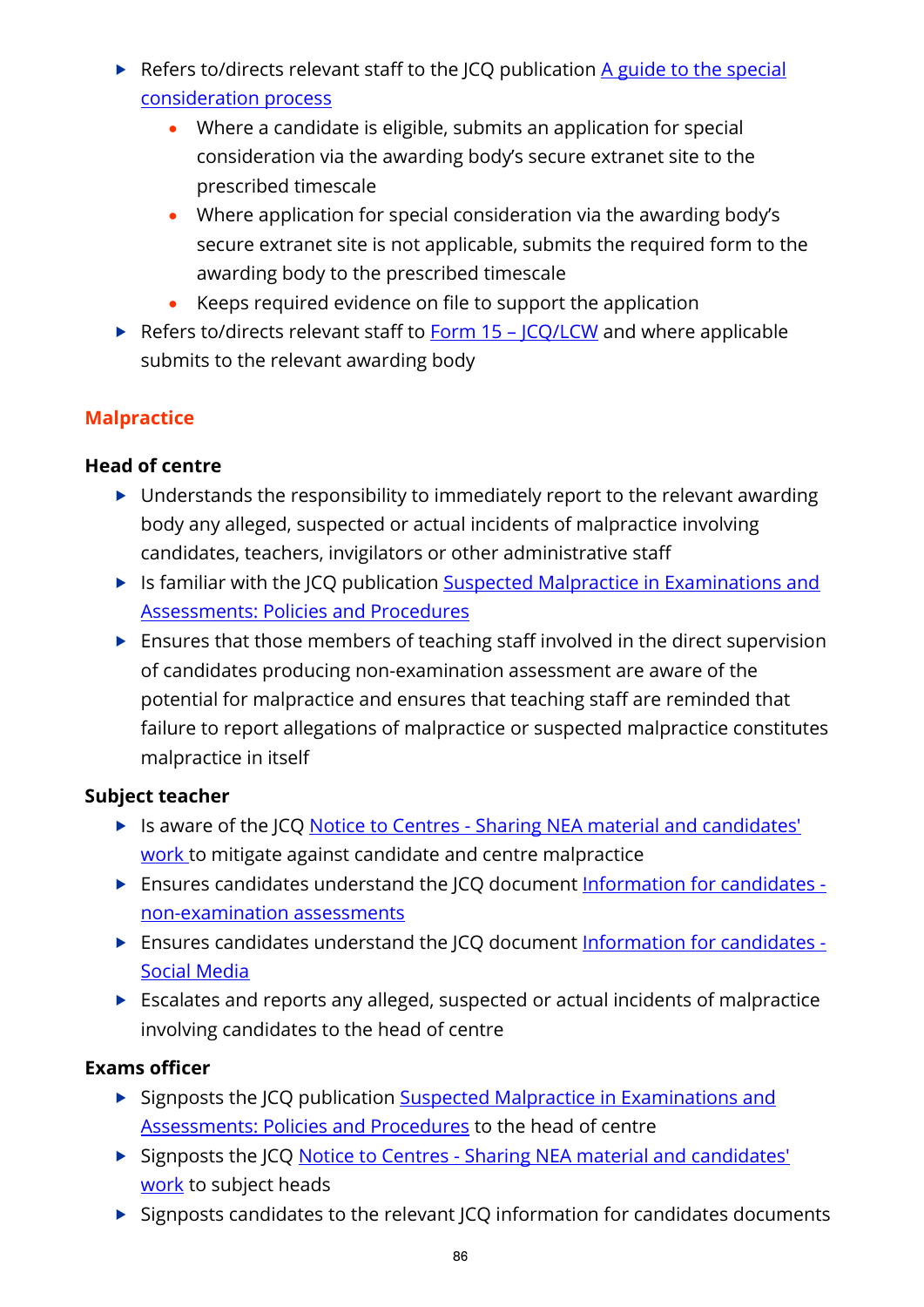- Refers to/directs relevant staff to the JCQ publication [A guide to the special consideration process]
    - Where a candidate is eligible, submits an application for special consideration via the awarding body's secure extranet site to the prescribed timescale
    - Where application for special consideration via the awarding body's secure extranet site is not applicable, submits the required form to the awarding body to the prescribed timescale
    - Keeps required evidence on file to support the application
- Refers to/directs relevant staff to [Form 15 – JCQ/LCW] and where applicable submits to the relevant awarding body

## Malpractice

**Head of centre**

- Understands the responsibility to immediately report to the relevant awarding body any alleged, suspected or actual incidents of malpractice involving candidates, teachers, invigilators or other administrative staff
- Is familiar with the JCQ publication [Suspected Malpractice in Examinations and Assessments: Policies and Procedures]
- Ensures that those members of teaching staff involved in the direct supervision of candidates producing non-examination assessment are aware of the potential for malpractice and ensures that teaching staff are reminded that failure to report allegations of malpractice or suspected malpractice constitutes malpractice in itself

**Subject teacher**

- Is aware of the JCQ [Notice to Centres - Sharing NEA material and candidates' work] to mitigate against candidate and centre malpractice
- Ensures candidates understand the JCQ document [Information for candidates - non-examination assessments]
- Ensures candidates understand the JCQ document [Information for candidates - Social Media]
- Escalates and reports any alleged, suspected or actual incidents of malpractice involving candidates to the head of centre

**Exams officer**

- Signposts the JCQ publication [Suspected Malpractice in Examinations and Assessments: Policies and Procedures] to the head of centre
- Signposts the JCQ [Notice to Centres - Sharing NEA material and candidates' work] to subject heads
- Signposts candidates to the relevant JCQ information for candidates documents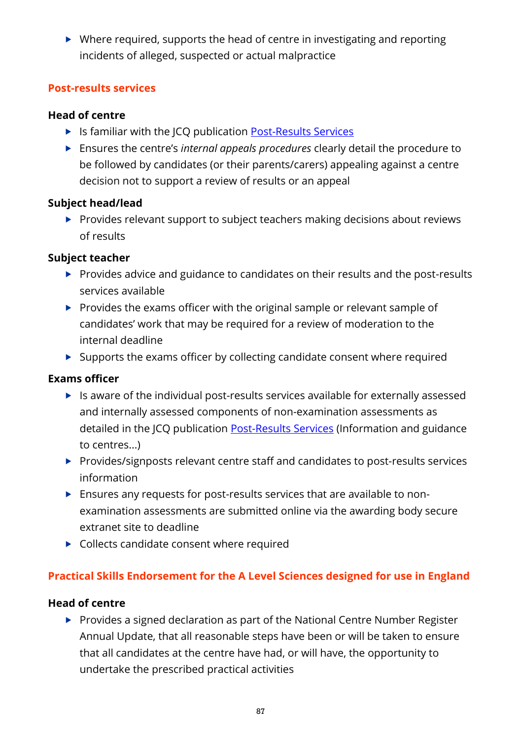- Where required, supports the head of centre in investigating and reporting incidents of alleged, suspected or actual malpractice

## Post-results services

### Head of centre

- Is familiar with the JCQ publication Post-Results Services
- Ensures the centre's *internal appeals procedures* clearly detail the procedure to be followed by candidates (or their parents/carers) appealing against a centre decision not to support a review of results or an appeal

### Subject head/lead

- Provides relevant support to subject teachers making decisions about reviews of results

### Subject teacher

- Provides advice and guidance to candidates on their results and the post-results services available
- Provides the exams officer with the original sample or relevant sample of candidates' work that may be required for a review of moderation to the internal deadline
- Supports the exams officer by collecting candidate consent where required

### Exams officer

- Is aware of the individual post-results services available for externally assessed and internally assessed components of non-examination assessments as detailed in the JCQ publication Post-Results Services (Information and guidance to centres...)
- Provides/signposts relevant centre staff and candidates to post-results services information
- Ensures any requests for post-results services that are available to non-examination assessments are submitted online via the awarding body secure extranet site to deadline
- Collects candidate consent where required

## Practical Skills Endorsement for the A Level Sciences designed for use in England

### Head of centre

- Provides a signed declaration as part of the National Centre Number Register Annual Update, that all reasonable steps have been or will be taken to ensure that all candidates at the centre have had, or will have, the opportunity to undertake the prescribed practical activities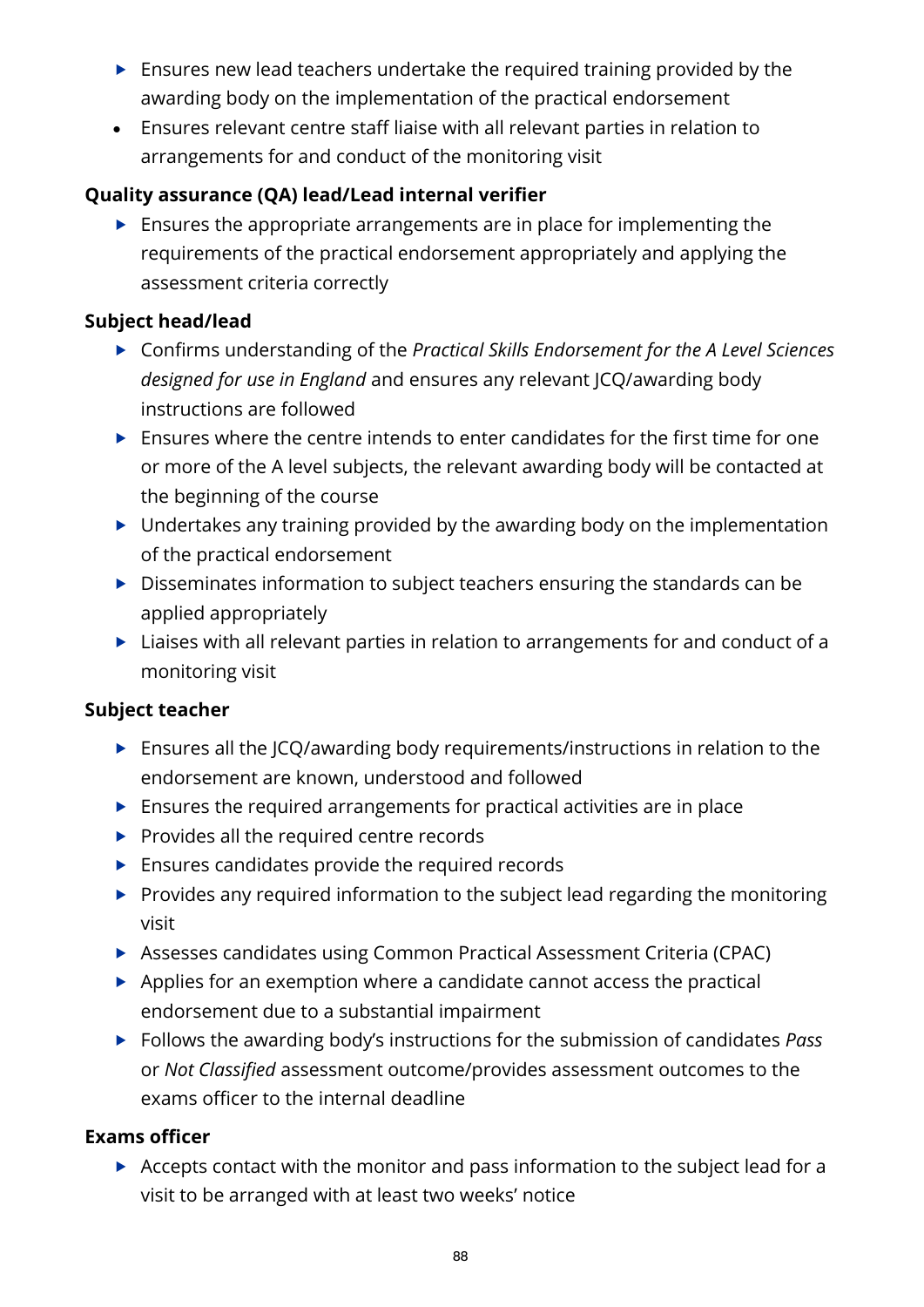- Ensures new lead teachers undertake the required training provided by the awarding body on the implementation of the practical endorsement
- Ensures relevant centre staff liaise with all relevant parties in relation to arrangements for and conduct of the monitoring visit

**Quality assurance (QA) lead/Lead internal verifier**

- Ensures the appropriate arrangements are in place for implementing the requirements of the practical endorsement appropriately and applying the assessment criteria correctly

**Subject head/lead**

- Confirms understanding of the *Practical Skills Endorsement for the A Level Sciences designed for use in England* and ensures any relevant JCQ/awarding body instructions are followed
- Ensures where the centre intends to enter candidates for the first time for one or more of the A level subjects, the relevant awarding body will be contacted at the beginning of the course
- Undertakes any training provided by the awarding body on the implementation of the practical endorsement
- Disseminates information to subject teachers ensuring the standards can be applied appropriately
- Liaises with all relevant parties in relation to arrangements for and conduct of a monitoring visit

**Subject teacher**

- Ensures all the JCQ/awarding body requirements/instructions in relation to the endorsement are known, understood and followed
- Ensures the required arrangements for practical activities are in place
- Provides all the required centre records
- Ensures candidates provide the required records
- Provides any required information to the subject lead regarding the monitoring visit
- Assesses candidates using Common Practical Assessment Criteria (CPAC)
- Applies for an exemption where a candidate cannot access the practical endorsement due to a substantial impairment
- Follows the awarding body's instructions for the submission of candidates *Pass* or *Not Classified* assessment outcome/provides assessment outcomes to the exams officer to the internal deadline

**Exams officer**

- Accepts contact with the monitor and pass information to the subject lead for a visit to be arranged with at least two weeks' notice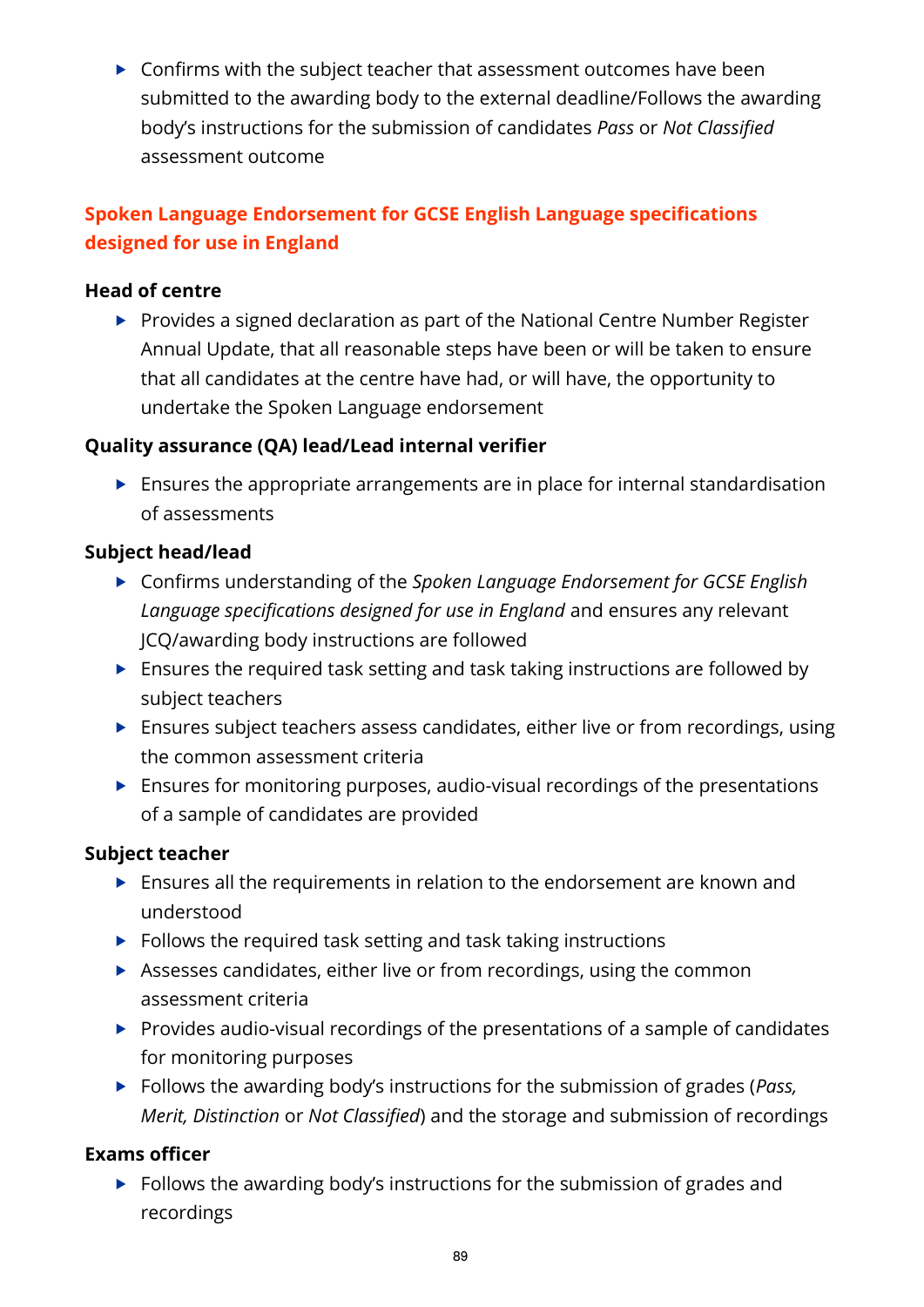- Confirms with the subject teacher that assessment outcomes have been submitted to the awarding body to the external deadline/Follows the awarding body's instructions for the submission of candidates *Pass* or *Not Classified* assessment outcome

## Spoken Language Endorsement for GCSE English Language specifications designed for use in England

**Head of centre**

- Provides a signed declaration as part of the National Centre Number Register Annual Update, that all reasonable steps have been or will be taken to ensure that all candidates at the centre have had, or will have, the opportunity to undertake the Spoken Language endorsement

**Quality assurance (QA) lead/Lead internal verifier**

- Ensures the appropriate arrangements are in place for internal standardisation of assessments

**Subject head/lead**

- Confirms understanding of the *Spoken Language Endorsement for GCSE English Language specifications designed for use in England* and ensures any relevant JCQ/awarding body instructions are followed
- Ensures the required task setting and task taking instructions are followed by subject teachers
- Ensures subject teachers assess candidates, either live or from recordings, using the common assessment criteria
- Ensures for monitoring purposes, audio-visual recordings of the presentations of a sample of candidates are provided

**Subject teacher**

- Ensures all the requirements in relation to the endorsement are known and understood
- Follows the required task setting and task taking instructions
- Assesses candidates, either live or from recordings, using the common assessment criteria
- Provides audio-visual recordings of the presentations of a sample of candidates for monitoring purposes
- Follows the awarding body's instructions for the submission of grades (*Pass, Merit, Distinction* or *Not Classified*) and the storage and submission of recordings

**Exams officer**

- Follows the awarding body's instructions for the submission of grades and recordings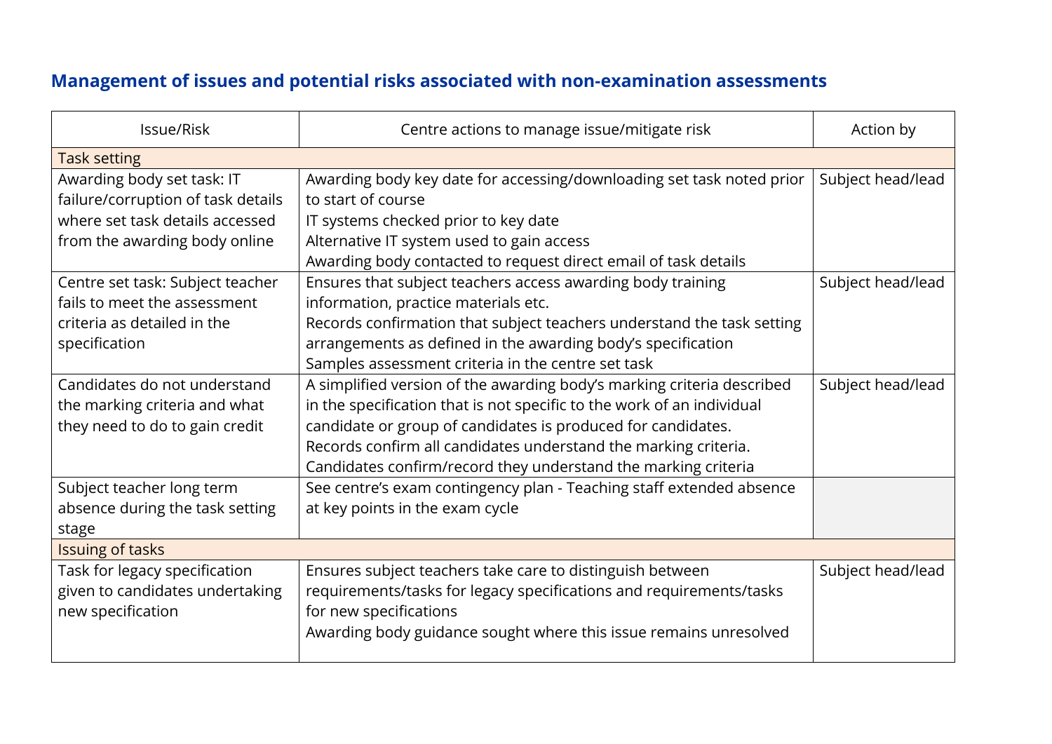## Management of issues and potential risks associated with non-examination assessments

| Issue/Risk | Centre actions to manage issue/mitigate risk | Action by |
|---|---|---|
| **Task setting** | | |
| Awarding body set task: IT failure/corruption of task details where set task details accessed from the awarding body online | Awarding body key date for accessing/downloading set task noted prior to start of course<br>IT systems checked prior to key date<br>Alternative IT system used to gain access<br>Awarding body contacted to request direct email of task details | Subject head/lead |
| Centre set task: Subject teacher fails to meet the assessment criteria as detailed in the specification | Ensures that subject teachers access awarding body training information, practice materials etc.<br>Records confirmation that subject teachers understand the task setting arrangements as defined in the awarding body's specification<br>Samples assessment criteria in the centre set task | Subject head/lead |
| Candidates do not understand the marking criteria and what they need to do to gain credit | A simplified version of the awarding body's marking criteria described in the specification that is not specific to the work of an individual candidate or group of candidates is produced for candidates.<br>Records confirm all candidates understand the marking criteria.<br>Candidates confirm/record they understand the marking criteria | Subject head/lead |
| Subject teacher long term absence during the task setting stage | See centre's exam contingency plan - Teaching staff extended absence at key points in the exam cycle | |
| **Issuing of tasks** | | |
| Task for legacy specification given to candidates undertaking new specification | Ensures subject teachers take care to distinguish between requirements/tasks for legacy specifications and requirements/tasks for new specifications<br>Awarding body guidance sought where this issue remains unresolved | Subject head/lead |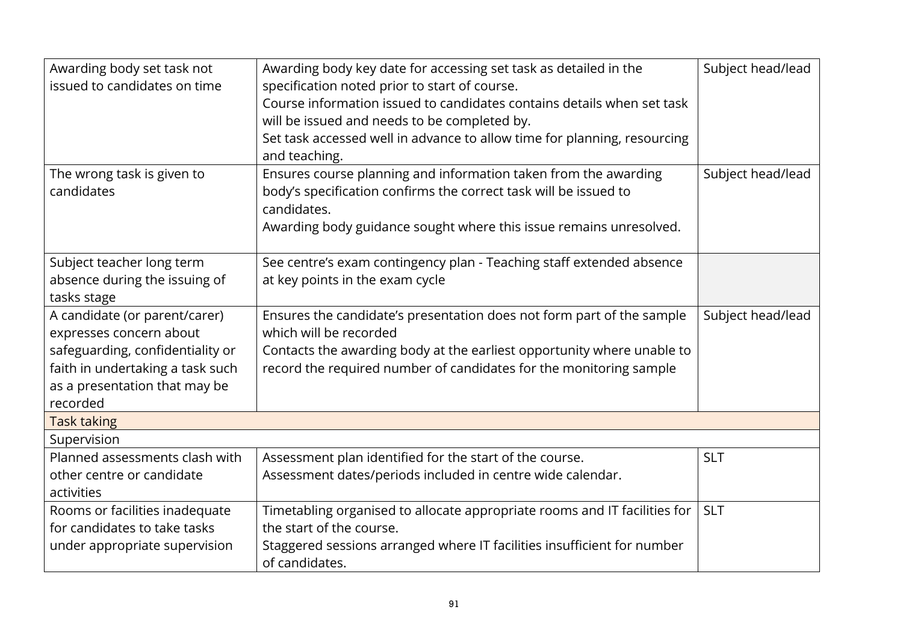| | | |
|---|---|---|
| Awarding body set task not issued to candidates on time | Awarding body key date for accessing set task as detailed in the specification noted prior to start of course.<br>Course information issued to candidates contains details when set task will be issued and needs to be completed by.<br>Set task accessed well in advance to allow time for planning, resourcing and teaching. | Subject head/lead |
| The wrong task is given to candidates | Ensures course planning and information taken from the awarding body's specification confirms the correct task will be issued to candidates.<br>Awarding body guidance sought where this issue remains unresolved. | Subject head/lead |
| Subject teacher long term absence during the issuing of tasks stage | See centre's exam contingency plan - Teaching staff extended absence at key points in the exam cycle | |
| A candidate (or parent/carer) expresses concern about safeguarding, confidentiality or faith in undertaking a task such as a presentation that may be recorded | Ensures the candidate's presentation does not form part of the sample which will be recorded<br>Contacts the awarding body at the earliest opportunity where unable to record the required number of candidates for the monitoring sample | Subject head/lead |
| Task taking | | |
| Supervision | | |
| Planned assessments clash with other centre or candidate activities | Assessment plan identified for the start of the course.<br>Assessment dates/periods included in centre wide calendar. | SLT |
| Rooms or facilities inadequate for candidates to take tasks under appropriate supervision | Timetabling organised to allocate appropriate rooms and IT facilities for the start of the course.<br>Staggered sessions arranged where IT facilities insufficient for number of candidates. | SLT |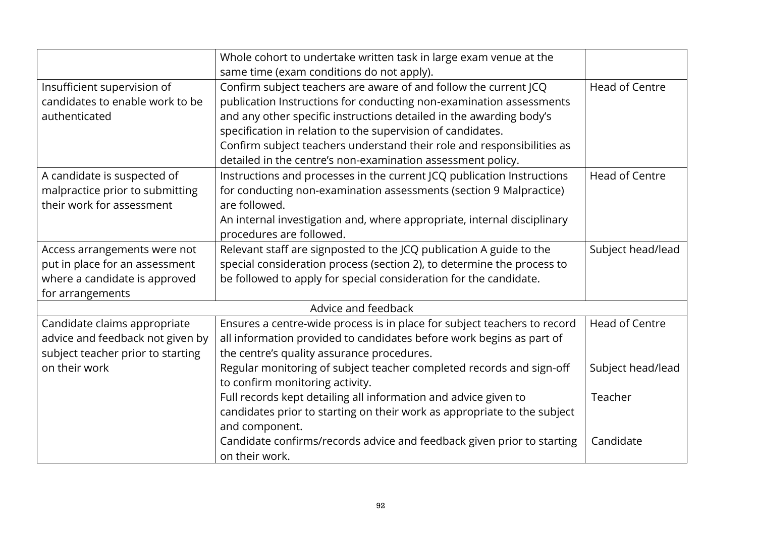| | | |
|---|---|---|
| | Whole cohort to undertake written task in large exam venue at the same time (exam conditions do not apply). | |
| Insufficient supervision of candidates to enable work to be authenticated | Confirm subject teachers are aware of and follow the current JCQ publication Instructions for conducting non-examination assessments and any other specific instructions detailed in the awarding body's specification in relation to the supervision of candidates.<br>Confirm subject teachers understand their role and responsibilities as detailed in the centre's non-examination assessment policy. | Head of Centre |
| A candidate is suspected of malpractice prior to submitting their work for assessment | Instructions and processes in the current JCQ publication Instructions for conducting non-examination assessments (section 9 Malpractice) are followed.<br>An internal investigation and, where appropriate, internal disciplinary procedures are followed. | Head of Centre |
| Access arrangements were not put in place for an assessment where a candidate is approved for arrangements | Relevant staff are signposted to the JCQ publication A guide to the special consideration process (section 2), to determine the process to be followed to apply for special consideration for the candidate. | Subject head/lead |
| | Advice and feedback | |
| Candidate claims appropriate advice and feedback not given by subject teacher prior to starting on their work | Ensures a centre-wide process is in place for subject teachers to record all information provided to candidates before work begins as part of the centre's quality assurance procedures. | Head of Centre |
| | Regular monitoring of subject teacher completed records and sign-off to confirm monitoring activity. | Subject head/lead |
| | Full records kept detailing all information and advice given to candidates prior to starting on their work as appropriate to the subject and component. | Teacher |
| | Candidate confirms/records advice and feedback given prior to starting on their work. | Candidate |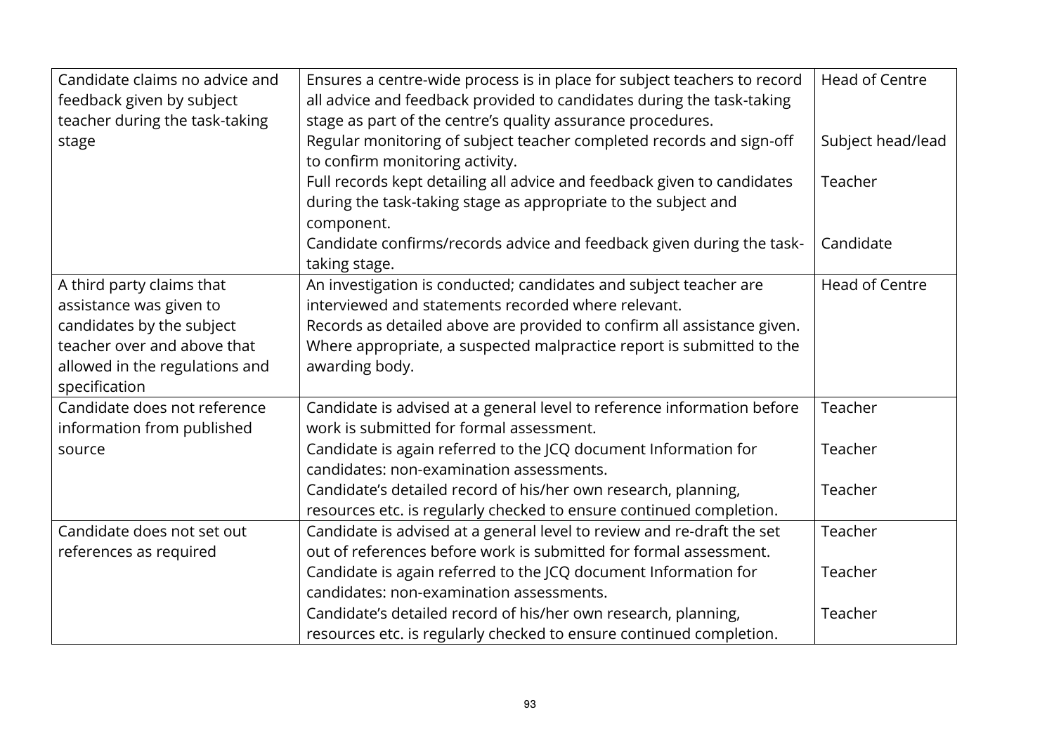| | | |
|---|---|---|
| Candidate claims no advice and feedback given by subject teacher during the task-taking stage | Ensures a centre-wide process is in place for subject teachers to record all advice and feedback provided to candidates during the task-taking stage as part of the centre's quality assurance procedures.<br>Regular monitoring of subject teacher completed records and sign-off to confirm monitoring activity.<br>Full records kept detailing all advice and feedback given to candidates during the task-taking stage as appropriate to the subject and component.<br>Candidate confirms/records advice and feedback given during the task-taking stage. | Head of Centre<br><br>Subject head/lead<br><br>Teacher<br><br>Candidate |
| A third party claims that assistance was given to candidates by the subject teacher over and above that allowed in the regulations and specification | An investigation is conducted; candidates and subject teacher are interviewed and statements recorded where relevant.<br>Records as detailed above are provided to confirm all assistance given.<br>Where appropriate, a suspected malpractice report is submitted to the awarding body. | Head of Centre |
| Candidate does not reference information from published source | Candidate is advised at a general level to reference information before work is submitted for formal assessment.<br>Candidate is again referred to the JCQ document Information for candidates: non-examination assessments.<br>Candidate's detailed record of his/her own research, planning, resources etc. is regularly checked to ensure continued completion. | Teacher<br><br>Teacher<br><br>Teacher |
| Candidate does not set out references as required | Candidate is advised at a general level to review and re-draft the set out of references before work is submitted for formal assessment.<br>Candidate is again referred to the JCQ document Information for candidates: non-examination assessments.<br>Candidate's detailed record of his/her own research, planning, resources etc. is regularly checked to ensure continued completion. | Teacher<br><br>Teacher<br><br>Teacher |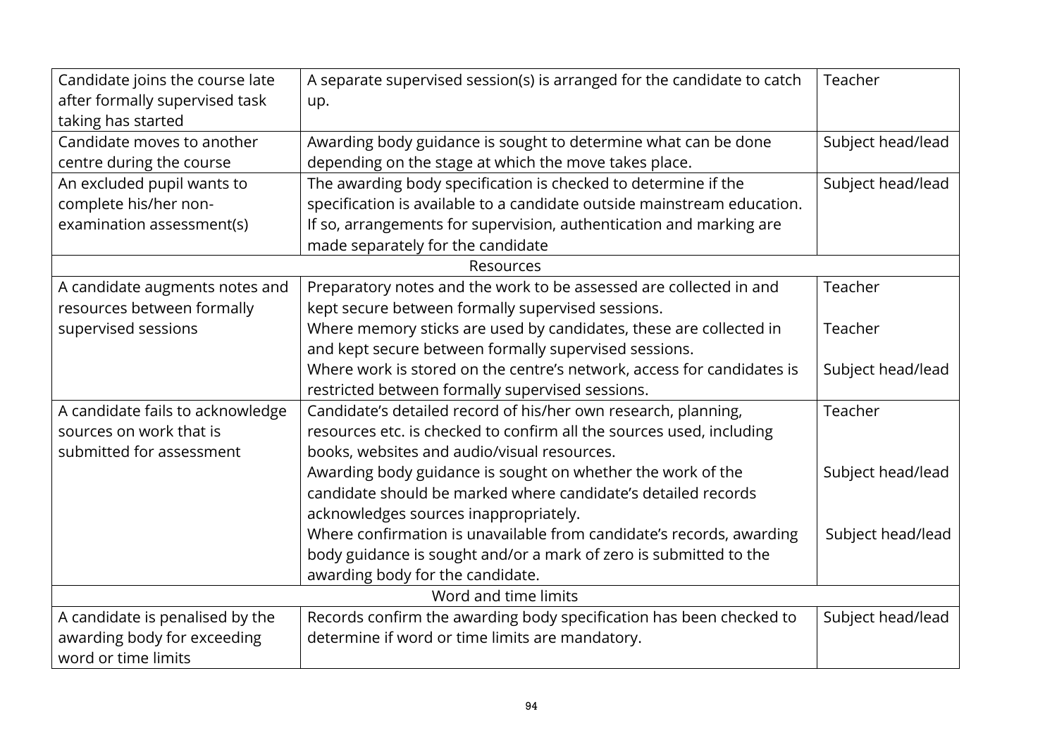| | | |
|---|---|---|
| Candidate joins the course late after formally supervised task taking has started | A separate supervised session(s) is arranged for the candidate to catch up. | Teacher |
| Candidate moves to another centre during the course | Awarding body guidance is sought to determine what can be done depending on the stage at which the move takes place. | Subject head/lead |
| An excluded pupil wants to complete his/her non-examination assessment(s) | The awarding body specification is checked to determine if the specification is available to a candidate outside mainstream education. If so, arrangements for supervision, authentication and marking are made separately for the candidate | Subject head/lead |
| Resources | | |
| A candidate augments notes and resources between formally supervised sessions | Preparatory notes and the work to be assessed are collected in and kept secure between formally supervised sessions.<br>Where memory sticks are used by candidates, these are collected in and kept secure between formally supervised sessions.<br>Where work is stored on the centre's network, access for candidates is restricted between formally supervised sessions. | Teacher<br><br>Teacher<br><br>Subject head/lead |
| A candidate fails to acknowledge sources on work that is submitted for assessment | Candidate's detailed record of his/her own research, planning, resources etc. is checked to confirm all the sources used, including books, websites and audio/visual resources.<br>Awarding body guidance is sought on whether the work of the candidate should be marked where candidate's detailed records acknowledges sources inappropriately.<br>Where confirmation is unavailable from candidate's records, awarding body guidance is sought and/or a mark of zero is submitted to the awarding body for the candidate. | Teacher<br><br>Subject head/lead<br><br>Subject head/lead |
| Word and time limits | | |
| A candidate is penalised by the awarding body for exceeding word or time limits | Records confirm the awarding body specification has been checked to determine if word or time limits are mandatory. | Subject head/lead |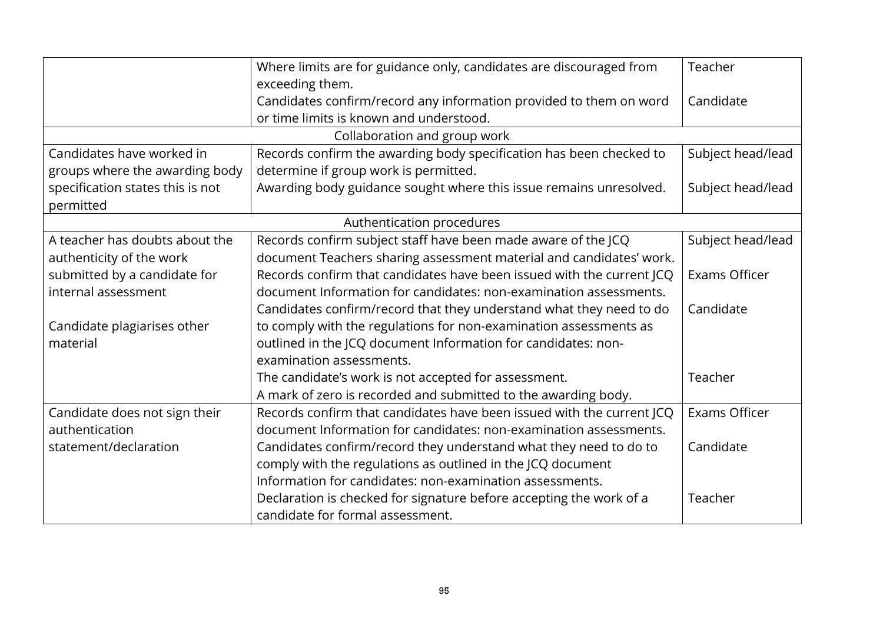| | | |
|---|---|---|
| | Where limits are for guidance only, candidates are discouraged from exceeding them. | Teacher |
| | Candidates confirm/record any information provided to them on word or time limits is known and understood. | Candidate |
| Collaboration and group work | | |
| Candidates have worked in groups where the awarding body specification states this is not permitted | Records confirm the awarding body specification has been checked to determine if group work is permitted. | Subject head/lead |
| | Awarding body guidance sought where this issue remains unresolved. | Subject head/lead |
| Authentication procedures | | |
| A teacher has doubts about the authenticity of the work submitted by a candidate for internal assessment<br><br>Candidate plagiarises other material | Records confirm subject staff have been made aware of the JCQ document Teachers sharing assessment material and candidates' work. | Subject head/lead |
| | Records confirm that candidates have been issued with the current JCQ document Information for candidates: non-examination assessments. | Exams Officer |
| | Candidates confirm/record that they understand what they need to do to comply with the regulations for non-examination assessments as outlined in the JCQ document Information for candidates: non-examination assessments. | Candidate |
| | The candidate's work is not accepted for assessment.<br>A mark of zero is recorded and submitted to the awarding body. | Teacher |
| Candidate does not sign their authentication statement/declaration | Records confirm that candidates have been issued with the current JCQ document Information for candidates: non-examination assessments. | Exams Officer |
| | Candidates confirm/record they understand what they need to do to comply with the regulations as outlined in the JCQ document Information for candidates: non-examination assessments. | Candidate |
| | Declaration is checked for signature before accepting the work of a candidate for formal assessment. | Teacher |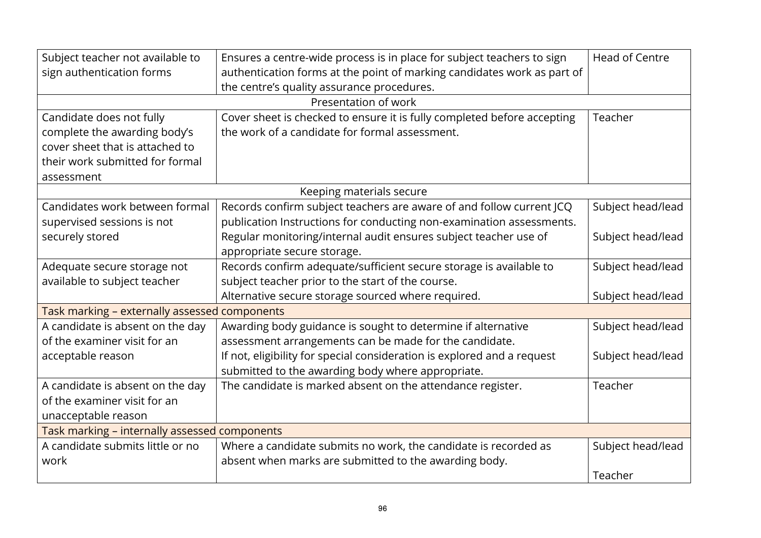| | | |
|---|---|---|
| Subject teacher not available to sign authentication forms | Ensures a centre-wide process is in place for subject teachers to sign authentication forms at the point of marking candidates work as part of the centre's quality assurance procedures. | Head of Centre |
| Presentation of work | | |
| Candidate does not fully complete the awarding body's cover sheet that is attached to their work submitted for formal assessment | Cover sheet is checked to ensure it is fully completed before accepting the work of a candidate for formal assessment. | Teacher |
| Keeping materials secure | | |
| Candidates work between formal supervised sessions is not securely stored | Records confirm subject teachers are aware of and follow current JCQ publication Instructions for conducting non-examination assessments.<br>Regular monitoring/internal audit ensures subject teacher use of appropriate secure storage. | Subject head/lead<br><br>Subject head/lead |
| Adequate secure storage not available to subject teacher | Records confirm adequate/sufficient secure storage is available to subject teacher prior to the start of the course.<br>Alternative secure storage sourced where required. | Subject head/lead<br><br>Subject head/lead |
| Task marking – externally assessed components | | |
| A candidate is absent on the day of the examiner visit for an acceptable reason | Awarding body guidance is sought to determine if alternative assessment arrangements can be made for the candidate.<br>If not, eligibility for special consideration is explored and a request submitted to the awarding body where appropriate. | Subject head/lead<br><br>Subject head/lead |
| A candidate is absent on the day of the examiner visit for an unacceptable reason | The candidate is marked absent on the attendance register. | Teacher |
| Task marking – internally assessed components | | |
| A candidate submits little or no work | Where a candidate submits no work, the candidate is recorded as absent when marks are submitted to the awarding body. | Subject head/lead<br><br>Teacher |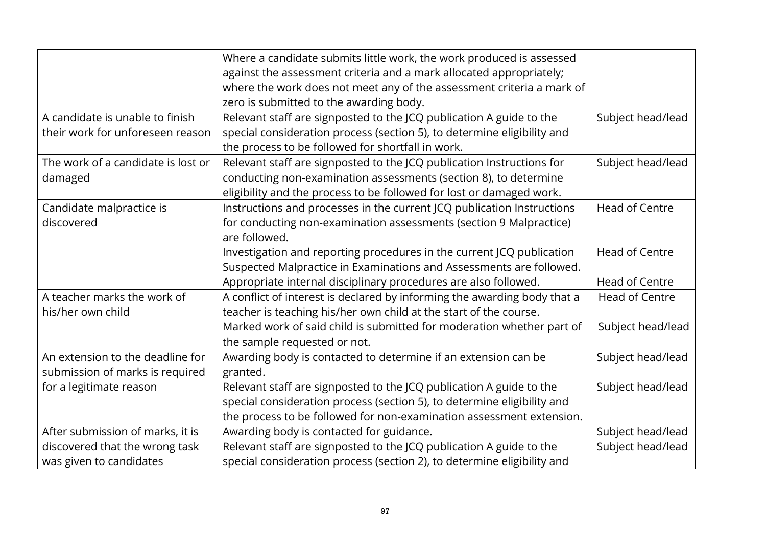| | | |
|---|---|---|
| | Where a candidate submits little work, the work produced is assessed against the assessment criteria and a mark allocated appropriately; where the work does not meet any of the assessment criteria a mark of zero is submitted to the awarding body. | |
| A candidate is unable to finish their work for unforeseen reason | Relevant staff are signposted to the JCQ publication A guide to the special consideration process (section 5), to determine eligibility and the process to be followed for shortfall in work. | Subject head/lead |
| The work of a candidate is lost or damaged | Relevant staff are signposted to the JCQ publication Instructions for conducting non-examination assessments (section 8), to determine eligibility and the process to be followed for lost or damaged work. | Subject head/lead |
| Candidate malpractice is discovered | Instructions and processes in the current JCQ publication Instructions for conducting non-examination assessments (section 9 Malpractice) are followed.<br>Investigation and reporting procedures in the current JCQ publication Suspected Malpractice in Examinations and Assessments are followed.<br>Appropriate internal disciplinary procedures are also followed. | Head of Centre<br><br>Head of Centre<br><br>Head of Centre |
| A teacher marks the work of his/her own child | A conflict of interest is declared by informing the awarding body that a teacher is teaching his/her own child at the start of the course.<br>Marked work of said child is submitted for moderation whether part of the sample requested or not. | Head of Centre<br><br>Subject head/lead |
| An extension to the deadline for submission of marks is required for a legitimate reason | Awarding body is contacted to determine if an extension can be granted.<br>Relevant staff are signposted to the JCQ publication A guide to the special consideration process (section 5), to determine eligibility and the process to be followed for non-examination assessment extension. | Subject head/lead<br><br>Subject head/lead |
| After submission of marks, it is discovered that the wrong task was given to candidates | Awarding body is contacted for guidance.<br>Relevant staff are signposted to the JCQ publication A guide to the special consideration process (section 2), to determine eligibility and | Subject head/lead<br>Subject head/lead |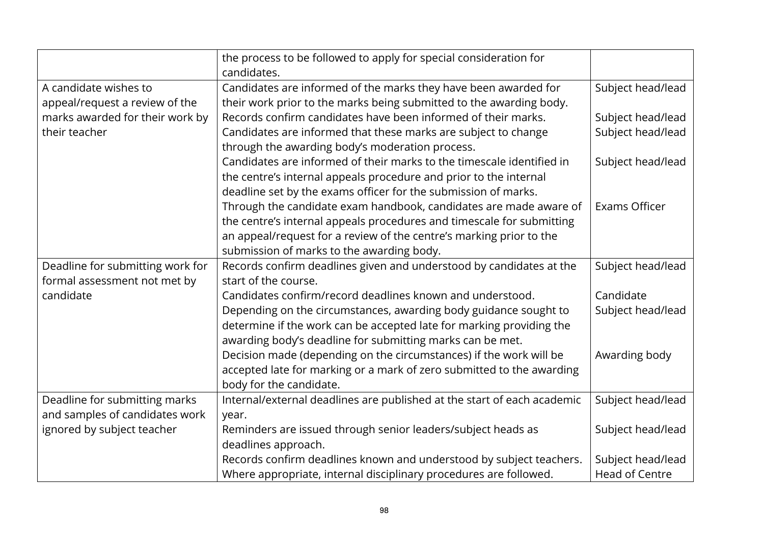| | | |
|---|---|---|
| | the process to be followed to apply for special consideration for candidates. | |
| A candidate wishes to appeal/request a review of the marks awarded for their work by their teacher | Candidates are informed of the marks they have been awarded for their work prior to the marks being submitted to the awarding body.<br>Records confirm candidates have been informed of their marks.<br>Candidates are informed that these marks are subject to change through the awarding body's moderation process.<br>Candidates are informed of their marks to the timescale identified in the centre's internal appeals procedure and prior to the internal deadline set by the exams officer for the submission of marks.<br>Through the candidate exam handbook, candidates are made aware of the centre's internal appeals procedures and timescale for submitting an appeal/request for a review of the centre's marking prior to the submission of marks to the awarding body. | Subject head/lead<br><br>Subject head/lead<br>Subject head/lead<br><br>Subject head/lead<br><br><br>Exams Officer |
| Deadline for submitting work for formal assessment not met by candidate | Records confirm deadlines given and understood by candidates at the start of the course.<br>Candidates confirm/record deadlines known and understood.<br>Depending on the circumstances, awarding body guidance sought to determine if the work can be accepted late for marking providing the awarding body's deadline for submitting marks can be met.<br>Decision made (depending on the circumstances) if the work will be accepted late for marking or a mark of zero submitted to the awarding body for the candidate. | Subject head/lead<br><br>Candidate<br>Subject head/lead<br><br><br>Awarding body |
| Deadline for submitting marks and samples of candidates work ignored by subject teacher | Internal/external deadlines are published at the start of each academic year.<br>Reminders are issued through senior leaders/subject heads as deadlines approach.<br>Records confirm deadlines known and understood by subject teachers.<br>Where appropriate, internal disciplinary procedures are followed. | Subject head/lead<br><br>Subject head/lead<br><br>Subject head/lead<br>Head of Centre |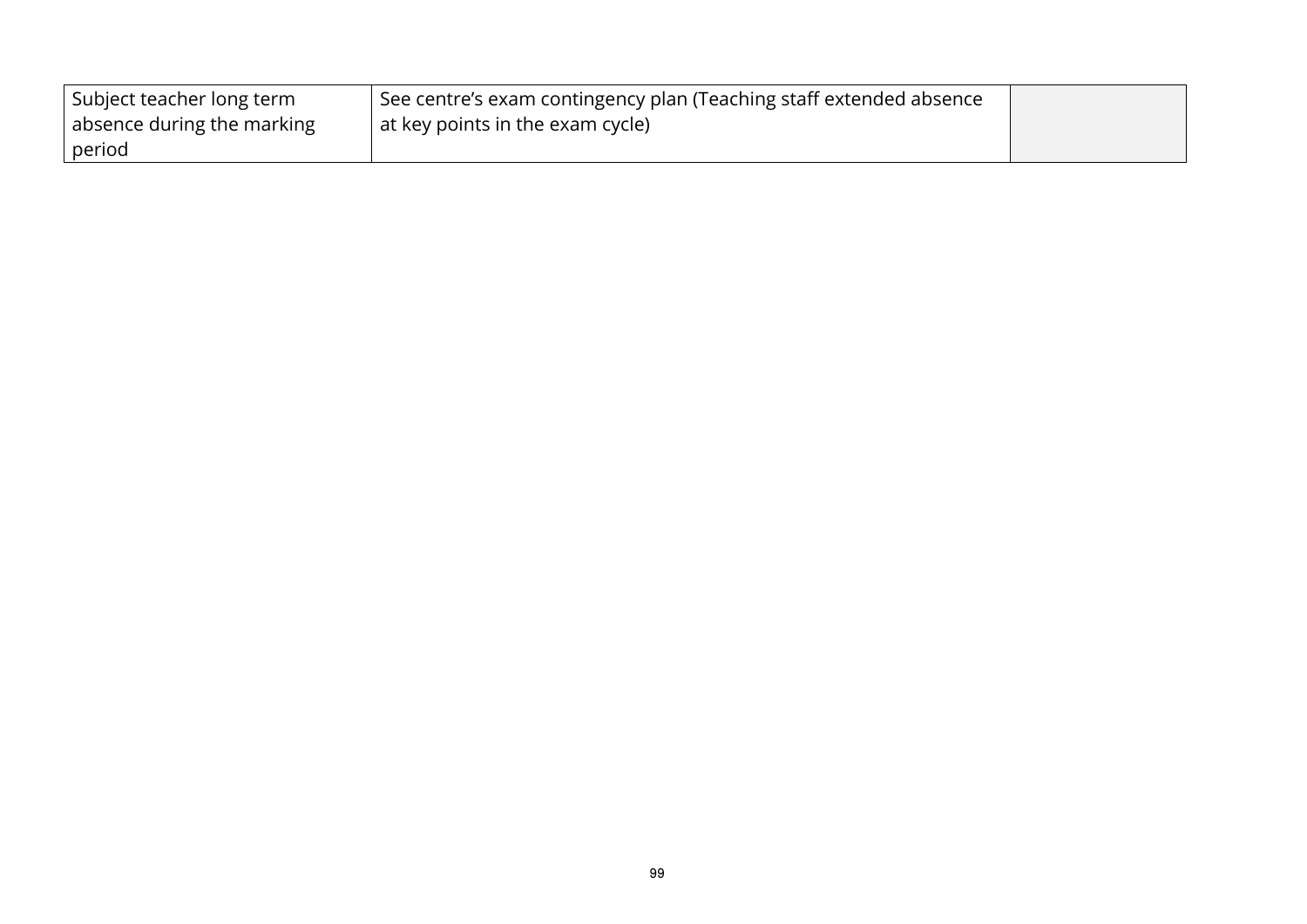| | | |
|---|---|---|
| Subject teacher long term absence during the marking period | See centre's exam contingency plan (Teaching staff extended absence at key points in the exam cycle) | |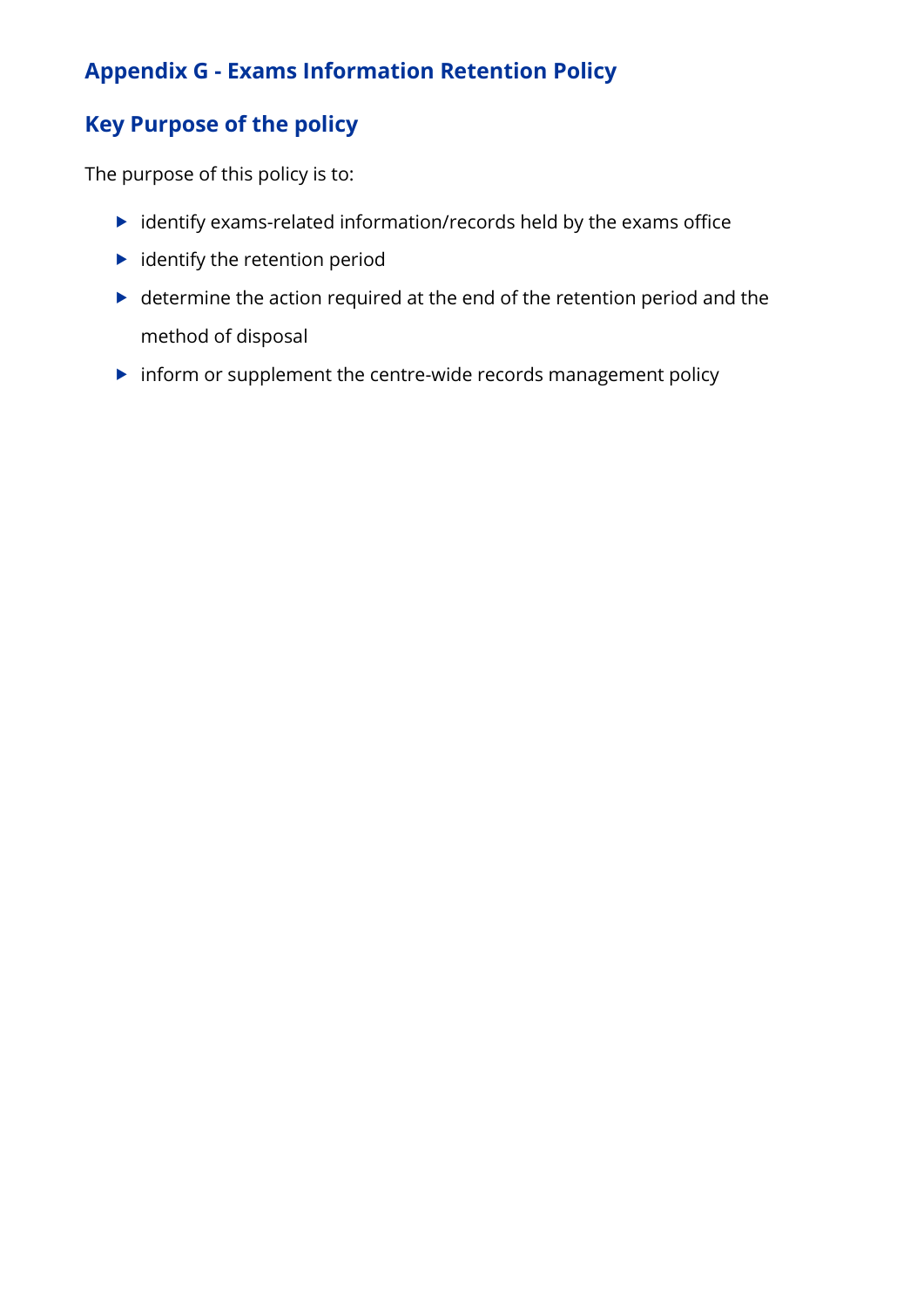## Appendix G - Exams Information Retention Policy

### Key Purpose of the policy

The purpose of this policy is to:

- identify exams-related information/records held by the exams office
- identify the retention period
- determine the action required at the end of the retention period and the method of disposal
- inform or supplement the centre-wide records management policy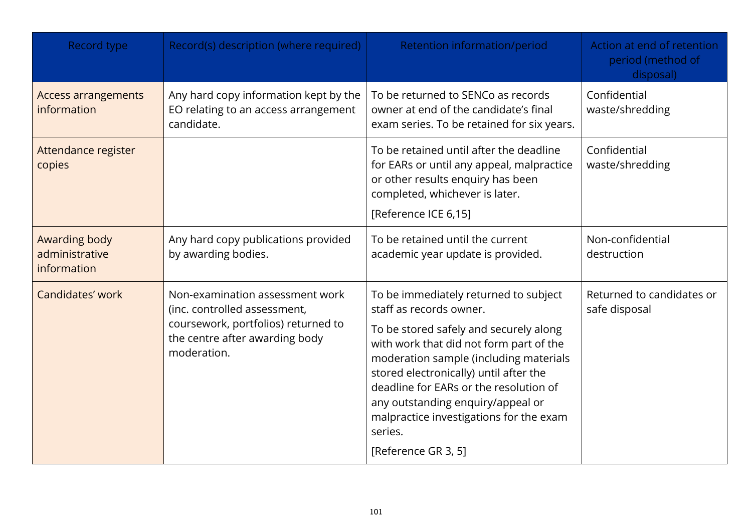| Record type | Record(s) description (where required) | Retention information/period | Action at end of retention period (method of disposal) |
|---|---|---|---|
| Access arrangements information | Any hard copy information kept by the EO relating to an access arrangement candidate. | To be returned to SENCo as records owner at end of the candidate's final exam series. To be retained for six years. | Confidential waste/shredding |
| Attendance register copies | | To be retained until after the deadline for EARs or until any appeal, malpractice or other results enquiry has been completed, whichever is later.<br><br>[Reference ICE 6,15] | Confidential waste/shredding |
| Awarding body administrative information | Any hard copy publications provided by awarding bodies. | To be retained until the current academic year update is provided. | Non-confidential destruction |
| Candidates' work | Non-examination assessment work (inc. controlled assessment, coursework, portfolios) returned to the centre after awarding body moderation. | To be immediately returned to subject staff as records owner.<br><br>To be stored safely and securely along with work that did not form part of the moderation sample (including materials stored electronically) until after the deadline for EARs or the resolution of any outstanding enquiry/appeal or malpractice investigations for the exam series.<br><br>[Reference GR 3, 5] | Returned to candidates or safe disposal |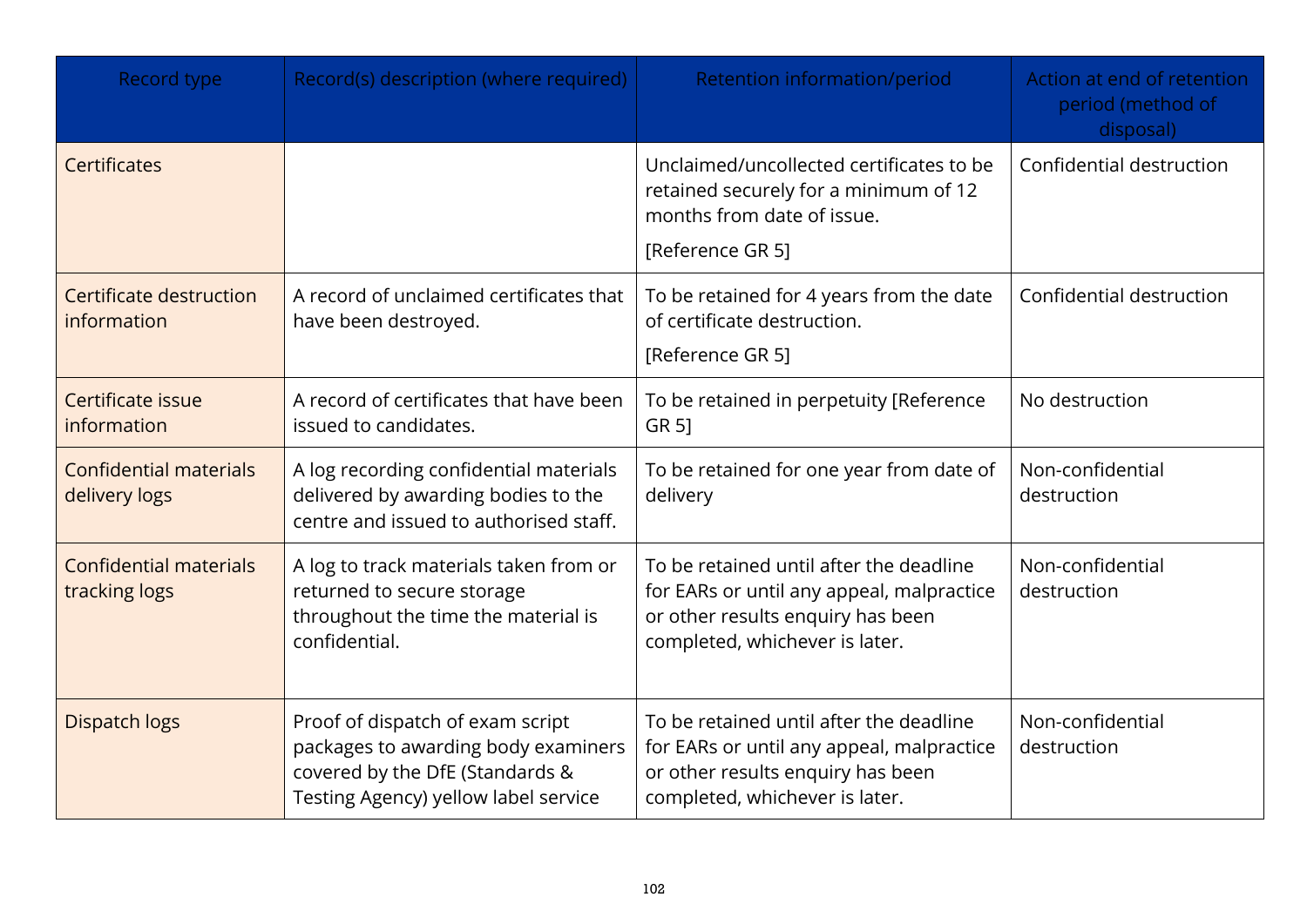| Record type | Record(s) description (where required) | Retention information/period | Action at end of retention period (method of disposal) |
|---|---|---|---|
| Certificates | | Unclaimed/uncollected certificates to be retained securely for a minimum of 12 months from date of issue.<br>[Reference GR 5] | Confidential destruction |
| Certificate destruction information | A record of unclaimed certificates that have been destroyed. | To be retained for 4 years from the date of certificate destruction.<br>[Reference GR 5] | Confidential destruction |
| Certificate issue information | A record of certificates that have been issued to candidates. | To be retained in perpetuity [Reference GR 5] | No destruction |
| Confidential materials delivery logs | A log recording confidential materials delivered by awarding bodies to the centre and issued to authorised staff. | To be retained for one year from date of delivery | Non-confidential destruction |
| Confidential materials tracking logs | A log to track materials taken from or returned to secure storage throughout the time the material is confidential. | To be retained until after the deadline for EARs or until any appeal, malpractice or other results enquiry has been completed, whichever is later. | Non-confidential destruction |
| Dispatch logs | Proof of dispatch of exam script packages to awarding body examiners covered by the DfE (Standards & Testing Agency) yellow label service | To be retained until after the deadline for EARs or until any appeal, malpractice or other results enquiry has been completed, whichever is later. | Non-confidential destruction |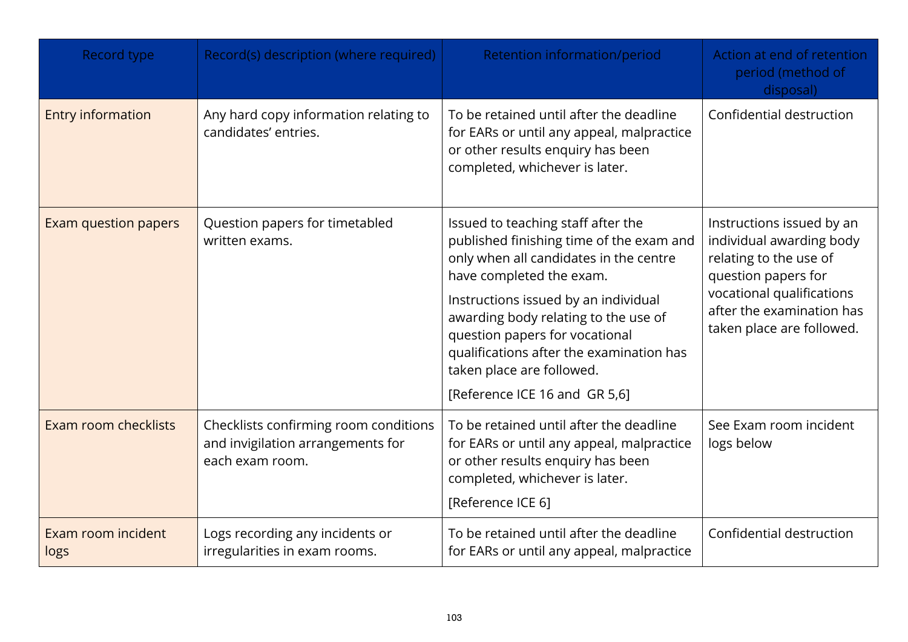| Record type | Record(s) description (where required) | Retention information/period | Action at end of retention period (method of disposal) |
| --- | --- | --- | --- |
| Entry information | Any hard copy information relating to candidates' entries. | To be retained until after the deadline for EARs or until any appeal, malpractice or other results enquiry has been completed, whichever is later. | Confidential destruction |
| Exam question papers | Question papers for timetabled written exams. | Issued to teaching staff after the published finishing time of the exam and only when all candidates in the centre have completed the exam.<br><br>Instructions issued by an individual awarding body relating to the use of question papers for vocational qualifications after the examination has taken place are followed.<br><br>[Reference ICE 16 and GR 5,6] | Instructions issued by an individual awarding body relating to the use of question papers for vocational qualifications after the examination has taken place are followed. |
| Exam room checklists | Checklists confirming room conditions and invigilation arrangements for each exam room. | To be retained until after the deadline for EARs or until any appeal, malpractice or other results enquiry has been completed, whichever is later.<br><br>[Reference ICE 6] | See Exam room incident logs below |
| Exam room incident logs | Logs recording any incidents or irregularities in exam rooms. | To be retained until after the deadline for EARs or until any appeal, malpractice | Confidential destruction |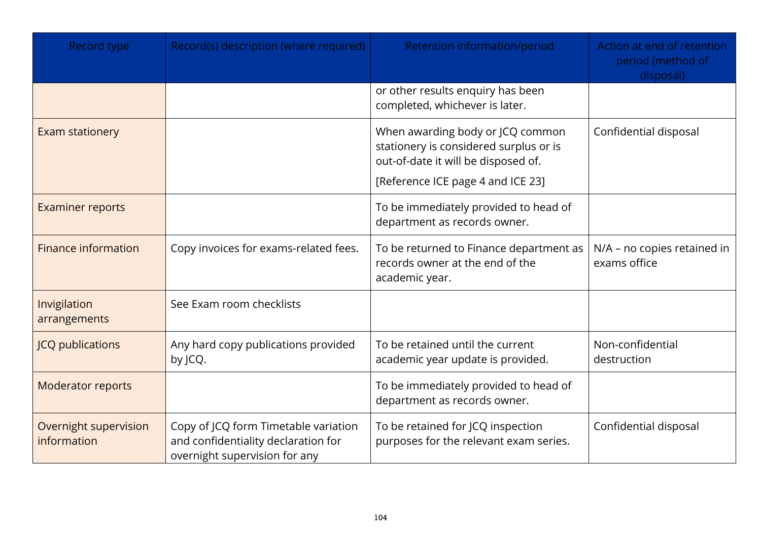| Record type | Record(s) description (where required) | Retention information/period | Action at end of retention period (method of disposal) |
|---|---|---|---|
| | | or other results enquiry has been completed, whichever is later. | |
| Exam stationery | | When awarding body or JCQ common stationery is considered surplus or is out-of-date it will be disposed of. [Reference ICE page 4 and ICE 23] | Confidential disposal |
| Examiner reports | | To be immediately provided to head of department as records owner. | |
| Finance information | Copy invoices for exams-related fees. | To be returned to Finance department as records owner at the end of the academic year. | N/A – no copies retained in exams office |
| Invigilation arrangements | See Exam room checklists | | |
| JCQ publications | Any hard copy publications provided by JCQ. | To be retained until the current academic year update is provided. | Non-confidential destruction |
| Moderator reports | | To be immediately provided to head of department as records owner. | |
| Overnight supervision information | Copy of JCQ form Timetable variation and confidentiality declaration for overnight supervision for any | To be retained for JCQ inspection purposes for the relevant exam series. | Confidential disposal |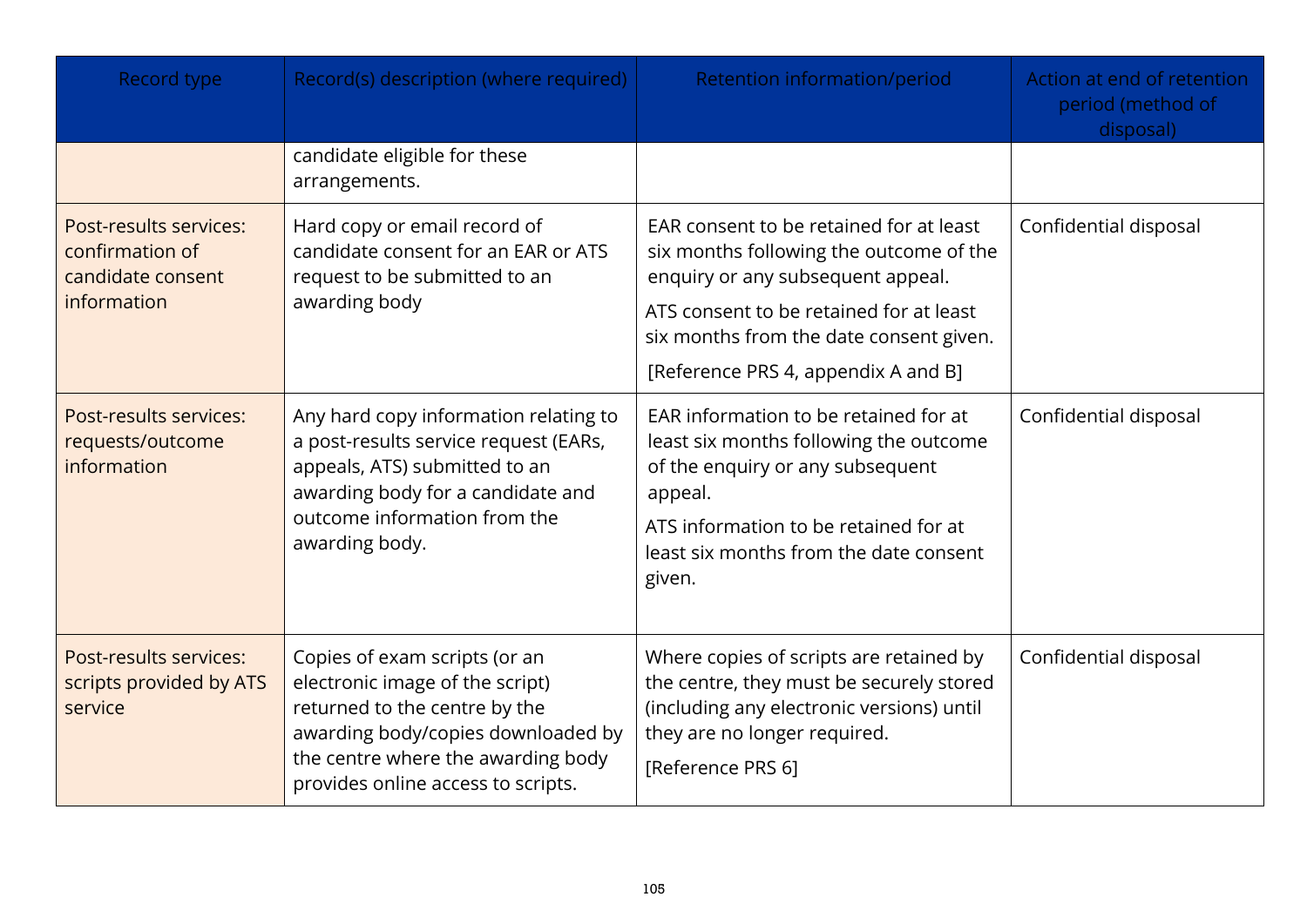| Record type | Record(s) description (where required) | Retention information/period | Action at end of retention period (method of disposal) |
|---|---|---|---|
| | candidate eligible for these arrangements. | | |
| Post-results services: confirmation of candidate consent information | Hard copy or email record of candidate consent for an EAR or ATS request to be submitted to an awarding body | EAR consent to be retained for at least six months following the outcome of the enquiry or any subsequent appeal.<br><br>ATS consent to be retained for at least six months from the date consent given.<br><br>[Reference PRS 4, appendix A and B] | Confidential disposal |
| Post-results services: requests/outcome information | Any hard copy information relating to a post-results service request (EARs, appeals, ATS) submitted to an awarding body for a candidate and outcome information from the awarding body. | EAR information to be retained for at least six months following the outcome of the enquiry or any subsequent appeal.<br><br>ATS information to be retained for at least six months from the date consent given. | Confidential disposal |
| Post-results services: scripts provided by ATS service | Copies of exam scripts (or an electronic image of the script) returned to the centre by the awarding body/copies downloaded by the centre where the awarding body provides online access to scripts. | Where copies of scripts are retained by the centre, they must be securely stored (including any electronic versions) until they are no longer required.<br><br>[Reference PRS 6] | Confidential disposal |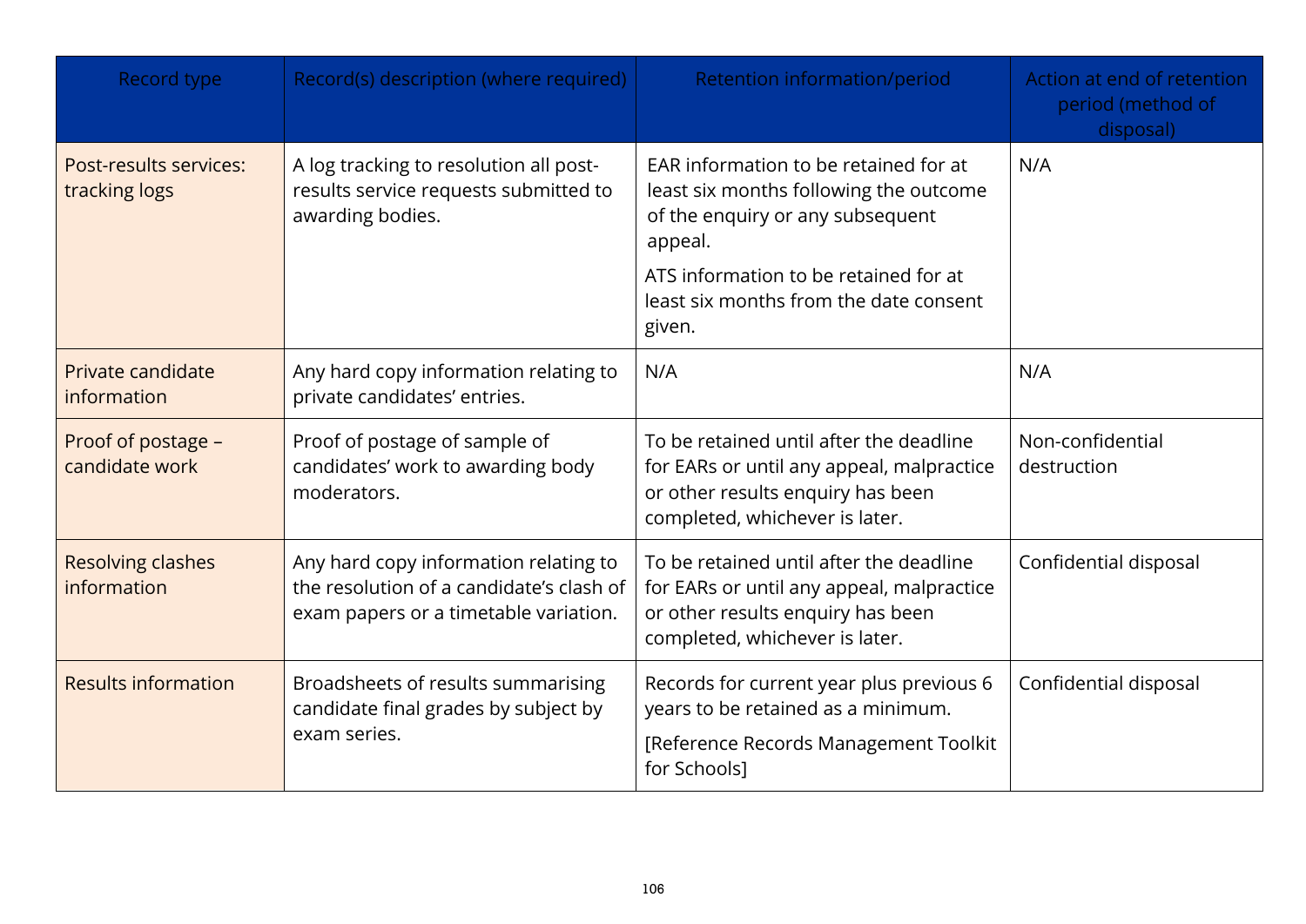| Record type | Record(s) description (where required) | Retention information/period | Action at end of retention period (method of disposal) |
|---|---|---|---|
| Post-results services: tracking logs | A log tracking to resolution all post-results service requests submitted to awarding bodies. | EAR information to be retained for at least six months following the outcome of the enquiry or any subsequent appeal.<br>ATS information to be retained for at least six months from the date consent given. | N/A |
| Private candidate information | Any hard copy information relating to private candidates' entries. | N/A | N/A |
| Proof of postage – candidate work | Proof of postage of sample of candidates' work to awarding body moderators. | To be retained until after the deadline for EARs or until any appeal, malpractice or other results enquiry has been completed, whichever is later. | Non-confidential destruction |
| Resolving clashes information | Any hard copy information relating to the resolution of a candidate's clash of exam papers or a timetable variation. | To be retained until after the deadline for EARs or until any appeal, malpractice or other results enquiry has been completed, whichever is later. | Confidential disposal |
| Results information | Broadsheets of results summarising candidate final grades by subject by exam series. | Records for current year plus previous 6 years to be retained as a minimum.<br>[Reference Records Management Toolkit for Schools] | Confidential disposal |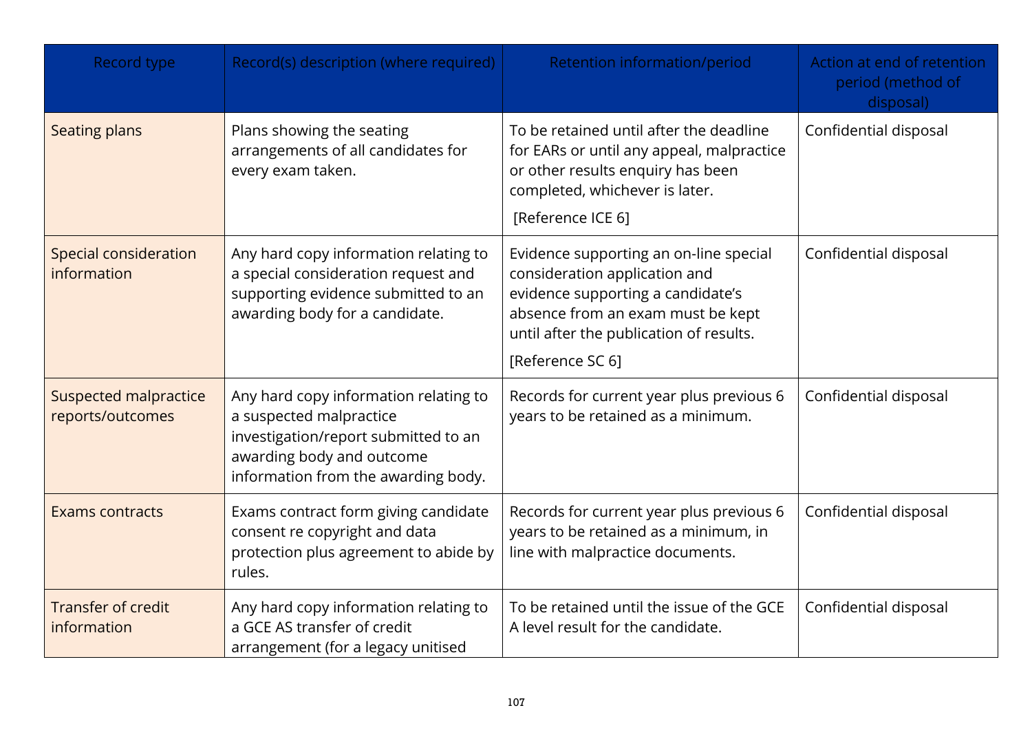| Record type | Record(s) description (where required) | Retention information/period | Action at end of retention period (method of disposal) |
| --- | --- | --- | --- |
| Seating plans | Plans showing the seating arrangements of all candidates for every exam taken. | To be retained until after the deadline for EARs or until any appeal, malpractice or other results enquiry has been completed, whichever is later. [Reference ICE 6] | Confidential disposal |
| Special consideration information | Any hard copy information relating to a special consideration request and supporting evidence submitted to an awarding body for a candidate. | Evidence supporting an on-line special consideration application and evidence supporting a candidate's absence from an exam must be kept until after the publication of results. [Reference SC 6] | Confidential disposal |
| Suspected malpractice reports/outcomes | Any hard copy information relating to a suspected malpractice investigation/report submitted to an awarding body and outcome information from the awarding body. | Records for current year plus previous 6 years to be retained as a minimum. | Confidential disposal |
| Exams contracts | Exams contract form giving candidate consent re copyright and data protection plus agreement to abide by rules. | Records for current year plus previous 6 years to be retained as a minimum, in line with malpractice documents. | Confidential disposal |
| Transfer of credit information | Any hard copy information relating to a GCE AS transfer of credit arrangement (for a legacy unitised | To be retained until the issue of the GCE A level result for the candidate. | Confidential disposal |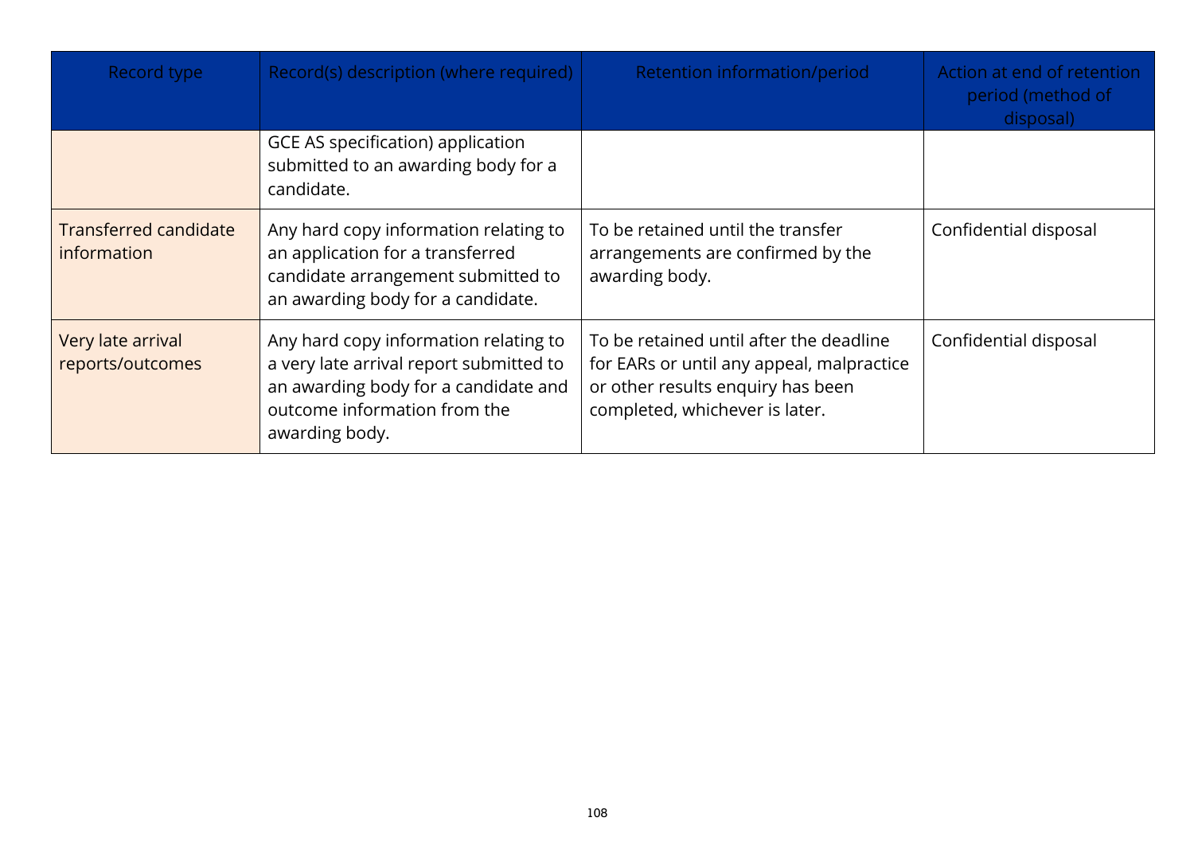| Record type | Record(s) description (where required) | Retention information/period | Action at end of retention period (method of disposal) |
|---|---|---|---|
| | GCE AS specification) application submitted to an awarding body for a candidate. | | |
| Transferred candidate information | Any hard copy information relating to an application for a transferred candidate arrangement submitted to an awarding body for a candidate. | To be retained until the transfer arrangements are confirmed by the awarding body. | Confidential disposal |
| Very late arrival reports/outcomes | Any hard copy information relating to a very late arrival report submitted to an awarding body for a candidate and outcome information from the awarding body. | To be retained until after the deadline for EARs or until any appeal, malpractice or other results enquiry has been completed, whichever is later. | Confidential disposal |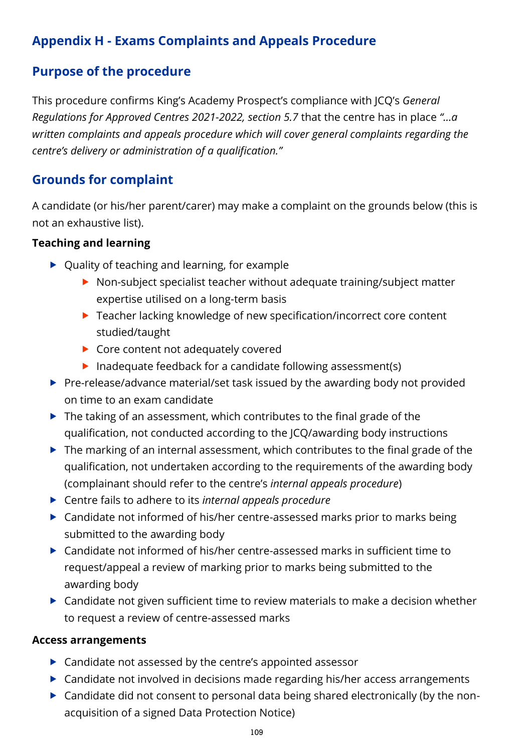## Appendix H - Exams Complaints and Appeals Procedure

## Purpose of the procedure

This procedure confirms King's Academy Prospect's compliance with JCQ's *General Regulations for Approved Centres 2021-2022, section 5.7* that the centre has in place *"...a written complaints and appeals procedure which will cover general complaints regarding the centre's delivery or administration of a qualification."*

## Grounds for complaint

A candidate (or his/her parent/carer) may make a complaint on the grounds below (this is not an exhaustive list).

**Teaching and learning**

- Quality of teaching and learning, for example
  - Non-subject specialist teacher without adequate training/subject matter expertise utilised on a long-term basis
  - Teacher lacking knowledge of new specification/incorrect core content studied/taught
  - Core content not adequately covered
  - Inadequate feedback for a candidate following assessment(s)
- Pre-release/advance material/set task issued by the awarding body not provided on time to an exam candidate
- The taking of an assessment, which contributes to the final grade of the qualification, not conducted according to the JCQ/awarding body instructions
- The marking of an internal assessment, which contributes to the final grade of the qualification, not undertaken according to the requirements of the awarding body (complainant should refer to the centre's *internal appeals procedure*)
- Centre fails to adhere to its *internal appeals procedure*
- Candidate not informed of his/her centre-assessed marks prior to marks being submitted to the awarding body
- Candidate not informed of his/her centre-assessed marks in sufficient time to request/appeal a review of marking prior to marks being submitted to the awarding body
- Candidate not given sufficient time to review materials to make a decision whether to request a review of centre-assessed marks

**Access arrangements**

- Candidate not assessed by the centre's appointed assessor
- Candidate not involved in decisions made regarding his/her access arrangements
- Candidate did not consent to personal data being shared electronically (by the non-acquisition of a signed Data Protection Notice)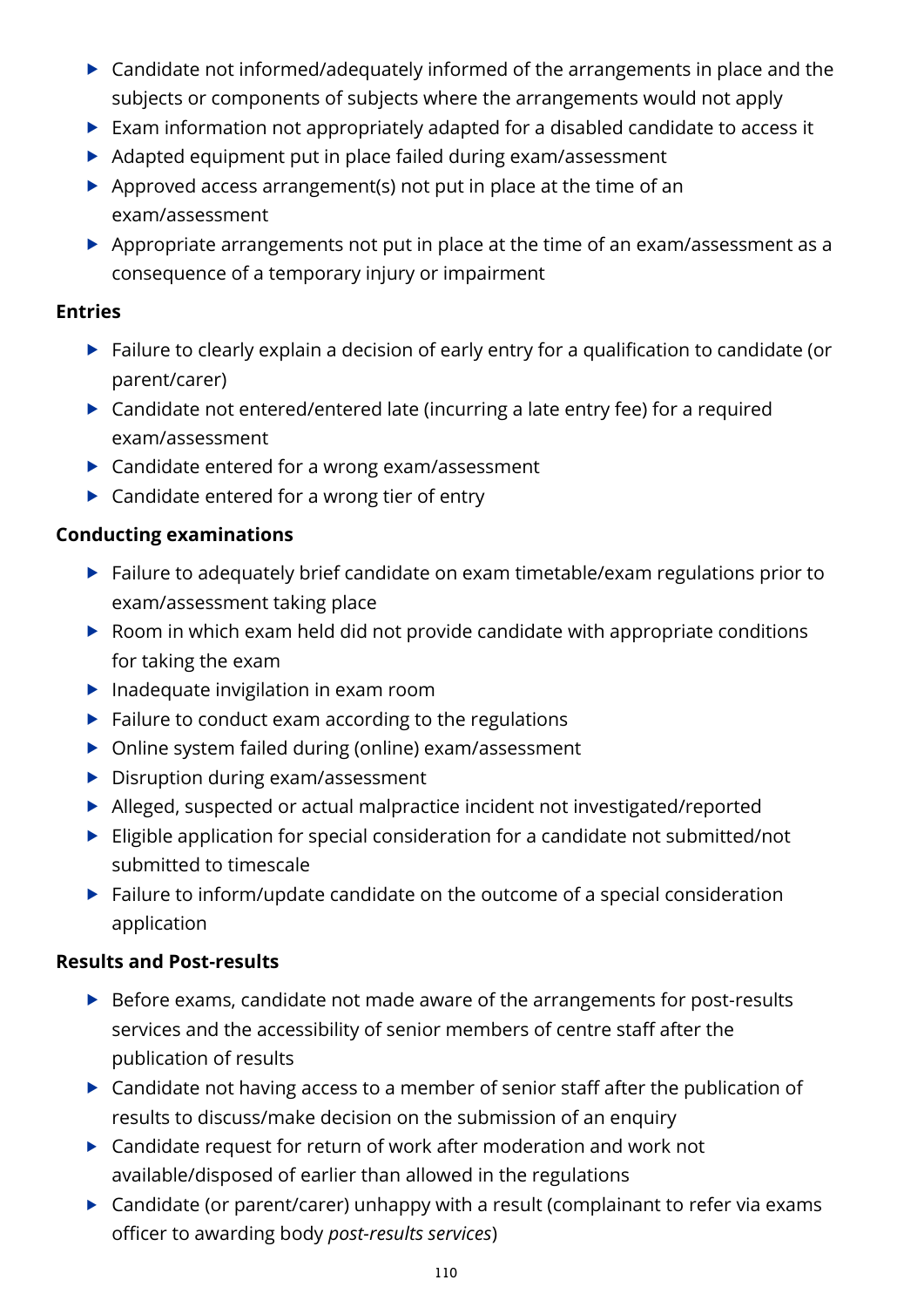- Candidate not informed/adequately informed of the arrangements in place and the subjects or components of subjects where the arrangements would not apply
- Exam information not appropriately adapted for a disabled candidate to access it
- Adapted equipment put in place failed during exam/assessment
- Approved access arrangement(s) not put in place at the time of an exam/assessment
- Appropriate arrangements not put in place at the time of an exam/assessment as a consequence of a temporary injury or impairment

**Entries**

- Failure to clearly explain a decision of early entry for a qualification to candidate (or parent/carer)
- Candidate not entered/entered late (incurring a late entry fee) for a required exam/assessment
- Candidate entered for a wrong exam/assessment
- Candidate entered for a wrong tier of entry

**Conducting examinations**

- Failure to adequately brief candidate on exam timetable/exam regulations prior to exam/assessment taking place
- Room in which exam held did not provide candidate with appropriate conditions for taking the exam
- Inadequate invigilation in exam room
- Failure to conduct exam according to the regulations
- Online system failed during (online) exam/assessment
- Disruption during exam/assessment
- Alleged, suspected or actual malpractice incident not investigated/reported
- Eligible application for special consideration for a candidate not submitted/not submitted to timescale
- Failure to inform/update candidate on the outcome of a special consideration application

**Results and Post-results**

- Before exams, candidate not made aware of the arrangements for post-results services and the accessibility of senior members of centre staff after the publication of results
- Candidate not having access to a member of senior staff after the publication of results to discuss/make decision on the submission of an enquiry
- Candidate request for return of work after moderation and work not available/disposed of earlier than allowed in the regulations
- Candidate (or parent/carer) unhappy with a result (complainant to refer via exams officer to awarding body *post-results services*)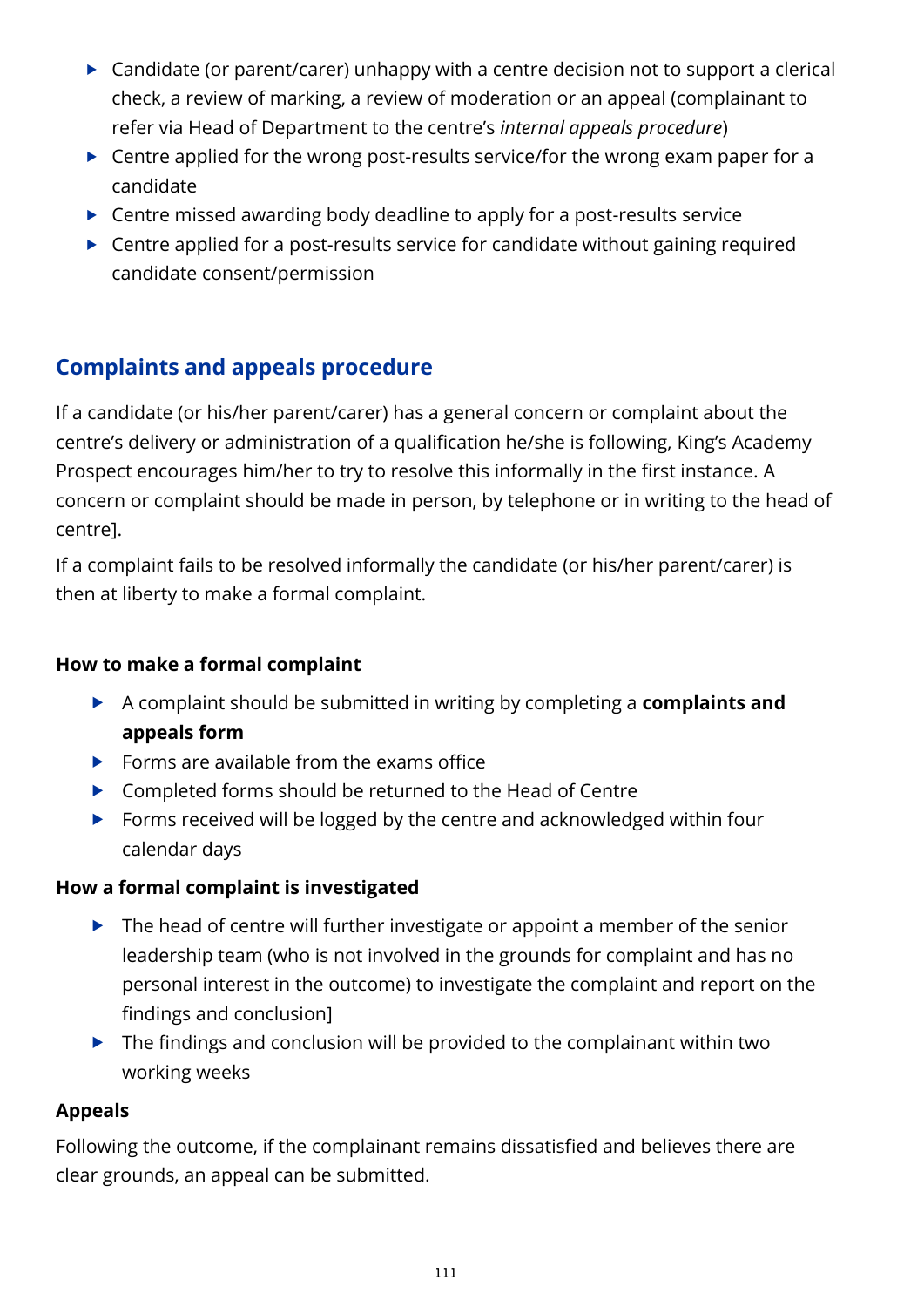- Candidate (or parent/carer) unhappy with a centre decision not to support a clerical check, a review of marking, a review of moderation or an appeal (complainant to refer via Head of Department to the centre's *internal appeals procedure*)
- Centre applied for the wrong post-results service/for the wrong exam paper for a candidate
- Centre missed awarding body deadline to apply for a post-results service
- Centre applied for a post-results service for candidate without gaining required candidate consent/permission

## Complaints and appeals procedure

If a candidate (or his/her parent/carer) has a general concern or complaint about the centre's delivery or administration of a qualification he/she is following, King's Academy Prospect encourages him/her to try to resolve this informally in the first instance. A concern or complaint should be made in person, by telephone or in writing to the head of centre].

If a complaint fails to be resolved informally the candidate (or his/her parent/carer) is then at liberty to make a formal complaint.

**How to make a formal complaint**

- A complaint should be submitted in writing by completing a **complaints and appeals form**
- Forms are available from the exams office
- Completed forms should be returned to the Head of Centre
- Forms received will be logged by the centre and acknowledged within four calendar days

**How a formal complaint is investigated**

- The head of centre will further investigate or appoint a member of the senior leadership team (who is not involved in the grounds for complaint and has no personal interest in the outcome) to investigate the complaint and report on the findings and conclusion]
- The findings and conclusion will be provided to the complainant within two working weeks

**Appeals**

Following the outcome, if the complainant remains dissatisfied and believes there are clear grounds, an appeal can be submitted.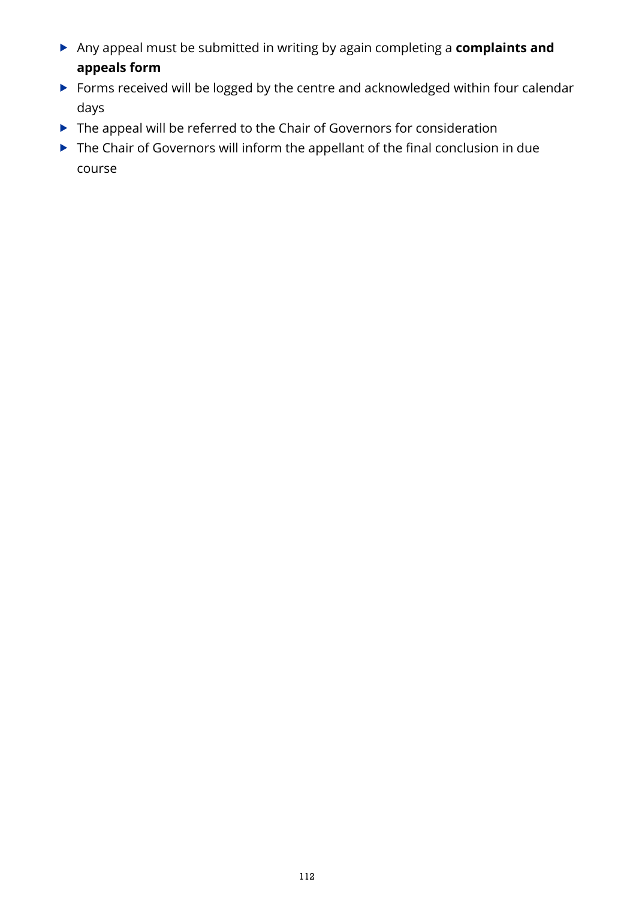- Any appeal must be submitted in writing by again completing a **complaints and appeals form**
- Forms received will be logged by the centre and acknowledged within four calendar days
- The appeal will be referred to the Chair of Governors for consideration
- The Chair of Governors will inform the appellant of the final conclusion in due course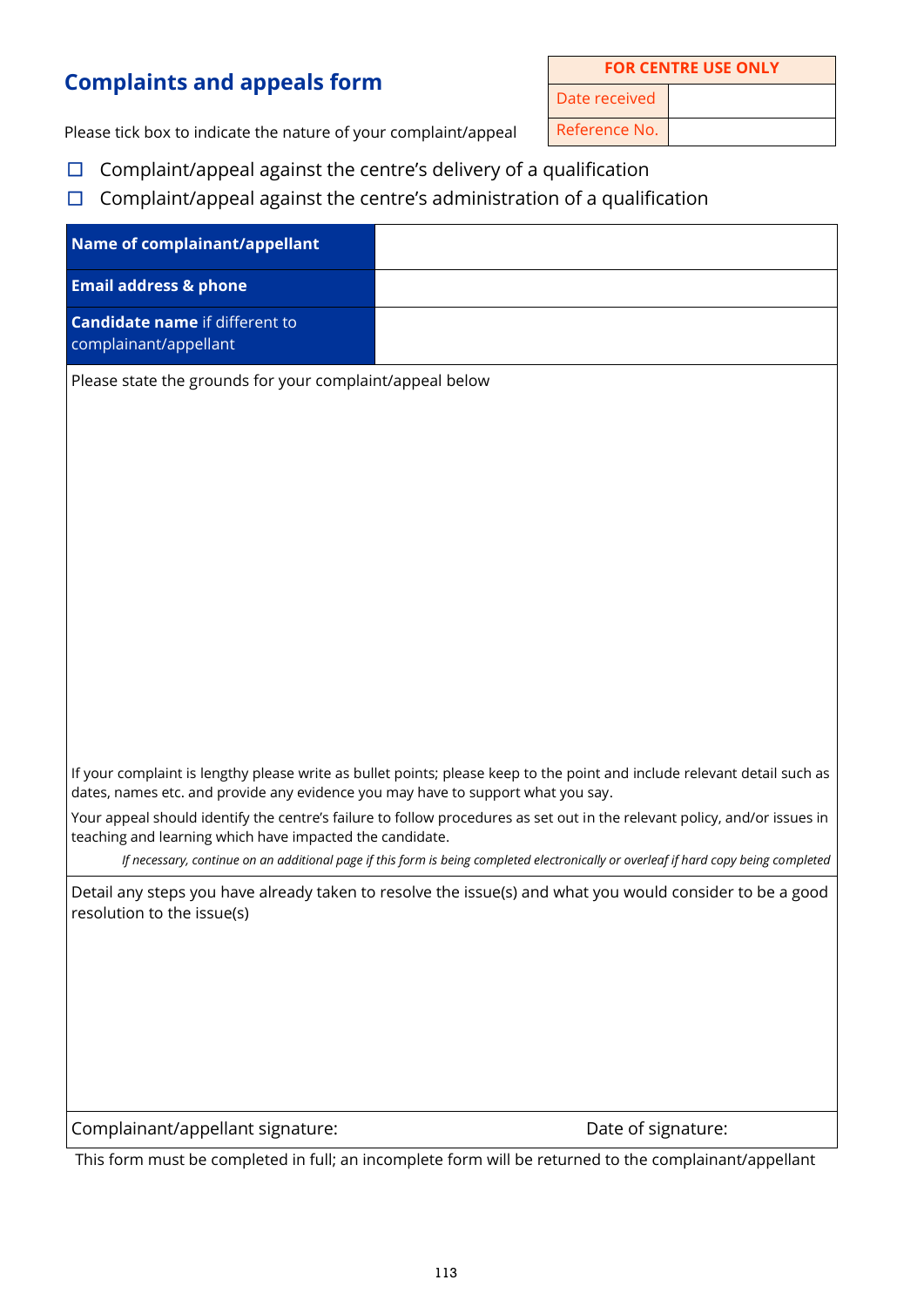## Complaints and appeals form

| FOR CENTRE USE ONLY | |
|---|---|
| Date received | |
| Reference No. | |

Please tick box to indicate the nature of your complaint/appeal

- ☐ Complaint/appeal against the centre's delivery of a qualification
- ☐ Complaint/appeal against the centre's administration of a qualification

| | |
|---|---|
| **Name of complainant/appellant** | |
| **Email address & phone** | |
| **Candidate name** if different to complainant/appellant | |

Please state the grounds for your complaint/appeal below

If your complaint is lengthy please write as bullet points; please keep to the point and include relevant detail such as dates, names etc. and provide any evidence you may have to support what you say.

Your appeal should identify the centre's failure to follow procedures as set out in the relevant policy, and/or issues in teaching and learning which have impacted the candidate.

*If necessary, continue on an additional page if this form is being completed electronically or overleaf if hard copy being completed*

Detail any steps you have already taken to resolve the issue(s) and what you would consider to be a good resolution to the issue(s)

Complainant/appellant signature: Date of signature:

This form must be completed in full; an incomplete form will be returned to the complainant/appellant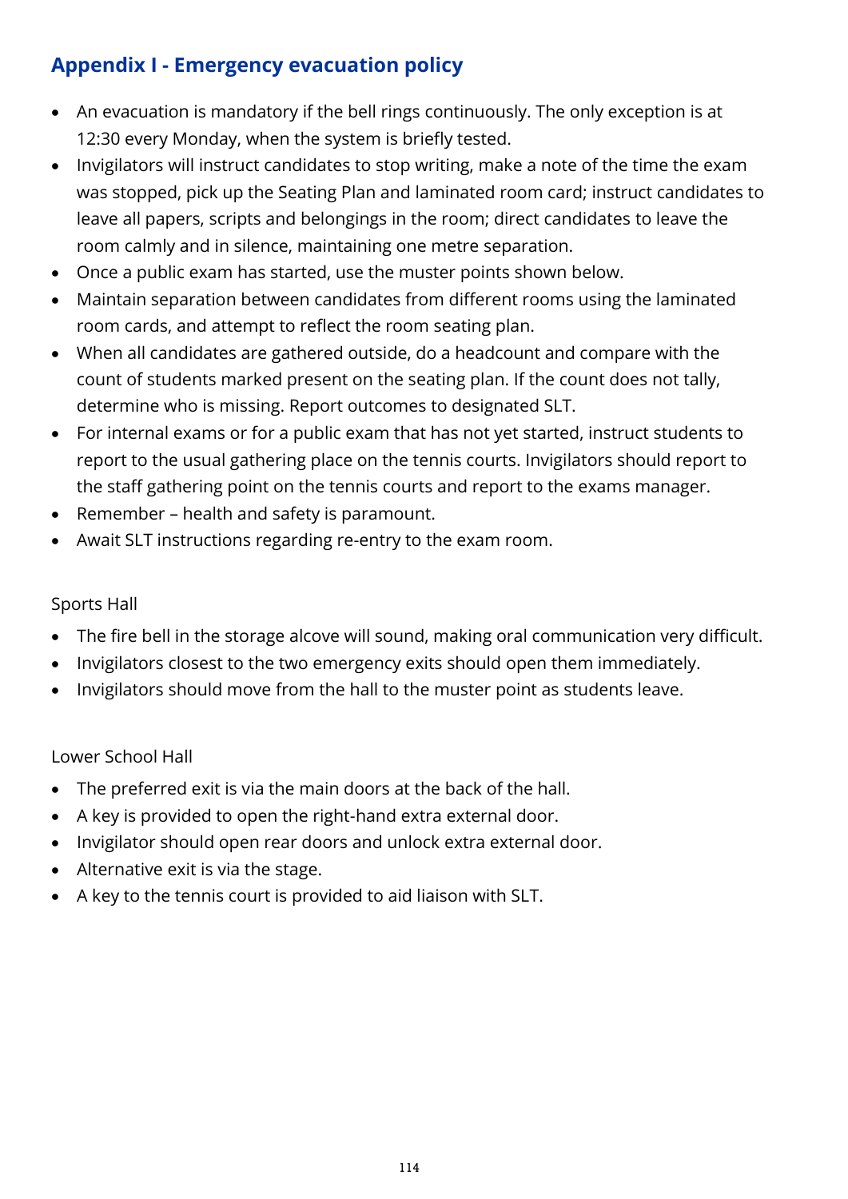## Appendix I - Emergency evacuation policy

- An evacuation is mandatory if the bell rings continuously. The only exception is at 12:30 every Monday, when the system is briefly tested.
- Invigilators will instruct candidates to stop writing, make a note of the time the exam was stopped, pick up the Seating Plan and laminated room card; instruct candidates to leave all papers, scripts and belongings in the room; direct candidates to leave the room calmly and in silence, maintaining one metre separation.
- Once a public exam has started, use the muster points shown below.
- Maintain separation between candidates from different rooms using the laminated room cards, and attempt to reflect the room seating plan.
- When all candidates are gathered outside, do a headcount and compare with the count of students marked present on the seating plan. If the count does not tally, determine who is missing. Report outcomes to designated SLT.
- For internal exams or for a public exam that has not yet started, instruct students to report to the usual gathering place on the tennis courts. Invigilators should report to the staff gathering point on the tennis courts and report to the exams manager.
- Remember – health and safety is paramount.
- Await SLT instructions regarding re-entry to the exam room.

Sports Hall

- The fire bell in the storage alcove will sound, making oral communication very difficult.
- Invigilators closest to the two emergency exits should open them immediately.
- Invigilators should move from the hall to the muster point as students leave.

Lower School Hall

- The preferred exit is via the main doors at the back of the hall.
- A key is provided to open the right-hand extra external door.
- Invigilator should open rear doors and unlock extra external door.
- Alternative exit is via the stage.
- A key to the tennis court is provided to aid liaison with SLT.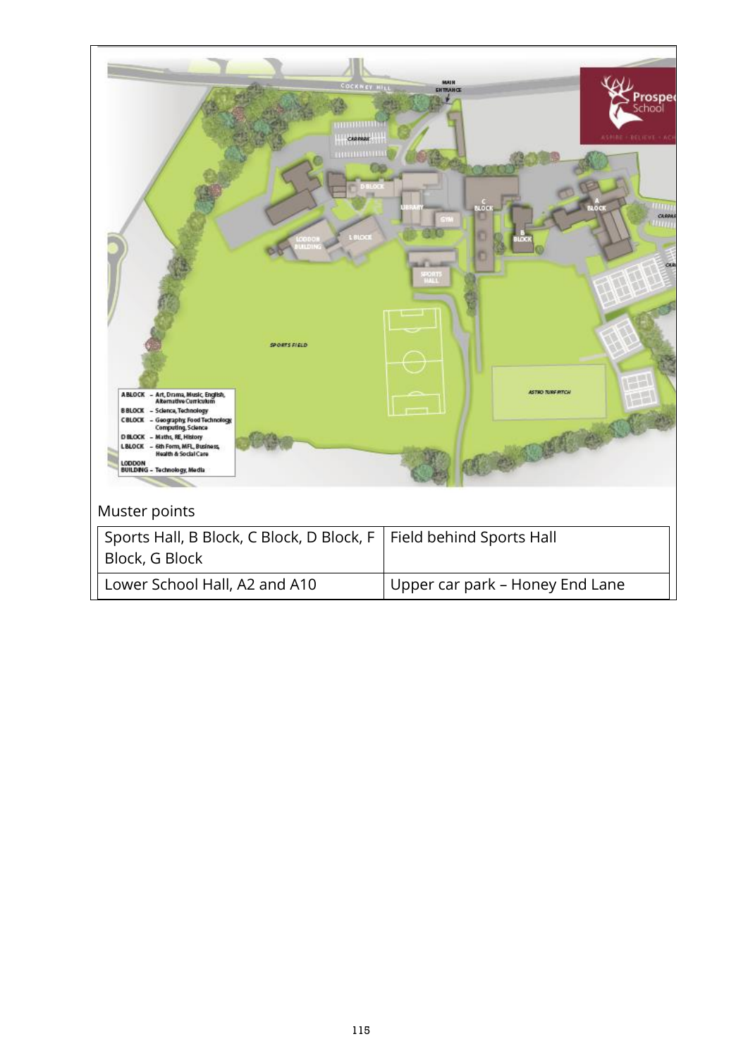Muster points

| Sports Hall, B Block, C Block, D Block, F Block, G Block | Field behind Sports Hall |
|---|---|
| Lower School Hall, A2 and A10 | Upper car park – Honey End Lane |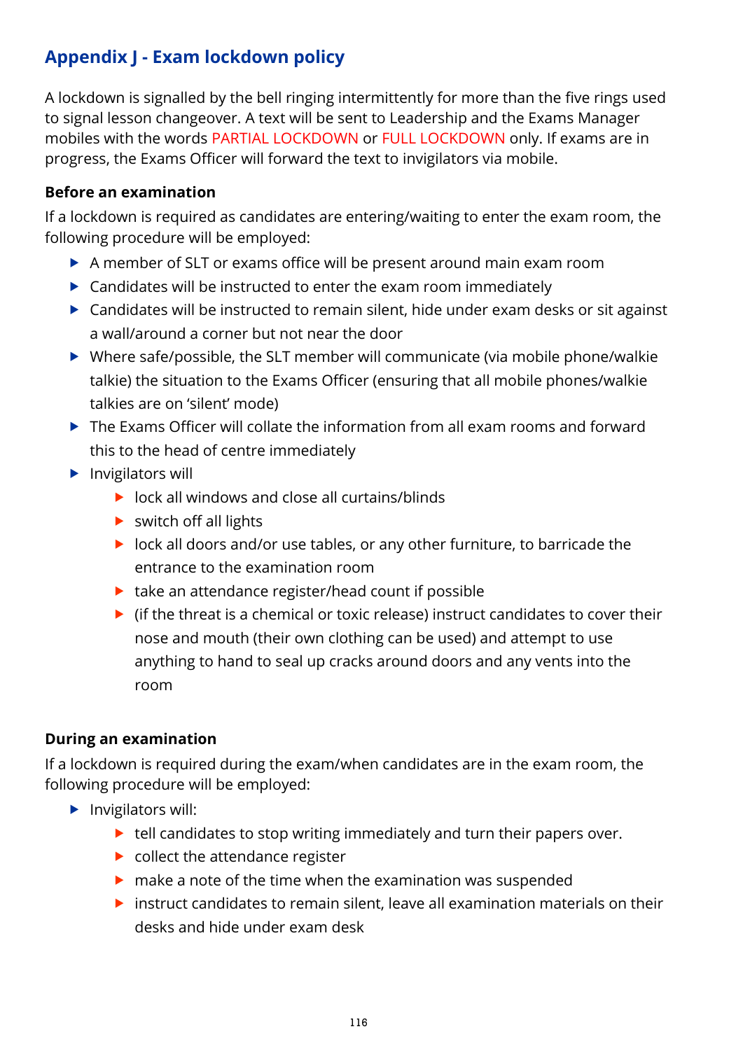## Appendix J - Exam lockdown policy

A lockdown is signalled by the bell ringing intermittently for more than the five rings used to signal lesson changeover. A text will be sent to Leadership and the Exams Manager mobiles with the words PARTIAL LOCKDOWN or FULL LOCKDOWN only. If exams are in progress, the Exams Officer will forward the text to invigilators via mobile.

**Before an examination**

If a lockdown is required as candidates are entering/waiting to enter the exam room, the following procedure will be employed:

- A member of SLT or exams office will be present around main exam room
- Candidates will be instructed to enter the exam room immediately
- Candidates will be instructed to remain silent, hide under exam desks or sit against a wall/around a corner but not near the door
- Where safe/possible, the SLT member will communicate (via mobile phone/walkie talkie) the situation to the Exams Officer (ensuring that all mobile phones/walkie talkies are on 'silent' mode)
- The Exams Officer will collate the information from all exam rooms and forward this to the head of centre immediately
- Invigilators will
  - lock all windows and close all curtains/blinds
  - switch off all lights
  - lock all doors and/or use tables, or any other furniture, to barricade the entrance to the examination room
  - take an attendance register/head count if possible
  - (if the threat is a chemical or toxic release) instruct candidates to cover their nose and mouth (their own clothing can be used) and attempt to use anything to hand to seal up cracks around doors and any vents into the room

**During an examination**

If a lockdown is required during the exam/when candidates are in the exam room, the following procedure will be employed:

- Invigilators will:
  - tell candidates to stop writing immediately and turn their papers over.
  - collect the attendance register
  - make a note of the time when the examination was suspended
  - instruct candidates to remain silent, leave all examination materials on their desks and hide under exam desk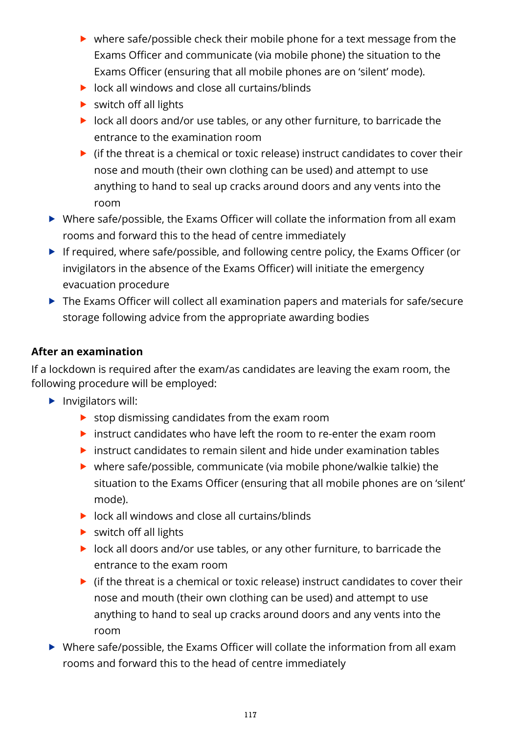- where safe/possible check their mobile phone for a text message from the Exams Officer and communicate (via mobile phone) the situation to the Exams Officer (ensuring that all mobile phones are on 'silent' mode).
    - lock all windows and close all curtains/blinds
    - switch off all lights
    - lock all doors and/or use tables, or any other furniture, to barricade the entrance to the examination room
    - (if the threat is a chemical or toxic release) instruct candidates to cover their nose and mouth (their own clothing can be used) and attempt to use anything to hand to seal up cracks around doors and any vents into the room
- Where safe/possible, the Exams Officer will collate the information from all exam rooms and forward this to the head of centre immediately
- If required, where safe/possible, and following centre policy, the Exams Officer (or invigilators in the absence of the Exams Officer) will initiate the emergency evacuation procedure
- The Exams Officer will collect all examination papers and materials for safe/secure storage following advice from the appropriate awarding bodies

**After an examination**

If a lockdown is required after the exam/as candidates are leaving the exam room, the following procedure will be employed:

- Invigilators will:
    - stop dismissing candidates from the exam room
    - instruct candidates who have left the room to re-enter the exam room
    - instruct candidates to remain silent and hide under examination tables
    - where safe/possible, communicate (via mobile phone/walkie talkie) the situation to the Exams Officer (ensuring that all mobile phones are on 'silent' mode).
    - lock all windows and close all curtains/blinds
    - switch off all lights
    - lock all doors and/or use tables, or any other furniture, to barricade the entrance to the exam room
    - (if the threat is a chemical or toxic release) instruct candidates to cover their nose and mouth (their own clothing can be used) and attempt to use anything to hand to seal up cracks around doors and any vents into the room
- Where safe/possible, the Exams Officer will collate the information from all exam rooms and forward this to the head of centre immediately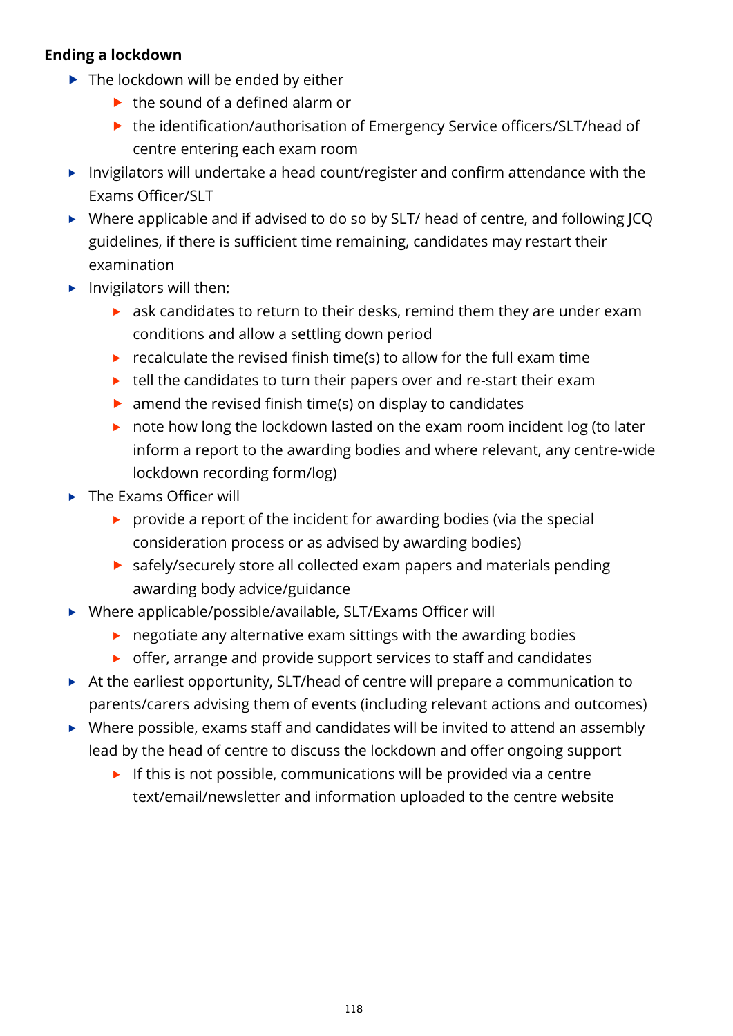**Ending a lockdown**

- The lockdown will be ended by either
  - the sound of a defined alarm or
  - the identification/authorisation of Emergency Service officers/SLT/head of centre entering each exam room
- Invigilators will undertake a head count/register and confirm attendance with the Exams Officer/SLT
- Where applicable and if advised to do so by SLT/ head of centre, and following JCQ guidelines, if there is sufficient time remaining, candidates may restart their examination
- Invigilators will then:
  - ask candidates to return to their desks, remind them they are under exam conditions and allow a settling down period
  - recalculate the revised finish time(s) to allow for the full exam time
  - tell the candidates to turn their papers over and re-start their exam
  - amend the revised finish time(s) on display to candidates
  - note how long the lockdown lasted on the exam room incident log (to later inform a report to the awarding bodies and where relevant, any centre-wide lockdown recording form/log)
- The Exams Officer will
  - provide a report of the incident for awarding bodies (via the special consideration process or as advised by awarding bodies)
  - safely/securely store all collected exam papers and materials pending awarding body advice/guidance
- Where applicable/possible/available, SLT/Exams Officer will
  - negotiate any alternative exam sittings with the awarding bodies
  - offer, arrange and provide support services to staff and candidates
- At the earliest opportunity, SLT/head of centre will prepare a communication to parents/carers advising them of events (including relevant actions and outcomes)
- Where possible, exams staff and candidates will be invited to attend an assembly lead by the head of centre to discuss the lockdown and offer ongoing support
  - If this is not possible, communications will be provided via a centre text/email/newsletter and information uploaded to the centre website